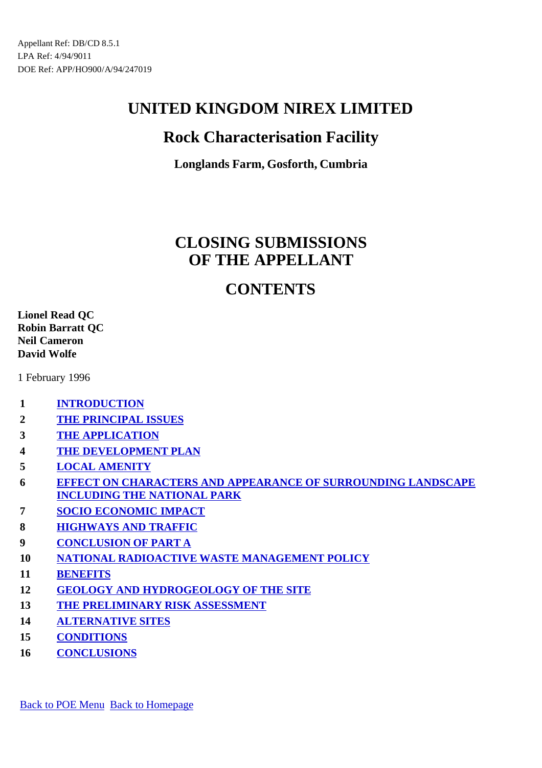Appellant Ref: DB/CD 8.5.1
LPA Ref: 4/94/9011
DOE Ref: APP/HO900/A/94/247019

# UNITED KINGDOM NIREX LIMITED

## Rock Characterisation Facility

**Longlands Farm, Gosforth, Cumbria**

# CLOSING SUBMISSIONS OF THE APPELLANT

# CONTENTS

**Lionel Read QC**
**Robin Barratt QC**
**Neil Cameron**
**David Wolfe**

1 February 1996

| | |
|---|---|
| **1** | **INTRODUCTION** |
| **2** | **THE PRINCIPAL ISSUES** |
| **3** | **THE APPLICATION** |
| **4** | **THE DEVELOPMENT PLAN** |
| **5** | **LOCAL AMENITY** |
| **6** | **EFFECT ON CHARACTERS AND APPEARANCE OF SURROUNDING LANDSCAPE INCLUDING THE NATIONAL PARK** |
| **7** | **SOCIO ECONOMIC IMPACT** |
| **8** | **HIGHWAYS AND TRAFFIC** |
| **9** | **CONCLUSION OF PART A** |
| **10** | **NATIONAL RADIOACTIVE WASTE MANAGEMENT POLICY** |
| **11** | **BENEFITS** |
| **12** | **GEOLOGY AND HYDROGEOLOGY OF THE SITE** |
| **13** | **THE PRELIMINARY RISK ASSESSMENT** |
| **14** | **ALTERNATIVE SITES** |
| **15** | **CONDITIONS** |
| **16** | **CONCLUSIONS** |

Back to POE Menu  Back to Homepage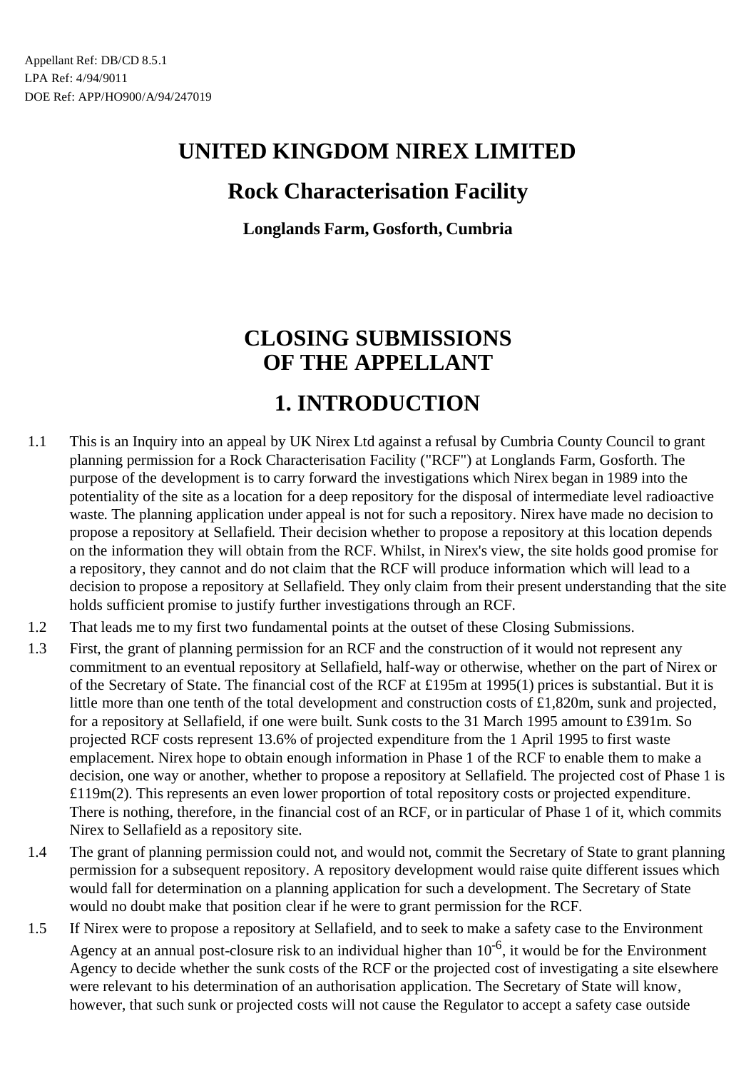Appellant Ref: DB/CD 8.5.1
LPA Ref: 4/94/9011
DOE Ref: APP/HO900/A/94/247019

# UNITED KINGDOM NIREX LIMITED

## Rock Characterisation Facility

**Longlands Farm, Gosforth, Cumbria**

# CLOSING SUBMISSIONS OF THE APPELLANT

# 1. INTRODUCTION

1.1 This is an Inquiry into an appeal by UK Nirex Ltd against a refusal by Cumbria County Council to grant planning permission for a Rock Characterisation Facility ("RCF") at Longlands Farm, Gosforth. The purpose of the development is to carry forward the investigations which Nirex began in 1989 into the potentiality of the site as a location for a deep repository for the disposal of intermediate level radioactive waste. The planning application under appeal is not for such a repository. Nirex have made no decision to propose a repository at Sellafield. Their decision whether to propose a repository at this location depends on the information they will obtain from the RCF. Whilst, in Nirex's view, the site holds good promise for a repository, they cannot and do not claim that the RCF will produce information which will lead to a decision to propose a repository at Sellafield. They only claim from their present understanding that the site holds sufficient promise to justify further investigations through an RCF.

1.2 That leads me to my first two fundamental points at the outset of these Closing Submissions.

1.3 First, the grant of planning permission for an RCF and the construction of it would not represent any commitment to an eventual repository at Sellafield, half-way or otherwise, whether on the part of Nirex or of the Secretary of State. The financial cost of the RCF at £195m at 1995(1) prices is substantial. But it is little more than one tenth of the total development and construction costs of £1,820m, sunk and projected, for a repository at Sellafield, if one were built. Sunk costs to the 31 March 1995 amount to £391m. So projected RCF costs represent 13.6% of projected expenditure from the 1 April 1995 to first waste emplacement. Nirex hope to obtain enough information in Phase 1 of the RCF to enable them to make a decision, one way or another, whether to propose a repository at Sellafield. The projected cost of Phase 1 is £119m(2). This represents an even lower proportion of total repository costs or projected expenditure. There is nothing, therefore, in the financial cost of an RCF, or in particular of Phase 1 of it, which commits Nirex to Sellafield as a repository site.

1.4 The grant of planning permission could not, and would not, commit the Secretary of State to grant planning permission for a subsequent repository. A repository development would raise quite different issues which would fall for determination on a planning application for such a development. The Secretary of State would no doubt make that position clear if he were to grant permission for the RCF.

1.5 If Nirex were to propose a repository at Sellafield, and to seek to make a safety case to the Environment Agency at an annual post-closure risk to an individual higher than $10^{-6}$, it would be for the Environment Agency to decide whether the sunk costs of the RCF or the projected cost of investigating a site elsewhere were relevant to his determination of an authorisation application. The Secretary of State will know, however, that such sunk or projected costs will not cause the Regulator to accept a safety case outside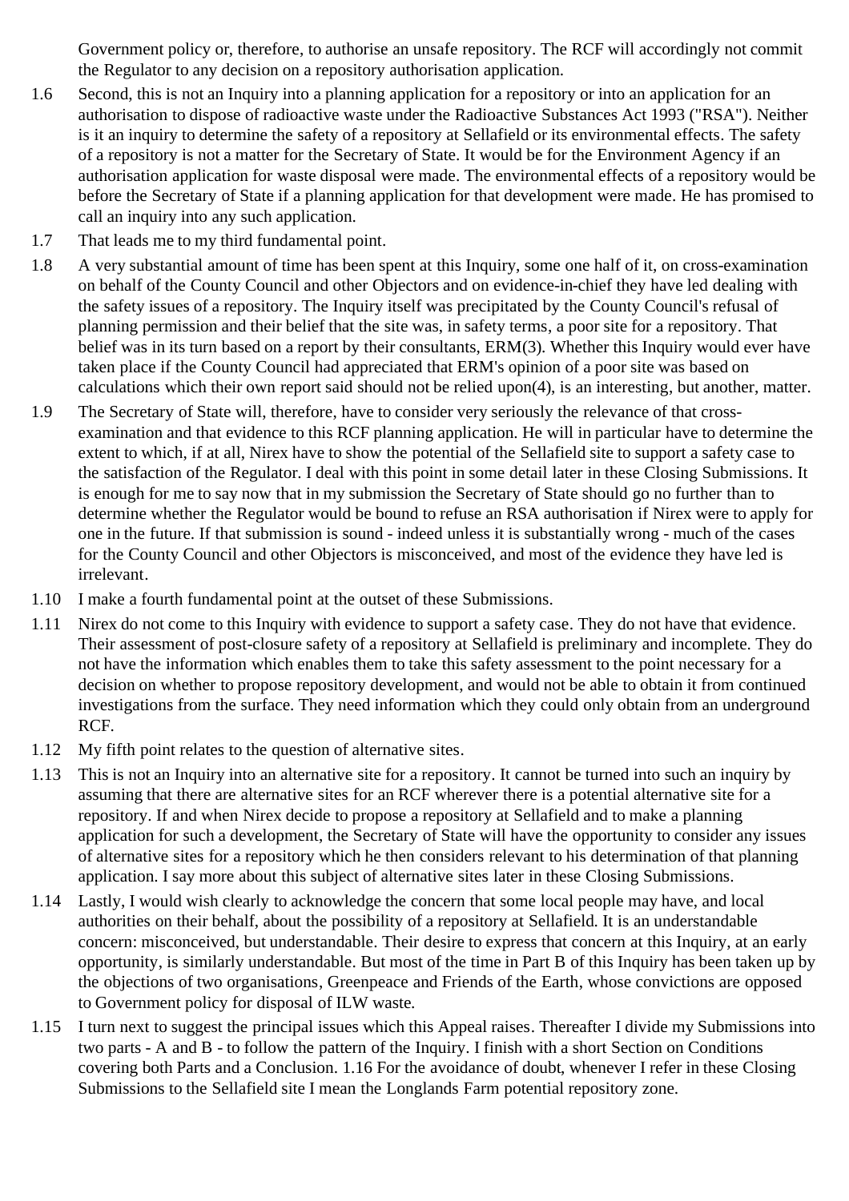Government policy or, therefore, to authorise an unsafe repository. The RCF will accordingly not commit the Regulator to any decision on a repository authorisation application.

1.6 Second, this is not an Inquiry into a planning application for a repository or into an application for an authorisation to dispose of radioactive waste under the Radioactive Substances Act 1993 ("RSA"). Neither is it an inquiry to determine the safety of a repository at Sellafield or its environmental effects. The safety of a repository is not a matter for the Secretary of State. It would be for the Environment Agency if an authorisation application for waste disposal were made. The environmental effects of a repository would be before the Secretary of State if a planning application for that development were made. He has promised to call an inquiry into any such application.

1.7 That leads me to my third fundamental point.

1.8 A very substantial amount of time has been spent at this Inquiry, some one half of it, on cross-examination on behalf of the County Council and other Objectors and on evidence-in-chief they have led dealing with the safety issues of a repository. The Inquiry itself was precipitated by the County Council's refusal of planning permission and their belief that the site was, in safety terms, a poor site for a repository. That belief was in its turn based on a report by their consultants, ERM(3). Whether this Inquiry would ever have taken place if the County Council had appreciated that ERM's opinion of a poor site was based on calculations which their own report said should not be relied upon(4), is an interesting, but another, matter.

1.9 The Secretary of State will, therefore, have to consider very seriously the relevance of that cross-examination and that evidence to this RCF planning application. He will in particular have to determine the extent to which, if at all, Nirex have to show the potential of the Sellafield site to support a safety case to the satisfaction of the Regulator. I deal with this point in some detail later in these Closing Submissions. It is enough for me to say now that in my submission the Secretary of State should go no further than to determine whether the Regulator would be bound to refuse an RSA authorisation if Nirex were to apply for one in the future. If that submission is sound - indeed unless it is substantially wrong - much of the cases for the County Council and other Objectors is misconceived, and most of the evidence they have led is irrelevant.

1.10 I make a fourth fundamental point at the outset of these Submissions.

1.11 Nirex do not come to this Inquiry with evidence to support a safety case. They do not have that evidence. Their assessment of post-closure safety of a repository at Sellafield is preliminary and incomplete. They do not have the information which enables them to take this safety assessment to the point necessary for a decision on whether to propose repository development, and would not be able to obtain it from continued investigations from the surface. They need information which they could only obtain from an underground RCF.

1.12 My fifth point relates to the question of alternative sites.

1.13 This is not an Inquiry into an alternative site for a repository. It cannot be turned into such an inquiry by assuming that there are alternative sites for an RCF wherever there is a potential alternative site for a repository. If and when Nirex decide to propose a repository at Sellafield and to make a planning application for such a development, the Secretary of State will have the opportunity to consider any issues of alternative sites for a repository which he then considers relevant to his determination of that planning application. I say more about this subject of alternative sites later in these Closing Submissions.

1.14 Lastly, I would wish clearly to acknowledge the concern that some local people may have, and local authorities on their behalf, about the possibility of a repository at Sellafield. It is an understandable concern: misconceived, but understandable. Their desire to express that concern at this Inquiry, at an early opportunity, is similarly understandable. But most of the time in Part B of this Inquiry has been taken up by the objections of two organisations, Greenpeace and Friends of the Earth, whose convictions are opposed to Government policy for disposal of ILW waste.

1.15 I turn next to suggest the principal issues which this Appeal raises. Thereafter I divide my Submissions into two parts - A and B - to follow the pattern of the Inquiry. I finish with a short Section on Conditions covering both Parts and a Conclusion. 1.16 For the avoidance of doubt, whenever I refer in these Closing Submissions to the Sellafield site I mean the Longlands Farm potential repository zone.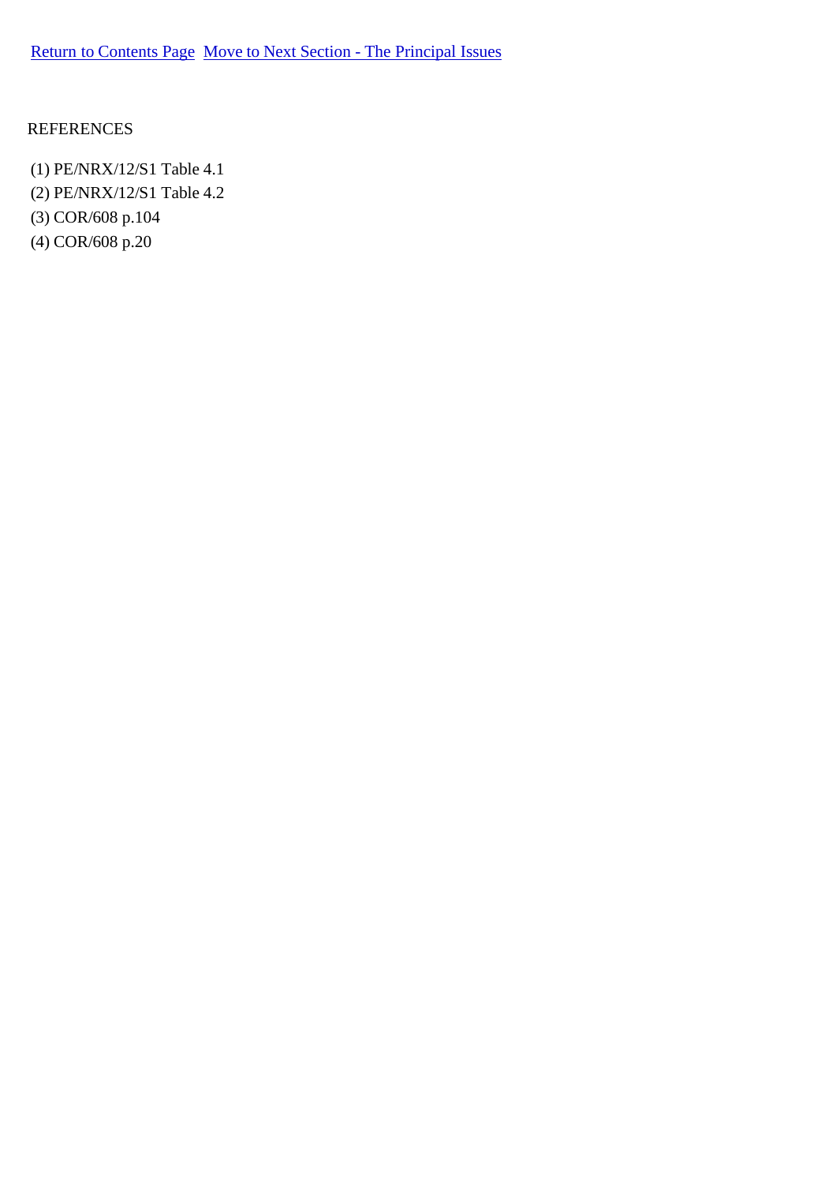Return to Contents Page  Move to Next Section - The Principal Issues

REFERENCES

(1) PE/NRX/12/S1 Table 4.1
(2) PE/NRX/12/S1 Table 4.2
(3) COR/608 p.104
(4) COR/608 p.20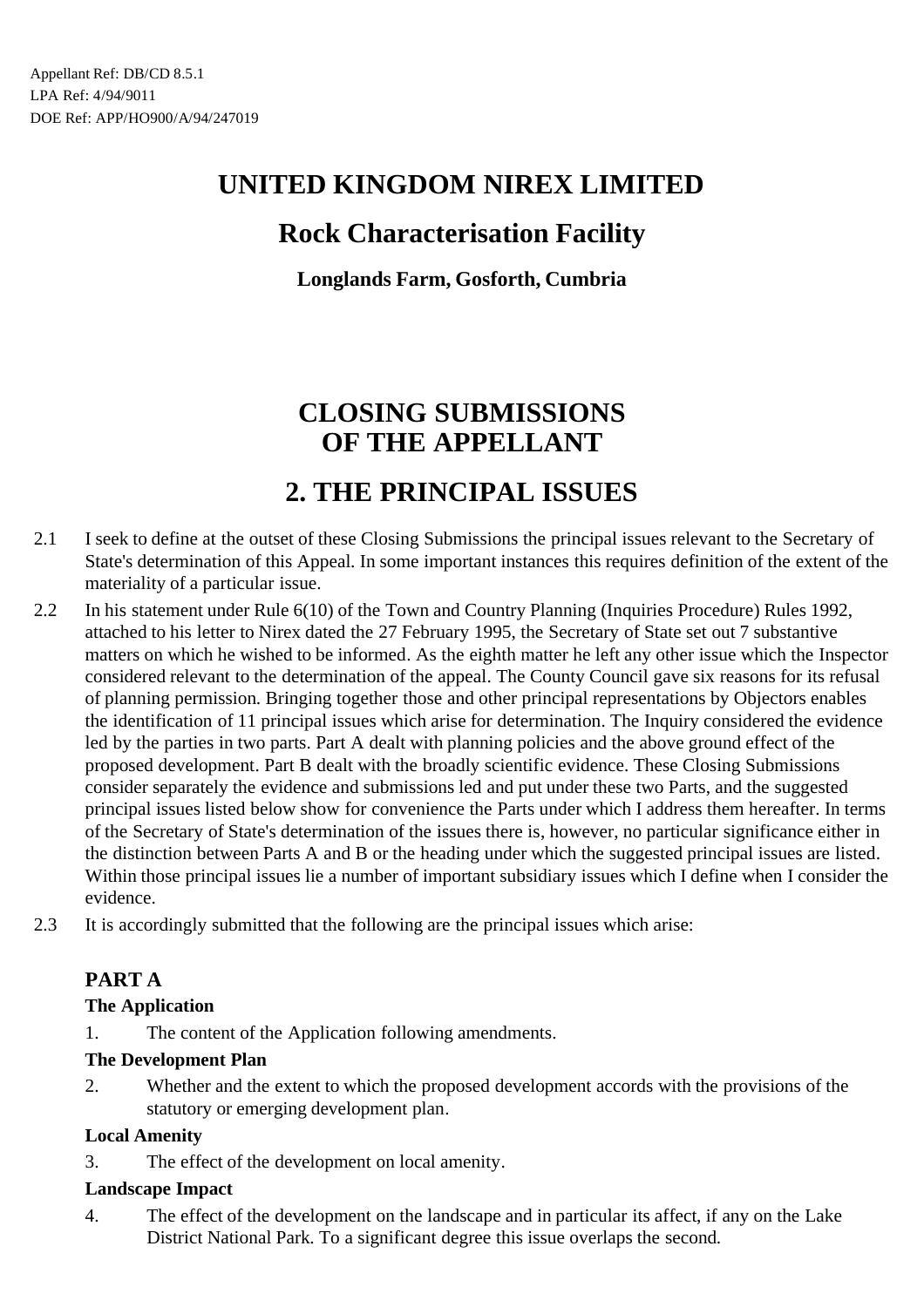Appellant Ref: DB/CD 8.5.1
LPA Ref: 4/94/9011
DOE Ref: APP/HO900/A/94/247019

# UNITED KINGDOM NIREX LIMITED

## Rock Characterisation Facility

### Longlands Farm, Gosforth, Cumbria

# CLOSING SUBMISSIONS OF THE APPELLANT

# 2. THE PRINCIPAL ISSUES

2.1 I seek to define at the outset of these Closing Submissions the principal issues relevant to the Secretary of State's determination of this Appeal. In some important instances this requires definition of the extent of the materiality of a particular issue.

2.2 In his statement under Rule 6(10) of the Town and Country Planning (Inquiries Procedure) Rules 1992, attached to his letter to Nirex dated the 27 February 1995, the Secretary of State set out 7 substantive matters on which he wished to be informed. As the eighth matter he left any other issue which the Inspector considered relevant to the determination of the appeal. The County Council gave six reasons for its refusal of planning permission. Bringing together those and other principal representations by Objectors enables the identification of 11 principal issues which arise for determination. The Inquiry considered the evidence led by the parties in two parts. Part A dealt with planning policies and the above ground effect of the proposed development. Part B dealt with the broadly scientific evidence. These Closing Submissions consider separately the evidence and submissions led and put under these two Parts, and the suggested principal issues listed below show for convenience the Parts under which I address them hereafter. In terms of the Secretary of State's determination of the issues there is, however, no particular significance either in the distinction between Parts A and B or the heading under which the suggested principal issues are listed. Within those principal issues lie a number of important subsidiary issues which I define when I consider the evidence.

2.3 It is accordingly submitted that the following are the principal issues which arise:

### PART A

**The Application**

1. The content of the Application following amendments.

**The Development Plan**

2. Whether and the extent to which the proposed development accords with the provisions of the statutory or emerging development plan.

**Local Amenity**

3. The effect of the development on local amenity.

**Landscape Impact**

4. The effect of the development on the landscape and in particular its affect, if any on the Lake District National Park. To a significant degree this issue overlaps the second.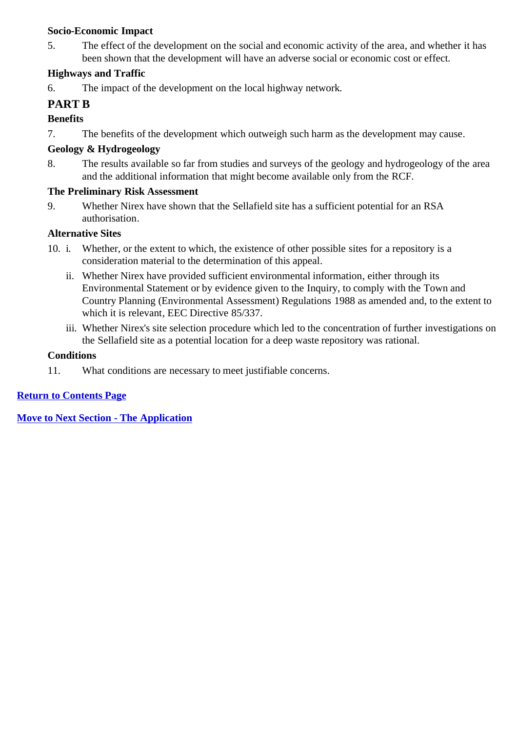**Socio-Economic Impact**

5. The effect of the development on the social and economic activity of the area, and whether it has been shown that the development will have an adverse social or economic cost or effect.

**Highways and Traffic**

6. The impact of the development on the local highway network.

## PART B

**Benefits**

7. The benefits of the development which outweigh such harm as the development may cause.

**Geology & Hydrogeology**

8. The results available so far from studies and surveys of the geology and hydrogeology of the area and the additional information that might become available only from the RCF.

**The Preliminary Risk Assessment**

9. Whether Nirex have shown that the Sellafield site has a sufficient potential for an RSA authorisation.

**Alternative Sites**

10. i. Whether, or the extent to which, the existence of other possible sites for a repository is a consideration material to the determination of this appeal.

    ii. Whether Nirex have provided sufficient environmental information, either through its Environmental Statement or by evidence given to the Inquiry, to comply with the Town and Country Planning (Environmental Assessment) Regulations 1988 as amended and, to the extent to which it is relevant, EEC Directive 85/337.

    iii. Whether Nirex's site selection procedure which led to the concentration of further investigations on the Sellafield site as a potential location for a deep waste repository was rational.

**Conditions**

11. What conditions are necessary to meet justifiable concerns.

**Return to Contents Page**

**Move to Next Section - The Application**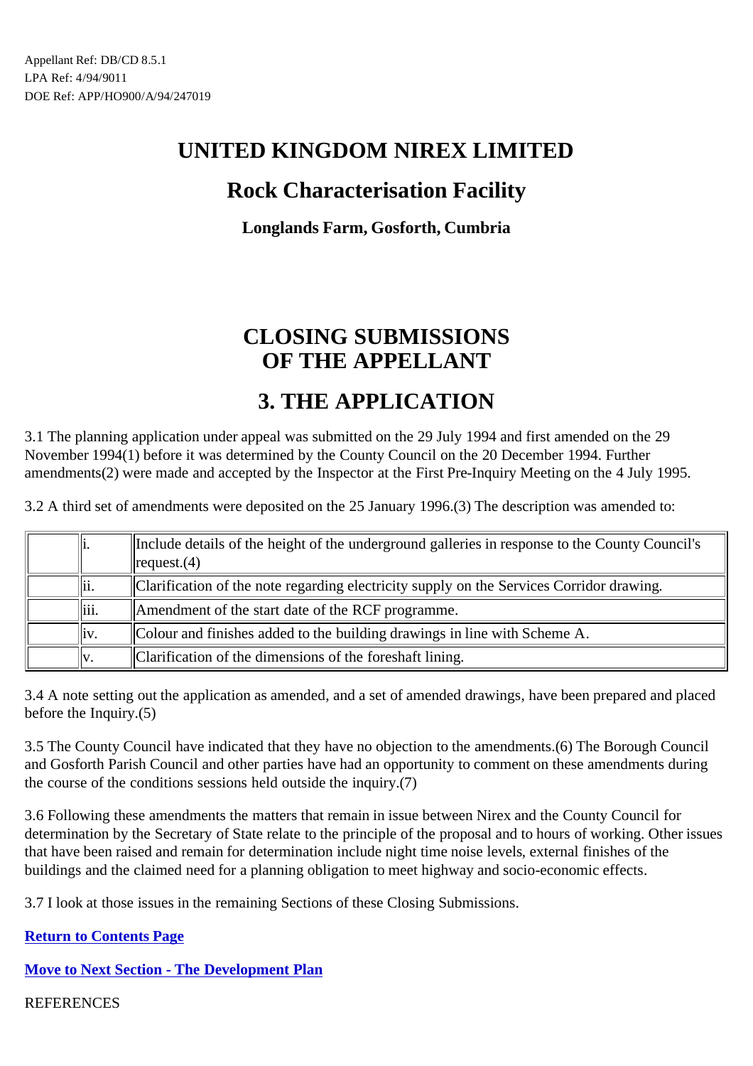Appellant Ref: DB/CD 8.5.1
LPA Ref: 4/94/9011
DOE Ref: APP/HO900/A/94/247019

# UNITED KINGDOM NIREX LIMITED

## Rock Characterisation Facility

### Longlands Farm, Gosforth, Cumbria

# CLOSING SUBMISSIONS OF THE APPELLANT

# 3. THE APPLICATION

3.1 The planning application under appeal was submitted on the 29 July 1994 and first amended on the 29 November 1994(1) before it was determined by the County Council on the 20 December 1994. Further amendments(2) were made and accepted by the Inspector at the First Pre-Inquiry Meeting on the 4 July 1995.

3.2 A third set of amendments were deposited on the 25 January 1996.(3) The description was amended to:

| | | |
|---|---|---|
| | i. | Include details of the height of the underground galleries in response to the County Council's request.(4) |
| | ii. | Clarification of the note regarding electricity supply on the Services Corridor drawing. |
| | iii. | Amendment of the start date of the RCF programme. |
| | iv. | Colour and finishes added to the building drawings in line with Scheme A. |
| | v. | Clarification of the dimensions of the foreshaft lining. |

3.4 A note setting out the application as amended, and a set of amended drawings, have been prepared and placed before the Inquiry.(5)

3.5 The County Council have indicated that they have no objection to the amendments.(6) The Borough Council and Gosforth Parish Council and other parties have had an opportunity to comment on these amendments during the course of the conditions sessions held outside the inquiry.(7)

3.6 Following these amendments the matters that remain in issue between Nirex and the County Council for determination by the Secretary of State relate to the principle of the proposal and to hours of working. Other issues that have been raised and remain for determination include night time noise levels, external finishes of the buildings and the claimed need for a planning obligation to meet highway and socio-economic effects.

3.7 I look at those issues in the remaining Sections of these Closing Submissions.

**Return to Contents Page**

**Move to Next Section - The Development Plan**

REFERENCES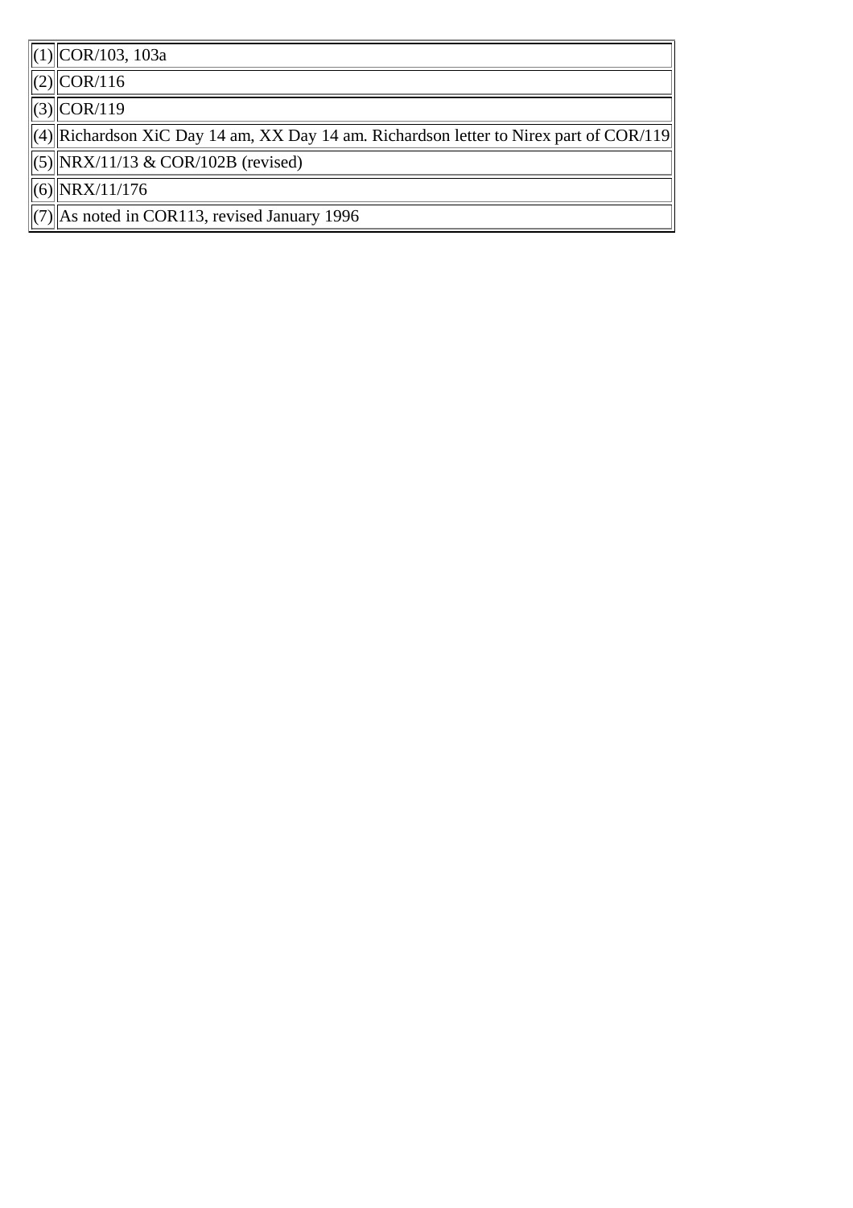| | |
|---|---|
| (1) | COR/103, 103a |
| (2) | COR/116 |
| (3) | COR/119 |
| (4) | Richardson XiC Day 14 am, XX Day 14 am. Richardson letter to Nirex part of COR/119 |
| (5) | NRX/11/13 & COR/102B (revised) |
| (6) | NRX/11/176 |
| (7) | As noted in COR113, revised January 1996 |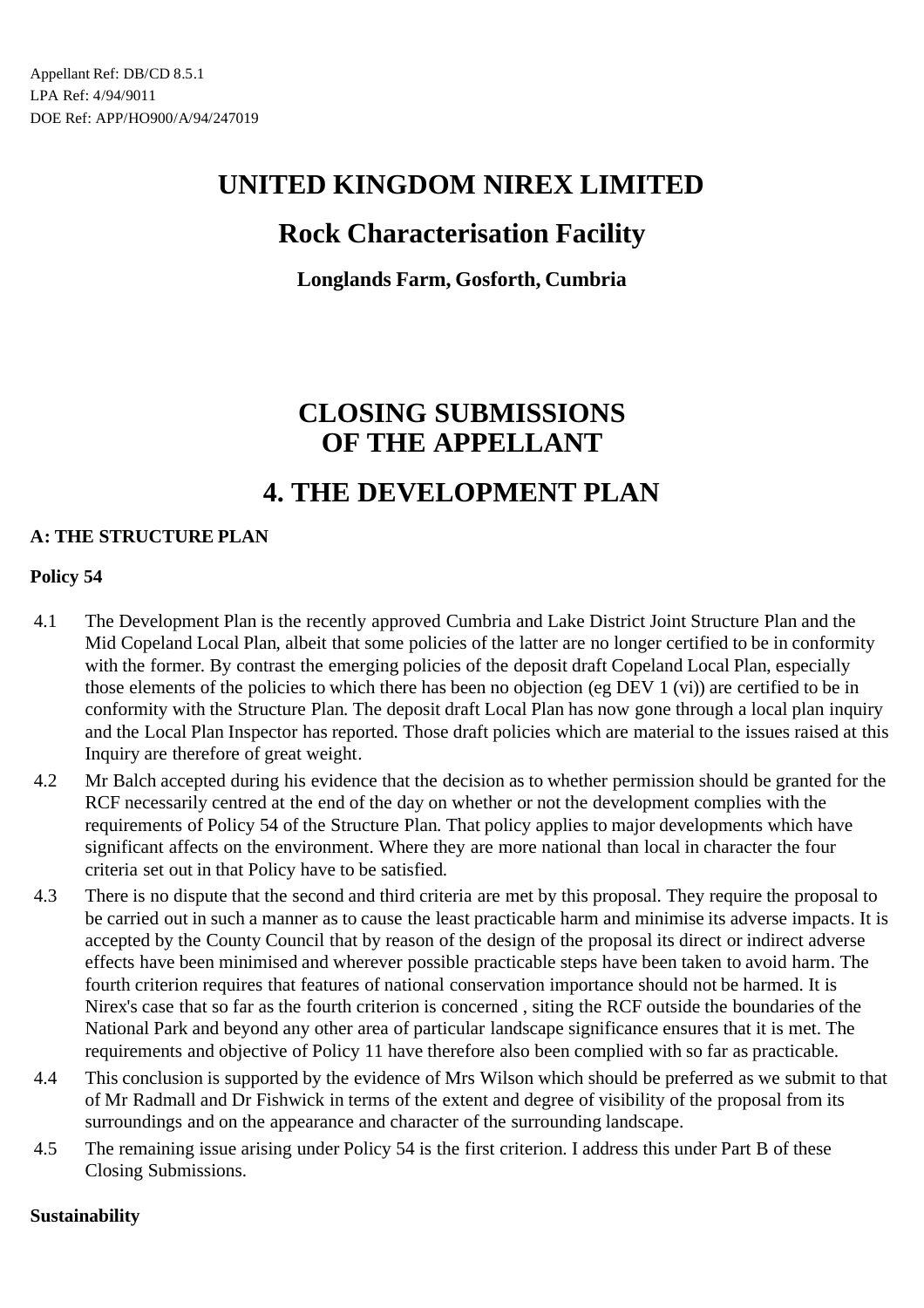Appellant Ref: DB/CD 8.5.1
LPA Ref: 4/94/9011
DOE Ref: APP/HO900/A/94/247019

# UNITED KINGDOM NIREX LIMITED

## Rock Characterisation Facility

### Longlands Farm, Gosforth, Cumbria

# CLOSING SUBMISSIONS OF THE APPELLANT

# 4. THE DEVELOPMENT PLAN

**A: THE STRUCTURE PLAN**

**Policy 54**

4.1 The Development Plan is the recently approved Cumbria and Lake District Joint Structure Plan and the Mid Copeland Local Plan, albeit that some policies of the latter are no longer certified to be in conformity with the former. By contrast the emerging policies of the deposit draft Copeland Local Plan, especially those elements of the policies to which there has been no objection (eg DEV 1 (vi)) are certified to be in conformity with the Structure Plan. The deposit draft Local Plan has now gone through a local plan inquiry and the Local Plan Inspector has reported. Those draft policies which are material to the issues raised at this Inquiry are therefore of great weight.

4.2 Mr Balch accepted during his evidence that the decision as to whether permission should be granted for the RCF necessarily centred at the end of the day on whether or not the development complies with the requirements of Policy 54 of the Structure Plan. That policy applies to major developments which have significant affects on the environment. Where they are more national than local in character the four criteria set out in that Policy have to be satisfied.

4.3 There is no dispute that the second and third criteria are met by this proposal. They require the proposal to be carried out in such a manner as to cause the least practicable harm and minimise its adverse impacts. It is accepted by the County Council that by reason of the design of the proposal its direct or indirect adverse effects have been minimised and wherever possible practicable steps have been taken to avoid harm. The fourth criterion requires that features of national conservation importance should not be harmed. It is Nirex's case that so far as the fourth criterion is concerned , siting the RCF outside the boundaries of the National Park and beyond any other area of particular landscape significance ensures that it is met. The requirements and objective of Policy 11 have therefore also been complied with so far as practicable.

4.4 This conclusion is supported by the evidence of Mrs Wilson which should be preferred as we submit to that of Mr Radmall and Dr Fishwick in terms of the extent and degree of visibility of the proposal from its surroundings and on the appearance and character of the surrounding landscape.

4.5 The remaining issue arising under Policy 54 is the first criterion. I address this under Part B of these Closing Submissions.

**Sustainability**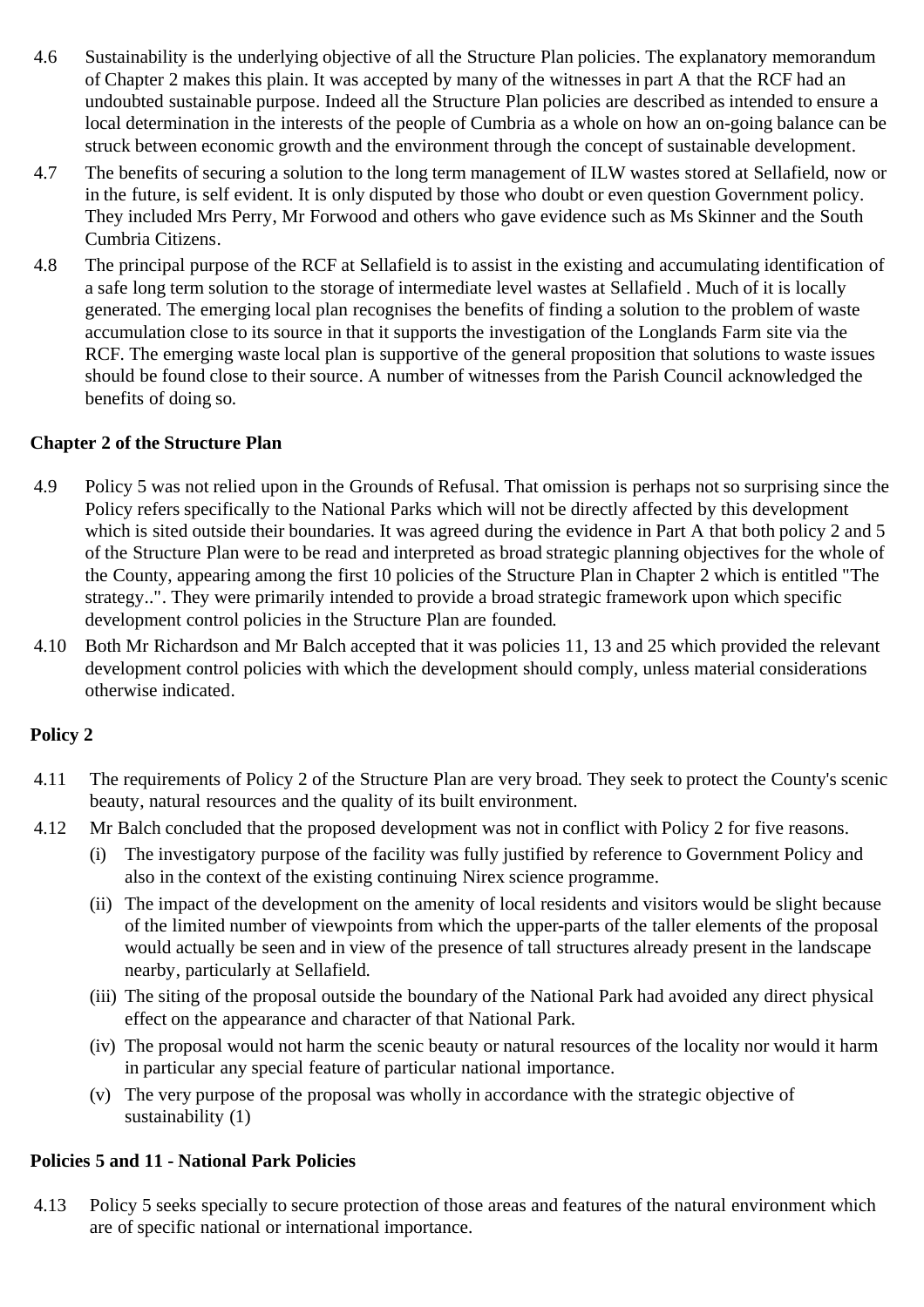4.6 Sustainability is the underlying objective of all the Structure Plan policies. The explanatory memorandum of Chapter 2 makes this plain. It was accepted by many of the witnesses in part A that the RCF had an undoubted sustainable purpose. Indeed all the Structure Plan policies are described as intended to ensure a local determination in the interests of the people of Cumbria as a whole on how an on-going balance can be struck between economic growth and the environment through the concept of sustainable development.

4.7 The benefits of securing a solution to the long term management of ILW wastes stored at Sellafield, now or in the future, is self evident. It is only disputed by those who doubt or even question Government policy. They included Mrs Perry, Mr Forwood and others who gave evidence such as Ms Skinner and the South Cumbria Citizens.

4.8 The principal purpose of the RCF at Sellafield is to assist in the existing and accumulating identification of a safe long term solution to the storage of intermediate level wastes at Sellafield . Much of it is locally generated. The emerging local plan recognises the benefits of finding a solution to the problem of waste accumulation close to its source in that it supports the investigation of the Longlands Farm site via the RCF. The emerging waste local plan is supportive of the general proposition that solutions to waste issues should be found close to their source. A number of witnesses from the Parish Council acknowledged the benefits of doing so.

**Chapter 2 of the Structure Plan**

4.9 Policy 5 was not relied upon in the Grounds of Refusal. That omission is perhaps not so surprising since the Policy refers specifically to the National Parks which will not be directly affected by this development which is sited outside their boundaries. It was agreed during the evidence in Part A that both policy 2 and 5 of the Structure Plan were to be read and interpreted as broad strategic planning objectives for the whole of the County, appearing among the first 10 policies of the Structure Plan in Chapter 2 which is entitled "The strategy..". They were primarily intended to provide a broad strategic framework upon which specific development control policies in the Structure Plan are founded.

4.10 Both Mr Richardson and Mr Balch accepted that it was policies 11, 13 and 25 which provided the relevant development control policies with which the development should comply, unless material considerations otherwise indicated.

**Policy 2**

4.11 The requirements of Policy 2 of the Structure Plan are very broad. They seek to protect the County's scenic beauty, natural resources and the quality of its built environment.

4.12 Mr Balch concluded that the proposed development was not in conflict with Policy 2 for five reasons.

(i) The investigatory purpose of the facility was fully justified by reference to Government Policy and also in the context of the existing continuing Nirex science programme.

(ii) The impact of the development on the amenity of local residents and visitors would be slight because of the limited number of viewpoints from which the upper-parts of the taller elements of the proposal would actually be seen and in view of the presence of tall structures already present in the landscape nearby, particularly at Sellafield.

(iii) The siting of the proposal outside the boundary of the National Park had avoided any direct physical effect on the appearance and character of that National Park.

(iv) The proposal would not harm the scenic beauty or natural resources of the locality nor would it harm in particular any special feature of particular national importance.

(v) The very purpose of the proposal was wholly in accordance with the strategic objective of sustainability (1)

**Policies 5 and 11 - National Park Policies**

4.13 Policy 5 seeks specially to secure protection of those areas and features of the natural environment which are of specific national or international importance.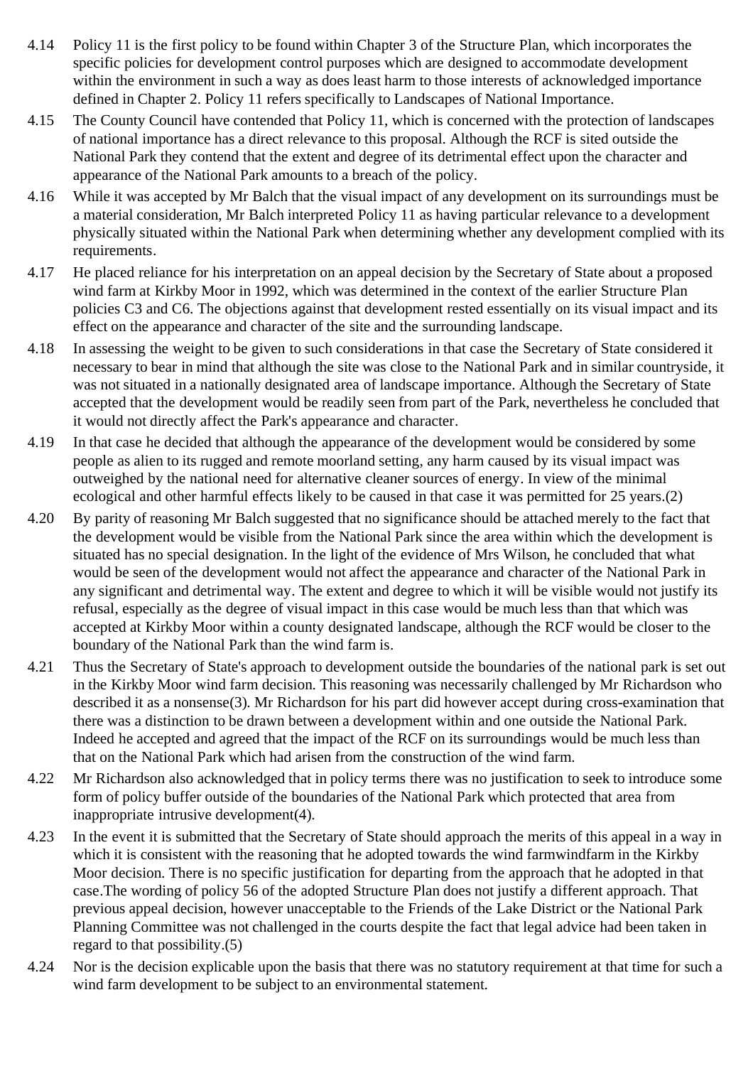4.14 Policy 11 is the first policy to be found within Chapter 3 of the Structure Plan, which incorporates the specific policies for development control purposes which are designed to accommodate development within the environment in such a way as does least harm to those interests of acknowledged importance defined in Chapter 2. Policy 11 refers specifically to Landscapes of National Importance.

4.15 The County Council have contended that Policy 11, which is concerned with the protection of landscapes of national importance has a direct relevance to this proposal. Although the RCF is sited outside the National Park they contend that the extent and degree of its detrimental effect upon the character and appearance of the National Park amounts to a breach of the policy.

4.16 While it was accepted by Mr Balch that the visual impact of any development on its surroundings must be a material consideration, Mr Balch interpreted Policy 11 as having particular relevance to a development physically situated within the National Park when determining whether any development complied with its requirements.

4.17 He placed reliance for his interpretation on an appeal decision by the Secretary of State about a proposed wind farm at Kirkby Moor in 1992, which was determined in the context of the earlier Structure Plan policies C3 and C6. The objections against that development rested essentially on its visual impact and its effect on the appearance and character of the site and the surrounding landscape.

4.18 In assessing the weight to be given to such considerations in that case the Secretary of State considered it necessary to bear in mind that although the site was close to the National Park and in similar countryside, it was not situated in a nationally designated area of landscape importance. Although the Secretary of State accepted that the development would be readily seen from part of the Park, nevertheless he concluded that it would not directly affect the Park's appearance and character.

4.19 In that case he decided that although the appearance of the development would be considered by some people as alien to its rugged and remote moorland setting, any harm caused by its visual impact was outweighed by the national need for alternative cleaner sources of energy. In view of the minimal ecological and other harmful effects likely to be caused in that case it was permitted for 25 years.(2)

4.20 By parity of reasoning Mr Balch suggested that no significance should be attached merely to the fact that the development would be visible from the National Park since the area within which the development is situated has no special designation. In the light of the evidence of Mrs Wilson, he concluded that what would be seen of the development would not affect the appearance and character of the National Park in any significant and detrimental way. The extent and degree to which it will be visible would not justify its refusal, especially as the degree of visual impact in this case would be much less than that which was accepted at Kirkby Moor within a county designated landscape, although the RCF would be closer to the boundary of the National Park than the wind farm is.

4.21 Thus the Secretary of State's approach to development outside the boundaries of the national park is set out in the Kirkby Moor wind farm decision. This reasoning was necessarily challenged by Mr Richardson who described it as a nonsense(3). Mr Richardson for his part did however accept during cross-examination that there was a distinction to be drawn between a development within and one outside the National Park. Indeed he accepted and agreed that the impact of the RCF on its surroundings would be much less than that on the National Park which had arisen from the construction of the wind farm.

4.22 Mr Richardson also acknowledged that in policy terms there was no justification to seek to introduce some form of policy buffer outside of the boundaries of the National Park which protected that area from inappropriate intrusive development(4).

4.23 In the event it is submitted that the Secretary of State should approach the merits of this appeal in a way in which it is consistent with the reasoning that he adopted towards the wind farmwindfarm in the Kirkby Moor decision. There is no specific justification for departing from the approach that he adopted in that case.The wording of policy 56 of the adopted Structure Plan does not justify a different approach. That previous appeal decision, however unacceptable to the Friends of the Lake District or the National Park Planning Committee was not challenged in the courts despite the fact that legal advice had been taken in regard to that possibility.(5)

4.24 Nor is the decision explicable upon the basis that there was no statutory requirement at that time for such a wind farm development to be subject to an environmental statement.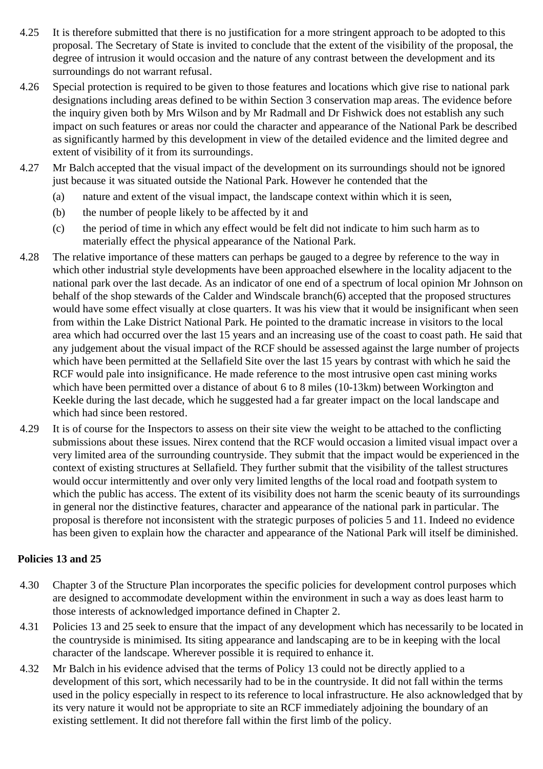4.25 It is therefore submitted that there is no justification for a more stringent approach to be adopted to this proposal. The Secretary of State is invited to conclude that the extent of the visibility of the proposal, the degree of intrusion it would occasion and the nature of any contrast between the development and its surroundings do not warrant refusal.

4.26 Special protection is required to be given to those features and locations which give rise to national park designations including areas defined to be within Section 3 conservation map areas. The evidence before the inquiry given both by Mrs Wilson and by Mr Radmall and Dr Fishwick does not establish any such impact on such features or areas nor could the character and appearance of the National Park be described as significantly harmed by this development in view of the detailed evidence and the limited degree and extent of visibility of it from its surroundings.

4.27 Mr Balch accepted that the visual impact of the development on its surroundings should not be ignored just because it was situated outside the National Park. However he contended that the

(a) nature and extent of the visual impact, the landscape context within which it is seen,

(b) the number of people likely to be affected by it and

(c) the period of time in which any effect would be felt did not indicate to him such harm as to materially effect the physical appearance of the National Park.

4.28 The relative importance of these matters can perhaps be gauged to a degree by reference to the way in which other industrial style developments have been approached elsewhere in the locality adjacent to the national park over the last decade. As an indicator of one end of a spectrum of local opinion Mr Johnson on behalf of the shop stewards of the Calder and Windscale branch(6) accepted that the proposed structures would have some effect visually at close quarters. It was his view that it would be insignificant when seen from within the Lake District National Park. He pointed to the dramatic increase in visitors to the local area which had occurred over the last 15 years and an increasing use of the coast to coast path. He said that any judgement about the visual impact of the RCF should be assessed against the large number of projects which have been permitted at the Sellafield Site over the last 15 years by contrast with which he said the RCF would pale into insignificance. He made reference to the most intrusive open cast mining works which have been permitted over a distance of about 6 to 8 miles (10-13km) between Workington and Keekle during the last decade, which he suggested had a far greater impact on the local landscape and which had since been restored.

4.29 It is of course for the Inspectors to assess on their site view the weight to be attached to the conflicting submissions about these issues. Nirex contend that the RCF would occasion a limited visual impact over a very limited area of the surrounding countryside. They submit that the impact would be experienced in the context of existing structures at Sellafield. They further submit that the visibility of the tallest structures would occur intermittently and over only very limited lengths of the local road and footpath system to which the public has access. The extent of its visibility does not harm the scenic beauty of its surroundings in general nor the distinctive features, character and appearance of the national park in particular. The proposal is therefore not inconsistent with the strategic purposes of policies 5 and 11. Indeed no evidence has been given to explain how the character and appearance of the National Park will itself be diminished.

**Policies 13 and 25**

4.30 Chapter 3 of the Structure Plan incorporates the specific policies for development control purposes which are designed to accommodate development within the environment in such a way as does least harm to those interests of acknowledged importance defined in Chapter 2.

4.31 Policies 13 and 25 seek to ensure that the impact of any development which has necessarily to be located in the countryside is minimised. Its siting appearance and landscaping are to be in keeping with the local character of the landscape. Wherever possible it is required to enhance it.

4.32 Mr Balch in his evidence advised that the terms of Policy 13 could not be directly applied to a development of this sort, which necessarily had to be in the countryside. It did not fall within the terms used in the policy especially in respect to its reference to local infrastructure. He also acknowledged that by its very nature it would not be appropriate to site an RCF immediately adjoining the boundary of an existing settlement. It did not therefore fall within the first limb of the policy.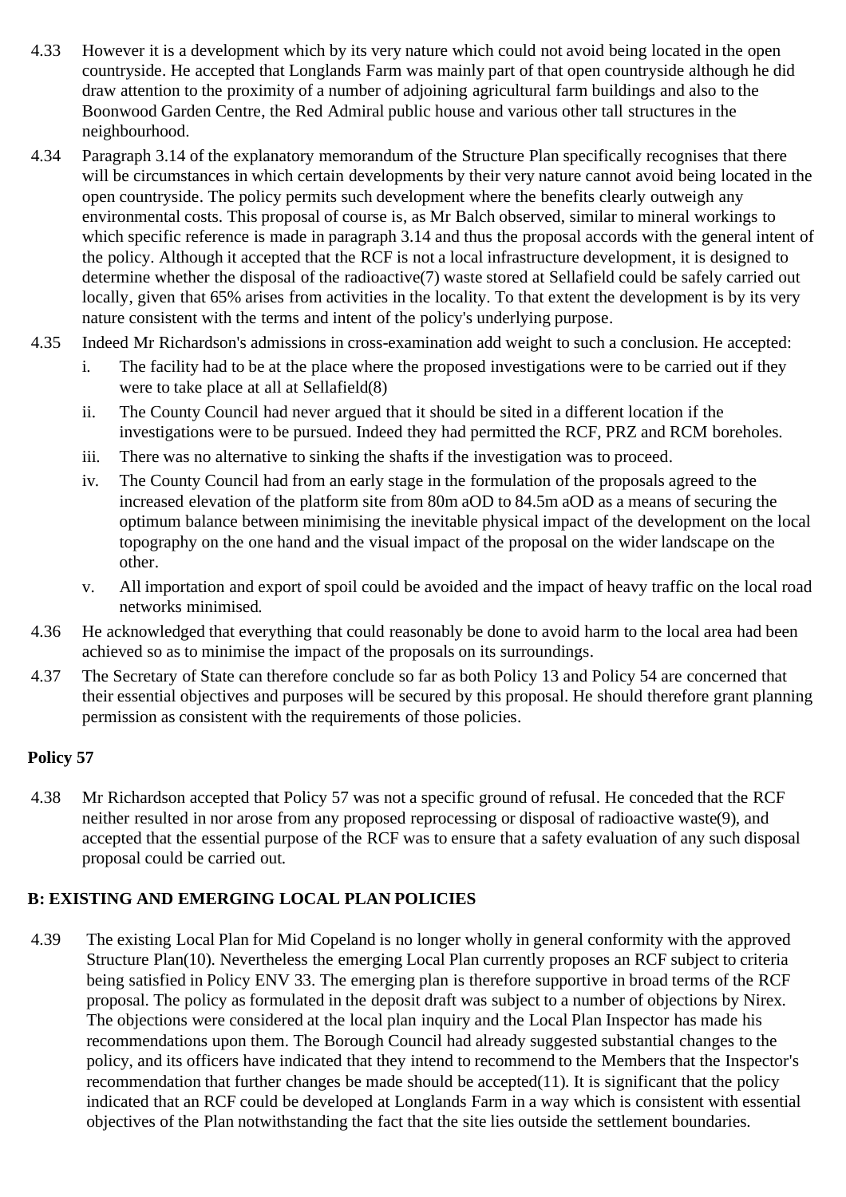4.33 However it is a development which by its very nature which could not avoid being located in the open countryside. He accepted that Longlands Farm was mainly part of that open countryside although he did draw attention to the proximity of a number of adjoining agricultural farm buildings and also to the Boonwood Garden Centre, the Red Admiral public house and various other tall structures in the neighbourhood.

4.34 Paragraph 3.14 of the explanatory memorandum of the Structure Plan specifically recognises that there will be circumstances in which certain developments by their very nature cannot avoid being located in the open countryside. The policy permits such development where the benefits clearly outweigh any environmental costs. This proposal of course is, as Mr Balch observed, similar to mineral workings to which specific reference is made in paragraph 3.14 and thus the proposal accords with the general intent of the policy. Although it accepted that the RCF is not a local infrastructure development, it is designed to determine whether the disposal of the radioactive(7) waste stored at Sellafield could be safely carried out locally, given that 65% arises from activities in the locality. To that extent the development is by its very nature consistent with the terms and intent of the policy's underlying purpose.

4.35 Indeed Mr Richardson's admissions in cross-examination add weight to such a conclusion. He accepted:

i. The facility had to be at the place where the proposed investigations were to be carried out if they were to take place at all at Sellafield(8)

ii. The County Council had never argued that it should be sited in a different location if the investigations were to be pursued. Indeed they had permitted the RCF, PRZ and RCM boreholes.

iii. There was no alternative to sinking the shafts if the investigation was to proceed.

iv. The County Council had from an early stage in the formulation of the proposals agreed to the increased elevation of the platform site from 80m aOD to 84.5m aOD as a means of securing the optimum balance between minimising the inevitable physical impact of the development on the local topography on the one hand and the visual impact of the proposal on the wider landscape on the other.

v. All importation and export of spoil could be avoided and the impact of heavy traffic on the local road networks minimised.

4.36 He acknowledged that everything that could reasonably be done to avoid harm to the local area had been achieved so as to minimise the impact of the proposals on its surroundings.

4.37 The Secretary of State can therefore conclude so far as both Policy 13 and Policy 54 are concerned that their essential objectives and purposes will be secured by this proposal. He should therefore grant planning permission as consistent with the requirements of those policies.

**Policy 57**

4.38 Mr Richardson accepted that Policy 57 was not a specific ground of refusal. He conceded that the RCF neither resulted in nor arose from any proposed reprocessing or disposal of radioactive waste(9), and accepted that the essential purpose of the RCF was to ensure that a safety evaluation of any such disposal proposal could be carried out.

**B: EXISTING AND EMERGING LOCAL PLAN POLICIES**

4.39 The existing Local Plan for Mid Copeland is no longer wholly in general conformity with the approved Structure Plan(10). Nevertheless the emerging Local Plan currently proposes an RCF subject to criteria being satisfied in Policy ENV 33. The emerging plan is therefore supportive in broad terms of the RCF proposal. The policy as formulated in the deposit draft was subject to a number of objections by Nirex. The objections were considered at the local plan inquiry and the Local Plan Inspector has made his recommendations upon them. The Borough Council had already suggested substantial changes to the policy, and its officers have indicated that they intend to recommend to the Members that the Inspector's recommendation that further changes be made should be accepted(11). It is significant that the policy indicated that an RCF could be developed at Longlands Farm in a way which is consistent with essential objectives of the Plan notwithstanding the fact that the site lies outside the settlement boundaries.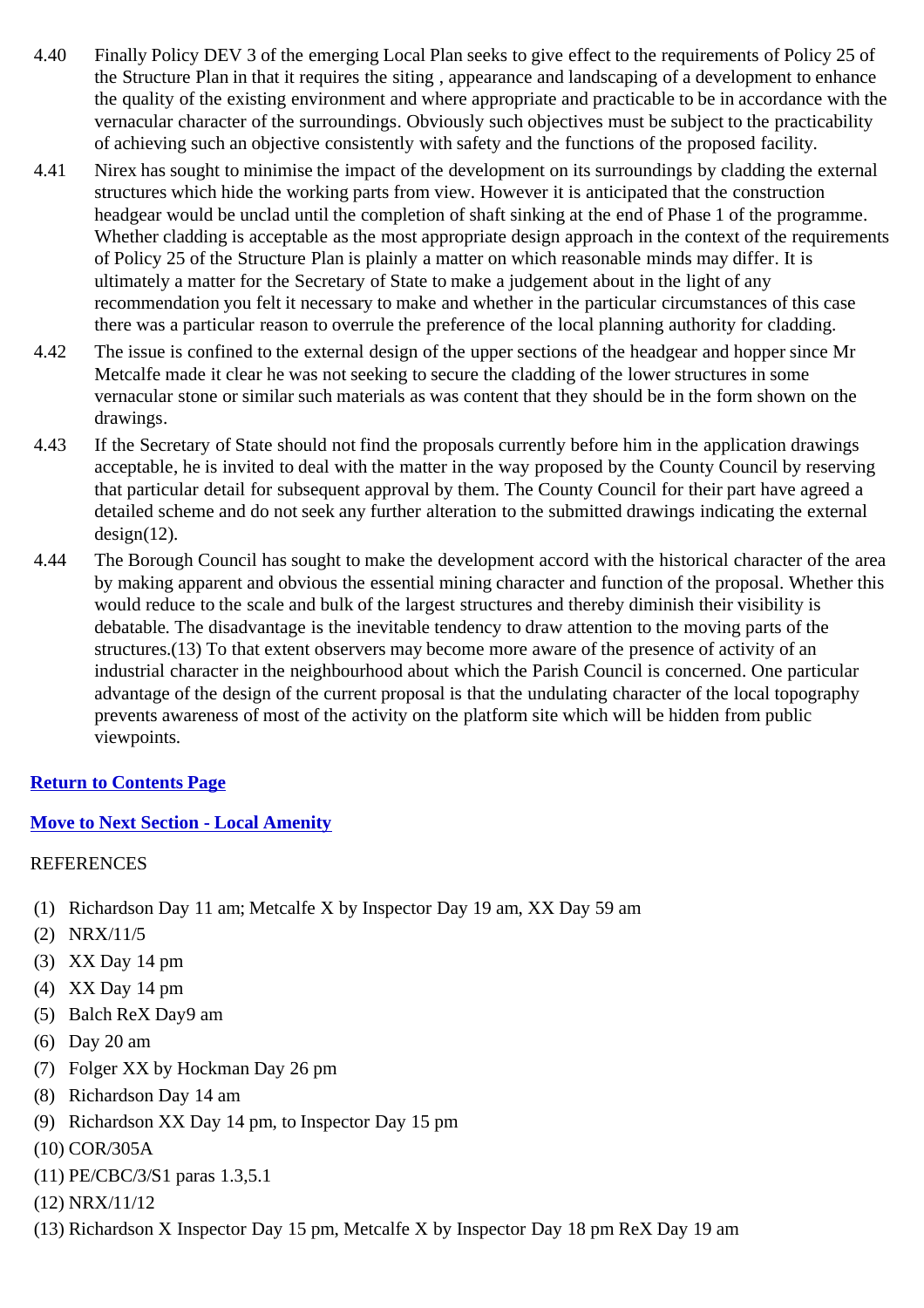4.40 Finally Policy DEV 3 of the emerging Local Plan seeks to give effect to the requirements of Policy 25 of the Structure Plan in that it requires the siting , appearance and landscaping of a development to enhance the quality of the existing environment and where appropriate and practicable to be in accordance with the vernacular character of the surroundings. Obviously such objectives must be subject to the practicability of achieving such an objective consistently with safety and the functions of the proposed facility.

4.41 Nirex has sought to minimise the impact of the development on its surroundings by cladding the external structures which hide the working parts from view. However it is anticipated that the construction headgear would be unclad until the completion of shaft sinking at the end of Phase 1 of the programme. Whether cladding is acceptable as the most appropriate design approach in the context of the requirements of Policy 25 of the Structure Plan is plainly a matter on which reasonable minds may differ. It is ultimately a matter for the Secretary of State to make a judgement about in the light of any recommendation you felt it necessary to make and whether in the particular circumstances of this case there was a particular reason to overrule the preference of the local planning authority for cladding.

4.42 The issue is confined to the external design of the upper sections of the headgear and hopper since Mr Metcalfe made it clear he was not seeking to secure the cladding of the lower structures in some vernacular stone or similar such materials as was content that they should be in the form shown on the drawings.

4.43 If the Secretary of State should not find the proposals currently before him in the application drawings acceptable, he is invited to deal with the matter in the way proposed by the County Council by reserving that particular detail for subsequent approval by them. The County Council for their part have agreed a detailed scheme and do not seek any further alteration to the submitted drawings indicating the external design(12).

4.44 The Borough Council has sought to make the development accord with the historical character of the area by making apparent and obvious the essential mining character and function of the proposal. Whether this would reduce to the scale and bulk of the largest structures and thereby diminish their visibility is debatable. The disadvantage is the inevitable tendency to draw attention to the moving parts of the structures.(13) To that extent observers may become more aware of the presence of activity of an industrial character in the neighbourhood about which the Parish Council is concerned. One particular advantage of the design of the current proposal is that the undulating character of the local topography prevents awareness of most of the activity on the platform site which will be hidden from public viewpoints.

**Return to Contents Page**

**Move to Next Section - Local Amenity**

REFERENCES

(1) Richardson Day 11 am; Metcalfe X by Inspector Day 19 am, XX Day 59 am
(2) NRX/11/5
(3) XX Day 14 pm
(4) XX Day 14 pm
(5) Balch ReX Day9 am
(6) Day 20 am
(7) Folger XX by Hockman Day 26 pm
(8) Richardson Day 14 am
(9) Richardson XX Day 14 pm, to Inspector Day 15 pm
(10) COR/305A
(11) PE/CBC/3/S1 paras 1.3,5.1
(12) NRX/11/12
(13) Richardson X Inspector Day 15 pm, Metcalfe X by Inspector Day 18 pm ReX Day 19 am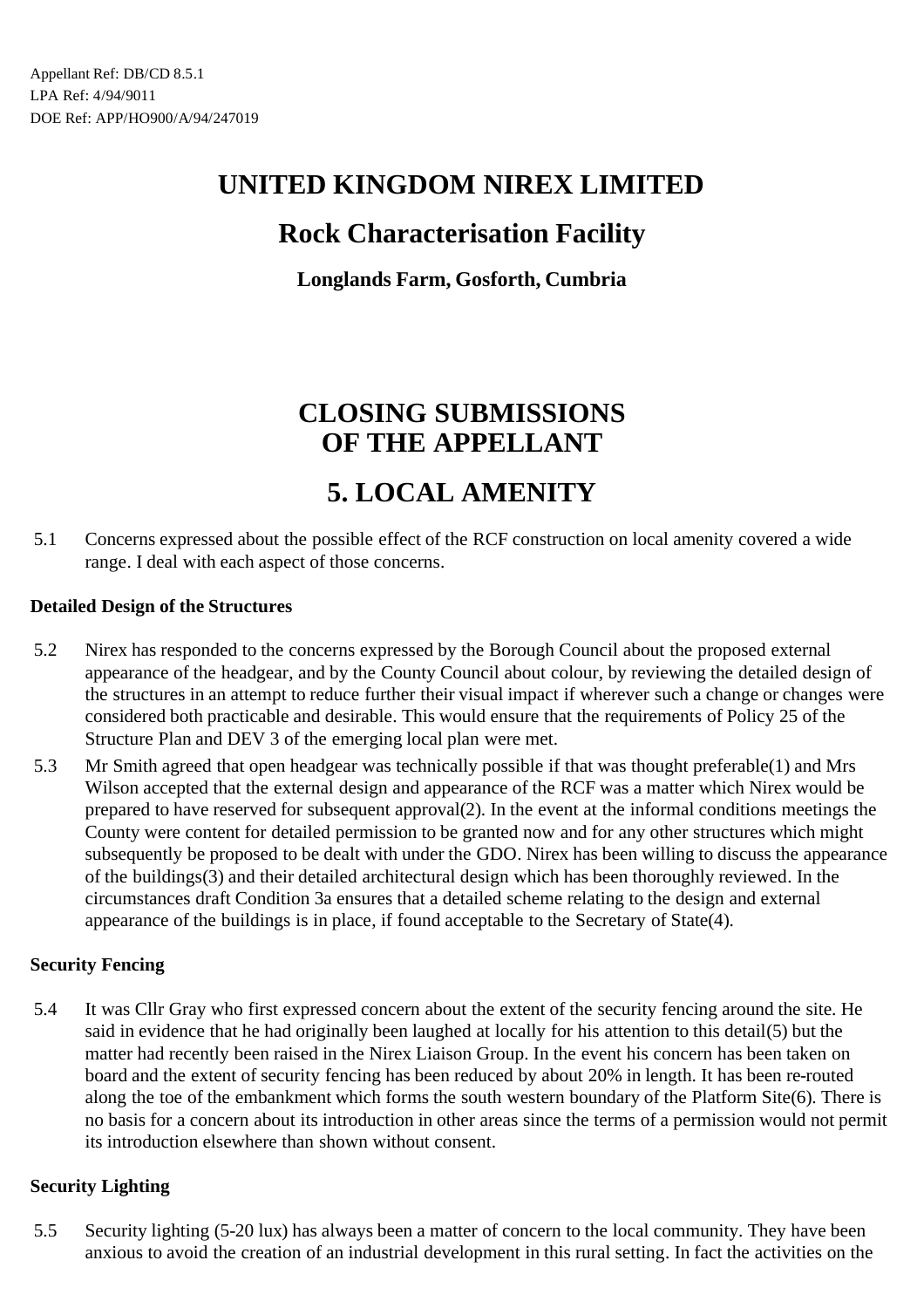Appellant Ref: DB/CD 8.5.1
LPA Ref: 4/94/9011
DOE Ref: APP/HO900/A/94/247019

# UNITED KINGDOM NIREX LIMITED

## Rock Characterisation Facility

### Longlands Farm, Gosforth, Cumbria

# CLOSING SUBMISSIONS OF THE APPELLANT

# 5. LOCAL AMENITY

5.1 Concerns expressed about the possible effect of the RCF construction on local amenity covered a wide range. I deal with each aspect of those concerns.

**Detailed Design of the Structures**

5.2 Nirex has responded to the concerns expressed by the Borough Council about the proposed external appearance of the headgear, and by the County Council about colour, by reviewing the detailed design of the structures in an attempt to reduce further their visual impact if wherever such a change or changes were considered both practicable and desirable. This would ensure that the requirements of Policy 25 of the Structure Plan and DEV 3 of the emerging local plan were met.

5.3 Mr Smith agreed that open headgear was technically possible if that was thought preferable(1) and Mrs Wilson accepted that the external design and appearance of the RCF was a matter which Nirex would be prepared to have reserved for subsequent approval(2). In the event at the informal conditions meetings the County were content for detailed permission to be granted now and for any other structures which might subsequently be proposed to be dealt with under the GDO. Nirex has been willing to discuss the appearance of the buildings(3) and their detailed architectural design which has been thoroughly reviewed. In the circumstances draft Condition 3a ensures that a detailed scheme relating to the design and external appearance of the buildings is in place, if found acceptable to the Secretary of State(4).

**Security Fencing**

5.4 It was Cllr Gray who first expressed concern about the extent of the security fencing around the site. He said in evidence that he had originally been laughed at locally for his attention to this detail(5) but the matter had recently been raised in the Nirex Liaison Group. In the event his concern has been taken on board and the extent of security fencing has been reduced by about 20% in length. It has been re-routed along the toe of the embankment which forms the south western boundary of the Platform Site(6). There is no basis for a concern about its introduction in other areas since the terms of a permission would not permit its introduction elsewhere than shown without consent.

**Security Lighting**

5.5 Security lighting (5-20 lux) has always been a matter of concern to the local community. They have been anxious to avoid the creation of an industrial development in this rural setting. In fact the activities on the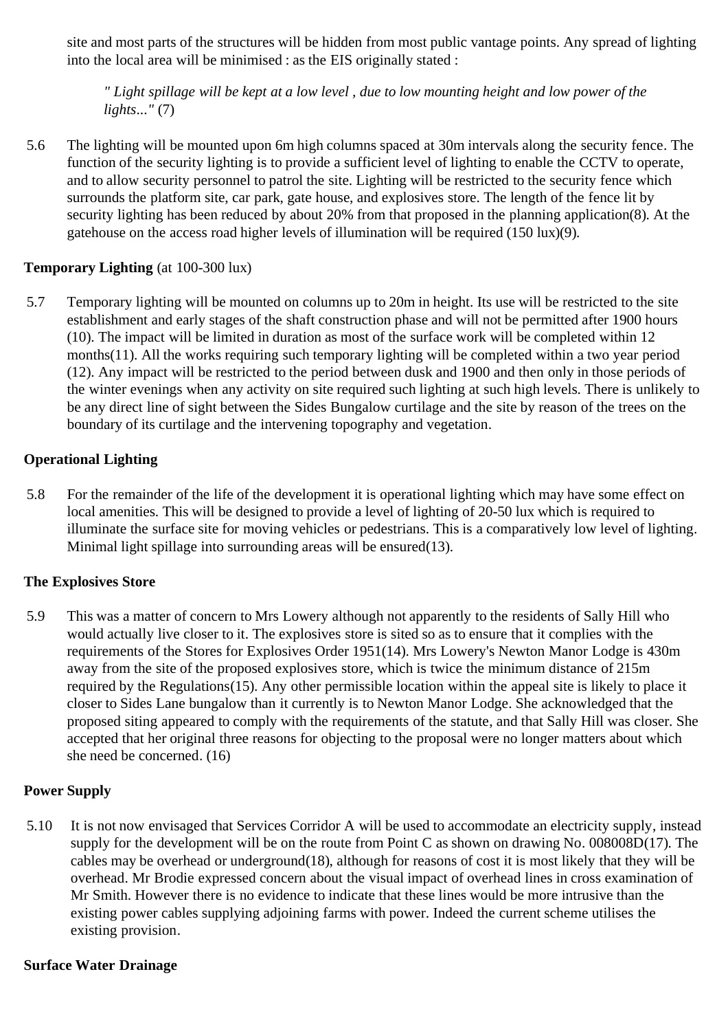site and most parts of the structures will be hidden from most public vantage points. Any spread of lighting into the local area will be minimised : as the EIS originally stated :

> *" Light spillage will be kept at a low level , due to low mounting height and low power of the lights..."* (7)

5.6 The lighting will be mounted upon 6m high columns spaced at 30m intervals along the security fence. The function of the security lighting is to provide a sufficient level of lighting to enable the CCTV to operate, and to allow security personnel to patrol the site. Lighting will be restricted to the security fence which surrounds the platform site, car park, gate house, and explosives store. The length of the fence lit by security lighting has been reduced by about 20% from that proposed in the planning application(8). At the gatehouse on the access road higher levels of illumination will be required (150 lux)(9).

**Temporary Lighting** (at 100-300 lux)

5.7 Temporary lighting will be mounted on columns up to 20m in height. Its use will be restricted to the site establishment and early stages of the shaft construction phase and will not be permitted after 1900 hours (10). The impact will be limited in duration as most of the surface work will be completed within 12 months(11). All the works requiring such temporary lighting will be completed within a two year period (12). Any impact will be restricted to the period between dusk and 1900 and then only in those periods of the winter evenings when any activity on site required such lighting at such high levels. There is unlikely to be any direct line of sight between the Sides Bungalow curtilage and the site by reason of the trees on the boundary of its curtilage and the intervening topography and vegetation.

**Operational Lighting**

5.8 For the remainder of the life of the development it is operational lighting which may have some effect on local amenities. This will be designed to provide a level of lighting of 20-50 lux which is required to illuminate the surface site for moving vehicles or pedestrians. This is a comparatively low level of lighting. Minimal light spillage into surrounding areas will be ensured(13).

**The Explosives Store**

5.9 This was a matter of concern to Mrs Lowery although not apparently to the residents of Sally Hill who would actually live closer to it. The explosives store is sited so as to ensure that it complies with the requirements of the Stores for Explosives Order 1951(14). Mrs Lowery's Newton Manor Lodge is 430m away from the site of the proposed explosives store, which is twice the minimum distance of 215m required by the Regulations(15). Any other permissible location within the appeal site is likely to place it closer to Sides Lane bungalow than it currently is to Newton Manor Lodge. She acknowledged that the proposed siting appeared to comply with the requirements of the statute, and that Sally Hill was closer. She accepted that her original three reasons for objecting to the proposal were no longer matters about which she need be concerned. (16)

**Power Supply**

5.10 It is not now envisaged that Services Corridor A will be used to accommodate an electricity supply, instead supply for the development will be on the route from Point C as shown on drawing No. 008008D(17). The cables may be overhead or underground(18), although for reasons of cost it is most likely that they will be overhead. Mr Brodie expressed concern about the visual impact of overhead lines in cross examination of Mr Smith. However there is no evidence to indicate that these lines would be more intrusive than the existing power cables supplying adjoining farms with power. Indeed the current scheme utilises the existing provision.

**Surface Water Drainage**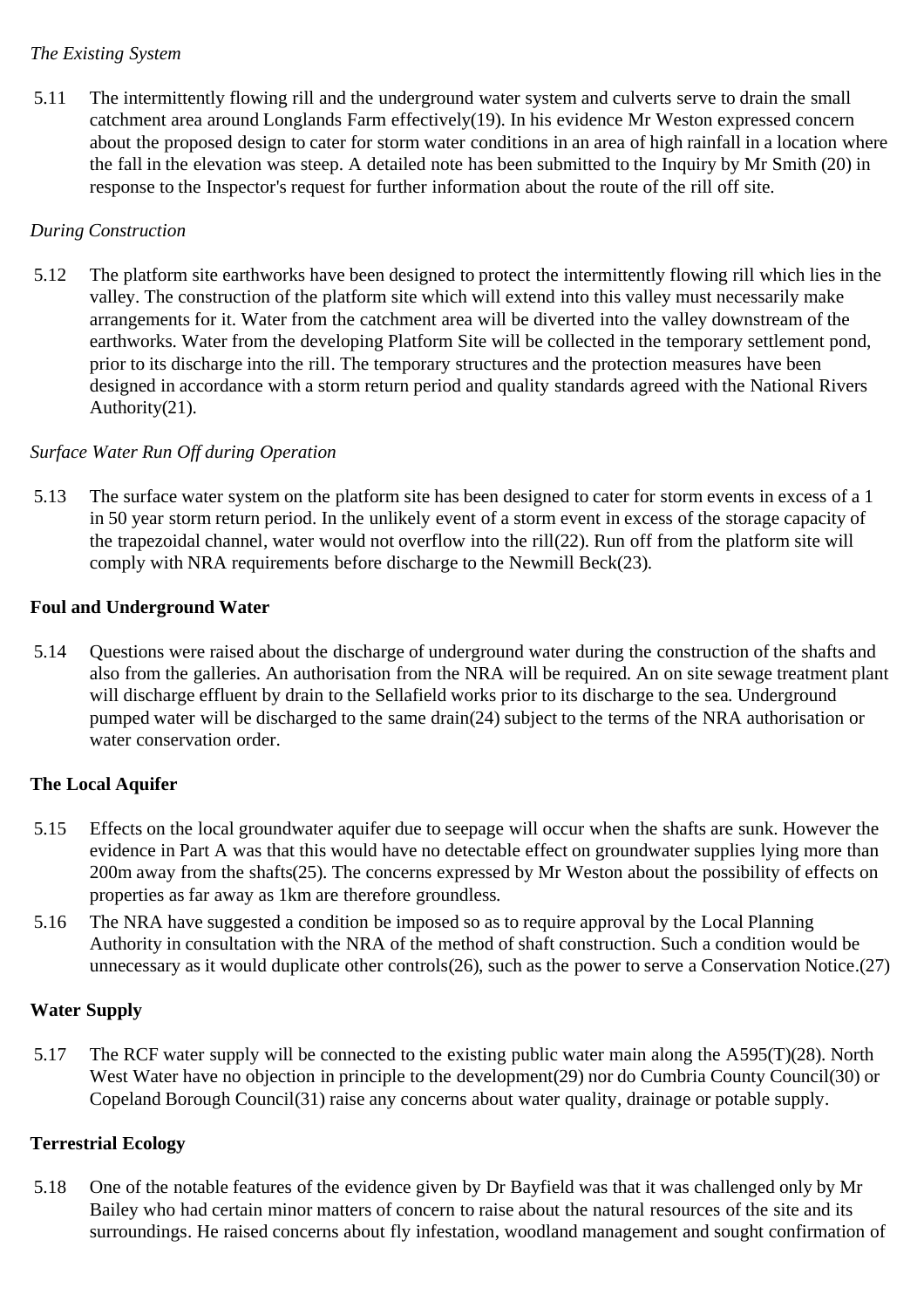*The Existing System*

5.11 The intermittently flowing rill and the underground water system and culverts serve to drain the small catchment area around Longlands Farm effectively(19). In his evidence Mr Weston expressed concern about the proposed design to cater for storm water conditions in an area of high rainfall in a location where the fall in the elevation was steep. A detailed note has been submitted to the Inquiry by Mr Smith (20) in response to the Inspector's request for further information about the route of the rill off site.

*During Construction*

5.12 The platform site earthworks have been designed to protect the intermittently flowing rill which lies in the valley. The construction of the platform site which will extend into this valley must necessarily make arrangements for it. Water from the catchment area will be diverted into the valley downstream of the earthworks. Water from the developing Platform Site will be collected in the temporary settlement pond, prior to its discharge into the rill. The temporary structures and the protection measures have been designed in accordance with a storm return period and quality standards agreed with the National Rivers Authority(21).

*Surface Water Run Off during Operation*

5.13 The surface water system on the platform site has been designed to cater for storm events in excess of a 1 in 50 year storm return period. In the unlikely event of a storm event in excess of the storage capacity of the trapezoidal channel, water would not overflow into the rill(22). Run off from the platform site will comply with NRA requirements before discharge to the Newmill Beck(23).

**Foul and Underground Water**

5.14 Questions were raised about the discharge of underground water during the construction of the shafts and also from the galleries. An authorisation from the NRA will be required. An on site sewage treatment plant will discharge effluent by drain to the Sellafield works prior to its discharge to the sea. Underground pumped water will be discharged to the same drain(24) subject to the terms of the NRA authorisation or water conservation order.

**The Local Aquifer**

5.15 Effects on the local groundwater aquifer due to seepage will occur when the shafts are sunk. However the evidence in Part A was that this would have no detectable effect on groundwater supplies lying more than 200m away from the shafts(25). The concerns expressed by Mr Weston about the possibility of effects on properties as far away as 1km are therefore groundless.

5.16 The NRA have suggested a condition be imposed so as to require approval by the Local Planning Authority in consultation with the NRA of the method of shaft construction. Such a condition would be unnecessary as it would duplicate other controls(26), such as the power to serve a Conservation Notice.(27)

**Water Supply**

5.17 The RCF water supply will be connected to the existing public water main along the A595(T)(28). North West Water have no objection in principle to the development(29) nor do Cumbria County Council(30) or Copeland Borough Council(31) raise any concerns about water quality, drainage or potable supply.

**Terrestrial Ecology**

5.18 One of the notable features of the evidence given by Dr Bayfield was that it was challenged only by Mr Bailey who had certain minor matters of concern to raise about the natural resources of the site and its surroundings. He raised concerns about fly infestation, woodland management and sought confirmation of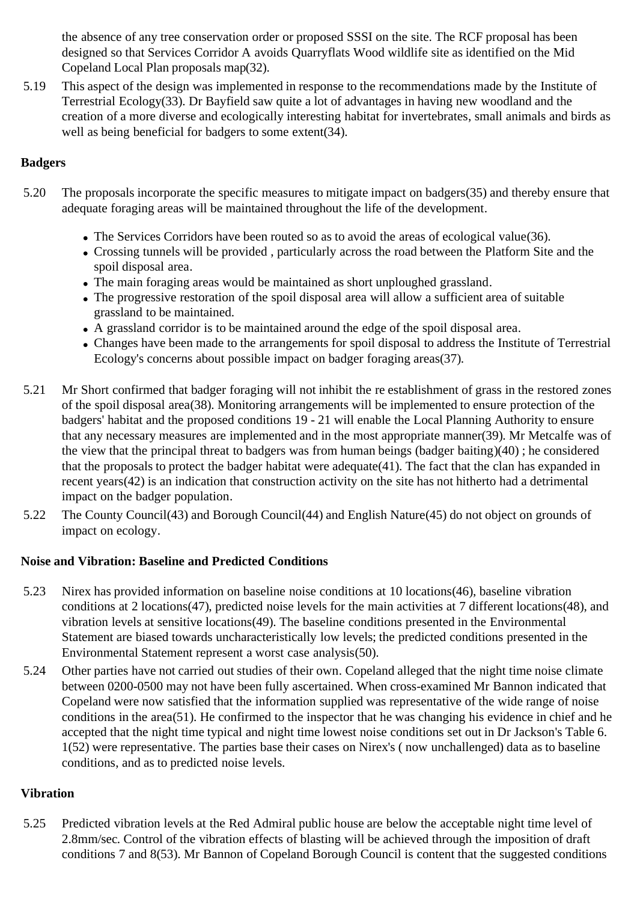the absence of any tree conservation order or proposed SSSI on the site. The RCF proposal has been designed so that Services Corridor A avoids Quarryflats Wood wildlife site as identified on the Mid Copeland Local Plan proposals map(32).

5.19 This aspect of the design was implemented in response to the recommendations made by the Institute of Terrestrial Ecology(33). Dr Bayfield saw quite a lot of advantages in having new woodland and the creation of a more diverse and ecologically interesting habitat for invertebrates, small animals and birds as well as being beneficial for badgers to some extent(34).

**Badgers**

5.20 The proposals incorporate the specific measures to mitigate impact on badgers(35) and thereby ensure that adequate foraging areas will be maintained throughout the life of the development.

- The Services Corridors have been routed so as to avoid the areas of ecological value(36).
- Crossing tunnels will be provided , particularly across the road between the Platform Site and the spoil disposal area.
- The main foraging areas would be maintained as short unploughed grassland.
- The progressive restoration of the spoil disposal area will allow a sufficient area of suitable grassland to be maintained.
- A grassland corridor is to be maintained around the edge of the spoil disposal area.
- Changes have been made to the arrangements for spoil disposal to address the Institute of Terrestrial Ecology's concerns about possible impact on badger foraging areas(37).

5.21 Mr Short confirmed that badger foraging will not inhibit the re establishment of grass in the restored zones of the spoil disposal area(38). Monitoring arrangements will be implemented to ensure protection of the badgers' habitat and the proposed conditions 19 - 21 will enable the Local Planning Authority to ensure that any necessary measures are implemented and in the most appropriate manner(39). Mr Metcalfe was of the view that the principal threat to badgers was from human beings (badger baiting)(40) ; he considered that the proposals to protect the badger habitat were adequate(41). The fact that the clan has expanded in recent years(42) is an indication that construction activity on the site has not hitherto had a detrimental impact on the badger population.

5.22 The County Council(43) and Borough Council(44) and English Nature(45) do not object on grounds of impact on ecology.

**Noise and Vibration: Baseline and Predicted Conditions**

5.23 Nirex has provided information on baseline noise conditions at 10 locations(46), baseline vibration conditions at 2 locations(47), predicted noise levels for the main activities at 7 different locations(48), and vibration levels at sensitive locations(49). The baseline conditions presented in the Environmental Statement are biased towards uncharacteristically low levels; the predicted conditions presented in the Environmental Statement represent a worst case analysis(50).

5.24 Other parties have not carried out studies of their own. Copeland alleged that the night time noise climate between 0200-0500 may not have been fully ascertained. When cross-examined Mr Bannon indicated that Copeland were now satisfied that the information supplied was representative of the wide range of noise conditions in the area(51). He confirmed to the inspector that he was changing his evidence in chief and he accepted that the night time typical and night time lowest noise conditions set out in Dr Jackson's Table 6. 1(52) were representative. The parties base their cases on Nirex's ( now unchallenged) data as to baseline conditions, and as to predicted noise levels.

**Vibration**

5.25 Predicted vibration levels at the Red Admiral public house are below the acceptable night time level of 2.8mm/sec. Control of the vibration effects of blasting will be achieved through the imposition of draft conditions 7 and 8(53). Mr Bannon of Copeland Borough Council is content that the suggested conditions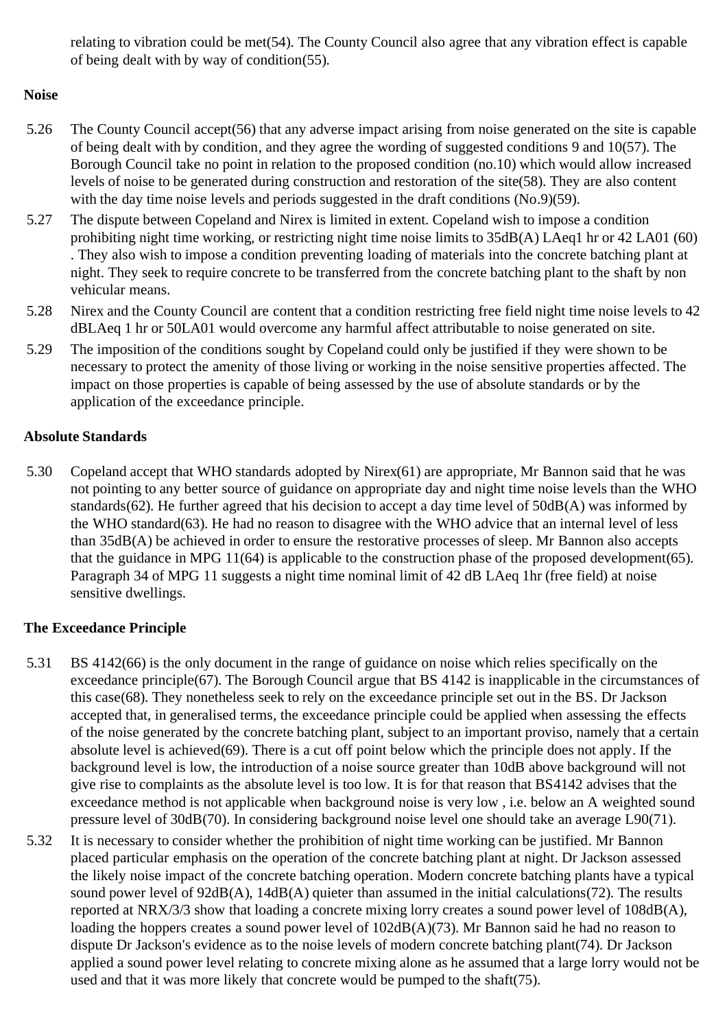relating to vibration could be met(54). The County Council also agree that any vibration effect is capable of being dealt with by way of condition(55).

**Noise**

5.26 The County Council accept(56) that any adverse impact arising from noise generated on the site is capable of being dealt with by condition, and they agree the wording of suggested conditions 9 and 10(57). The Borough Council take no point in relation to the proposed condition (no.10) which would allow increased levels of noise to be generated during construction and restoration of the site(58). They are also content with the day time noise levels and periods suggested in the draft conditions (No.9)(59).

5.27 The dispute between Copeland and Nirex is limited in extent. Copeland wish to impose a condition prohibiting night time working, or restricting night time noise limits to 35dB(A) LAeq1 hr or 42 LA01 (60) . They also wish to impose a condition preventing loading of materials into the concrete batching plant at night. They seek to require concrete to be transferred from the concrete batching plant to the shaft by non vehicular means.

5.28 Nirex and the County Council are content that a condition restricting free field night time noise levels to 42 dBLAeq 1 hr or 50LA01 would overcome any harmful affect attributable to noise generated on site.

5.29 The imposition of the conditions sought by Copeland could only be justified if they were shown to be necessary to protect the amenity of those living or working in the noise sensitive properties affected. The impact on those properties is capable of being assessed by the use of absolute standards or by the application of the exceedance principle.

**Absolute Standards**

5.30 Copeland accept that WHO standards adopted by Nirex(61) are appropriate, Mr Bannon said that he was not pointing to any better source of guidance on appropriate day and night time noise levels than the WHO standards(62). He further agreed that his decision to accept a day time level of 50dB(A) was informed by the WHO standard(63). He had no reason to disagree with the WHO advice that an internal level of less than 35dB(A) be achieved in order to ensure the restorative processes of sleep. Mr Bannon also accepts that the guidance in MPG 11(64) is applicable to the construction phase of the proposed development(65). Paragraph 34 of MPG 11 suggests a night time nominal limit of 42 dB LAeq 1hr (free field) at noise sensitive dwellings.

**The Exceedance Principle**

5.31 BS 4142(66) is the only document in the range of guidance on noise which relies specifically on the exceedance principle(67). The Borough Council argue that BS 4142 is inapplicable in the circumstances of this case(68). They nonetheless seek to rely on the exceedance principle set out in the BS. Dr Jackson accepted that, in generalised terms, the exceedance principle could be applied when assessing the effects of the noise generated by the concrete batching plant, subject to an important proviso, namely that a certain absolute level is achieved(69). There is a cut off point below which the principle does not apply. If the background level is low, the introduction of a noise source greater than 10dB above background will not give rise to complaints as the absolute level is too low. It is for that reason that BS4142 advises that the exceedance method is not applicable when background noise is very low , i.e. below an A weighted sound pressure level of 30dB(70). In considering background noise level one should take an average L90(71).

5.32 It is necessary to consider whether the prohibition of night time working can be justified. Mr Bannon placed particular emphasis on the operation of the concrete batching plant at night. Dr Jackson assessed the likely noise impact of the concrete batching operation. Modern concrete batching plants have a typical sound power level of 92dB(A), 14dB(A) quieter than assumed in the initial calculations(72). The results reported at NRX/3/3 show that loading a concrete mixing lorry creates a sound power level of 108dB(A), loading the hoppers creates a sound power level of 102dB(A)(73). Mr Bannon said he had no reason to dispute Dr Jackson's evidence as to the noise levels of modern concrete batching plant(74). Dr Jackson applied a sound power level relating to concrete mixing alone as he assumed that a large lorry would not be used and that it was more likely that concrete would be pumped to the shaft(75).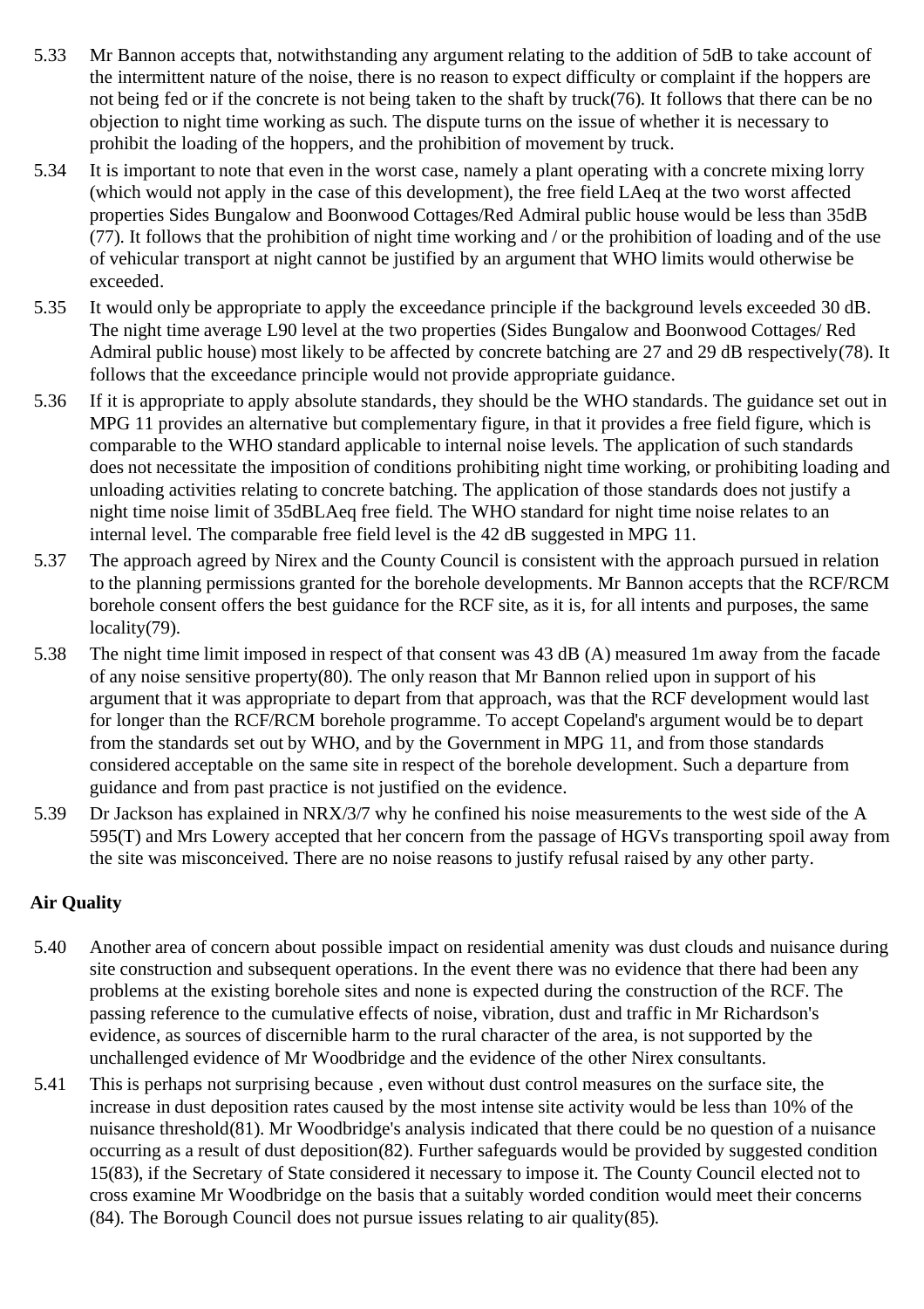5.33 Mr Bannon accepts that, notwithstanding any argument relating to the addition of 5dB to take account of the intermittent nature of the noise, there is no reason to expect difficulty or complaint if the hoppers are not being fed or if the concrete is not being taken to the shaft by truck(76). It follows that there can be no objection to night time working as such. The dispute turns on the issue of whether it is necessary to prohibit the loading of the hoppers, and the prohibition of movement by truck.

5.34 It is important to note that even in the worst case, namely a plant operating with a concrete mixing lorry (which would not apply in the case of this development), the free field LAeq at the two worst affected properties Sides Bungalow and Boonwood Cottages/Red Admiral public house would be less than 35dB (77). It follows that the prohibition of night time working and / or the prohibition of loading and of the use of vehicular transport at night cannot be justified by an argument that WHO limits would otherwise be exceeded.

5.35 It would only be appropriate to apply the exceedance principle if the background levels exceeded 30 dB. The night time average L90 level at the two properties (Sides Bungalow and Boonwood Cottages/ Red Admiral public house) most likely to be affected by concrete batching are 27 and 29 dB respectively(78). It follows that the exceedance principle would not provide appropriate guidance.

5.36 If it is appropriate to apply absolute standards, they should be the WHO standards. The guidance set out in MPG 11 provides an alternative but complementary figure, in that it provides a free field figure, which is comparable to the WHO standard applicable to internal noise levels. The application of such standards does not necessitate the imposition of conditions prohibiting night time working, or prohibiting loading and unloading activities relating to concrete batching. The application of those standards does not justify a night time noise limit of 35dBLAeq free field. The WHO standard for night time noise relates to an internal level. The comparable free field level is the 42 dB suggested in MPG 11.

5.37 The approach agreed by Nirex and the County Council is consistent with the approach pursued in relation to the planning permissions granted for the borehole developments. Mr Bannon accepts that the RCF/RCM borehole consent offers the best guidance for the RCF site, as it is, for all intents and purposes, the same locality(79).

5.38 The night time limit imposed in respect of that consent was 43 dB (A) measured 1m away from the facade of any noise sensitive property(80). The only reason that Mr Bannon relied upon in support of his argument that it was appropriate to depart from that approach, was that the RCF development would last for longer than the RCF/RCM borehole programme. To accept Copeland's argument would be to depart from the standards set out by WHO, and by the Government in MPG 11, and from those standards considered acceptable on the same site in respect of the borehole development. Such a departure from guidance and from past practice is not justified on the evidence.

5.39 Dr Jackson has explained in NRX/3/7 why he confined his noise measurements to the west side of the A 595(T) and Mrs Lowery accepted that her concern from the passage of HGVs transporting spoil away from the site was misconceived. There are no noise reasons to justify refusal raised by any other party.

**Air Quality**

5.40 Another area of concern about possible impact on residential amenity was dust clouds and nuisance during site construction and subsequent operations. In the event there was no evidence that there had been any problems at the existing borehole sites and none is expected during the construction of the RCF. The passing reference to the cumulative effects of noise, vibration, dust and traffic in Mr Richardson's evidence, as sources of discernible harm to the rural character of the area, is not supported by the unchallenged evidence of Mr Woodbridge and the evidence of the other Nirex consultants.

5.41 This is perhaps not surprising because , even without dust control measures on the surface site, the increase in dust deposition rates caused by the most intense site activity would be less than 10% of the nuisance threshold(81). Mr Woodbridge's analysis indicated that there could be no question of a nuisance occurring as a result of dust deposition(82). Further safeguards would be provided by suggested condition 15(83), if the Secretary of State considered it necessary to impose it. The County Council elected not to cross examine Mr Woodbridge on the basis that a suitably worded condition would meet their concerns (84). The Borough Council does not pursue issues relating to air quality(85).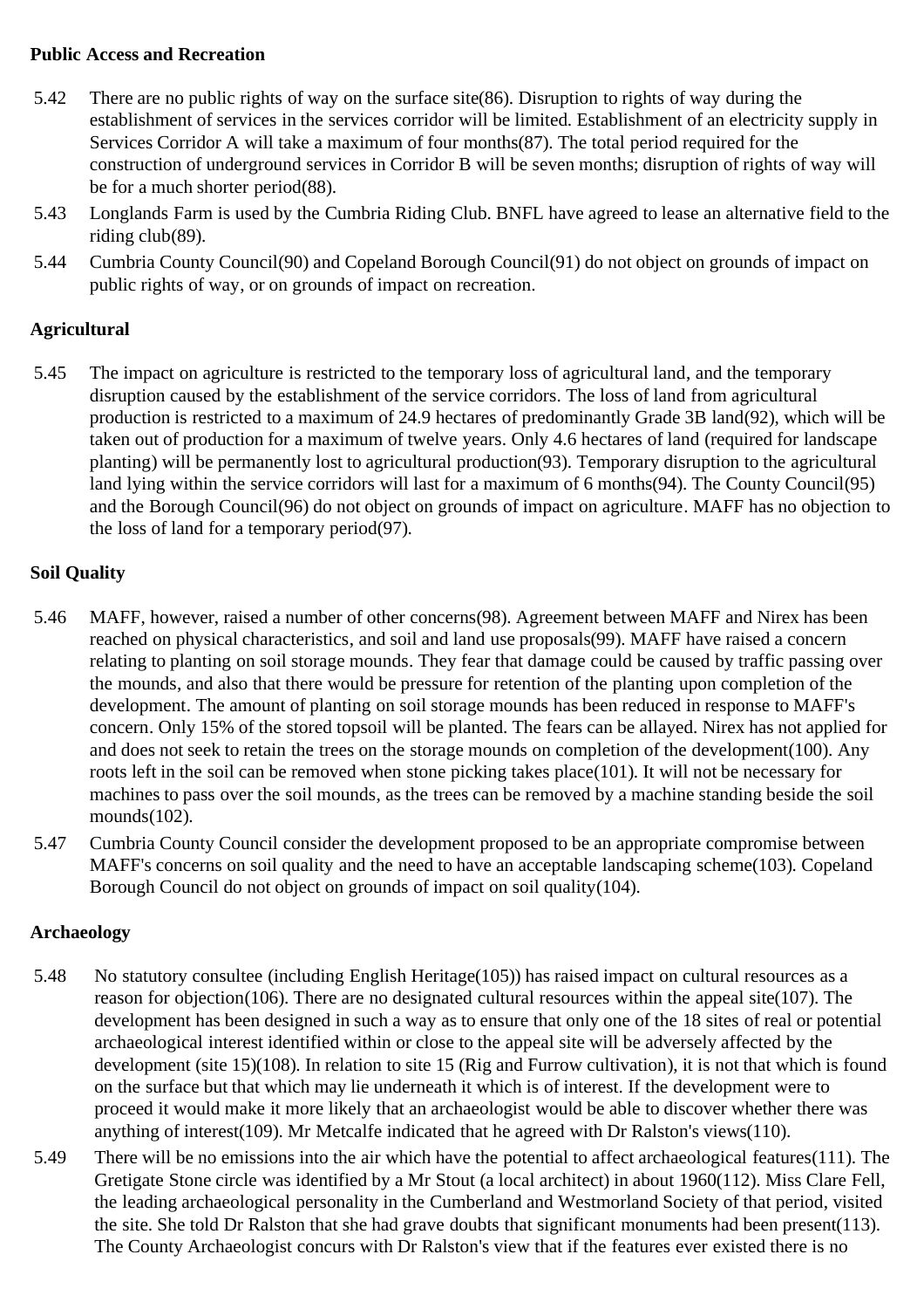**Public Access and Recreation**

5.42 There are no public rights of way on the surface site(86). Disruption to rights of way during the establishment of services in the services corridor will be limited. Establishment of an electricity supply in Services Corridor A will take a maximum of four months(87). The total period required for the construction of underground services in Corridor B will be seven months; disruption of rights of way will be for a much shorter period(88).

5.43 Longlands Farm is used by the Cumbria Riding Club. BNFL have agreed to lease an alternative field to the riding club(89).

5.44 Cumbria County Council(90) and Copeland Borough Council(91) do not object on grounds of impact on public rights of way, or on grounds of impact on recreation.

**Agricultural**

5.45 The impact on agriculture is restricted to the temporary loss of agricultural land, and the temporary disruption caused by the establishment of the service corridors. The loss of land from agricultural production is restricted to a maximum of 24.9 hectares of predominantly Grade 3B land(92), which will be taken out of production for a maximum of twelve years. Only 4.6 hectares of land (required for landscape planting) will be permanently lost to agricultural production(93). Temporary disruption to the agricultural land lying within the service corridors will last for a maximum of 6 months(94). The County Council(95) and the Borough Council(96) do not object on grounds of impact on agriculture. MAFF has no objection to the loss of land for a temporary period(97).

**Soil Quality**

5.46 MAFF, however, raised a number of other concerns(98). Agreement between MAFF and Nirex has been reached on physical characteristics, and soil and land use proposals(99). MAFF have raised a concern relating to planting on soil storage mounds. They fear that damage could be caused by traffic passing over the mounds, and also that there would be pressure for retention of the planting upon completion of the development. The amount of planting on soil storage mounds has been reduced in response to MAFF's concern. Only 15% of the stored topsoil will be planted. The fears can be allayed. Nirex has not applied for and does not seek to retain the trees on the storage mounds on completion of the development(100). Any roots left in the soil can be removed when stone picking takes place(101). It will not be necessary for machines to pass over the soil mounds, as the trees can be removed by a machine standing beside the soil mounds(102).

5.47 Cumbria County Council consider the development proposed to be an appropriate compromise between MAFF's concerns on soil quality and the need to have an acceptable landscaping scheme(103). Copeland Borough Council do not object on grounds of impact on soil quality(104).

**Archaeology**

5.48 No statutory consultee (including English Heritage(105)) has raised impact on cultural resources as a reason for objection(106). There are no designated cultural resources within the appeal site(107). The development has been designed in such a way as to ensure that only one of the 18 sites of real or potential archaeological interest identified within or close to the appeal site will be adversely affected by the development (site 15)(108). In relation to site 15 (Rig and Furrow cultivation), it is not that which is found on the surface but that which may lie underneath it which is of interest. If the development were to proceed it would make it more likely that an archaeologist would be able to discover whether there was anything of interest(109). Mr Metcalfe indicated that he agreed with Dr Ralston's views(110).

5.49 There will be no emissions into the air which have the potential to affect archaeological features(111). The Gretigate Stone circle was identified by a Mr Stout (a local architect) in about 1960(112). Miss Clare Fell, the leading archaeological personality in the Cumberland and Westmorland Society of that period, visited the site. She told Dr Ralston that she had grave doubts that significant monuments had been present(113). The County Archaeologist concurs with Dr Ralston's view that if the features ever existed there is no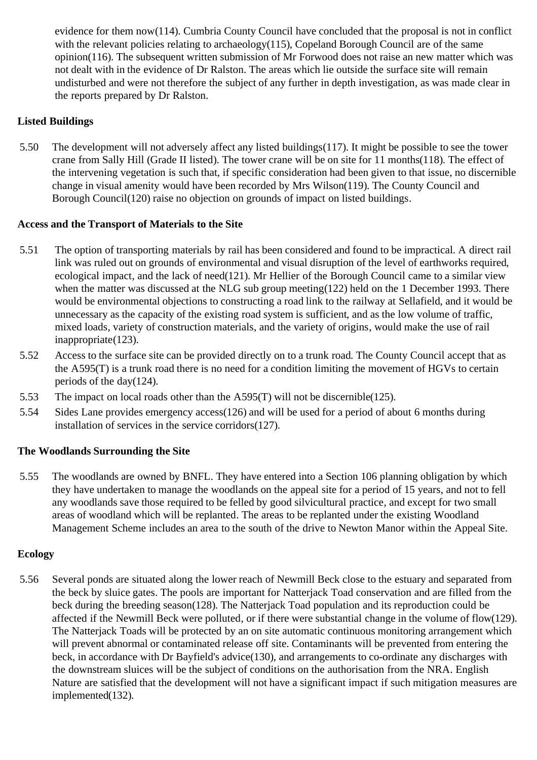evidence for them now(114). Cumbria County Council have concluded that the proposal is not in conflict with the relevant policies relating to archaeology(115), Copeland Borough Council are of the same opinion(116). The subsequent written submission of Mr Forwood does not raise an new matter which was not dealt with in the evidence of Dr Ralston. The areas which lie outside the surface site will remain undisturbed and were not therefore the subject of any further in depth investigation, as was made clear in the reports prepared by Dr Ralston.

**Listed Buildings**

5.50 The development will not adversely affect any listed buildings(117). It might be possible to see the tower crane from Sally Hill (Grade II listed). The tower crane will be on site for 11 months(118). The effect of the intervening vegetation is such that, if specific consideration had been given to that issue, no discernible change in visual amenity would have been recorded by Mrs Wilson(119). The County Council and Borough Council(120) raise no objection on grounds of impact on listed buildings.

**Access and the Transport of Materials to the Site**

5.51 The option of transporting materials by rail has been considered and found to be impractical. A direct rail link was ruled out on grounds of environmental and visual disruption of the level of earthworks required, ecological impact, and the lack of need(121). Mr Hellier of the Borough Council came to a similar view when the matter was discussed at the NLG sub group meeting(122) held on the 1 December 1993. There would be environmental objections to constructing a road link to the railway at Sellafield, and it would be unnecessary as the capacity of the existing road system is sufficient, and as the low volume of traffic, mixed loads, variety of construction materials, and the variety of origins, would make the use of rail inappropriate(123).

5.52 Access to the surface site can be provided directly on to a trunk road. The County Council accept that as the A595(T) is a trunk road there is no need for a condition limiting the movement of HGVs to certain periods of the day(124).

5.53 The impact on local roads other than the A595(T) will not be discernible(125).

5.54 Sides Lane provides emergency access(126) and will be used for a period of about 6 months during installation of services in the service corridors(127).

**The Woodlands Surrounding the Site**

5.55 The woodlands are owned by BNFL. They have entered into a Section 106 planning obligation by which they have undertaken to manage the woodlands on the appeal site for a period of 15 years, and not to fell any woodlands save those required to be felled by good silvicultural practice, and except for two small areas of woodland which will be replanted. The areas to be replanted under the existing Woodland Management Scheme includes an area to the south of the drive to Newton Manor within the Appeal Site.

**Ecology**

5.56 Several ponds are situated along the lower reach of Newmill Beck close to the estuary and separated from the beck by sluice gates. The pools are important for Natterjack Toad conservation and are filled from the beck during the breeding season(128). The Natterjack Toad population and its reproduction could be affected if the Newmill Beck were polluted, or if there were substantial change in the volume of flow(129). The Natterjack Toads will be protected by an on site automatic continuous monitoring arrangement which will prevent abnormal or contaminated release off site. Contaminants will be prevented from entering the beck, in accordance with Dr Bayfield's advice(130), and arrangements to co-ordinate any discharges with the downstream sluices will be the subject of conditions on the authorisation from the NRA. English Nature are satisfied that the development will not have a significant impact if such mitigation measures are implemented(132).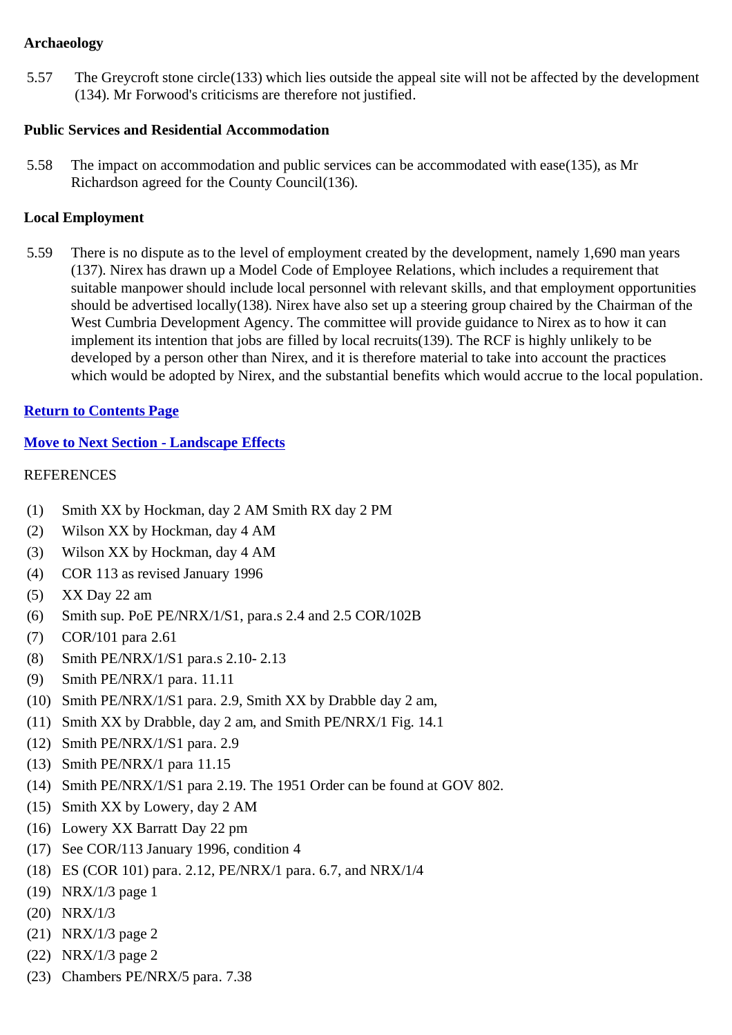**Archaeology**

5.57 The Greycroft stone circle(133) which lies outside the appeal site will not be affected by the development (134). Mr Forwood's criticisms are therefore not justified.

**Public Services and Residential Accommodation**

5.58 The impact on accommodation and public services can be accommodated with ease(135), as Mr Richardson agreed for the County Council(136).

**Local Employment**

5.59 There is no dispute as to the level of employment created by the development, namely 1,690 man years (137). Nirex has drawn up a Model Code of Employee Relations, which includes a requirement that suitable manpower should include local personnel with relevant skills, and that employment opportunities should be advertised locally(138). Nirex have also set up a steering group chaired by the Chairman of the West Cumbria Development Agency. The committee will provide guidance to Nirex as to how it can implement its intention that jobs are filled by local recruits(139). The RCF is highly unlikely to be developed by a person other than Nirex, and it is therefore material to take into account the practices which would be adopted by Nirex, and the substantial benefits which would accrue to the local population.

**Return to Contents Page**

**Move to Next Section - Landscape Effects**

REFERENCES

(1) Smith XX by Hockman, day 2 AM Smith RX day 2 PM
(2) Wilson XX by Hockman, day 4 AM
(3) Wilson XX by Hockman, day 4 AM
(4) COR 113 as revised January 1996
(5) XX Day 22 am
(6) Smith sup. PoE PE/NRX/1/S1, para.s 2.4 and 2.5 COR/102B
(7) COR/101 para 2.61
(8) Smith PE/NRX/1/S1 para.s 2.10- 2.13
(9) Smith PE/NRX/1 para. 11.11
(10) Smith PE/NRX/1/S1 para. 2.9, Smith XX by Drabble day 2 am,
(11) Smith XX by Drabble, day 2 am, and Smith PE/NRX/1 Fig. 14.1
(12) Smith PE/NRX/1/S1 para. 2.9
(13) Smith PE/NRX/1 para 11.15
(14) Smith PE/NRX/1/S1 para 2.19. The 1951 Order can be found at GOV 802.
(15) Smith XX by Lowery, day 2 AM
(16) Lowery XX Barratt Day 22 pm
(17) See COR/113 January 1996, condition 4
(18) ES (COR 101) para. 2.12, PE/NRX/1 para. 6.7, and NRX/1/4
(19) NRX/1/3 page 1
(20) NRX/1/3
(21) NRX/1/3 page 2
(22) NRX/1/3 page 2
(23) Chambers PE/NRX/5 para. 7.38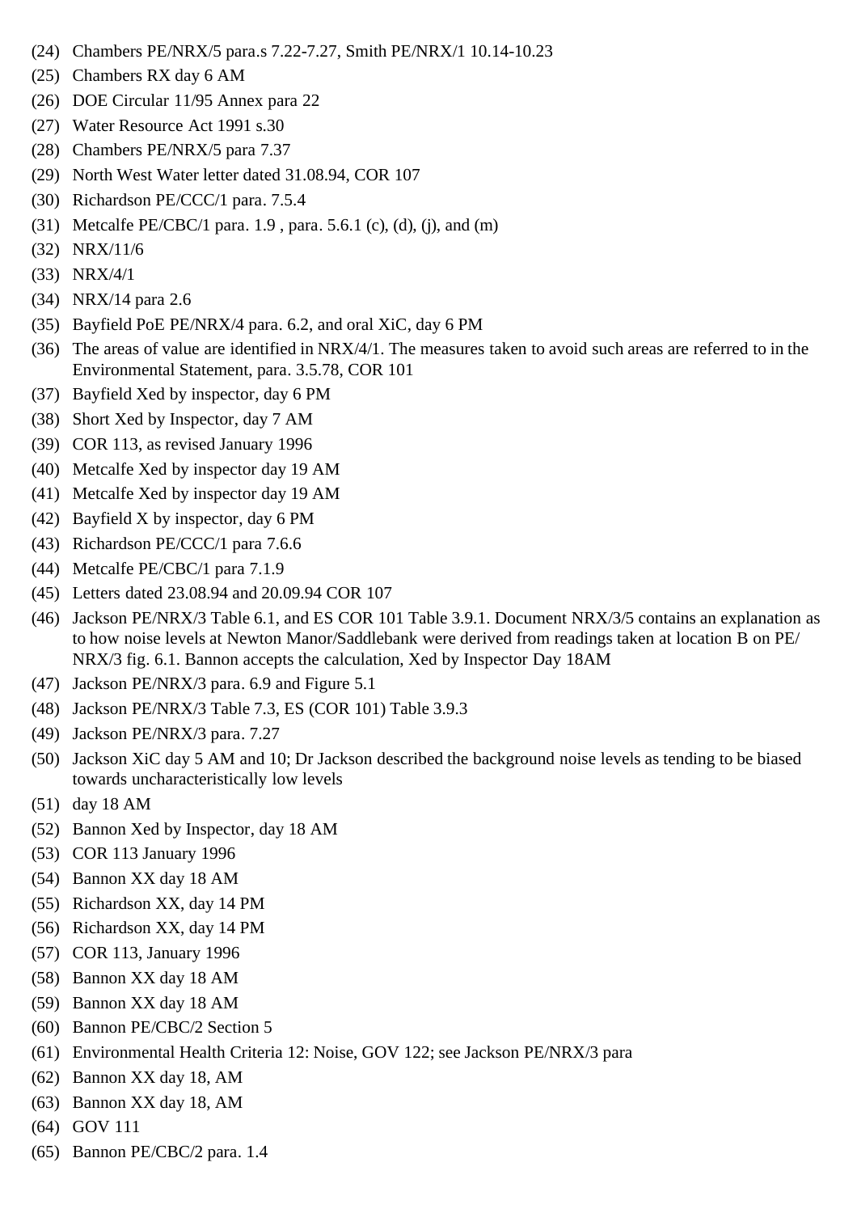(24) Chambers PE/NRX/5 para.s 7.22-7.27, Smith PE/NRX/1 10.14-10.23

(25) Chambers RX day 6 AM

(26) DOE Circular 11/95 Annex para 22

(27) Water Resource Act 1991 s.30

(28) Chambers PE/NRX/5 para 7.37

(29) North West Water letter dated 31.08.94, COR 107

(30) Richardson PE/CCC/1 para. 7.5.4

(31) Metcalfe PE/CBC/1 para. 1.9 , para. 5.6.1 (c), (d), (j), and (m)

(32) NRX/11/6

(33) NRX/4/1

(34) NRX/14 para 2.6

(35) Bayfield PoE PE/NRX/4 para. 6.2, and oral XiC, day 6 PM

(36) The areas of value are identified in NRX/4/1. The measures taken to avoid such areas are referred to in the Environmental Statement, para. 3.5.78, COR 101

(37) Bayfield Xed by inspector, day 6 PM

(38) Short Xed by Inspector, day 7 AM

(39) COR 113, as revised January 1996

(40) Metcalfe Xed by inspector day 19 AM

(41) Metcalfe Xed by inspector day 19 AM

(42) Bayfield X by inspector, day 6 PM

(43) Richardson PE/CCC/1 para 7.6.6

(44) Metcalfe PE/CBC/1 para 7.1.9

(45) Letters dated 23.08.94 and 20.09.94 COR 107

(46) Jackson PE/NRX/3 Table 6.1, and ES COR 101 Table 3.9.1. Document NRX/3/5 contains an explanation as to how noise levels at Newton Manor/Saddlebank were derived from readings taken at location B on PE/NRX/3 fig. 6.1. Bannon accepts the calculation, Xed by Inspector Day 18AM

(47) Jackson PE/NRX/3 para. 6.9 and Figure 5.1

(48) Jackson PE/NRX/3 Table 7.3, ES (COR 101) Table 3.9.3

(49) Jackson PE/NRX/3 para. 7.27

(50) Jackson XiC day 5 AM and 10; Dr Jackson described the background noise levels as tending to be biased towards uncharacteristically low levels

(51) day 18 AM

(52) Bannon Xed by Inspector, day 18 AM

(53) COR 113 January 1996

(54) Bannon XX day 18 AM

(55) Richardson XX, day 14 PM

(56) Richardson XX, day 14 PM

(57) COR 113, January 1996

(58) Bannon XX day 18 AM

(59) Bannon XX day 18 AM

(60) Bannon PE/CBC/2 Section 5

(61) Environmental Health Criteria 12: Noise, GOV 122; see Jackson PE/NRX/3 para

(62) Bannon XX day 18, AM

(63) Bannon XX day 18, AM

(64) GOV 111

(65) Bannon PE/CBC/2 para. 1.4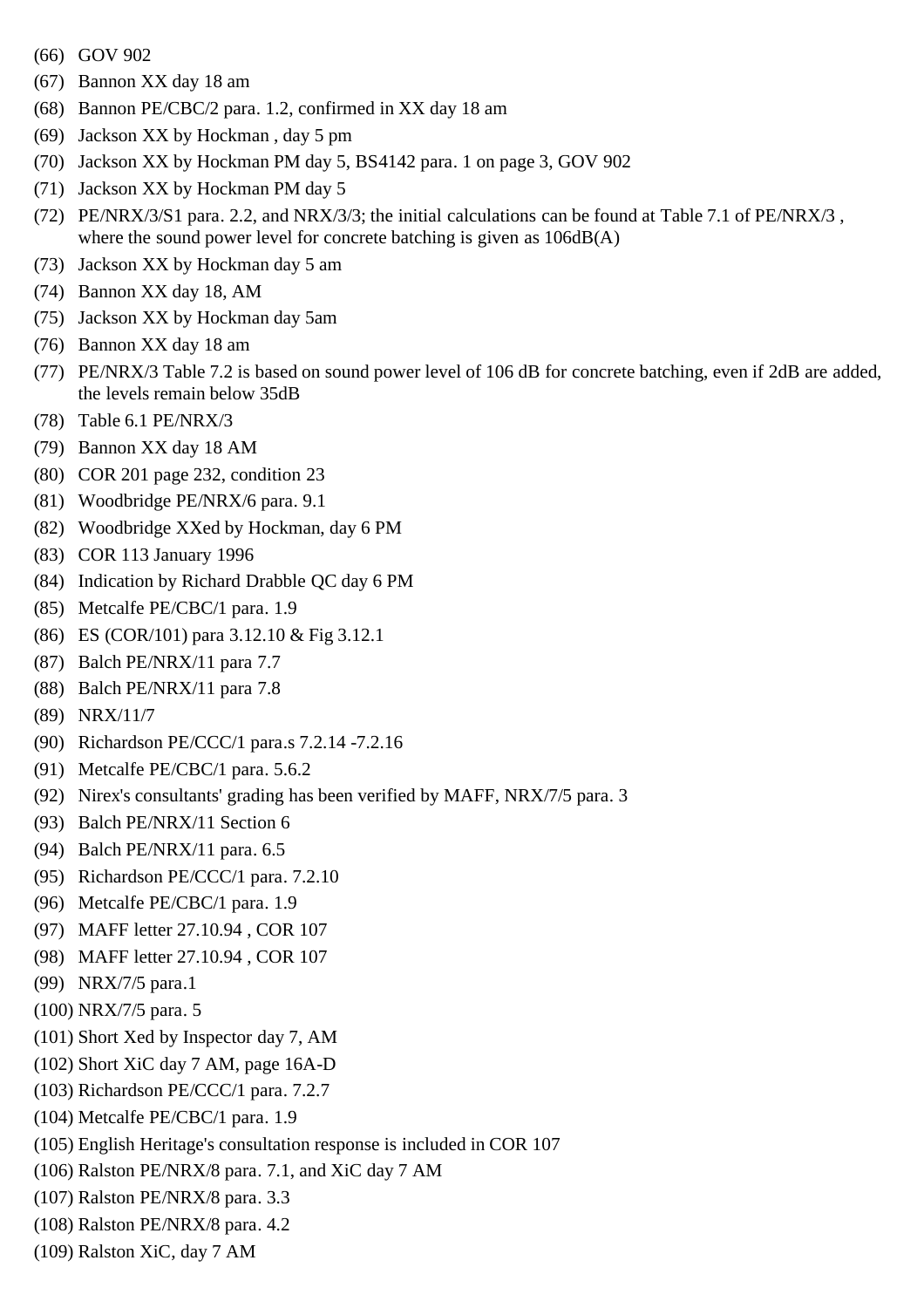(66) GOV 902

(67) Bannon XX day 18 am

(68) Bannon PE/CBC/2 para. 1.2, confirmed in XX day 18 am

(69) Jackson XX by Hockman , day 5 pm

(70) Jackson XX by Hockman PM day 5, BS4142 para. 1 on page 3, GOV 902

(71) Jackson XX by Hockman PM day 5

(72) PE/NRX/3/S1 para. 2.2, and NRX/3/3; the initial calculations can be found at Table 7.1 of PE/NRX/3 , where the sound power level for concrete batching is given as 106dB(A)

(73) Jackson XX by Hockman day 5 am

(74) Bannon XX day 18, AM

(75) Jackson XX by Hockman day 5am

(76) Bannon XX day 18 am

(77) PE/NRX/3 Table 7.2 is based on sound power level of 106 dB for concrete batching, even if 2dB are added, the levels remain below 35dB

(78) Table 6.1 PE/NRX/3

(79) Bannon XX day 18 AM

(80) COR 201 page 232, condition 23

(81) Woodbridge PE/NRX/6 para. 9.1

(82) Woodbridge XXed by Hockman, day 6 PM

(83) COR 113 January 1996

(84) Indication by Richard Drabble QC day 6 PM

(85) Metcalfe PE/CBC/1 para. 1.9

(86) ES (COR/101) para 3.12.10 & Fig 3.12.1

(87) Balch PE/NRX/11 para 7.7

(88) Balch PE/NRX/11 para 7.8

(89) NRX/11/7

(90) Richardson PE/CCC/1 para.s 7.2.14 -7.2.16

(91) Metcalfe PE/CBC/1 para. 5.6.2

(92) Nirex's consultants' grading has been verified by MAFF, NRX/7/5 para. 3

(93) Balch PE/NRX/11 Section 6

(94) Balch PE/NRX/11 para. 6.5

(95) Richardson PE/CCC/1 para. 7.2.10

(96) Metcalfe PE/CBC/1 para. 1.9

(97) MAFF letter 27.10.94 , COR 107

(98) MAFF letter 27.10.94 , COR 107

(99) NRX/7/5 para.1

(100) NRX/7/5 para. 5

(101) Short Xed by Inspector day 7, AM

(102) Short XiC day 7 AM, page 16A-D

(103) Richardson PE/CCC/1 para. 7.2.7

(104) Metcalfe PE/CBC/1 para. 1.9

(105) English Heritage's consultation response is included in COR 107

(106) Ralston PE/NRX/8 para. 7.1, and XiC day 7 AM

(107) Ralston PE/NRX/8 para. 3.3

(108) Ralston PE/NRX/8 para. 4.2

(109) Ralston XiC, day 7 AM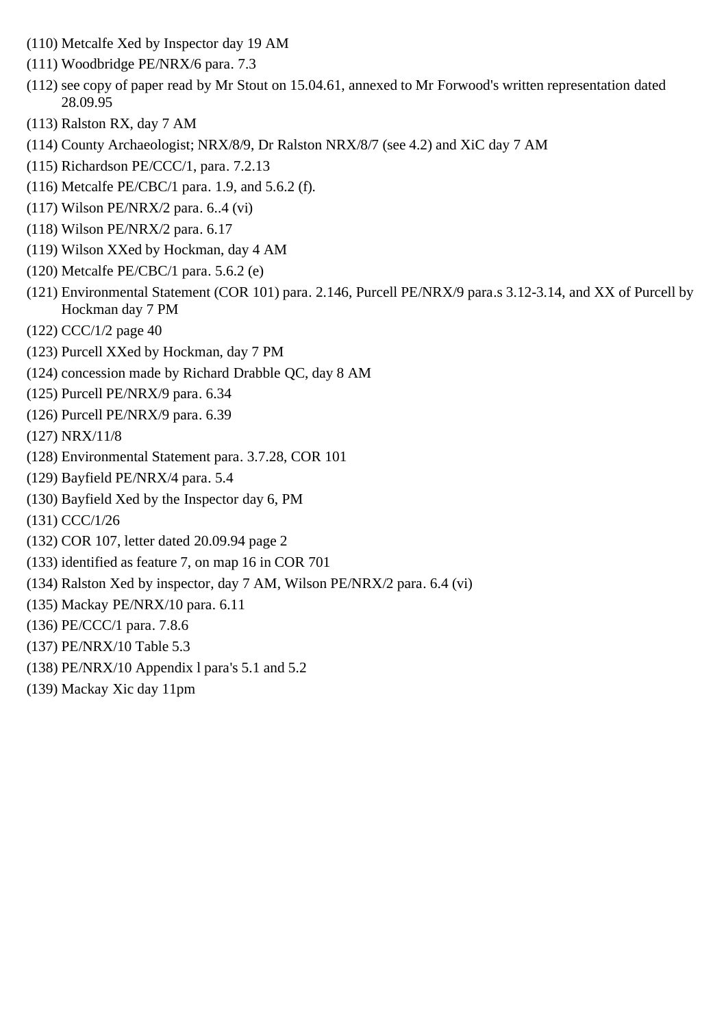(110) Metcalfe Xed by Inspector day 19 AM

(111) Woodbridge PE/NRX/6 para. 7.3

(112) see copy of paper read by Mr Stout on 15.04.61, annexed to Mr Forwood's written representation dated 28.09.95

(113) Ralston RX, day 7 AM

(114) County Archaeologist; NRX/8/9, Dr Ralston NRX/8/7 (see 4.2) and XiC day 7 AM

(115) Richardson PE/CCC/1, para. 7.2.13

(116) Metcalfe PE/CBC/1 para. 1.9, and 5.6.2 (f).

(117) Wilson PE/NRX/2 para. 6..4 (vi)

(118) Wilson PE/NRX/2 para. 6.17

(119) Wilson XXed by Hockman, day 4 AM

(120) Metcalfe PE/CBC/1 para. 5.6.2 (e)

(121) Environmental Statement (COR 101) para. 2.146, Purcell PE/NRX/9 para.s 3.12-3.14, and XX of Purcell by Hockman day 7 PM

(122) CCC/1/2 page 40

(123) Purcell XXed by Hockman, day 7 PM

(124) concession made by Richard Drabble QC, day 8 AM

(125) Purcell PE/NRX/9 para. 6.34

(126) Purcell PE/NRX/9 para. 6.39

(127) NRX/11/8

(128) Environmental Statement para. 3.7.28, COR 101

(129) Bayfield PE/NRX/4 para. 5.4

(130) Bayfield Xed by the Inspector day 6, PM

(131) CCC/1/26

(132) COR 107, letter dated 20.09.94 page 2

(133) identified as feature 7, on map 16 in COR 701

(134) Ralston Xed by inspector, day 7 AM, Wilson PE/NRX/2 para. 6.4 (vi)

(135) Mackay PE/NRX/10 para. 6.11

(136) PE/CCC/1 para. 7.8.6

(137) PE/NRX/10 Table 5.3

(138) PE/NRX/10 Appendix l para's 5.1 and 5.2

(139) Mackay Xic day 11pm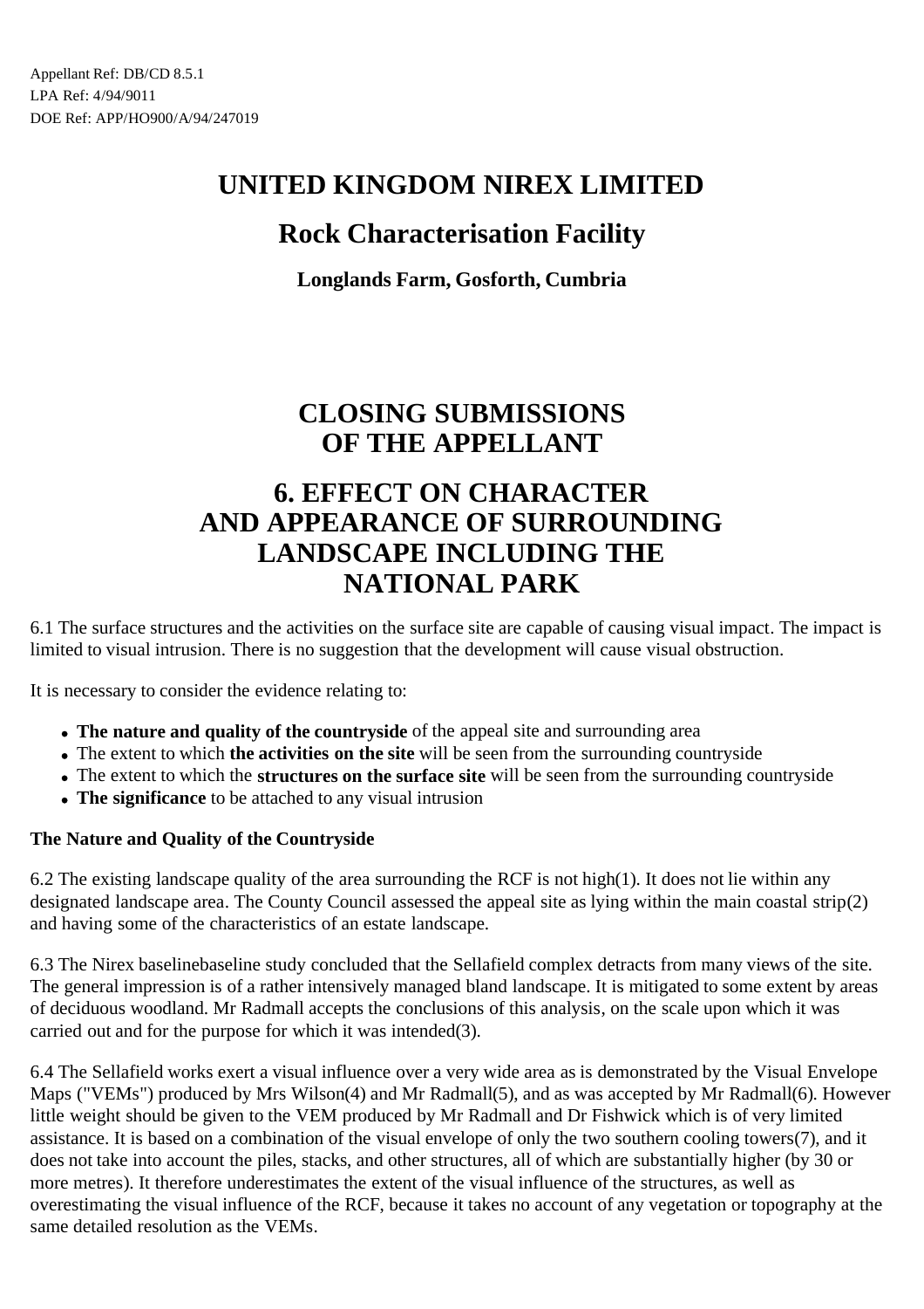Appellant Ref: DB/CD 8.5.1
LPA Ref: 4/94/9011
DOE Ref: APP/HO900/A/94/247019

# UNITED KINGDOM NIREX LIMITED

## Rock Characterisation Facility

### Longlands Farm, Gosforth, Cumbria

# CLOSING SUBMISSIONS OF THE APPELLANT

# 6. EFFECT ON CHARACTER AND APPEARANCE OF SURROUNDING LANDSCAPE INCLUDING THE NATIONAL PARK

6.1 The surface structures and the activities on the surface site are capable of causing visual impact. The impact is limited to visual intrusion. There is no suggestion that the development will cause visual obstruction.

It is necessary to consider the evidence relating to:

- **The nature and quality of the countryside** of the appeal site and surrounding area
- The extent to which **the activities on the site** will be seen from the surrounding countryside
- The extent to which the **structures on the surface site** will be seen from the surrounding countryside
- **The significance** to be attached to any visual intrusion

**The Nature and Quality of the Countryside**

6.2 The existing landscape quality of the area surrounding the RCF is not high(1). It does not lie within any designated landscape area. The County Council assessed the appeal site as lying within the main coastal strip(2) and having some of the characteristics of an estate landscape.

6.3 The Nirex baselinebaseline study concluded that the Sellafield complex detracts from many views of the site. The general impression is of a rather intensively managed bland landscape. It is mitigated to some extent by areas of deciduous woodland. Mr Radmall accepts the conclusions of this analysis, on the scale upon which it was carried out and for the purpose for which it was intended(3).

6.4 The Sellafield works exert a visual influence over a very wide area as is demonstrated by the Visual Envelope Maps ("VEMs") produced by Mrs Wilson(4) and Mr Radmall(5), and as was accepted by Mr Radmall(6). However little weight should be given to the VEM produced by Mr Radmall and Dr Fishwick which is of very limited assistance. It is based on a combination of the visual envelope of only the two southern cooling towers(7), and it does not take into account the piles, stacks, and other structures, all of which are substantially higher (by 30 or more metres). It therefore underestimates the extent of the visual influence of the structures, as well as overestimating the visual influence of the RCF, because it takes no account of any vegetation or topography at the same detailed resolution as the VEMs.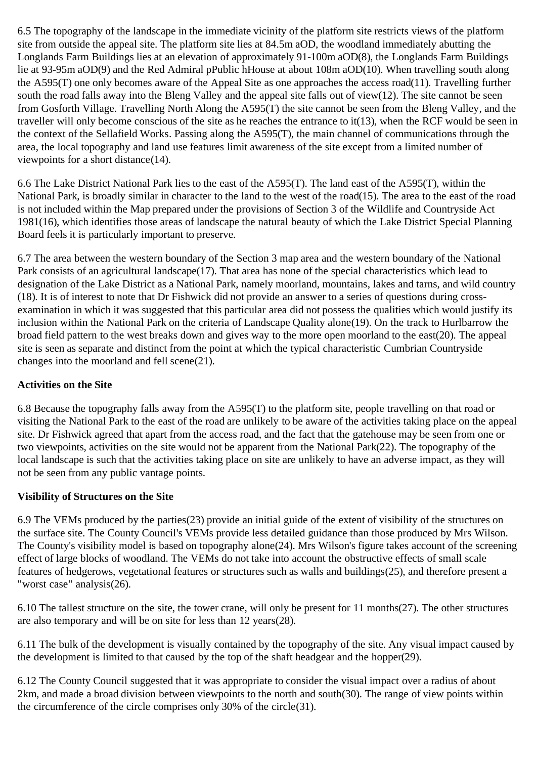6.5 The topography of the landscape in the immediate vicinity of the platform site restricts views of the platform site from outside the appeal site. The platform site lies at 84.5m aOD, the woodland immediately abutting the Longlands Farm Buildings lies at an elevation of approximately 91-100m aOD(8), the Longlands Farm Buildings lie at 93-95m aOD(9) and the Red Admiral pPublic hHouse at about 108m aOD(10). When travelling south along the A595(T) one only becomes aware of the Appeal Site as one approaches the access road(11). Travelling further south the road falls away into the Bleng Valley and the appeal site falls out of view(12). The site cannot be seen from Gosforth Village. Travelling North Along the A595(T) the site cannot be seen from the Bleng Valley, and the traveller will only become conscious of the site as he reaches the entrance to it(13), when the RCF would be seen in the context of the Sellafield Works. Passing along the A595(T), the main channel of communications through the area, the local topography and land use features limit awareness of the site except from a limited number of viewpoints for a short distance(14).

6.6 The Lake District National Park lies to the east of the A595(T). The land east of the A595(T), within the National Park, is broadly similar in character to the land to the west of the road(15). The area to the east of the road is not included within the Map prepared under the provisions of Section 3 of the Wildlife and Countryside Act 1981(16), which identifies those areas of landscape the natural beauty of which the Lake District Special Planning Board feels it is particularly important to preserve.

6.7 The area between the western boundary of the Section 3 map area and the western boundary of the National Park consists of an agricultural landscape(17). That area has none of the special characteristics which lead to designation of the Lake District as a National Park, namely moorland, mountains, lakes and tarns, and wild country (18). It is of interest to note that Dr Fishwick did not provide an answer to a series of questions during cross-examination in which it was suggested that this particular area did not possess the qualities which would justify its inclusion within the National Park on the criteria of Landscape Quality alone(19). On the track to Hurlbarrow the broad field pattern to the west breaks down and gives way to the more open moorland to the east(20). The appeal site is seen as separate and distinct from the point at which the typical characteristic Cumbrian Countryside changes into the moorland and fell scene(21).

**Activities on the Site**

6.8 Because the topography falls away from the A595(T) to the platform site, people travelling on that road or visiting the National Park to the east of the road are unlikely to be aware of the activities taking place on the appeal site. Dr Fishwick agreed that apart from the access road, and the fact that the gatehouse may be seen from one or two viewpoints, activities on the site would not be apparent from the National Park(22). The topography of the local landscape is such that the activities taking place on site are unlikely to have an adverse impact, as they will not be seen from any public vantage points.

**Visibility of Structures on the Site**

6.9 The VEMs produced by the parties(23) provide an initial guide of the extent of visibility of the structures on the surface site. The County Council's VEMs provide less detailed guidance than those produced by Mrs Wilson. The County's visibility model is based on topography alone(24). Mrs Wilson's figure takes account of the screening effect of large blocks of woodland. The VEMs do not take into account the obstructive effects of small scale features of hedgerows, vegetational features or structures such as walls and buildings(25), and therefore present a "worst case" analysis(26).

6.10 The tallest structure on the site, the tower crane, will only be present for 11 months(27). The other structures are also temporary and will be on site for less than 12 years(28).

6.11 The bulk of the development is visually contained by the topography of the site. Any visual impact caused by the development is limited to that caused by the top of the shaft headgear and the hopper(29).

6.12 The County Council suggested that it was appropriate to consider the visual impact over a radius of about 2km, and made a broad division between viewpoints to the north and south(30). The range of view points within the circumference of the circle comprises only 30% of the circle(31).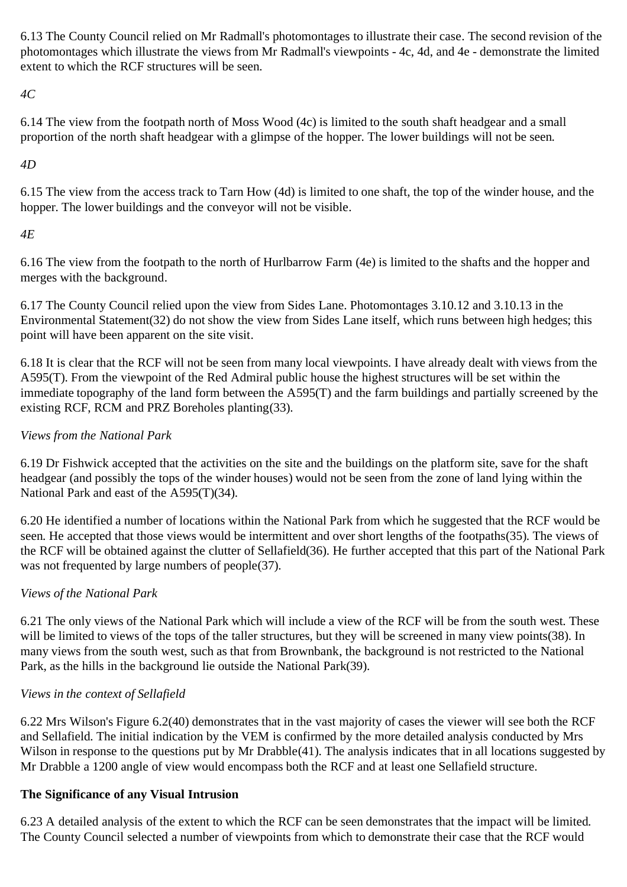6.13 The County Council relied on Mr Radmall's photomontages to illustrate their case. The second revision of the photomontages which illustrate the views from Mr Radmall's viewpoints - 4c, 4d, and 4e - demonstrate the limited extent to which the RCF structures will be seen.

*4C*

6.14 The view from the footpath north of Moss Wood (4c) is limited to the south shaft headgear and a small proportion of the north shaft headgear with a glimpse of the hopper. The lower buildings will not be seen.

*4D*

6.15 The view from the access track to Tarn How (4d) is limited to one shaft, the top of the winder house, and the hopper. The lower buildings and the conveyor will not be visible.

*4E*

6.16 The view from the footpath to the north of Hurlbarrow Farm (4e) is limited to the shafts and the hopper and merges with the background.

6.17 The County Council relied upon the view from Sides Lane. Photomontages 3.10.12 and 3.10.13 in the Environmental Statement(32) do not show the view from Sides Lane itself, which runs between high hedges; this point will have been apparent on the site visit.

6.18 It is clear that the RCF will not be seen from many local viewpoints. I have already dealt with views from the A595(T). From the viewpoint of the Red Admiral public house the highest structures will be set within the immediate topography of the land form between the A595(T) and the farm buildings and partially screened by the existing RCF, RCM and PRZ Boreholes planting(33).

*Views from the National Park*

6.19 Dr Fishwick accepted that the activities on the site and the buildings on the platform site, save for the shaft headgear (and possibly the tops of the winder houses) would not be seen from the zone of land lying within the National Park and east of the A595(T)(34).

6.20 He identified a number of locations within the National Park from which he suggested that the RCF would be seen. He accepted that those views would be intermittent and over short lengths of the footpaths(35). The views of the RCF will be obtained against the clutter of Sellafield(36). He further accepted that this part of the National Park was not frequented by large numbers of people(37).

*Views of the National Park*

6.21 The only views of the National Park which will include a view of the RCF will be from the south west. These will be limited to views of the tops of the taller structures, but they will be screened in many view points(38). In many views from the south west, such as that from Brownbank, the background is not restricted to the National Park, as the hills in the background lie outside the National Park(39).

*Views in the context of Sellafield*

6.22 Mrs Wilson's Figure 6.2(40) demonstrates that in the vast majority of cases the viewer will see both the RCF and Sellafield. The initial indication by the VEM is confirmed by the more detailed analysis conducted by Mrs Wilson in response to the questions put by Mr Drabble(41). The analysis indicates that in all locations suggested by Mr Drabble a 1200 angle of view would encompass both the RCF and at least one Sellafield structure.

**The Significance of any Visual Intrusion**

6.23 A detailed analysis of the extent to which the RCF can be seen demonstrates that the impact will be limited. The County Council selected a number of viewpoints from which to demonstrate their case that the RCF would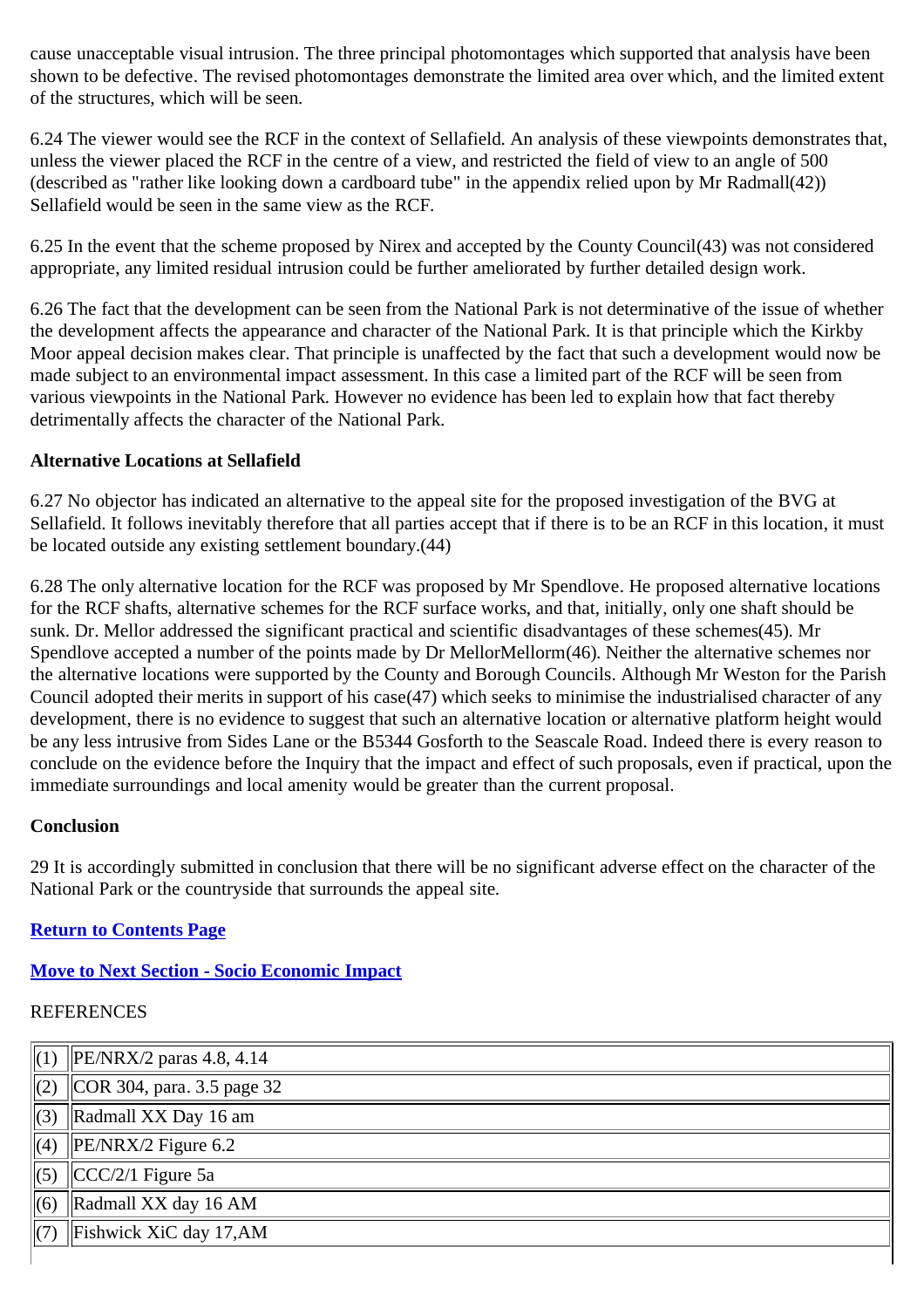cause unacceptable visual intrusion. The three principal photomontages which supported that analysis have been shown to be defective. The revised photomontages demonstrate the limited area over which, and the limited extent of the structures, which will be seen.

6.24 The viewer would see the RCF in the context of Sellafield. An analysis of these viewpoints demonstrates that, unless the viewer placed the RCF in the centre of a view, and restricted the field of view to an angle of 500 (described as "rather like looking down a cardboard tube" in the appendix relied upon by Mr Radmall(42)) Sellafield would be seen in the same view as the RCF.

6.25 In the event that the scheme proposed by Nirex and accepted by the County Council(43) was not considered appropriate, any limited residual intrusion could be further ameliorated by further detailed design work.

6.26 The fact that the development can be seen from the National Park is not determinative of the issue of whether the development affects the appearance and character of the National Park. It is that principle which the Kirkby Moor appeal decision makes clear. That principle is unaffected by the fact that such a development would now be made subject to an environmental impact assessment. In this case a limited part of the RCF will be seen from various viewpoints in the National Park. However no evidence has been led to explain how that fact thereby detrimentally affects the character of the National Park.

**Alternative Locations at Sellafield**

6.27 No objector has indicated an alternative to the appeal site for the proposed investigation of the BVG at Sellafield. It follows inevitably therefore that all parties accept that if there is to be an RCF in this location, it must be located outside any existing settlement boundary.(44)

6.28 The only alternative location for the RCF was proposed by Mr Spendlove. He proposed alternative locations for the RCF shafts, alternative schemes for the RCF surface works, and that, initially, only one shaft should be sunk. Dr. Mellor addressed the significant practical and scientific disadvantages of these schemes(45). Mr Spendlove accepted a number of the points made by Dr MellorMellorm(46). Neither the alternative schemes nor the alternative locations were supported by the County and Borough Councils. Although Mr Weston for the Parish Council adopted their merits in support of his case(47) which seeks to minimise the industrialised character of any development, there is no evidence to suggest that such an alternative location or alternative platform height would be any less intrusive from Sides Lane or the B5344 Gosforth to the Seascale Road. Indeed there is every reason to conclude on the evidence before the Inquiry that the impact and effect of such proposals, even if practical, upon the immediate surroundings and local amenity would be greater than the current proposal.

**Conclusion**

29 It is accordingly submitted in conclusion that there will be no significant adverse effect on the character of the National Park or the countryside that surrounds the appeal site.

**Return to Contents Page**

**Move to Next Section - Socio Economic Impact**

REFERENCES

| | |
|---|---|
| (1) | PE/NRX/2 paras 4.8, 4.14 |
| (2) | COR 304, para. 3.5 page 32 |
| (3) | Radmall XX Day 16 am |
| (4) | PE/NRX/2 Figure 6.2 |
| (5) | CCC/2/1 Figure 5a |
| (6) | Radmall XX day 16 AM |
| (7) | Fishwick XiC day 17,AM |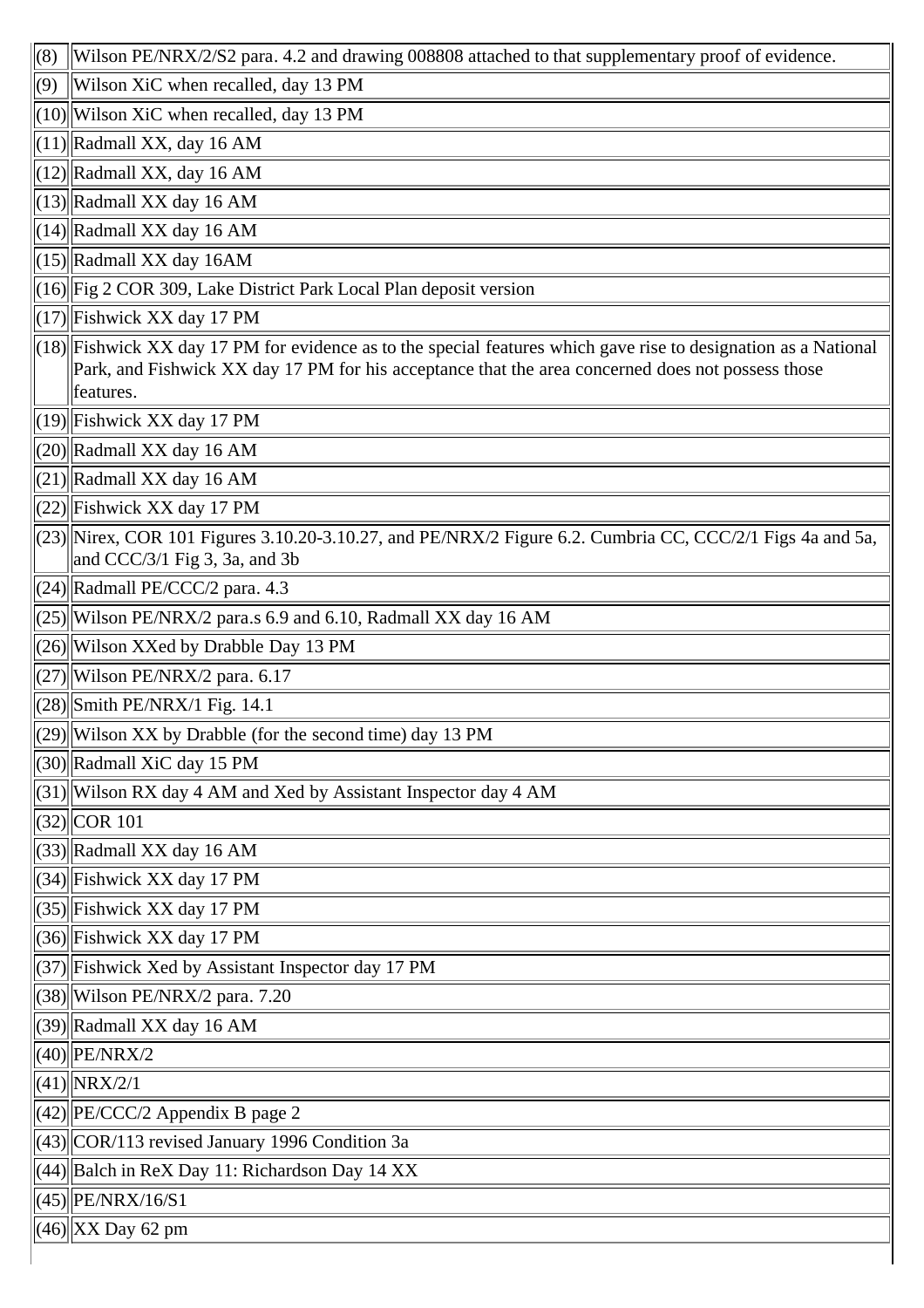| | |
|---|---|
| (8) | Wilson PE/NRX/2/S2 para. 4.2 and drawing 008808 attached to that supplementary proof of evidence. |
| (9) | Wilson XiC when recalled, day 13 PM |
| (10) | Wilson XiC when recalled, day 13 PM |
| (11) | Radmall XX, day 16 AM |
| (12) | Radmall XX, day 16 AM |
| (13) | Radmall XX day 16 AM |
| (14) | Radmall XX day 16 AM |
| (15) | Radmall XX day 16AM |
| (16) | Fig 2 COR 309, Lake District Park Local Plan deposit version |
| (17) | Fishwick XX day 17 PM |
| (18) | Fishwick XX day 17 PM for evidence as to the special features which gave rise to designation as a National Park, and Fishwick XX day 17 PM for his acceptance that the area concerned does not possess those features. |
| (19) | Fishwick XX day 17 PM |
| (20) | Radmall XX day 16 AM |
| (21) | Radmall XX day 16 AM |
| (22) | Fishwick XX day 17 PM |
| (23) | Nirex, COR 101 Figures 3.10.20-3.10.27, and PE/NRX/2 Figure 6.2. Cumbria CC, CCC/2/1 Figs 4a and 5a, and CCC/3/1 Fig 3, 3a, and 3b |
| (24) | Radmall PE/CCC/2 para. 4.3 |
| (25) | Wilson PE/NRX/2 para.s 6.9 and 6.10, Radmall XX day 16 AM |
| (26) | Wilson XXed by Drabble Day 13 PM |
| (27) | Wilson PE/NRX/2 para. 6.17 |
| (28) | Smith PE/NRX/1 Fig. 14.1 |
| (29) | Wilson XX by Drabble (for the second time) day 13 PM |
| (30) | Radmall XiC day 15 PM |
| (31) | Wilson RX day 4 AM and Xed by Assistant Inspector day 4 AM |
| (32) | COR 101 |
| (33) | Radmall XX day 16 AM |
| (34) | Fishwick XX day 17 PM |
| (35) | Fishwick XX day 17 PM |
| (36) | Fishwick XX day 17 PM |
| (37) | Fishwick Xed by Assistant Inspector day 17 PM |
| (38) | Wilson PE/NRX/2 para. 7.20 |
| (39) | Radmall XX day 16 AM |
| (40) | PE/NRX/2 |
| (41) | NRX/2/1 |
| (42) | PE/CCC/2 Appendix B page 2 |
| (43) | COR/113 revised January 1996 Condition 3a |
| (44) | Balch in ReX Day 11: Richardson Day 14 XX |
| (45) | PE/NRX/16/S1 |
| (46) | XX Day 62 pm |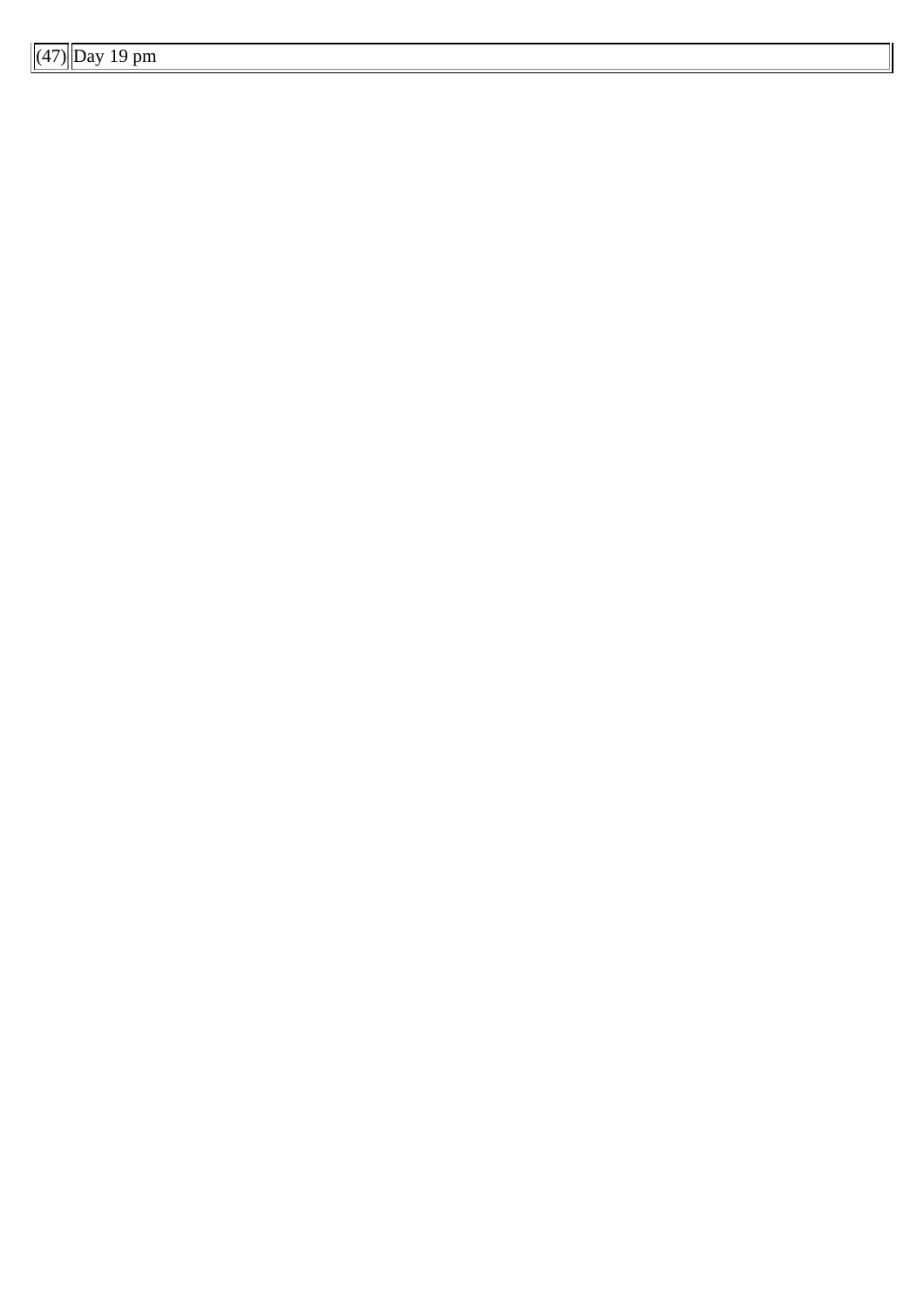| | |
|---|---|
| (47) | Day 19 pm |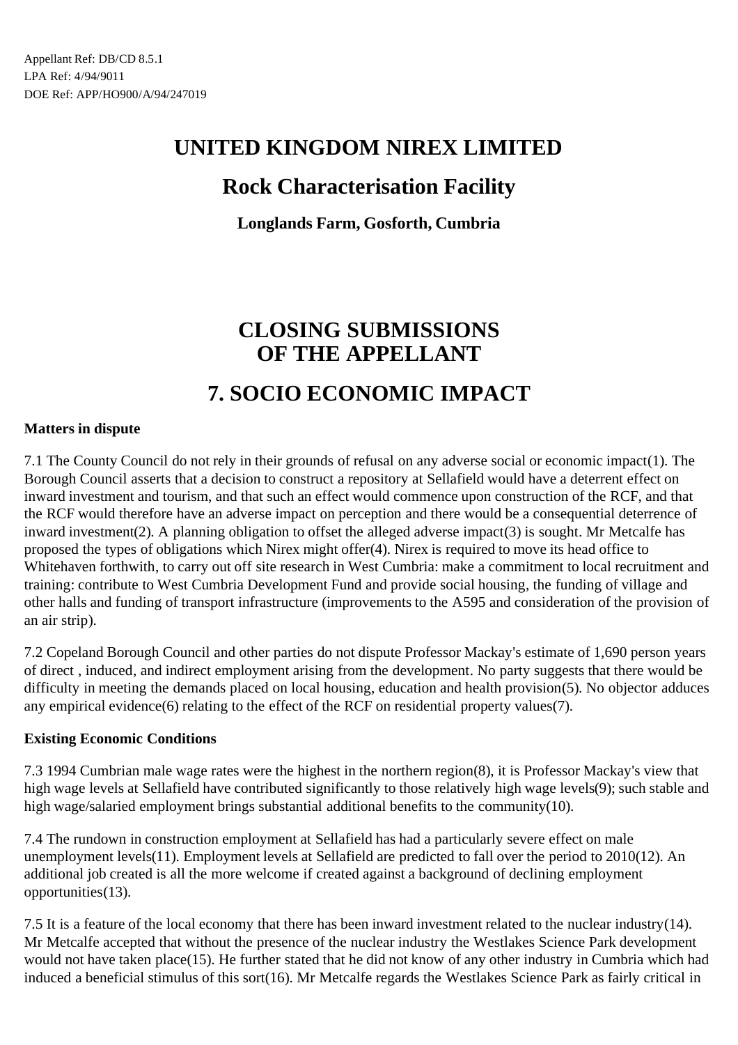Appellant Ref: DB/CD 8.5.1
LPA Ref: 4/94/9011
DOE Ref: APP/HO900/A/94/247019

# UNITED KINGDOM NIREX LIMITED

## Rock Characterisation Facility

**Longlands Farm, Gosforth, Cumbria**

# CLOSING SUBMISSIONS OF THE APPELLANT

# 7. SOCIO ECONOMIC IMPACT

**Matters in dispute**

7.1 The County Council do not rely in their grounds of refusal on any adverse social or economic impact(1). The Borough Council asserts that a decision to construct a repository at Sellafield would have a deterrent effect on inward investment and tourism, and that such an effect would commence upon construction of the RCF, and that the RCF would therefore have an adverse impact on perception and there would be a consequential deterrence of inward investment(2). A planning obligation to offset the alleged adverse impact(3) is sought. Mr Metcalfe has proposed the types of obligations which Nirex might offer(4). Nirex is required to move its head office to Whitehaven forthwith, to carry out off site research in West Cumbria: make a commitment to local recruitment and training: contribute to West Cumbria Development Fund and provide social housing, the funding of village and other halls and funding of transport infrastructure (improvements to the A595 and consideration of the provision of an air strip).

7.2 Copeland Borough Council and other parties do not dispute Professor Mackay's estimate of 1,690 person years of direct , induced, and indirect employment arising from the development. No party suggests that there would be difficulty in meeting the demands placed on local housing, education and health provision(5). No objector adduces any empirical evidence(6) relating to the effect of the RCF on residential property values(7).

**Existing Economic Conditions**

7.3 1994 Cumbrian male wage rates were the highest in the northern region(8), it is Professor Mackay's view that high wage levels at Sellafield have contributed significantly to those relatively high wage levels(9); such stable and high wage/salaried employment brings substantial additional benefits to the community(10).

7.4 The rundown in construction employment at Sellafield has had a particularly severe effect on male unemployment levels(11). Employment levels at Sellafield are predicted to fall over the period to 2010(12). An additional job created is all the more welcome if created against a background of declining employment opportunities(13).

7.5 It is a feature of the local economy that there has been inward investment related to the nuclear industry(14). Mr Metcalfe accepted that without the presence of the nuclear industry the Westlakes Science Park development would not have taken place(15). He further stated that he did not know of any other industry in Cumbria which had induced a beneficial stimulus of this sort(16). Mr Metcalfe regards the Westlakes Science Park as fairly critical in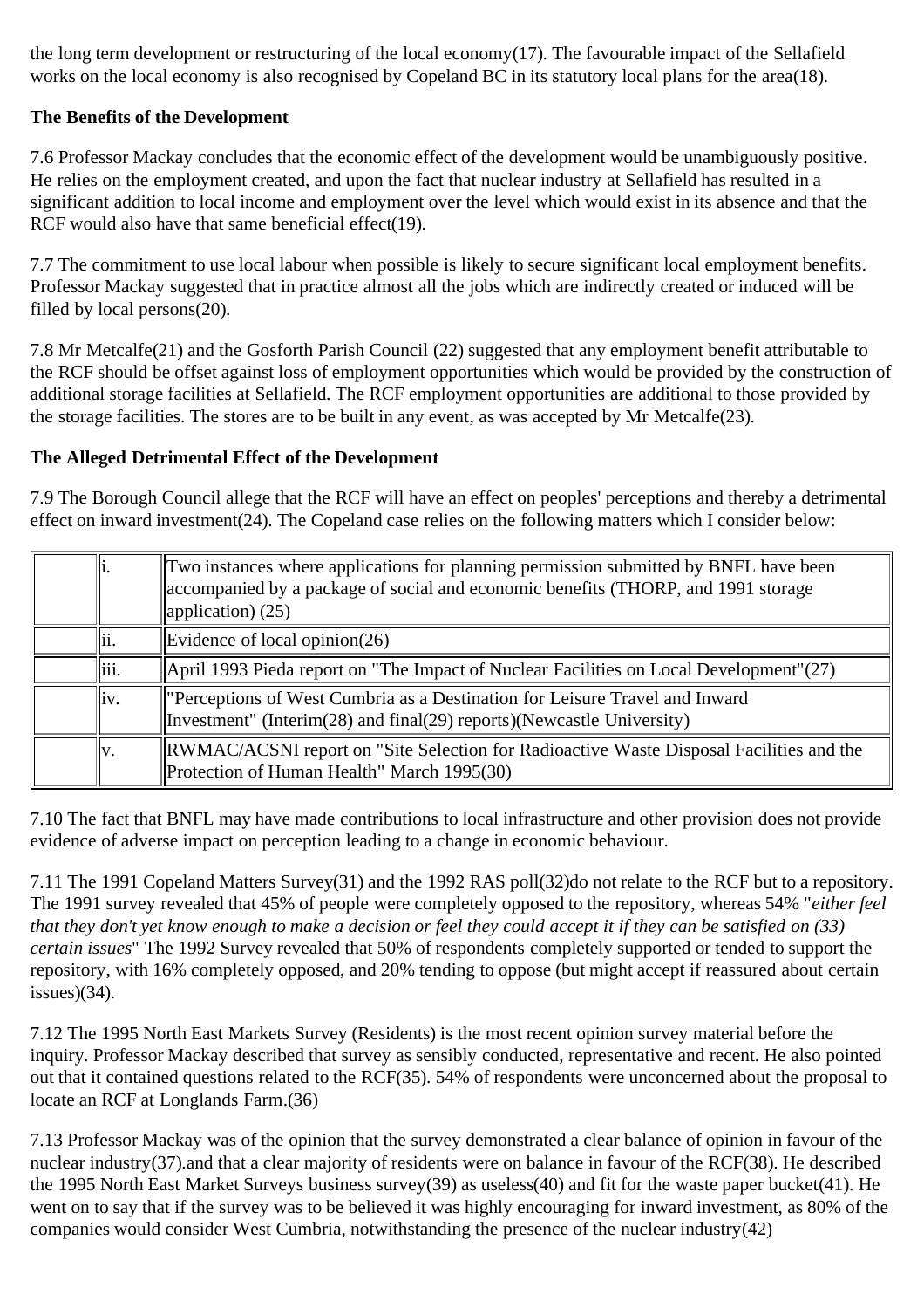the long term development or restructuring of the local economy(17). The favourable impact of the Sellafield works on the local economy is also recognised by Copeland BC in its statutory local plans for the area(18).

**The Benefits of the Development**

7.6 Professor Mackay concludes that the economic effect of the development would be unambiguously positive. He relies on the employment created, and upon the fact that nuclear industry at Sellafield has resulted in a significant addition to local income and employment over the level which would exist in its absence and that the RCF would also have that same beneficial effect(19).

7.7 The commitment to use local labour when possible is likely to secure significant local employment benefits. Professor Mackay suggested that in practice almost all the jobs which are indirectly created or induced will be filled by local persons(20).

7.8 Mr Metcalfe(21) and the Gosforth Parish Council (22) suggested that any employment benefit attributable to the RCF should be offset against loss of employment opportunities which would be provided by the construction of additional storage facilities at Sellafield. The RCF employment opportunities are additional to those provided by the storage facilities. The stores are to be built in any event, as was accepted by Mr Metcalfe(23).

**The Alleged Detrimental Effect of the Development**

7.9 The Borough Council allege that the RCF will have an effect on peoples' perceptions and thereby a detrimental effect on inward investment(24). The Copeland case relies on the following matters which I consider below:

| | | |
|---|---|---|
| | i. | Two instances where applications for planning permission submitted by BNFL have been accompanied by a package of social and economic benefits (THORP, and 1991 storage application) (25) |
| | ii. | Evidence of local opinion(26) |
| | iii. | April 1993 Pieda report on "The Impact of Nuclear Facilities on Local Development"(27) |
| | iv. | "Perceptions of West Cumbria as a Destination for Leisure Travel and Inward Investment" (Interim(28) and final(29) reports)(Newcastle University) |
| | v. | RWMAC/ACSNI report on "Site Selection for Radioactive Waste Disposal Facilities and the Protection of Human Health" March 1995(30) |

7.10 The fact that BNFL may have made contributions to local infrastructure and other provision does not provide evidence of adverse impact on perception leading to a change in economic behaviour.

7.11 The 1991 Copeland Matters Survey(31) and the 1992 RAS poll(32)do not relate to the RCF but to a repository. The 1991 survey revealed that 45% of people were completely opposed to the repository, whereas 54% "*either feel that they don't yet know enough to make a decision or feel they could accept it if they can be satisfied on (33) certain issues*" The 1992 Survey revealed that 50% of respondents completely supported or tended to support the repository, with 16% completely opposed, and 20% tending to oppose (but might accept if reassured about certain issues)(34).

7.12 The 1995 North East Markets Survey (Residents) is the most recent opinion survey material before the inquiry. Professor Mackay described that survey as sensibly conducted, representative and recent. He also pointed out that it contained questions related to the RCF(35). 54% of respondents were unconcerned about the proposal to locate an RCF at Longlands Farm.(36)

7.13 Professor Mackay was of the opinion that the survey demonstrated a clear balance of opinion in favour of the nuclear industry(37).and that a clear majority of residents were on balance in favour of the RCF(38). He described the 1995 North East Market Surveys business survey(39) as useless(40) and fit for the waste paper bucket(41). He went on to say that if the survey was to be believed it was highly encouraging for inward investment, as 80% of the companies would consider West Cumbria, notwithstanding the presence of the nuclear industry(42)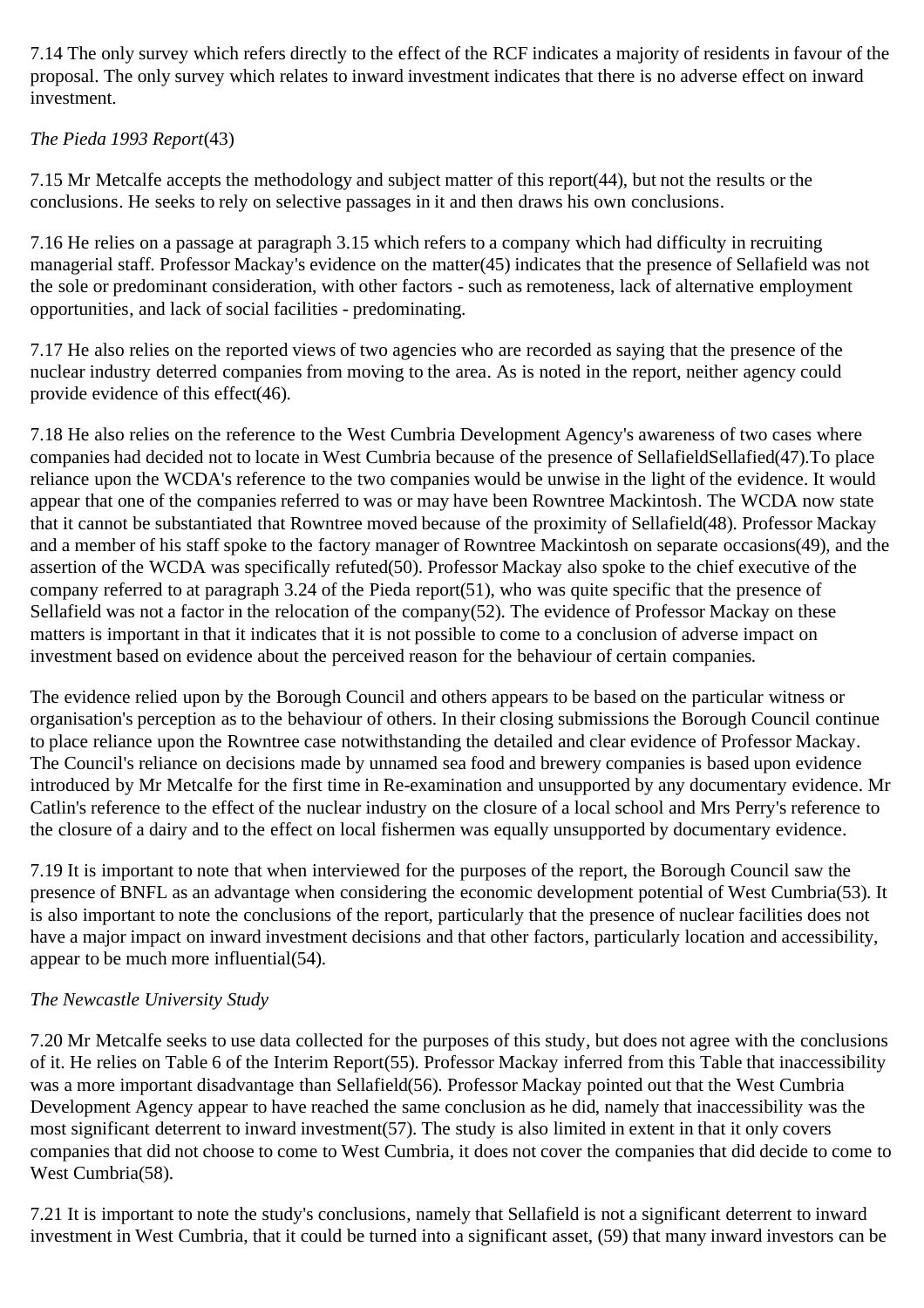7.14 The only survey which refers directly to the effect of the RCF indicates a majority of residents in favour of the proposal. The only survey which relates to inward investment indicates that there is no adverse effect on inward investment.

*The Pieda 1993 Report*(43)

7.15 Mr Metcalfe accepts the methodology and subject matter of this report(44), but not the results or the conclusions. He seeks to rely on selective passages in it and then draws his own conclusions.

7.16 He relies on a passage at paragraph 3.15 which refers to a company which had difficulty in recruiting managerial staff. Professor Mackay's evidence on the matter(45) indicates that the presence of Sellafield was not the sole or predominant consideration, with other factors - such as remoteness, lack of alternative employment opportunities, and lack of social facilities - predominating.

7.17 He also relies on the reported views of two agencies who are recorded as saying that the presence of the nuclear industry deterred companies from moving to the area. As is noted in the report, neither agency could provide evidence of this effect(46).

7.18 He also relies on the reference to the West Cumbria Development Agency's awareness of two cases where companies had decided not to locate in West Cumbria because of the presence of SellafieldSellafied(47).To place reliance upon the WCDA's reference to the two companies would be unwise in the light of the evidence. It would appear that one of the companies referred to was or may have been Rowntree Mackintosh. The WCDA now state that it cannot be substantiated that Rowntree moved because of the proximity of Sellafield(48). Professor Mackay and a member of his staff spoke to the factory manager of Rowntree Mackintosh on separate occasions(49), and the assertion of the WCDA was specifically refuted(50). Professor Mackay also spoke to the chief executive of the company referred to at paragraph 3.24 of the Pieda report(51), who was quite specific that the presence of Sellafield was not a factor in the relocation of the company(52). The evidence of Professor Mackay on these matters is important in that it indicates that it is not possible to come to a conclusion of adverse impact on investment based on evidence about the perceived reason for the behaviour of certain companies.

The evidence relied upon by the Borough Council and others appears to be based on the particular witness or organisation's perception as to the behaviour of others. In their closing submissions the Borough Council continue to place reliance upon the Rowntree case notwithstanding the detailed and clear evidence of Professor Mackay. The Council's reliance on decisions made by unnamed sea food and brewery companies is based upon evidence introduced by Mr Metcalfe for the first time in Re-examination and unsupported by any documentary evidence. Mr Catlin's reference to the effect of the nuclear industry on the closure of a local school and Mrs Perry's reference to the closure of a dairy and to the effect on local fishermen was equally unsupported by documentary evidence.

7.19 It is important to note that when interviewed for the purposes of the report, the Borough Council saw the presence of BNFL as an advantage when considering the economic development potential of West Cumbria(53). It is also important to note the conclusions of the report, particularly that the presence of nuclear facilities does not have a major impact on inward investment decisions and that other factors, particularly location and accessibility, appear to be much more influential(54).

*The Newcastle University Study*

7.20 Mr Metcalfe seeks to use data collected for the purposes of this study, but does not agree with the conclusions of it. He relies on Table 6 of the Interim Report(55). Professor Mackay inferred from this Table that inaccessibility was a more important disadvantage than Sellafield(56). Professor Mackay pointed out that the West Cumbria Development Agency appear to have reached the same conclusion as he did, namely that inaccessibility was the most significant deterrent to inward investment(57). The study is also limited in extent in that it only covers companies that did not choose to come to West Cumbria, it does not cover the companies that did decide to come to West Cumbria(58).

7.21 It is important to note the study's conclusions, namely that Sellafield is not a significant deterrent to inward investment in West Cumbria, that it could be turned into a significant asset, (59) that many inward investors can be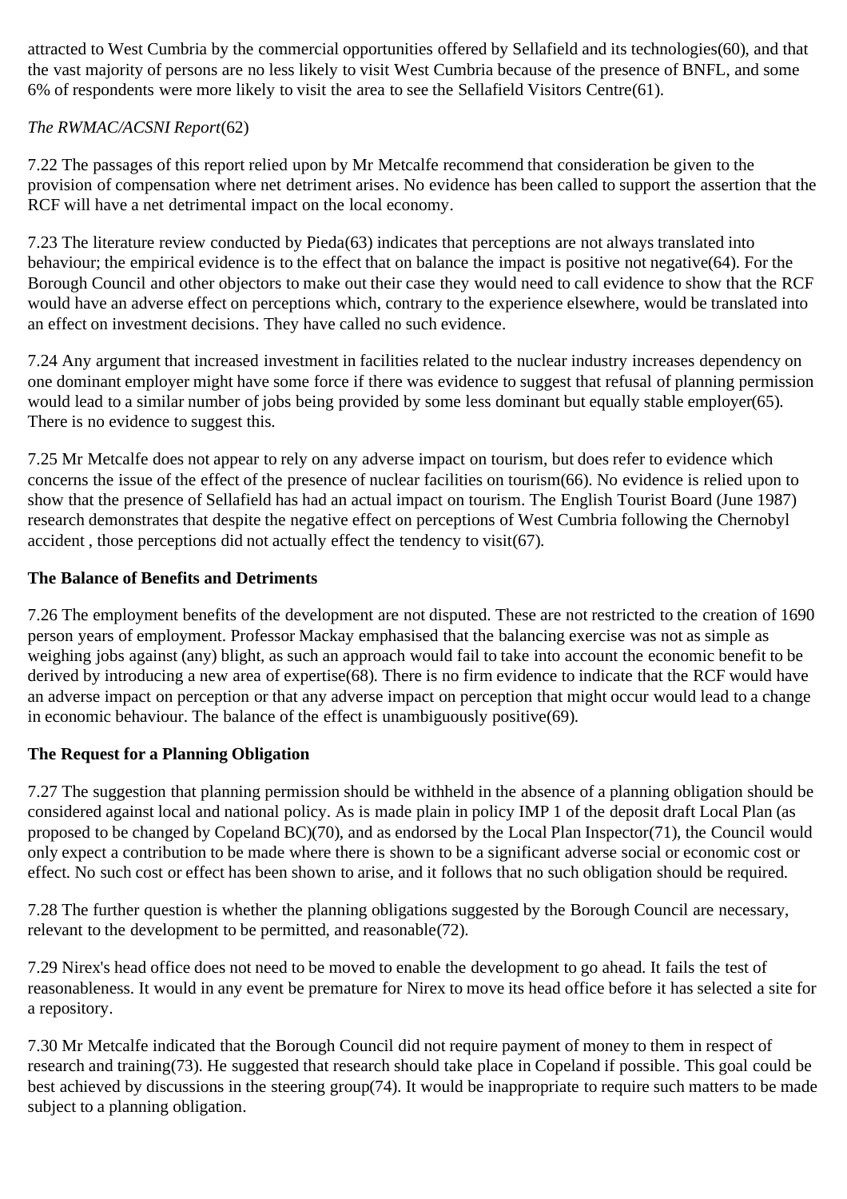attracted to West Cumbria by the commercial opportunities offered by Sellafield and its technologies(60), and that the vast majority of persons are no less likely to visit West Cumbria because of the presence of BNFL, and some 6% of respondents were more likely to visit the area to see the Sellafield Visitors Centre(61).

*The RWMAC/ACSNI Report*(62)

7.22 The passages of this report relied upon by Mr Metcalfe recommend that consideration be given to the provision of compensation where net detriment arises. No evidence has been called to support the assertion that the RCF will have a net detrimental impact on the local economy.

7.23 The literature review conducted by Pieda(63) indicates that perceptions are not always translated into behaviour; the empirical evidence is to the effect that on balance the impact is positive not negative(64). For the Borough Council and other objectors to make out their case they would need to call evidence to show that the RCF would have an adverse effect on perceptions which, contrary to the experience elsewhere, would be translated into an effect on investment decisions. They have called no such evidence.

7.24 Any argument that increased investment in facilities related to the nuclear industry increases dependency on one dominant employer might have some force if there was evidence to suggest that refusal of planning permission would lead to a similar number of jobs being provided by some less dominant but equally stable employer(65). There is no evidence to suggest this.

7.25 Mr Metcalfe does not appear to rely on any adverse impact on tourism, but does refer to evidence which concerns the issue of the effect of the presence of nuclear facilities on tourism(66). No evidence is relied upon to show that the presence of Sellafield has had an actual impact on tourism. The English Tourist Board (June 1987) research demonstrates that despite the negative effect on perceptions of West Cumbria following the Chernobyl accident , those perceptions did not actually effect the tendency to visit(67).

**The Balance of Benefits and Detriments**

7.26 The employment benefits of the development are not disputed. These are not restricted to the creation of 1690 person years of employment. Professor Mackay emphasised that the balancing exercise was not as simple as weighing jobs against (any) blight, as such an approach would fail to take into account the economic benefit to be derived by introducing a new area of expertise(68). There is no firm evidence to indicate that the RCF would have an adverse impact on perception or that any adverse impact on perception that might occur would lead to a change in economic behaviour. The balance of the effect is unambiguously positive(69).

**The Request for a Planning Obligation**

7.27 The suggestion that planning permission should be withheld in the absence of a planning obligation should be considered against local and national policy. As is made plain in policy IMP 1 of the deposit draft Local Plan (as proposed to be changed by Copeland BC)(70), and as endorsed by the Local Plan Inspector(71), the Council would only expect a contribution to be made where there is shown to be a significant adverse social or economic cost or effect. No such cost or effect has been shown to arise, and it follows that no such obligation should be required.

7.28 The further question is whether the planning obligations suggested by the Borough Council are necessary, relevant to the development to be permitted, and reasonable(72).

7.29 Nirex's head office does not need to be moved to enable the development to go ahead. It fails the test of reasonableness. It would in any event be premature for Nirex to move its head office before it has selected a site for a repository.

7.30 Mr Metcalfe indicated that the Borough Council did not require payment of money to them in respect of research and training(73). He suggested that research should take place in Copeland if possible. This goal could be best achieved by discussions in the steering group(74). It would be inappropriate to require such matters to be made subject to a planning obligation.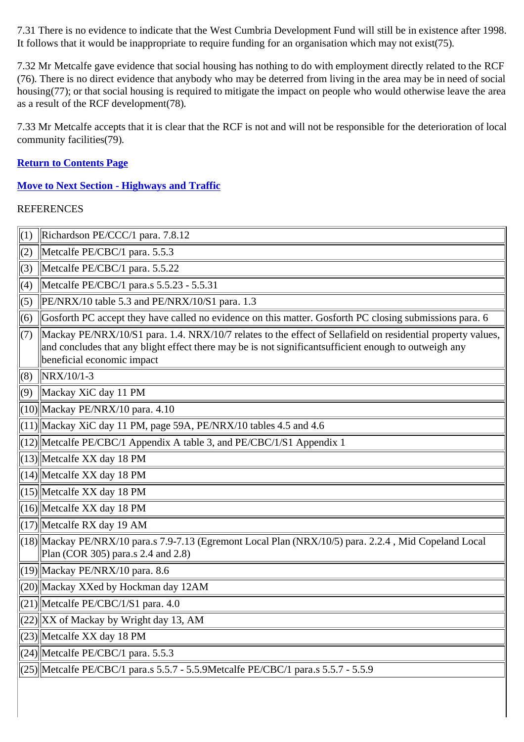7.31 There is no evidence to indicate that the West Cumbria Development Fund will still be in existence after 1998. It follows that it would be inappropriate to require funding for an organisation which may not exist(75).

7.32 Mr Metcalfe gave evidence that social housing has nothing to do with employment directly related to the RCF (76). There is no direct evidence that anybody who may be deterred from living in the area may be in need of social housing(77); or that social housing is required to mitigate the impact on people who would otherwise leave the area as a result of the RCF development(78).

7.33 Mr Metcalfe accepts that it is clear that the RCF is not and will not be responsible for the deterioration of local community facilities(79).

**Return to Contents Page**

**Move to Next Section - Highways and Traffic**

REFERENCES

| | |
|---|---|
| (1) | Richardson PE/CCC/1 para. 7.8.12 |
| (2) | Metcalfe PE/CBC/1 para. 5.5.3 |
| (3) | Metcalfe PE/CBC/1 para. 5.5.22 |
| (4) | Metcalfe PE/CBC/1 para.s 5.5.23 - 5.5.31 |
| (5) | PE/NRX/10 table 5.3 and PE/NRX/10/S1 para. 1.3 |
| (6) | Gosforth PC accept they have called no evidence on this matter. Gosforth PC closing submissions para. 6 |
| (7) | Mackay PE/NRX/10/S1 para. 1.4. NRX/10/7 relates to the effect of Sellafield on residential property values, and concludes that any blight effect there may be is not significantsufficient enough to outweigh any beneficial economic impact |
| (8) | NRX/10/1-3 |
| (9) | Mackay XiC day 11 PM |
| (10) | Mackay PE/NRX/10 para. 4.10 |
| (11) | Mackay XiC day 11 PM, page 59A, PE/NRX/10 tables 4.5 and 4.6 |
| (12) | Metcalfe PE/CBC/1 Appendix A table 3, and PE/CBC/1/S1 Appendix 1 |
| (13) | Metcalfe XX day 18 PM |
| (14) | Metcalfe XX day 18 PM |
| (15) | Metcalfe XX day 18 PM |
| (16) | Metcalfe XX day 18 PM |
| (17) | Metcalfe RX day 19 AM |
| (18) | Mackay PE/NRX/10 para.s 7.9-7.13 (Egremont Local Plan (NRX/10/5) para. 2.2.4 , Mid Copeland Local Plan (COR 305) para.s 2.4 and 2.8) |
| (19) | Mackay PE/NRX/10 para. 8.6 |
| (20) | Mackay XXed by Hockman day 12AM |
| (21) | Metcalfe PE/CBC/1/S1 para. 4.0 |
| (22) | XX of Mackay by Wright day 13, AM |
| (23) | Metcalfe XX day 18 PM |
| (24) | Metcalfe PE/CBC/1 para. 5.5.3 |
| (25) | Metcalfe PE/CBC/1 para.s 5.5.7 - 5.5.9Metcalfe PE/CBC/1 para.s 5.5.7 - 5.5.9 |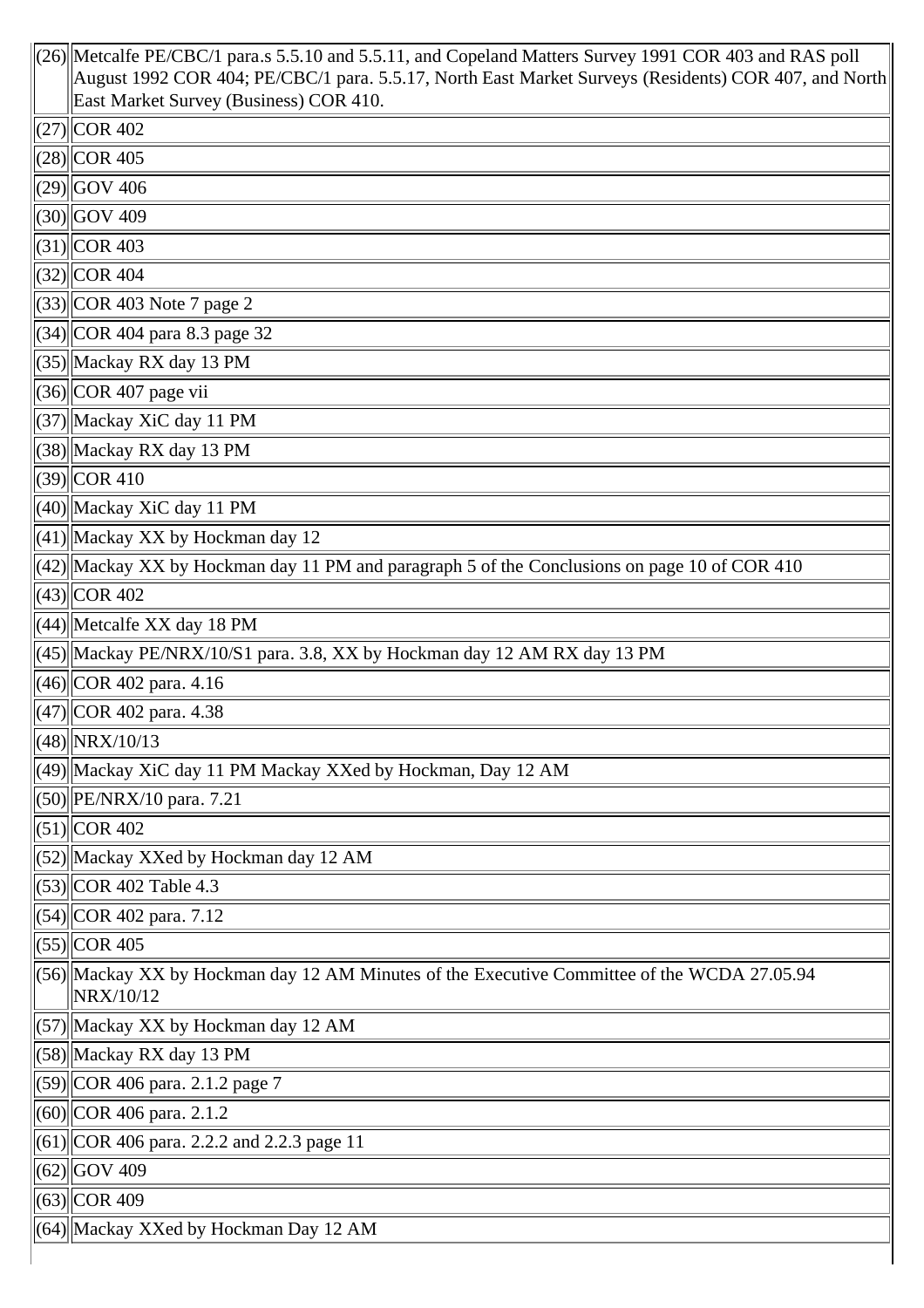| | |
|---|---|
| (26) | Metcalfe PE/CBC/1 para.s 5.5.10 and 5.5.11, and Copeland Matters Survey 1991 COR 403 and RAS poll August 1992 COR 404; PE/CBC/1 para. 5.5.17, North East Market Surveys (Residents) COR 407, and North East Market Survey (Business) COR 410. |
| (27) | COR 402 |
| (28) | COR 405 |
| (29) | GOV 406 |
| (30) | GOV 409 |
| (31) | COR 403 |
| (32) | COR 404 |
| (33) | COR 403 Note 7 page 2 |
| (34) | COR 404 para 8.3 page 32 |
| (35) | Mackay RX day 13 PM |
| (36) | COR 407 page vii |
| (37) | Mackay XiC day 11 PM |
| (38) | Mackay RX day 13 PM |
| (39) | COR 410 |
| (40) | Mackay XiC day 11 PM |
| (41) | Mackay XX by Hockman day 12 |
| (42) | Mackay XX by Hockman day 11 PM and paragraph 5 of the Conclusions on page 10 of COR 410 |
| (43) | COR 402 |
| (44) | Metcalfe XX day 18 PM |
| (45) | Mackay PE/NRX/10/S1 para. 3.8, XX by Hockman day 12 AM RX day 13 PM |
| (46) | COR 402 para. 4.16 |
| (47) | COR 402 para. 4.38 |
| (48) | NRX/10/13 |
| (49) | Mackay XiC day 11 PM Mackay XXed by Hockman, Day 12 AM |
| (50) | PE/NRX/10 para. 7.21 |
| (51) | COR 402 |
| (52) | Mackay XXed by Hockman day 12 AM |
| (53) | COR 402 Table 4.3 |
| (54) | COR 402 para. 7.12 |
| (55) | COR 405 |
| (56) | Mackay XX by Hockman day 12 AM Minutes of the Executive Committee of the WCDA 27.05.94 NRX/10/12 |
| (57) | Mackay XX by Hockman day 12 AM |
| (58) | Mackay RX day 13 PM |
| (59) | COR 406 para. 2.1.2 page 7 |
| (60) | COR 406 para. 2.1.2 |
| (61) | COR 406 para. 2.2.2 and 2.2.3 page 11 |
| (62) | GOV 409 |
| (63) | COR 409 |
| (64) | Mackay XXed by Hockman Day 12 AM |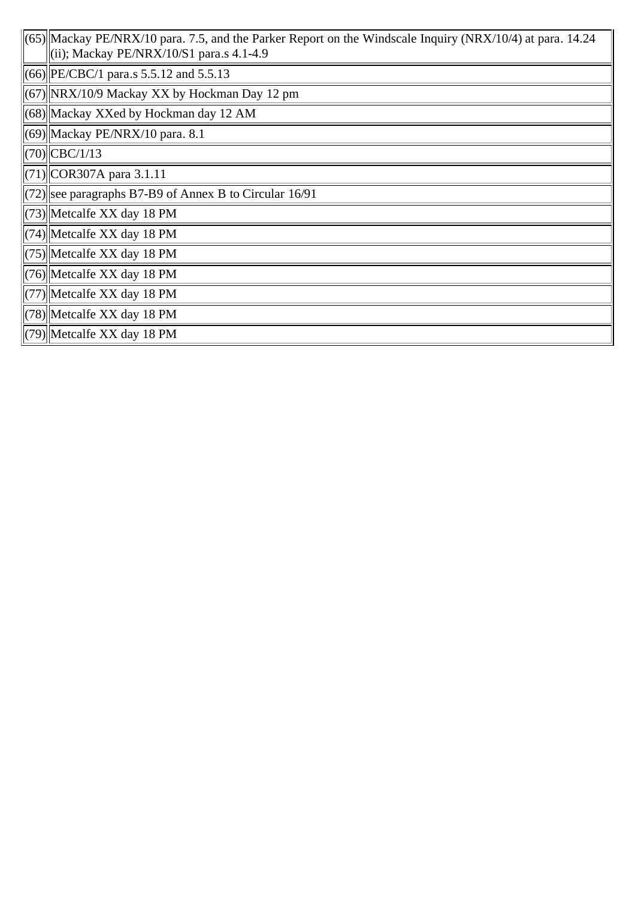| | |
|---|---|
| (65) | Mackay PE/NRX/10 para. 7.5, and the Parker Report on the Windscale Inquiry (NRX/10/4) at para. 14.24 (ii); Mackay PE/NRX/10/S1 para.s 4.1-4.9 |
| (66) | PE/CBC/1 para.s 5.5.12 and 5.5.13 |
| (67) | NRX/10/9 Mackay XX by Hockman Day 12 pm |
| (68) | Mackay XXed by Hockman day 12 AM |
| (69) | Mackay PE/NRX/10 para. 8.1 |
| (70) | CBC/1/13 |
| (71) | COR307A para 3.1.11 |
| (72) | see paragraphs B7-B9 of Annex B to Circular 16/91 |
| (73) | Metcalfe XX day 18 PM |
| (74) | Metcalfe XX day 18 PM |
| (75) | Metcalfe XX day 18 PM |
| (76) | Metcalfe XX day 18 PM |
| (77) | Metcalfe XX day 18 PM |
| (78) | Metcalfe XX day 18 PM |
| (79) | Metcalfe XX day 18 PM |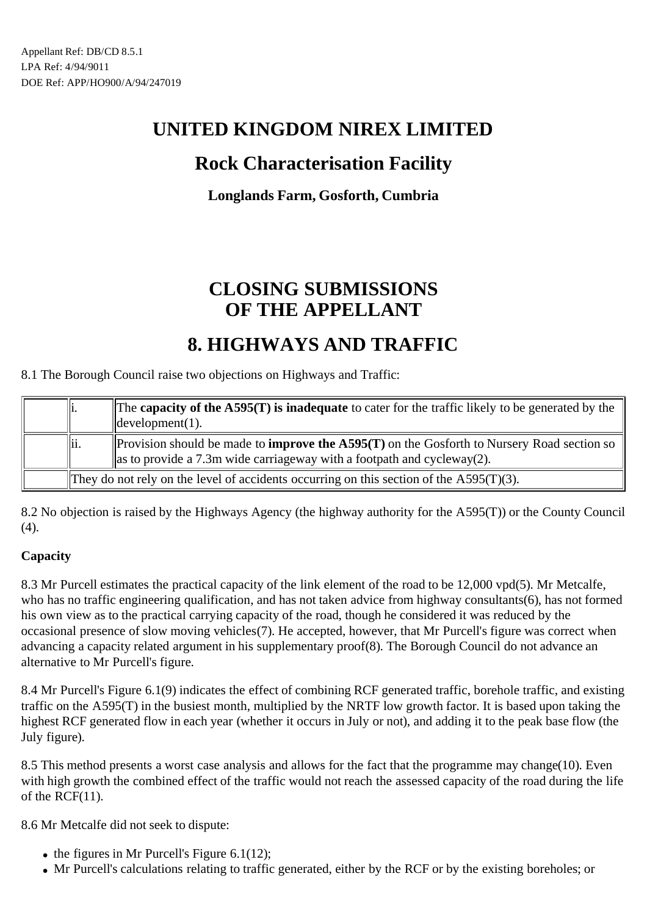Appellant Ref: DB/CD 8.5.1
LPA Ref: 4/94/9011
DOE Ref: APP/HO900/A/94/247019

# UNITED KINGDOM NIREX LIMITED

## Rock Characterisation Facility

### Longlands Farm, Gosforth, Cumbria

# CLOSING SUBMISSIONS OF THE APPELLANT

## 8. HIGHWAYS AND TRAFFIC

8.1 The Borough Council raise two objections on Highways and Traffic:

| | | |
|---|---|---|
| | i. | The **capacity of the A595(T) is inadequate** to cater for the traffic likely to be generated by the development(1). |
| | ii. | Provision should be made to **improve the A595(T)** on the Gosforth to Nursery Road section so as to provide a 7.3m wide carriageway with a footpath and cycleway(2). |
| | They do not rely on the level of accidents occurring on this section of the A595(T)(3). | |

8.2 No objection is raised by the Highways Agency (the highway authority for the A595(T)) or the County Council (4).

**Capacity**

8.3 Mr Purcell estimates the practical capacity of the link element of the road to be 12,000 vpd(5). Mr Metcalfe, who has no traffic engineering qualification, and has not taken advice from highway consultants(6), has not formed his own view as to the practical carrying capacity of the road, though he considered it was reduced by the occasional presence of slow moving vehicles(7). He accepted, however, that Mr Purcell's figure was correct when advancing a capacity related argument in his supplementary proof(8). The Borough Council do not advance an alternative to Mr Purcell's figure.

8.4 Mr Purcell's Figure 6.1(9) indicates the effect of combining RCF generated traffic, borehole traffic, and existing traffic on the A595(T) in the busiest month, multiplied by the NRTF low growth factor. It is based upon taking the highest RCF generated flow in each year (whether it occurs in July or not), and adding it to the peak base flow (the July figure).

8.5 This method presents a worst case analysis and allows for the fact that the programme may change(10). Even with high growth the combined effect of the traffic would not reach the assessed capacity of the road during the life of the RCF(11).

8.6 Mr Metcalfe did not seek to dispute:

- the figures in Mr Purcell's Figure 6.1(12);
- Mr Purcell's calculations relating to traffic generated, either by the RCF or by the existing boreholes; or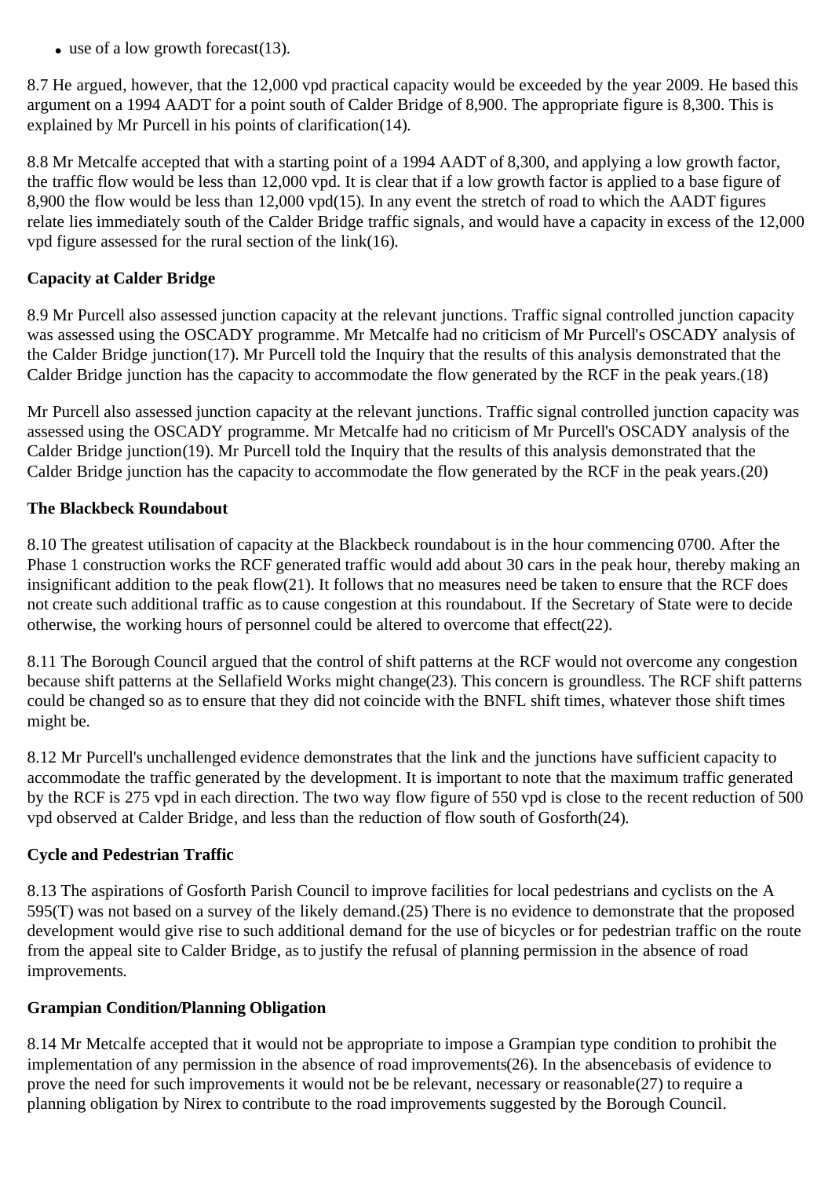- use of a low growth forecast(13).

8.7 He argued, however, that the 12,000 vpd practical capacity would be exceeded by the year 2009. He based this argument on a 1994 AADT for a point south of Calder Bridge of 8,900. The appropriate figure is 8,300. This is explained by Mr Purcell in his points of clarification(14).

8.8 Mr Metcalfe accepted that with a starting point of a 1994 AADT of 8,300, and applying a low growth factor, the traffic flow would be less than 12,000 vpd. It is clear that if a low growth factor is applied to a base figure of 8,900 the flow would be less than 12,000 vpd(15). In any event the stretch of road to which the AADT figures relate lies immediately south of the Calder Bridge traffic signals, and would have a capacity in excess of the 12,000 vpd figure assessed for the rural section of the link(16).

**Capacity at Calder Bridge**

8.9 Mr Purcell also assessed junction capacity at the relevant junctions. Traffic signal controlled junction capacity was assessed using the OSCADY programme. Mr Metcalfe had no criticism of Mr Purcell's OSCADY analysis of the Calder Bridge junction(17). Mr Purcell told the Inquiry that the results of this analysis demonstrated that the Calder Bridge junction has the capacity to accommodate the flow generated by the RCF in the peak years.(18)

Mr Purcell also assessed junction capacity at the relevant junctions. Traffic signal controlled junction capacity was assessed using the OSCADY programme. Mr Metcalfe had no criticism of Mr Purcell's OSCADY analysis of the Calder Bridge junction(19). Mr Purcell told the Inquiry that the results of this analysis demonstrated that the Calder Bridge junction has the capacity to accommodate the flow generated by the RCF in the peak years.(20)

**The Blackbeck Roundabout**

8.10 The greatest utilisation of capacity at the Blackbeck roundabout is in the hour commencing 0700. After the Phase 1 construction works the RCF generated traffic would add about 30 cars in the peak hour, thereby making an insignificant addition to the peak flow(21). It follows that no measures need be taken to ensure that the RCF does not create such additional traffic as to cause congestion at this roundabout. If the Secretary of State were to decide otherwise, the working hours of personnel could be altered to overcome that effect(22).

8.11 The Borough Council argued that the control of shift patterns at the RCF would not overcome any congestion because shift patterns at the Sellafield Works might change(23). This concern is groundless. The RCF shift patterns could be changed so as to ensure that they did not coincide with the BNFL shift times, whatever those shift times might be.

8.12 Mr Purcell's unchallenged evidence demonstrates that the link and the junctions have sufficient capacity to accommodate the traffic generated by the development. It is important to note that the maximum traffic generated by the RCF is 275 vpd in each direction. The two way flow figure of 550 vpd is close to the recent reduction of 500 vpd observed at Calder Bridge, and less than the reduction of flow south of Gosforth(24).

**Cycle and Pedestrian Traffic**

8.13 The aspirations of Gosforth Parish Council to improve facilities for local pedestrians and cyclists on the A 595(T) was not based on a survey of the likely demand.(25) There is no evidence to demonstrate that the proposed development would give rise to such additional demand for the use of bicycles or for pedestrian traffic on the route from the appeal site to Calder Bridge, as to justify the refusal of planning permission in the absence of road improvements.

**Grampian Condition/Planning Obligation**

8.14 Mr Metcalfe accepted that it would not be appropriate to impose a Grampian type condition to prohibit the implementation of any permission in the absence of road improvements(26). In the absencebasis of evidence to prove the need for such improvements it would not be be relevant, necessary or reasonable(27) to require a planning obligation by Nirex to contribute to the road improvements suggested by the Borough Council.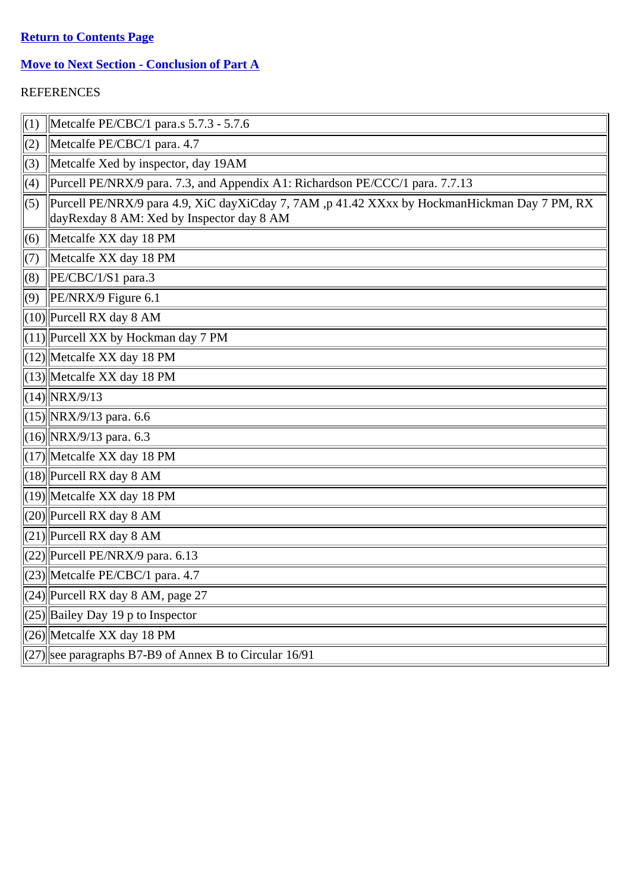**Return to Contents Page**

**Move to Next Section - Conclusion of Part A**

REFERENCES

| | |
|---|---|
| (1) | Metcalfe PE/CBC/1 para.s 5.7.3 - 5.7.6 |
| (2) | Metcalfe PE/CBC/1 para. 4.7 |
| (3) | Metcalfe Xed by inspector, day 19AM |
| (4) | Purcell PE/NRX/9 para. 7.3, and Appendix A1: Richardson PE/CCC/1 para. 7.7.13 |
| (5) | Purcell PE/NRX/9 para 4.9, XiC dayXiCday 7, 7AM ,p 41.42 XXxx by HockmanHickman Day 7 PM, RX dayRexday 8 AM: Xed by Inspector day 8 AM |
| (6) | Metcalfe XX day 18 PM |
| (7) | Metcalfe XX day 18 PM |
| (8) | PE/CBC/1/S1 para.3 |
| (9) | PE/NRX/9 Figure 6.1 |
| (10) | Purcell RX day 8 AM |
| (11) | Purcell XX by Hockman day 7 PM |
| (12) | Metcalfe XX day 18 PM |
| (13) | Metcalfe XX day 18 PM |
| (14) | NRX/9/13 |
| (15) | NRX/9/13 para. 6.6 |
| (16) | NRX/9/13 para. 6.3 |
| (17) | Metcalfe XX day 18 PM |
| (18) | Purcell RX day 8 AM |
| (19) | Metcalfe XX day 18 PM |
| (20) | Purcell RX day 8 AM |
| (21) | Purcell RX day 8 AM |
| (22) | Purcell PE/NRX/9 para. 6.13 |
| (23) | Metcalfe PE/CBC/1 para. 4.7 |
| (24) | Purcell RX day 8 AM, page 27 |
| (25) | Bailey Day 19 p to Inspector |
| (26) | Metcalfe XX day 18 PM |
| (27) | see paragraphs B7-B9 of Annex B to Circular 16/91 |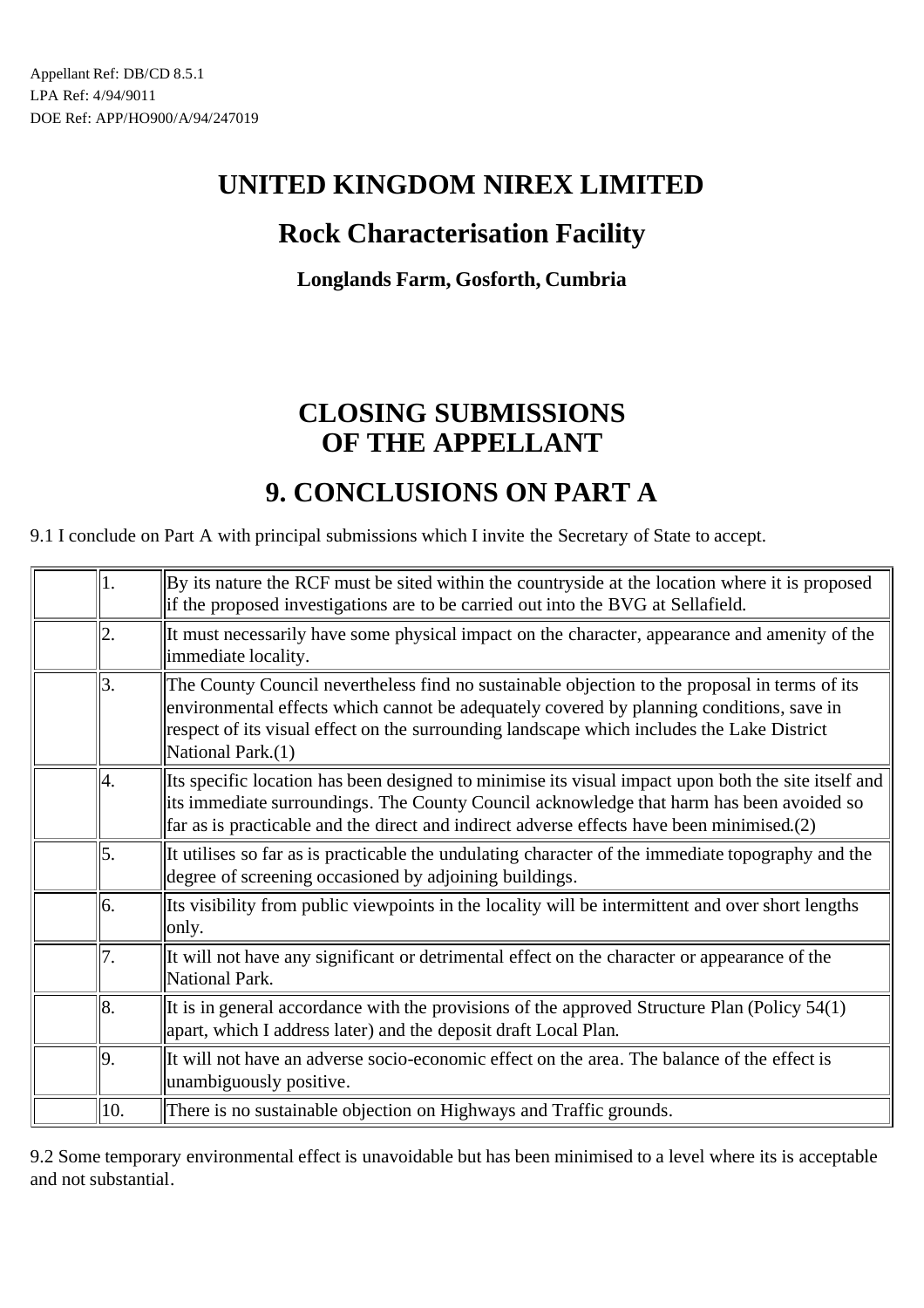Appellant Ref: DB/CD 8.5.1
LPA Ref: 4/94/9011
DOE Ref: APP/HO900/A/94/247019

# UNITED KINGDOM NIREX LIMITED

## Rock Characterisation Facility

**Longlands Farm, Gosforth, Cumbria**

# CLOSING SUBMISSIONS OF THE APPELLANT

# 9. CONCLUSIONS ON PART A

9.1 I conclude on Part A with principal submissions which I invite the Secretary of State to accept.

| | | |
|---|---|---|
| | 1. | By its nature the RCF must be sited within the countryside at the location where it is proposed if the proposed investigations are to be carried out into the BVG at Sellafield. |
| | 2. | It must necessarily have some physical impact on the character, appearance and amenity of the immediate locality. |
| | 3. | The County Council nevertheless find no sustainable objection to the proposal in terms of its environmental effects which cannot be adequately covered by planning conditions, save in respect of its visual effect on the surrounding landscape which includes the Lake District National Park.(1) |
| | 4. | Its specific location has been designed to minimise its visual impact upon both the site itself and its immediate surroundings. The County Council acknowledge that harm has been avoided so far as is practicable and the direct and indirect adverse effects have been minimised.(2) |
| | 5. | It utilises so far as is practicable the undulating character of the immediate topography and the degree of screening occasioned by adjoining buildings. |
| | 6. | Its visibility from public viewpoints in the locality will be intermittent and over short lengths only. |
| | 7. | It will not have any significant or detrimental effect on the character or appearance of the National Park. |
| | 8. | It is in general accordance with the provisions of the approved Structure Plan (Policy 54(1) apart, which I address later) and the deposit draft Local Plan. |
| | 9. | It will not have an adverse socio-economic effect on the area. The balance of the effect is unambiguously positive. |
| | 10. | There is no sustainable objection on Highways and Traffic grounds. |

9.2 Some temporary environmental effect is unavoidable but has been minimised to a level where its is acceptable and not substantial.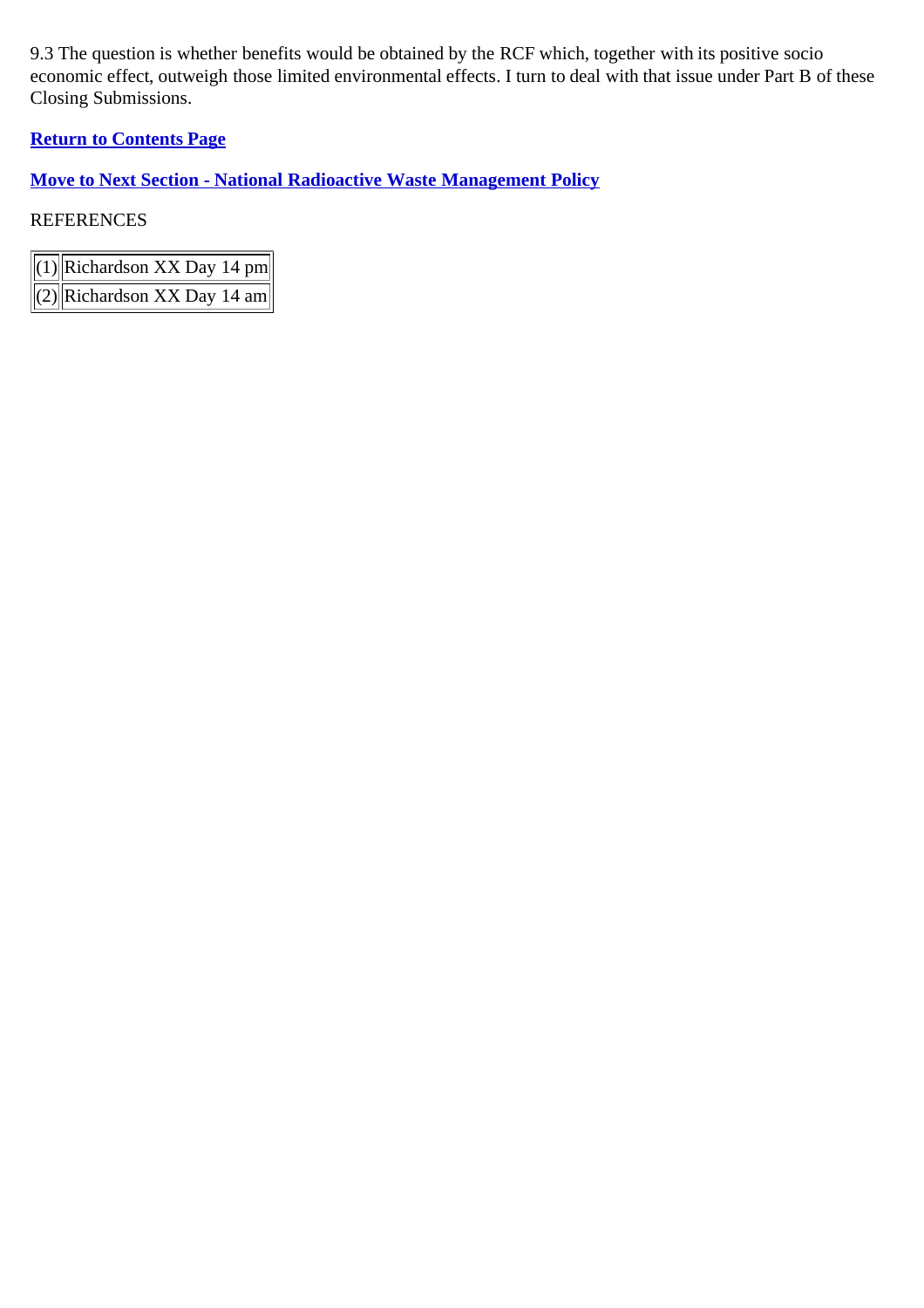9.3 The question is whether benefits would be obtained by the RCF which, together with its positive socio economic effect, outweigh those limited environmental effects. I turn to deal with that issue under Part B of these Closing Submissions.

**Return to Contents Page**

**Move to Next Section - National Radioactive Waste Management Policy**

REFERENCES

| | |
|---|---|
| (1) | Richardson XX Day 14 pm |
| (2) | Richardson XX Day 14 am |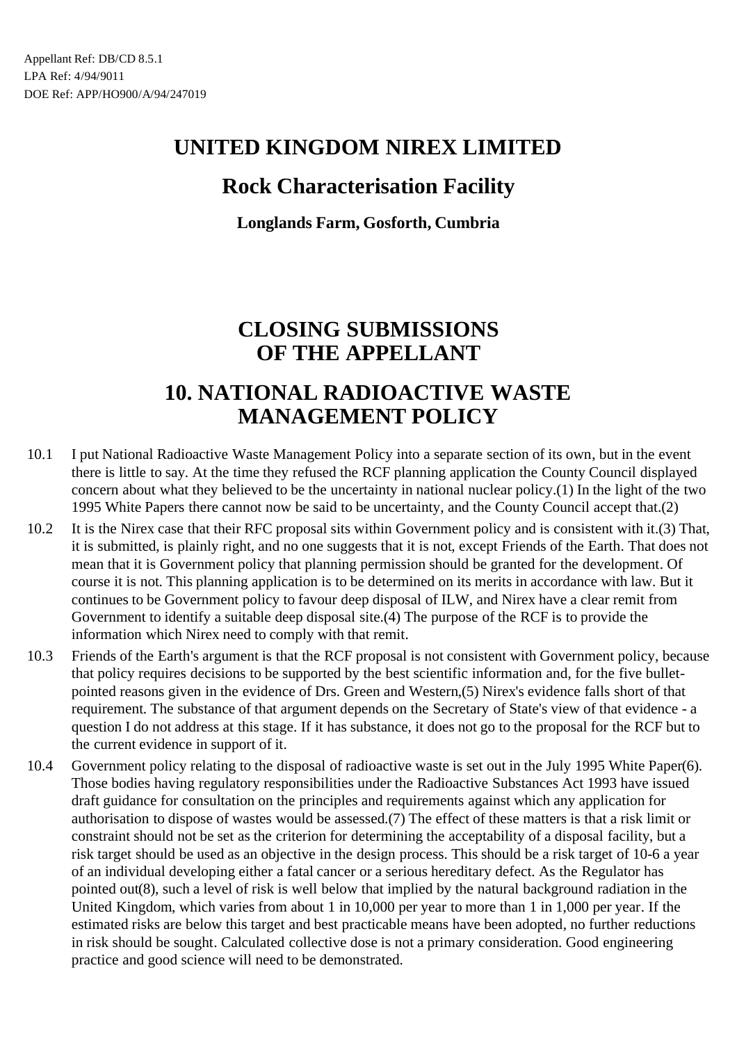Appellant Ref: DB/CD 8.5.1
LPA Ref: 4/94/9011
DOE Ref: APP/HO900/A/94/247019

# UNITED KINGDOM NIREX LIMITED

## Rock Characterisation Facility

### Longlands Farm, Gosforth, Cumbria

# CLOSING SUBMISSIONS OF THE APPELLANT

# 10. NATIONAL RADIOACTIVE WASTE MANAGEMENT POLICY

10.1 I put National Radioactive Waste Management Policy into a separate section of its own, but in the event there is little to say. At the time they refused the RCF planning application the County Council displayed concern about what they believed to be the uncertainty in national nuclear policy.(1) In the light of the two 1995 White Papers there cannot now be said to be uncertainty, and the County Council accept that.(2)

10.2 It is the Nirex case that their RFC proposal sits within Government policy and is consistent with it.(3) That, it is submitted, is plainly right, and no one suggests that it is not, except Friends of the Earth. That does not mean that it is Government policy that planning permission should be granted for the development. Of course it is not. This planning application is to be determined on its merits in accordance with law. But it continues to be Government policy to favour deep disposal of ILW, and Nirex have a clear remit from Government to identify a suitable deep disposal site.(4) The purpose of the RCF is to provide the information which Nirex need to comply with that remit.

10.3 Friends of the Earth's argument is that the RCF proposal is not consistent with Government policy, because that policy requires decisions to be supported by the best scientific information and, for the five bullet-pointed reasons given in the evidence of Drs. Green and Western,(5) Nirex's evidence falls short of that requirement. The substance of that argument depends on the Secretary of State's view of that evidence - a question I do not address at this stage. If it has substance, it does not go to the proposal for the RCF but to the current evidence in support of it.

10.4 Government policy relating to the disposal of radioactive waste is set out in the July 1995 White Paper(6). Those bodies having regulatory responsibilities under the Radioactive Substances Act 1993 have issued draft guidance for consultation on the principles and requirements against which any application for authorisation to dispose of wastes would be assessed.(7) The effect of these matters is that a risk limit or constraint should not be set as the criterion for determining the acceptability of a disposal facility, but a risk target should be used as an objective in the design process. This should be a risk target of $10^{-6}$ a year of an individual developing either a fatal cancer or a serious hereditary defect. As the Regulator has pointed out(8), such a level of risk is well below that implied by the natural background radiation in the United Kingdom, which varies from about 1 in 10,000 per year to more than 1 in 1,000 per year. If the estimated risks are below this target and best practicable means have been adopted, no further reductions in risk should be sought. Calculated collective dose is not a primary consideration. Good engineering practice and good science will need to be demonstrated.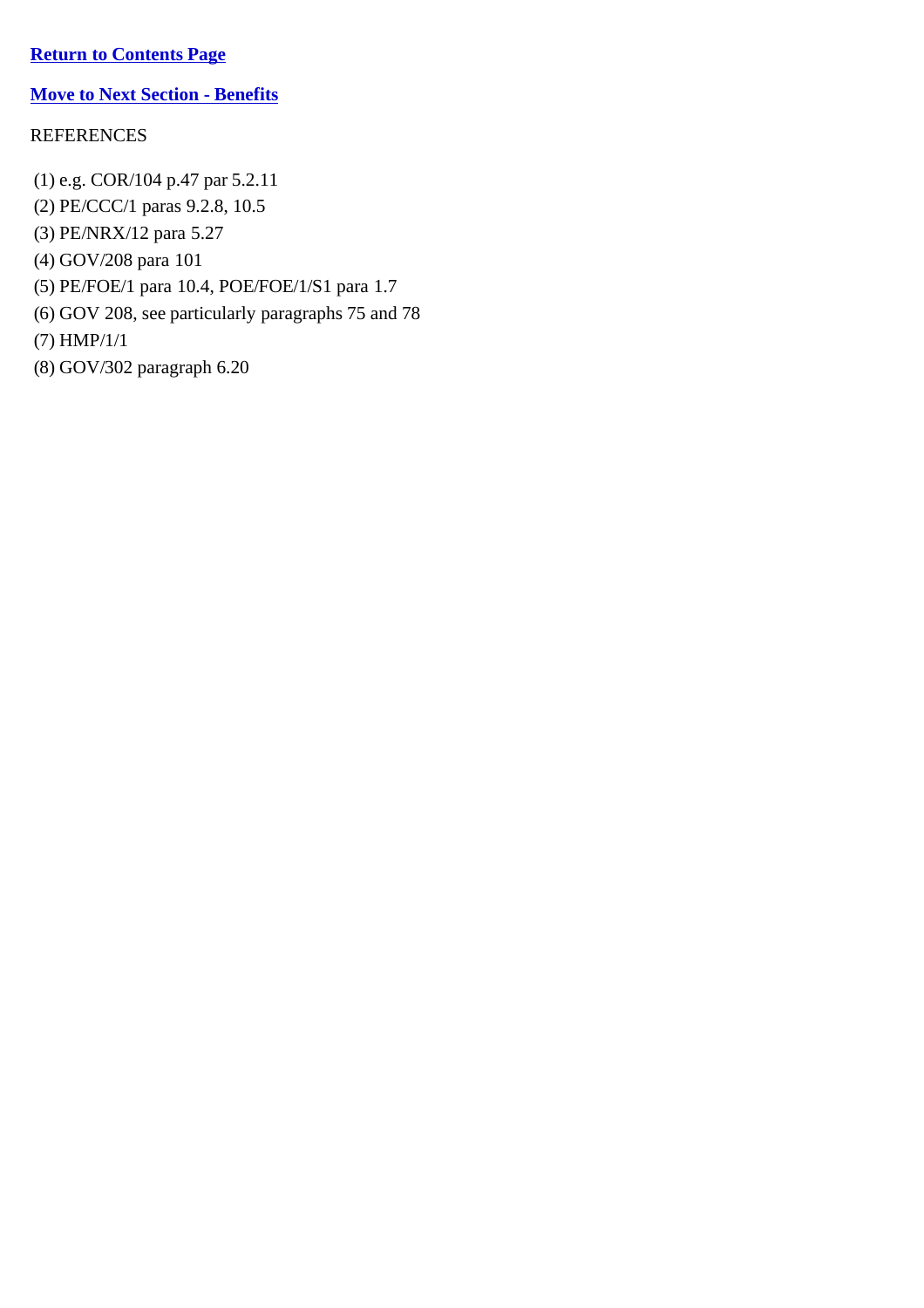**Return to Contents Page**

**Move to Next Section - Benefits**

REFERENCES

(1) e.g. COR/104 p.47 par 5.2.11
(2) PE/CCC/1 paras 9.2.8, 10.5
(3) PE/NRX/12 para 5.27
(4) GOV/208 para 101
(5) PE/FOE/1 para 10.4, POE/FOE/1/S1 para 1.7
(6) GOV 208, see particularly paragraphs 75 and 78
(7) HMP/1/1
(8) GOV/302 paragraph 6.20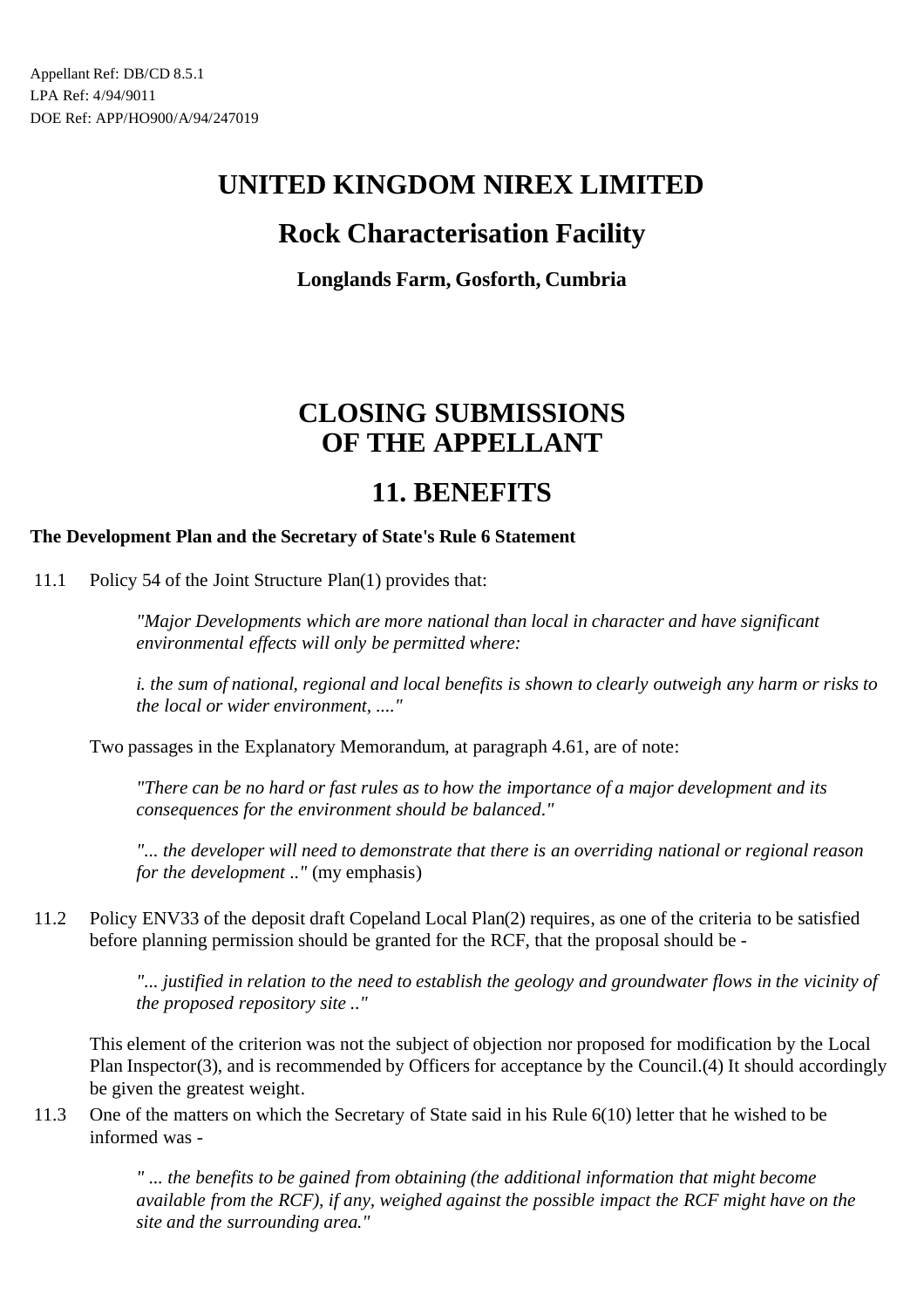Appellant Ref: DB/CD 8.5.1
LPA Ref: 4/94/9011
DOE Ref: APP/HO900/A/94/247019

# UNITED KINGDOM NIREX LIMITED

## Rock Characterisation Facility

**Longlands Farm, Gosforth, Cumbria**

# CLOSING SUBMISSIONS OF THE APPELLANT

# 11. BENEFITS

**The Development Plan and the Secretary of State's Rule 6 Statement**

11.1 Policy 54 of the Joint Structure Plan(1) provides that:

> *"Major Developments which are more national than local in character and have significant environmental effects will only be permitted where:*
>
> *i. the sum of national, regional and local benefits is shown to clearly outweigh any harm or risks to the local or wider environment, ...."*

Two passages in the Explanatory Memorandum, at paragraph 4.61, are of note:

> *"There can be no hard or fast rules as to how the importance of a major development and its consequences for the environment should be balanced."*
>
> *"... the developer will need to demonstrate that there is an overriding national or regional reason for the development .."* (my emphasis)

11.2 Policy ENV33 of the deposit draft Copeland Local Plan(2) requires, as one of the criteria to be satisfied before planning permission should be granted for the RCF, that the proposal should be -

> *"... justified in relation to the need to establish the geology and groundwater flows in the vicinity of the proposed repository site .."*

This element of the criterion was not the subject of objection nor proposed for modification by the Local Plan Inspector(3), and is recommended by Officers for acceptance by the Council.(4) It should accordingly be given the greatest weight.

11.3 One of the matters on which the Secretary of State said in his Rule 6(10) letter that he wished to be informed was -

> *" ... the benefits to be gained from obtaining (the additional information that might become available from the RCF), if any, weighed against the possible impact the RCF might have on the site and the surrounding area."*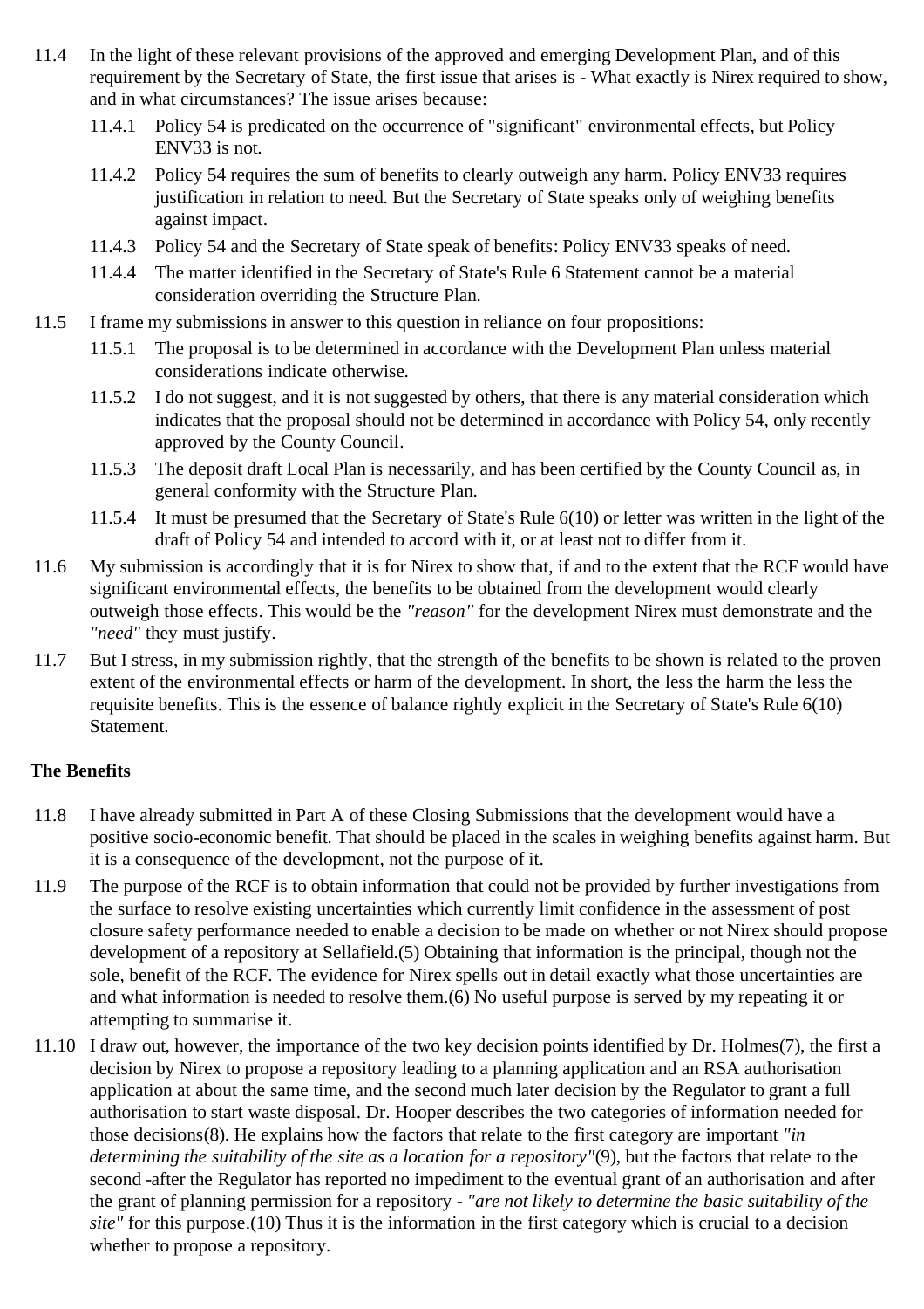11.4 In the light of these relevant provisions of the approved and emerging Development Plan, and of this requirement by the Secretary of State, the first issue that arises is - What exactly is Nirex required to show, and in what circumstances? The issue arises because:

11.4.1 Policy 54 is predicated on the occurrence of "significant" environmental effects, but Policy ENV33 is not.

11.4.2 Policy 54 requires the sum of benefits to clearly outweigh any harm. Policy ENV33 requires justification in relation to need. But the Secretary of State speaks only of weighing benefits against impact.

11.4.3 Policy 54 and the Secretary of State speak of benefits: Policy ENV33 speaks of need.

11.4.4 The matter identified in the Secretary of State's Rule 6 Statement cannot be a material consideration overriding the Structure Plan.

11.5 I frame my submissions in answer to this question in reliance on four propositions:

11.5.1 The proposal is to be determined in accordance with the Development Plan unless material considerations indicate otherwise.

11.5.2 I do not suggest, and it is not suggested by others, that there is any material consideration which indicates that the proposal should not be determined in accordance with Policy 54, only recently approved by the County Council.

11.5.3 The deposit draft Local Plan is necessarily, and has been certified by the County Council as, in general conformity with the Structure Plan.

11.5.4 It must be presumed that the Secretary of State's Rule 6(10) or letter was written in the light of the draft of Policy 54 and intended to accord with it, or at least not to differ from it.

11.6 My submission is accordingly that it is for Nirex to show that, if and to the extent that the RCF would have significant environmental effects, the benefits to be obtained from the development would clearly outweigh those effects. This would be the *"reason"* for the development Nirex must demonstrate and the *"need"* they must justify.

11.7 But I stress, in my submission rightly, that the strength of the benefits to be shown is related to the proven extent of the environmental effects or harm of the development. In short, the less the harm the less the requisite benefits. This is the essence of balance rightly explicit in the Secretary of State's Rule 6(10) Statement.

**The Benefits**

11.8 I have already submitted in Part A of these Closing Submissions that the development would have a positive socio-economic benefit. That should be placed in the scales in weighing benefits against harm. But it is a consequence of the development, not the purpose of it.

11.9 The purpose of the RCF is to obtain information that could not be provided by further investigations from the surface to resolve existing uncertainties which currently limit confidence in the assessment of post closure safety performance needed to enable a decision to be made on whether or not Nirex should propose development of a repository at Sellafield.(5) Obtaining that information is the principal, though not the sole, benefit of the RCF. The evidence for Nirex spells out in detail exactly what those uncertainties are and what information is needed to resolve them.(6) No useful purpose is served by my repeating it or attempting to summarise it.

11.10 I draw out, however, the importance of the two key decision points identified by Dr. Holmes(7), the first a decision by Nirex to propose a repository leading to a planning application and an RSA authorisation application at about the same time, and the second much later decision by the Regulator to grant a full authorisation to start waste disposal. Dr. Hooper describes the two categories of information needed for those decisions(8). He explains how the factors that relate to the first category are important *"in determining the suitability of the site as a location for a repository"*(9), but the factors that relate to the second -after the Regulator has reported no impediment to the eventual grant of an authorisation and after the grant of planning permission for a repository - *"are not likely to determine the basic suitability of the site"* for this purpose.(10) Thus it is the information in the first category which is crucial to a decision whether to propose a repository.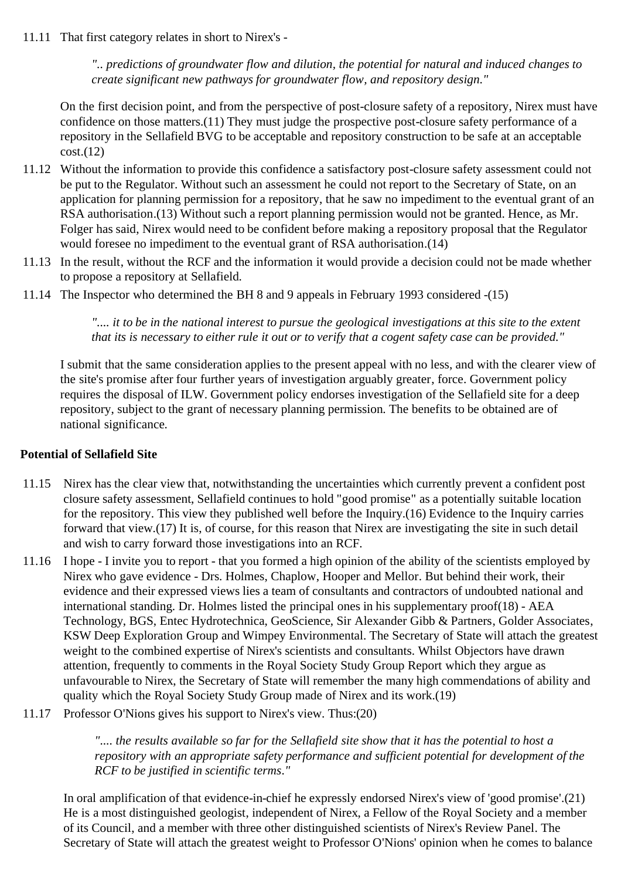11.11 That first category relates in short to Nirex's -

> *".. predictions of groundwater flow and dilution, the potential for natural and induced changes to create significant new pathways for groundwater flow, and repository design."*

On the first decision point, and from the perspective of post-closure safety of a repository, Nirex must have confidence on those matters.(11) They must judge the prospective post-closure safety performance of a repository in the Sellafield BVG to be acceptable and repository construction to be safe at an acceptable cost.(12)

11.12 Without the information to provide this confidence a satisfactory post-closure safety assessment could not be put to the Regulator. Without such an assessment he could not report to the Secretary of State, on an application for planning permission for a repository, that he saw no impediment to the eventual grant of an RSA authorisation.(13) Without such a report planning permission would not be granted. Hence, as Mr. Folger has said, Nirex would need to be confident before making a repository proposal that the Regulator would foresee no impediment to the eventual grant of RSA authorisation.(14)

11.13 In the result, without the RCF and the information it would provide a decision could not be made whether to propose a repository at Sellafield.

11.14 The Inspector who determined the BH 8 and 9 appeals in February 1993 considered -(15)

> *".... it to be in the national interest to pursue the geological investigations at this site to the extent that its is necessary to either rule it out or to verify that a cogent safety case can be provided."*

I submit that the same consideration applies to the present appeal with no less, and with the clearer view of the site's promise after four further years of investigation arguably greater, force. Government policy requires the disposal of ILW. Government policy endorses investigation of the Sellafield site for a deep repository, subject to the grant of necessary planning permission. The benefits to be obtained are of national significance.

**Potential of Sellafield Site**

11.15 Nirex has the clear view that, notwithstanding the uncertainties which currently prevent a confident post closure safety assessment, Sellafield continues to hold "good promise" as a potentially suitable location for the repository. This view they published well before the Inquiry.(16) Evidence to the Inquiry carries forward that view.(17) It is, of course, for this reason that Nirex are investigating the site in such detail and wish to carry forward those investigations into an RCF.

11.16 I hope - I invite you to report - that you formed a high opinion of the ability of the scientists employed by Nirex who gave evidence - Drs. Holmes, Chaplow, Hooper and Mellor. But behind their work, their evidence and their expressed views lies a team of consultants and contractors of undoubted national and international standing. Dr. Holmes listed the principal ones in his supplementary proof(18) - AEA Technology, BGS, Entec Hydrotechnica, GeoScience, Sir Alexander Gibb & Partners, Golder Associates, KSW Deep Exploration Group and Wimpey Environmental. The Secretary of State will attach the greatest weight to the combined expertise of Nirex's scientists and consultants. Whilst Objectors have drawn attention, frequently to comments in the Royal Society Study Group Report which they argue as unfavourable to Nirex, the Secretary of State will remember the many high commendations of ability and quality which the Royal Society Study Group made of Nirex and its work.(19)

11.17 Professor O'Nions gives his support to Nirex's view. Thus:(20)

> *".... the results available so far for the Sellafield site show that it has the potential to host a repository with an appropriate safety performance and sufficient potential for development of the RCF to be justified in scientific terms."*

In oral amplification of that evidence-in-chief he expressly endorsed Nirex's view of 'good promise'.(21) He is a most distinguished geologist, independent of Nirex, a Fellow of the Royal Society and a member of its Council, and a member with three other distinguished scientists of Nirex's Review Panel. The Secretary of State will attach the greatest weight to Professor O'Nions' opinion when he comes to balance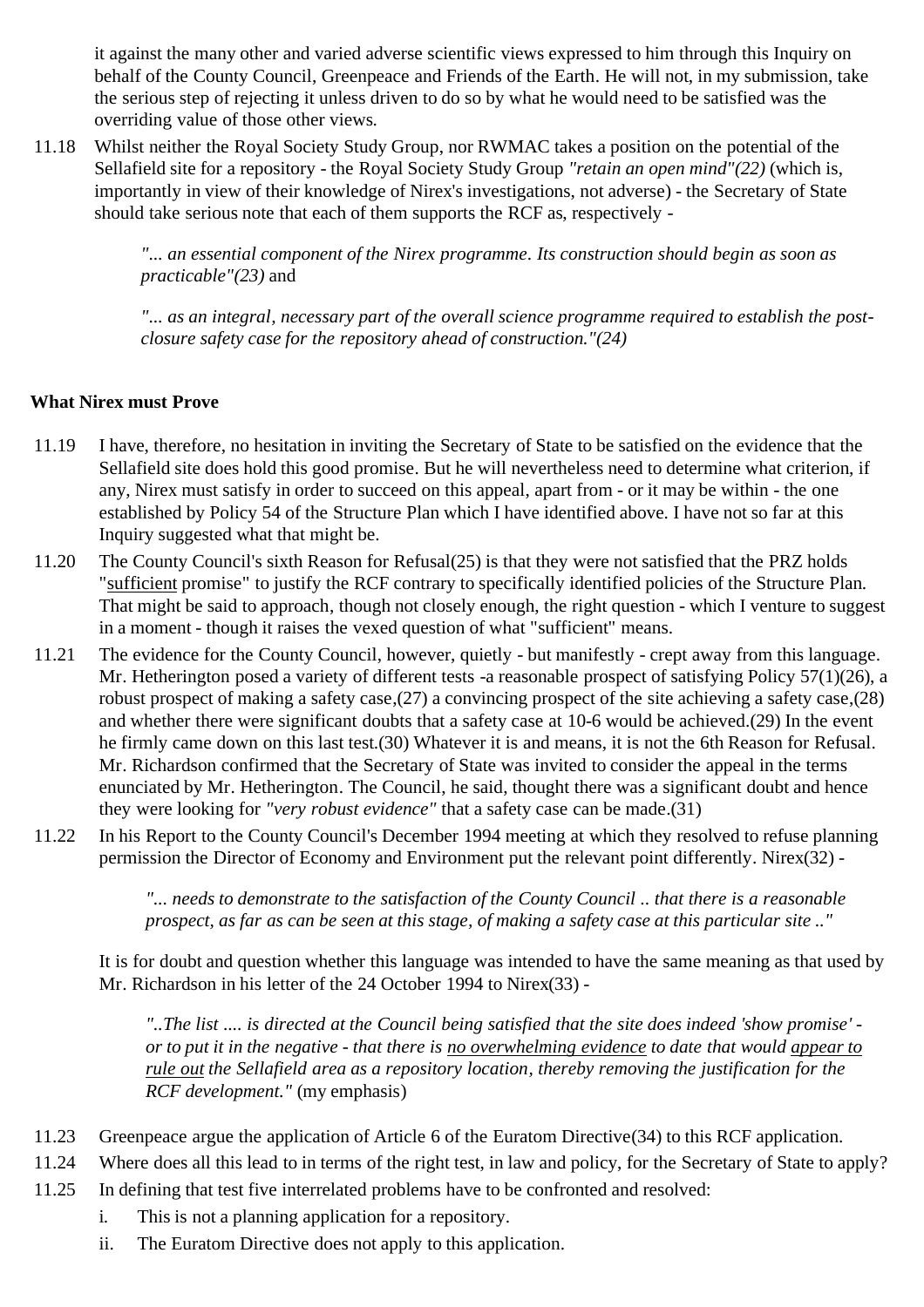it against the many other and varied adverse scientific views expressed to him through this Inquiry on behalf of the County Council, Greenpeace and Friends of the Earth. He will not, in my submission, take the serious step of rejecting it unless driven to do so by what he would need to be satisfied was the overriding value of those other views.

11.18 Whilst neither the Royal Society Study Group, nor RWMAC takes a position on the potential of the Sellafield site for a repository - the Royal Society Study Group *"retain an open mind"(22)* (which is, importantly in view of their knowledge of Nirex's investigations, not adverse) - the Secretary of State should take serious note that each of them supports the RCF as, respectively -

> *"... an essential component of the Nirex programme. Its construction should begin as soon as practicable"(23)* and
>
> *"... as an integral, necessary part of the overall science programme required to establish the post-closure safety case for the repository ahead of construction."(24)*

**What Nirex must Prove**

11.19 I have, therefore, no hesitation in inviting the Secretary of State to be satisfied on the evidence that the Sellafield site does hold this good promise. But he will nevertheless need to determine what criterion, if any, Nirex must satisfy in order to succeed on this appeal, apart from - or it may be within - the one established by Policy 54 of the Structure Plan which I have identified above. I have not so far at this Inquiry suggested what that might be.

11.20 The County Council's sixth Reason for Refusal(25) is that they were not satisfied that the PRZ holds "<u>sufficient</u> promise" to justify the RCF contrary to specifically identified policies of the Structure Plan. That might be said to approach, though not closely enough, the right question - which I venture to suggest in a moment - though it raises the vexed question of what "sufficient" means.

11.21 The evidence for the County Council, however, quietly - but manifestly - crept away from this language. Mr. Hetherington posed a variety of different tests -a reasonable prospect of satisfying Policy 57(1)(26), a robust prospect of making a safety case,(27) a convincing prospect of the site achieving a safety case,(28) and whether there were significant doubts that a safety case at 10-6 would be achieved.(29) In the event he firmly came down on this last test.(30) Whatever it is and means, it is not the 6th Reason for Refusal. Mr. Richardson confirmed that the Secretary of State was invited to consider the appeal in the terms enunciated by Mr. Hetherington. The Council, he said, thought there was a significant doubt and hence they were looking for *"very robust evidence"* that a safety case can be made.(31)

11.22 In his Report to the County Council's December 1994 meeting at which they resolved to refuse planning permission the Director of Economy and Environment put the relevant point differently. Nirex(32) -

> *"... needs to demonstrate to the satisfaction of the County Council .. that there is a reasonable prospect, as far as can be seen at this stage, of making a safety case at this particular site .."*

It is for doubt and question whether this language was intended to have the same meaning as that used by Mr. Richardson in his letter of the 24 October 1994 to Nirex(33) -

> *"..The list .... is directed at the Council being satisfied that the site does indeed 'show promise' - or to put it in the negative - that there is <u>no overwhelming evidence</u> to date that would <u>appear to rule out</u> the Sellafield area as a repository location, thereby removing the justification for the RCF development."* (my emphasis)

11.23 Greenpeace argue the application of Article 6 of the Euratom Directive(34) to this RCF application.

11.24 Where does all this lead to in terms of the right test, in law and policy, for the Secretary of State to apply?

11.25 In defining that test five interrelated problems have to be confronted and resolved:

i. This is not a planning application for a repository.

ii. The Euratom Directive does not apply to this application.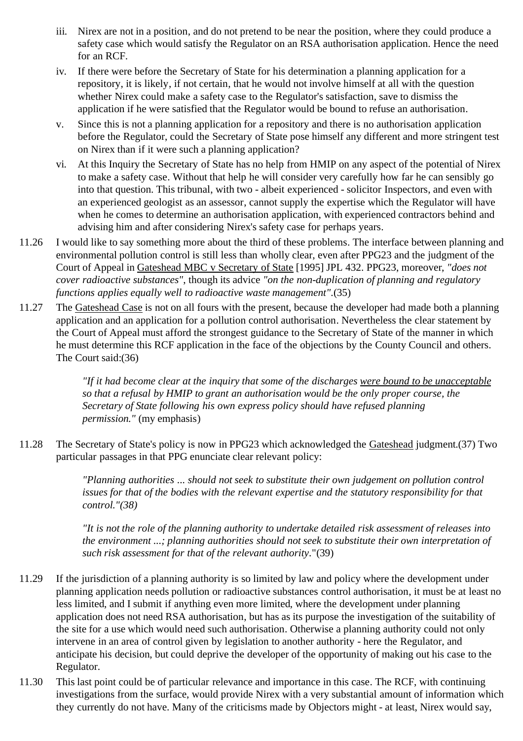iii. Nirex are not in a position, and do not pretend to be near the position, where they could produce a safety case which would satisfy the Regulator on an RSA authorisation application. Hence the need for an RCF.

iv. If there were before the Secretary of State for his determination a planning application for a repository, it is likely, if not certain, that he would not involve himself at all with the question whether Nirex could make a safety case to the Regulator's satisfaction, save to dismiss the application if he were satisfied that the Regulator would be bound to refuse an authorisation.

v. Since this is not a planning application for a repository and there is no authorisation application before the Regulator, could the Secretary of State pose himself any different and more stringent test on Nirex than if it were such a planning application?

vi. At this Inquiry the Secretary of State has no help from HMIP on any aspect of the potential of Nirex to make a safety case. Without that help he will consider very carefully how far he can sensibly go into that question. This tribunal, with two - albeit experienced - solicitor Inspectors, and even with an experienced geologist as an assessor, cannot supply the expertise which the Regulator will have when he comes to determine an authorisation application, with experienced contractors behind and advising him and after considering Nirex's safety case for perhaps years.

11.26 I would like to say something more about the third of these problems. The interface between planning and environmental pollution control is still less than wholly clear, even after PPG23 and the judgment of the Court of Appeal in Gateshead MBC v Secretary of State [1995] JPL 432. PPG23, moreover, *"does not cover radioactive substances"*, though its advice *"on the non-duplication of planning and regulatory functions applies equally well to radioactive waste management"*.(35)

11.27 The Gateshead Case is not on all fours with the present, because the developer had made both a planning application and an application for a pollution control authorisation. Nevertheless the clear statement by the Court of Appeal must afford the strongest guidance to the Secretary of State of the manner in which he must determine this RCF application in the face of the objections by the County Council and others. The Court said:(36)

> *"If it had become clear at the inquiry that some of the discharges were bound to be unacceptable so that a refusal by HMIP to grant an authorisation would be the only proper course, the Secretary of State following his own express policy should have refused planning permission."* (my emphasis)

11.28 The Secretary of State's policy is now in PPG23 which acknowledged the Gateshead judgment.(37) Two particular passages in that PPG enunciate clear relevant policy:

> *"Planning authorities ... should not seek to substitute their own judgement on pollution control issues for that of the bodies with the relevant expertise and the statutory responsibility for that control."(38)*
>
> *"It is not the role of the planning authority to undertake detailed risk assessment of releases into the environment ...; planning authorities should not seek to substitute their own interpretation of such risk assessment for that of the relevant authority.*"(39)

11.29 If the jurisdiction of a planning authority is so limited by law and policy where the development under planning application needs pollution or radioactive substances control authorisation, it must be at least no less limited, and I submit if anything even more limited, where the development under planning application does not need RSA authorisation, but has as its purpose the investigation of the suitability of the site for a use which would need such authorisation. Otherwise a planning authority could not only intervene in an area of control given by legislation to another authority - here the Regulator, and anticipate his decision, but could deprive the developer of the opportunity of making out his case to the Regulator.

11.30 This last point could be of particular relevance and importance in this case. The RCF, with continuing investigations from the surface, would provide Nirex with a very substantial amount of information which they currently do not have. Many of the criticisms made by Objectors might - at least, Nirex would say,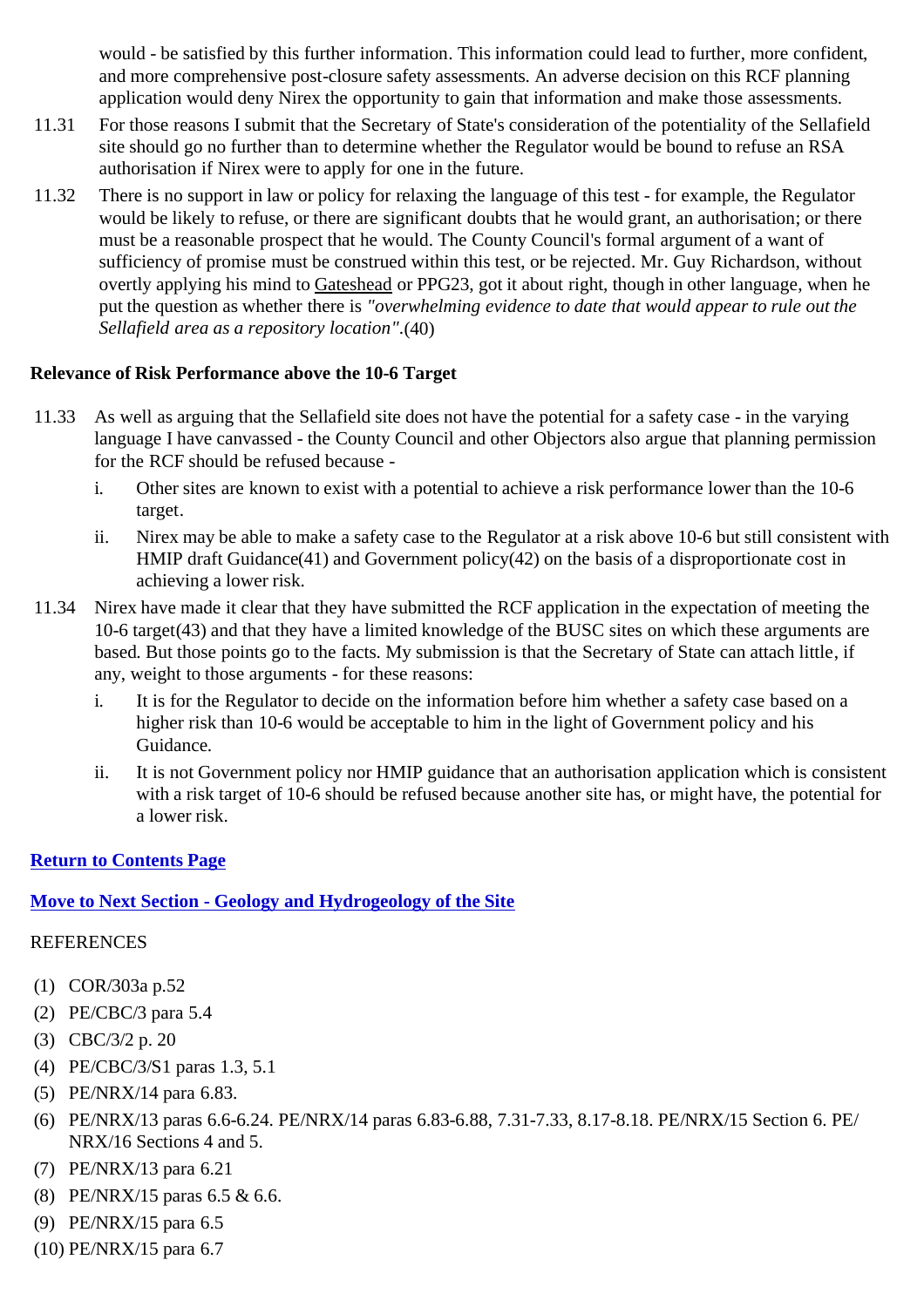would - be satisfied by this further information. This information could lead to further, more confident, and more comprehensive post-closure safety assessments. An adverse decision on this RCF planning application would deny Nirex the opportunity to gain that information and make those assessments.

11.31 For those reasons I submit that the Secretary of State's consideration of the potentiality of the Sellafield site should go no further than to determine whether the Regulator would be bound to refuse an RSA authorisation if Nirex were to apply for one in the future.

11.32 There is no support in law or policy for relaxing the language of this test - for example, the Regulator would be likely to refuse, or there are significant doubts that he would grant, an authorisation; or there must be a reasonable prospect that he would. The County Council's formal argument of a want of sufficiency of promise must be construed within this test, or be rejected. Mr. Guy Richardson, without overtly applying his mind to Gateshead or PPG23, got it about right, though in other language, when he put the question as whether there is *"overwhelming evidence to date that would appear to rule out the Sellafield area as a repository location"*.(40)

**Relevance of Risk Performance above the 10-6 Target**

11.33 As well as arguing that the Sellafield site does not have the potential for a safety case - in the varying language I have canvassed - the County Council and other Objectors also argue that planning permission for the RCF should be refused because -

i. Other sites are known to exist with a potential to achieve a risk performance lower than the 10-6 target.

ii. Nirex may be able to make a safety case to the Regulator at a risk above 10-6 but still consistent with HMIP draft Guidance(41) and Government policy(42) on the basis of a disproportionate cost in achieving a lower risk.

11.34 Nirex have made it clear that they have submitted the RCF application in the expectation of meeting the 10-6 target(43) and that they have a limited knowledge of the BUSC sites on which these arguments are based. But those points go to the facts. My submission is that the Secretary of State can attach little, if any, weight to those arguments - for these reasons:

i. It is for the Regulator to decide on the information before him whether a safety case based on a higher risk than 10-6 would be acceptable to him in the light of Government policy and his Guidance.

ii. It is not Government policy nor HMIP guidance that an authorisation application which is consistent with a risk target of 10-6 should be refused because another site has, or might have, the potential for a lower risk.

**Return to Contents Page**

**Move to Next Section - Geology and Hydrogeology of the Site**

REFERENCES

(1) COR/303a p.52
(2) PE/CBC/3 para 5.4
(3) CBC/3/2 p. 20
(4) PE/CBC/3/S1 paras 1.3, 5.1
(5) PE/NRX/14 para 6.83.
(6) PE/NRX/13 paras 6.6-6.24. PE/NRX/14 paras 6.83-6.88, 7.31-7.33, 8.17-8.18. PE/NRX/15 Section 6. PE/NRX/16 Sections 4 and 5.
(7) PE/NRX/13 para 6.21
(8) PE/NRX/15 paras 6.5 & 6.6.
(9) PE/NRX/15 para 6.5
(10) PE/NRX/15 para 6.7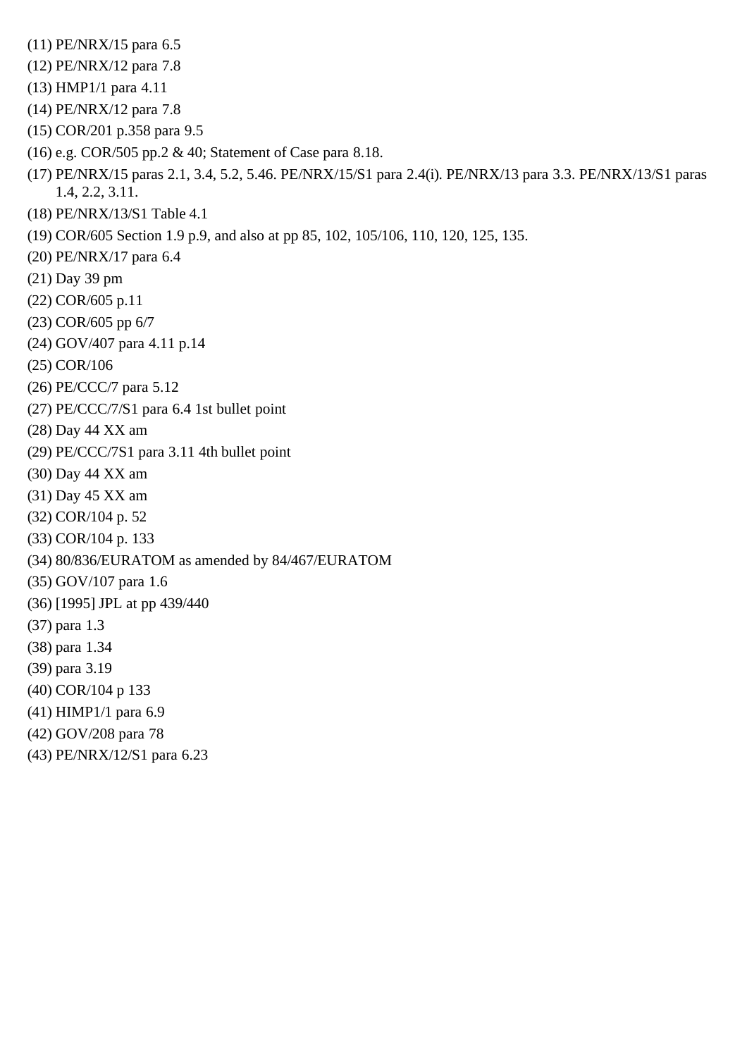(11) PE/NRX/15 para 6.5

(12) PE/NRX/12 para 7.8

(13) HMP1/1 para 4.11

(14) PE/NRX/12 para 7.8

(15) COR/201 p.358 para 9.5

(16) e.g. COR/505 pp.2 & 40; Statement of Case para 8.18.

(17) PE/NRX/15 paras 2.1, 3.4, 5.2, 5.46. PE/NRX/15/S1 para 2.4(i). PE/NRX/13 para 3.3. PE/NRX/13/S1 paras 1.4, 2.2, 3.11.

(18) PE/NRX/13/S1 Table 4.1

(19) COR/605 Section 1.9 p.9, and also at pp 85, 102, 105/106, 110, 120, 125, 135.

(20) PE/NRX/17 para 6.4

(21) Day 39 pm

(22) COR/605 p.11

(23) COR/605 pp 6/7

(24) GOV/407 para 4.11 p.14

(25) COR/106

(26) PE/CCC/7 para 5.12

(27) PE/CCC/7/S1 para 6.4 1st bullet point

(28) Day 44 XX am

(29) PE/CCC/7S1 para 3.11 4th bullet point

(30) Day 44 XX am

(31) Day 45 XX am

(32) COR/104 p. 52

(33) COR/104 p. 133

(34) 80/836/EURATOM as amended by 84/467/EURATOM

(35) GOV/107 para 1.6

(36) [1995] JPL at pp 439/440

(37) para 1.3

(38) para 1.34

(39) para 3.19

(40) COR/104 p 133

(41) HIMP1/1 para 6.9

(42) GOV/208 para 78

(43) PE/NRX/12/S1 para 6.23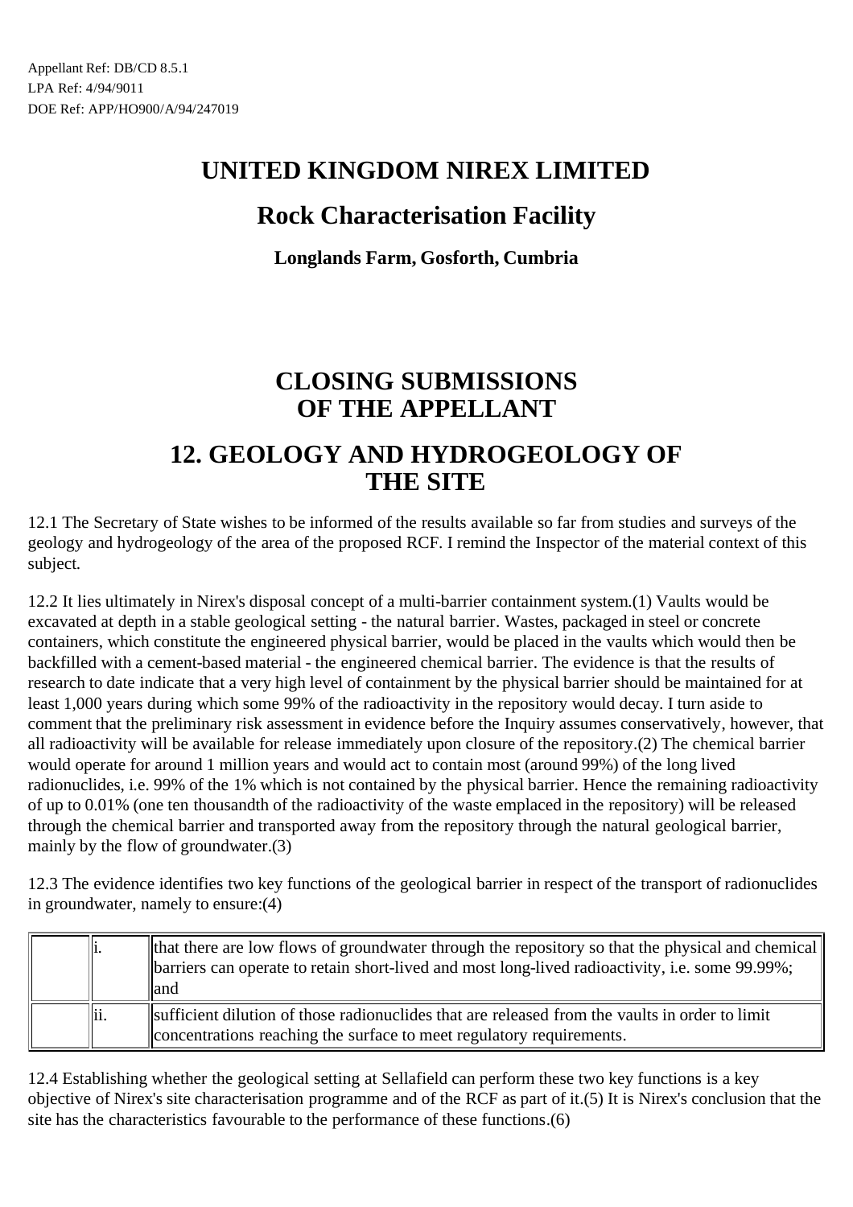Appellant Ref: DB/CD 8.5.1
LPA Ref: 4/94/9011
DOE Ref: APP/HO900/A/94/247019

# UNITED KINGDOM NIREX LIMITED

## Rock Characterisation Facility

**Longlands Farm, Gosforth, Cumbria**

# CLOSING SUBMISSIONS OF THE APPELLANT

# 12. GEOLOGY AND HYDROGEOLOGY OF THE SITE

12.1 The Secretary of State wishes to be informed of the results available so far from studies and surveys of the geology and hydrogeology of the area of the proposed RCF. I remind the Inspector of the material context of this subject.

12.2 It lies ultimately in Nirex's disposal concept of a multi-barrier containment system.(1) Vaults would be excavated at depth in a stable geological setting - the natural barrier. Wastes, packaged in steel or concrete containers, which constitute the engineered physical barrier, would be placed in the vaults which would then be backfilled with a cement-based material - the engineered chemical barrier. The evidence is that the results of research to date indicate that a very high level of containment by the physical barrier should be maintained for at least 1,000 years during which some 99% of the radioactivity in the repository would decay. I turn aside to comment that the preliminary risk assessment in evidence before the Inquiry assumes conservatively, however, that all radioactivity will be available for release immediately upon closure of the repository.(2) The chemical barrier would operate for around 1 million years and would act to contain most (around 99%) of the long lived radionuclides, i.e. 99% of the 1% which is not contained by the physical barrier. Hence the remaining radioactivity of up to 0.01% (one ten thousandth of the radioactivity of the waste emplaced in the repository) will be released through the chemical barrier and transported away from the repository through the natural geological barrier, mainly by the flow of groundwater.(3)

12.3 The evidence identifies two key functions of the geological barrier in respect of the transport of radionuclides in groundwater, namely to ensure:(4)

| | | |
|---|---|---|
| | i. | that there are low flows of groundwater through the repository so that the physical and chemical barriers can operate to retain short-lived and most long-lived radioactivity, i.e. some 99.99%; and |
| | ii. | sufficient dilution of those radionuclides that are released from the vaults in order to limit concentrations reaching the surface to meet regulatory requirements. |

12.4 Establishing whether the geological setting at Sellafield can perform these two key functions is a key objective of Nirex's site characterisation programme and of the RCF as part of it.(5) It is Nirex's conclusion that the site has the characteristics favourable to the performance of these functions.(6)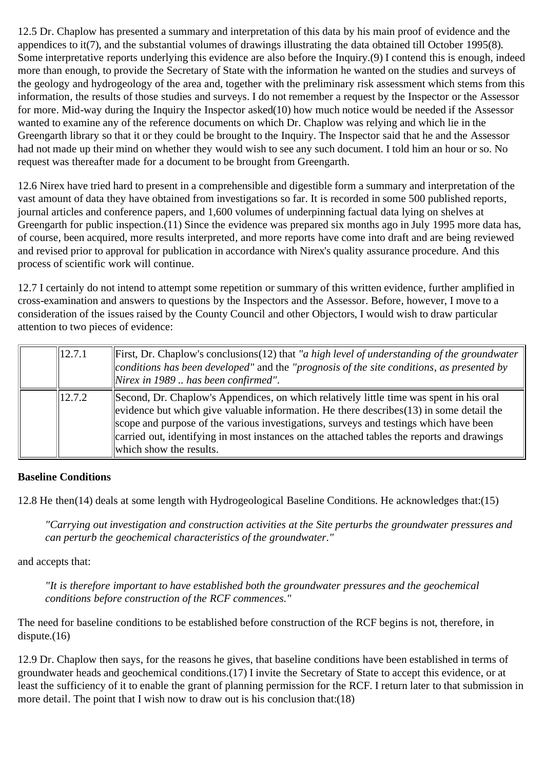12.5 Dr. Chaplow has presented a summary and interpretation of this data by his main proof of evidence and the appendices to it(7), and the substantial volumes of drawings illustrating the data obtained till October 1995(8). Some interpretative reports underlying this evidence are also before the Inquiry.(9) I contend this is enough, indeed more than enough, to provide the Secretary of State with the information he wanted on the studies and surveys of the geology and hydrogeology of the area and, together with the preliminary risk assessment which stems from this information, the results of those studies and surveys. I do not remember a request by the Inspector or the Assessor for more. Mid-way during the Inquiry the Inspector asked(10) how much notice would be needed if the Assessor wanted to examine any of the reference documents on which Dr. Chaplow was relying and which lie in the Greengarth library so that it or they could be brought to the Inquiry. The Inspector said that he and the Assessor had not made up their mind on whether they would wish to see any such document. I told him an hour or so. No request was thereafter made for a document to be brought from Greengarth.

12.6 Nirex have tried hard to present in a comprehensible and digestible form a summary and interpretation of the vast amount of data they have obtained from investigations so far. It is recorded in some 500 published reports, journal articles and conference papers, and 1,600 volumes of underpinning factual data lying on shelves at Greengarth for public inspection.(11) Since the evidence was prepared six months ago in July 1995 more data has, of course, been acquired, more results interpreted, and more reports have come into draft and are being reviewed and revised prior to approval for publication in accordance with Nirex's quality assurance procedure. And this process of scientific work will continue.

12.7 I certainly do not intend to attempt some repetition or summary of this written evidence, further amplified in cross-examination and answers to questions by the Inspectors and the Assessor. Before, however, I move to a consideration of the issues raised by the County Council and other Objectors, I would wish to draw particular attention to two pieces of evidence:

| | | |
|---|---|---|
| | 12.7.1 | First, Dr. Chaplow's conclusions(12) that *"a high level of understanding of the groundwater conditions has been developed"* and the *"prognosis of the site conditions, as presented by Nirex in 1989 .. has been confirmed"*. |
| | 12.7.2 | Second, Dr. Chaplow's Appendices, on which relatively little time was spent in his oral evidence but which give valuable information. He there describes(13) in some detail the scope and purpose of the various investigations, surveys and testings which have been carried out, identifying in most instances on the attached tables the reports and drawings which show the results. |

**Baseline Conditions**

12.8 He then(14) deals at some length with Hydrogeological Baseline Conditions. He acknowledges that:(15)

> *"Carrying out investigation and construction activities at the Site perturbs the groundwater pressures and can perturb the geochemical characteristics of the groundwater."*

and accepts that:

> *"It is therefore important to have established both the groundwater pressures and the geochemical conditions before construction of the RCF commences."*

The need for baseline conditions to be established before construction of the RCF begins is not, therefore, in dispute.(16)

12.9 Dr. Chaplow then says, for the reasons he gives, that baseline conditions have been established in terms of groundwater heads and geochemical conditions.(17) I invite the Secretary of State to accept this evidence, or at least the sufficiency of it to enable the grant of planning permission for the RCF. I return later to that submission in more detail. The point that I wish now to draw out is his conclusion that:(18)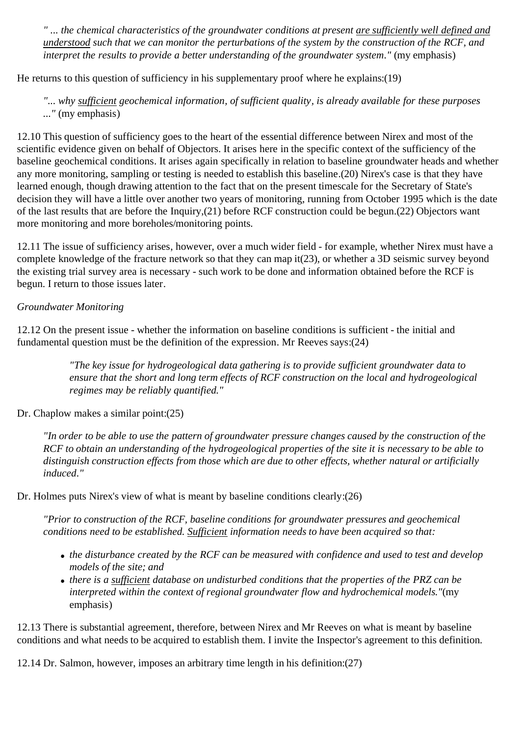> *" ... the chemical characteristics of the groundwater conditions at present <u>are sufficiently well defined and understood</u> such that we can monitor the perturbations of the system by the construction of the RCF, and interpret the results to provide a better understanding of the groundwater system."* (my emphasis)

He returns to this question of sufficiency in his supplementary proof where he explains:(19)

> *"... why <u>sufficient</u> geochemical information, of sufficient quality, is already available for these purposes ..."* (my emphasis)

12.10 This question of sufficiency goes to the heart of the essential difference between Nirex and most of the scientific evidence given on behalf of Objectors. It arises here in the specific context of the sufficiency of the baseline geochemical conditions. It arises again specifically in relation to baseline groundwater heads and whether any more monitoring, sampling or testing is needed to establish this baseline.(20) Nirex's case is that they have learned enough, though drawing attention to the fact that on the present timescale for the Secretary of State's decision they will have a little over another two years of monitoring, running from October 1995 which is the date of the last results that are before the Inquiry,(21) before RCF construction could be begun.(22) Objectors want more monitoring and more boreholes/monitoring points.

12.11 The issue of sufficiency arises, however, over a much wider field - for example, whether Nirex must have a complete knowledge of the fracture network so that they can map it(23), or whether a 3D seismic survey beyond the existing trial survey area is necessary - such work to be done and information obtained before the RCF is begun. I return to those issues later.

*Groundwater Monitoring*

12.12 On the present issue - whether the information on baseline conditions is sufficient - the initial and fundamental question must be the definition of the expression. Mr Reeves says:(24)

> *"The key issue for hydrogeological data gathering is to provide sufficient groundwater data to ensure that the short and long term effects of RCF construction on the local and hydrogeological regimes may be reliably quantified."*

Dr. Chaplow makes a similar point:(25)

> *"In order to be able to use the pattern of groundwater pressure changes caused by the construction of the RCF to obtain an understanding of the hydrogeological properties of the site it is necessary to be able to distinguish construction effects from those which are due to other effects, whether natural or artificially induced."*

Dr. Holmes puts Nirex's view of what is meant by baseline conditions clearly:(26)

> *"Prior to construction of the RCF, baseline conditions for groundwater pressures and geochemical conditions need to be established. <u>Sufficient</u> information needs to have been acquired so that:*
>
> - *the disturbance created by the RCF can be measured with confidence and used to test and develop models of the site; and*
> - *there is a <u>sufficient</u> database on undisturbed conditions that the properties of the PRZ can be interpreted within the context of regional groundwater flow and hydrochemical models."*(my emphasis)

12.13 There is substantial agreement, therefore, between Nirex and Mr Reeves on what is meant by baseline conditions and what needs to be acquired to establish them. I invite the Inspector's agreement to this definition.

12.14 Dr. Salmon, however, imposes an arbitrary time length in his definition:(27)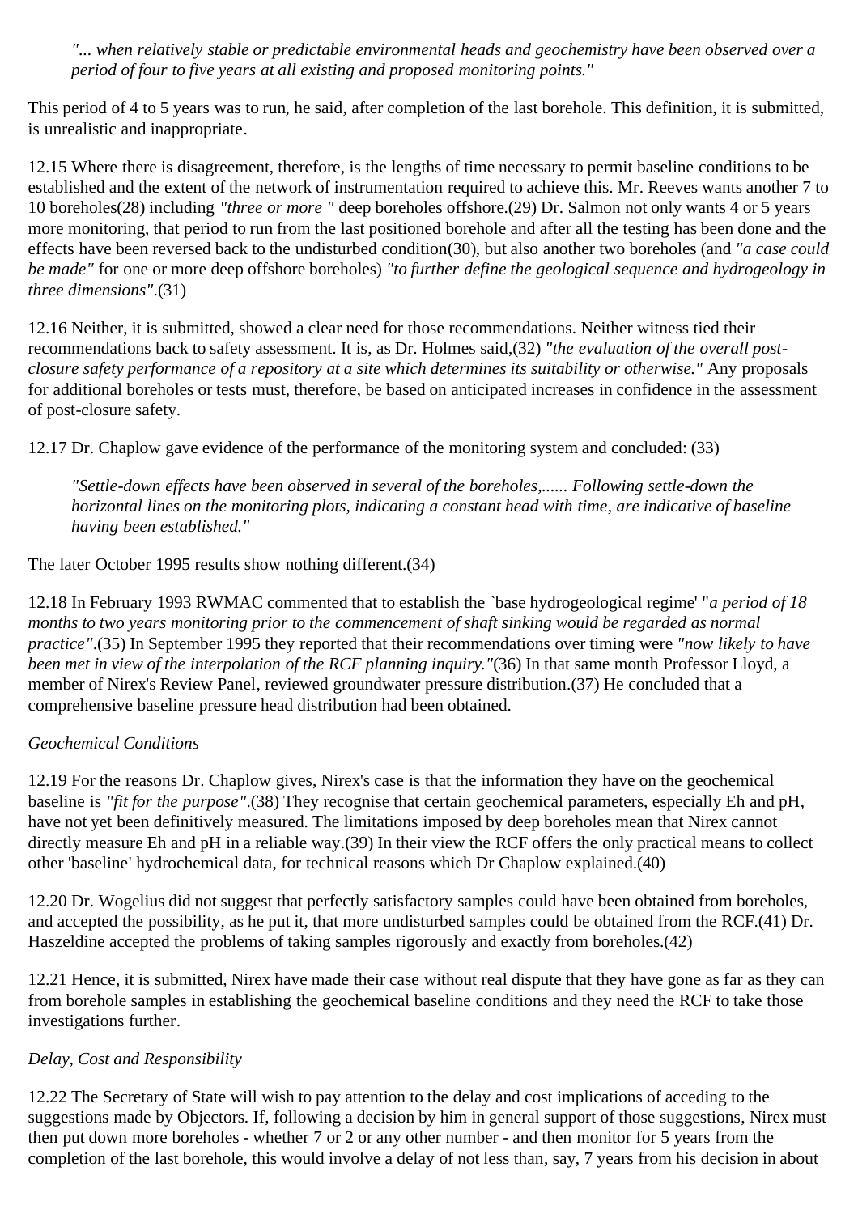> *"... when relatively stable or predictable environmental heads and geochemistry have been observed over a period of four to five years at all existing and proposed monitoring points."*

This period of 4 to 5 years was to run, he said, after completion of the last borehole. This definition, it is submitted, is unrealistic and inappropriate.

12.15 Where there is disagreement, therefore, is the lengths of time necessary to permit baseline conditions to be established and the extent of the network of instrumentation required to achieve this. Mr. Reeves wants another 7 to 10 boreholes(28) including *"three or more "* deep boreholes offshore.(29) Dr. Salmon not only wants 4 or 5 years more monitoring, that period to run from the last positioned borehole and after all the testing has been done and the effects have been reversed back to the undisturbed condition(30), but also another two boreholes (and *"a case could be made"* for one or more deep offshore boreholes) *"to further define the geological sequence and hydrogeology in three dimensions"*.(31)

12.16 Neither, it is submitted, showed a clear need for those recommendations. Neither witness tied their recommendations back to safety assessment. It is, as Dr. Holmes said,(32) *"the evaluation of the overall post-closure safety performance of a repository at a site which determines its suitability or otherwise."* Any proposals for additional boreholes or tests must, therefore, be based on anticipated increases in confidence in the assessment of post-closure safety.

12.17 Dr. Chaplow gave evidence of the performance of the monitoring system and concluded: (33)

> *"Settle-down effects have been observed in several of the boreholes,...... Following settle-down the horizontal lines on the monitoring plots, indicating a constant head with time, are indicative of baseline having been established."*

The later October 1995 results show nothing different.(34)

12.18 In February 1993 RWMAC commented that to establish the `base hydrogeological regime' "*a period of 18 months to two years monitoring prior to the commencement of shaft sinking would be regarded as normal practice"*.(35) In September 1995 they reported that their recommendations over timing were *"now likely to have been met in view of the interpolation of the RCF planning inquiry."*(36) In that same month Professor Lloyd, a member of Nirex's Review Panel, reviewed groundwater pressure distribution.(37) He concluded that a comprehensive baseline pressure head distribution had been obtained.

*Geochemical Conditions*

12.19 For the reasons Dr. Chaplow gives, Nirex's case is that the information they have on the geochemical baseline is *"fit for the purpose"*.(38) They recognise that certain geochemical parameters, especially Eh and pH, have not yet been definitively measured. The limitations imposed by deep boreholes mean that Nirex cannot directly measure Eh and pH in a reliable way.(39) In their view the RCF offers the only practical means to collect other 'baseline' hydrochemical data, for technical reasons which Dr Chaplow explained.(40)

12.20 Dr. Wogelius did not suggest that perfectly satisfactory samples could have been obtained from boreholes, and accepted the possibility, as he put it, that more undisturbed samples could be obtained from the RCF.(41) Dr. Haszeldine accepted the problems of taking samples rigorously and exactly from boreholes.(42)

12.21 Hence, it is submitted, Nirex have made their case without real dispute that they have gone as far as they can from borehole samples in establishing the geochemical baseline conditions and they need the RCF to take those investigations further.

*Delay, Cost and Responsibility*

12.22 The Secretary of State will wish to pay attention to the delay and cost implications of acceding to the suggestions made by Objectors. If, following a decision by him in general support of those suggestions, Nirex must then put down more boreholes - whether 7 or 2 or any other number - and then monitor for 5 years from the completion of the last borehole, this would involve a delay of not less than, say, 7 years from his decision in about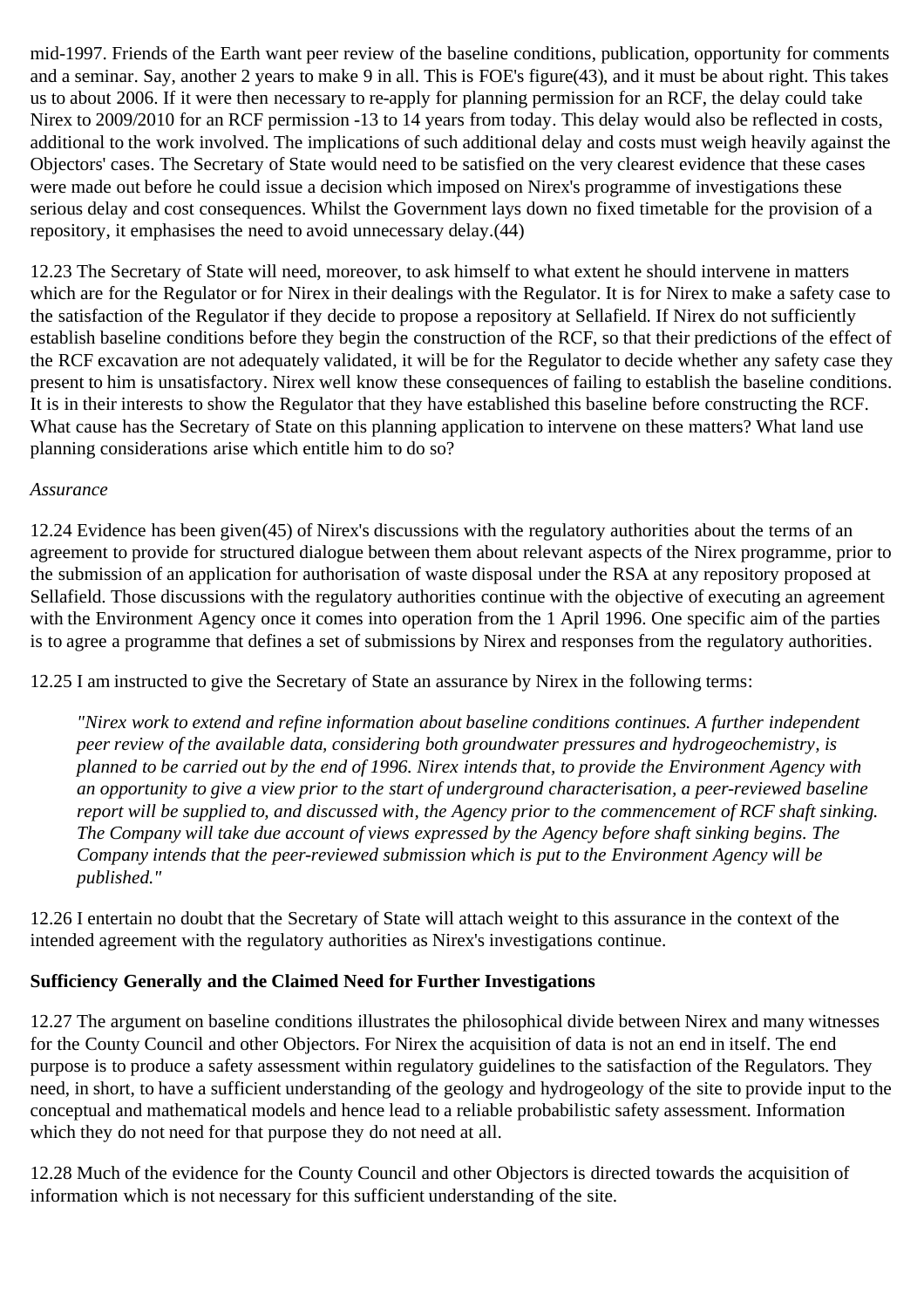mid-1997. Friends of the Earth want peer review of the baseline conditions, publication, opportunity for comments and a seminar. Say, another 2 years to make 9 in all. This is FOE's figure(43), and it must be about right. This takes us to about 2006. If it were then necessary to re-apply for planning permission for an RCF, the delay could take Nirex to 2009/2010 for an RCF permission -13 to 14 years from today. This delay would also be reflected in costs, additional to the work involved. The implications of such additional delay and costs must weigh heavily against the Objectors' cases. The Secretary of State would need to be satisfied on the very clearest evidence that these cases were made out before he could issue a decision which imposed on Nirex's programme of investigations these serious delay and cost consequences. Whilst the Government lays down no fixed timetable for the provision of a repository, it emphasises the need to avoid unnecessary delay.(44)

12.23 The Secretary of State will need, moreover, to ask himself to what extent he should intervene in matters which are for the Regulator or for Nirex in their dealings with the Regulator. It is for Nirex to make a safety case to the satisfaction of the Regulator if they decide to propose a repository at Sellafield. If Nirex do not sufficiently establish baseline conditions before they begin the construction of the RCF, so that their predictions of the effect of the RCF excavation are not adequately validated, it will be for the Regulator to decide whether any safety case they present to him is unsatisfactory. Nirex well know these consequences of failing to establish the baseline conditions. It is in their interests to show the Regulator that they have established this baseline before constructing the RCF. What cause has the Secretary of State on this planning application to intervene on these matters? What land use planning considerations arise which entitle him to do so?

*Assurance*

12.24 Evidence has been given(45) of Nirex's discussions with the regulatory authorities about the terms of an agreement to provide for structured dialogue between them about relevant aspects of the Nirex programme, prior to the submission of an application for authorisation of waste disposal under the RSA at any repository proposed at Sellafield. Those discussions with the regulatory authorities continue with the objective of executing an agreement with the Environment Agency once it comes into operation from the 1 April 1996. One specific aim of the parties is to agree a programme that defines a set of submissions by Nirex and responses from the regulatory authorities.

12.25 I am instructed to give the Secretary of State an assurance by Nirex in the following terms:

> *"Nirex work to extend and refine information about baseline conditions continues. A further independent peer review of the available data, considering both groundwater pressures and hydrogeochemistry, is planned to be carried out by the end of 1996. Nirex intends that, to provide the Environment Agency with an opportunity to give a view prior to the start of underground characterisation, a peer-reviewed baseline report will be supplied to, and discussed with, the Agency prior to the commencement of RCF shaft sinking. The Company will take due account of views expressed by the Agency before shaft sinking begins. The Company intends that the peer-reviewed submission which is put to the Environment Agency will be published."*

12.26 I entertain no doubt that the Secretary of State will attach weight to this assurance in the context of the intended agreement with the regulatory authorities as Nirex's investigations continue.

**Sufficiency Generally and the Claimed Need for Further Investigations**

12.27 The argument on baseline conditions illustrates the philosophical divide between Nirex and many witnesses for the County Council and other Objectors. For Nirex the acquisition of data is not an end in itself. The end purpose is to produce a safety assessment within regulatory guidelines to the satisfaction of the Regulators. They need, in short, to have a sufficient understanding of the geology and hydrogeology of the site to provide input to the conceptual and mathematical models and hence lead to a reliable probabilistic safety assessment. Information which they do not need for that purpose they do not need at all.

12.28 Much of the evidence for the County Council and other Objectors is directed towards the acquisition of information which is not necessary for this sufficient understanding of the site.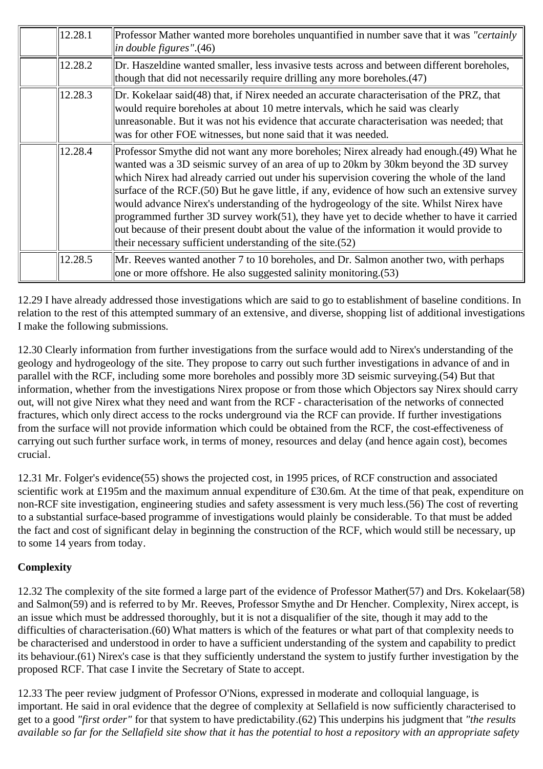| | | |
|---|---|---|
| | 12.28.1 | Professor Mather wanted more boreholes unquantified in number save that it was *"certainly in double figures"*.(46) |
| | 12.28.2 | Dr. Haszeldine wanted smaller, less invasive tests across and between different boreholes, though that did not necessarily require drilling any more boreholes.(47) |
| | 12.28.3 | Dr. Kokelaar said(48) that, if Nirex needed an accurate characterisation of the PRZ, that would require boreholes at about 10 metre intervals, which he said was clearly unreasonable. But it was not his evidence that accurate characterisation was needed; that was for other FOE witnesses, but none said that it was needed. |
| | 12.28.4 | Professor Smythe did not want any more boreholes; Nirex already had enough.(49) What he wanted was a 3D seismic survey of an area of up to 20km by 30km beyond the 3D survey which Nirex had already carried out under his supervision covering the whole of the land surface of the RCF.(50) But he gave little, if any, evidence of how such an extensive survey would advance Nirex's understanding of the hydrogeology of the site. Whilst Nirex have programmed further 3D survey work(51), they have yet to decide whether to have it carried out because of their present doubt about the value of the information it would provide to their necessary sufficient understanding of the site.(52) |
| | 12.28.5 | Mr. Reeves wanted another 7 to 10 boreholes, and Dr. Salmon another two, with perhaps one or more offshore. He also suggested salinity monitoring.(53) |

12.29 I have already addressed those investigations which are said to go to establishment of baseline conditions. In relation to the rest of this attempted summary of an extensive, and diverse, shopping list of additional investigations I make the following submissions.

12.30 Clearly information from further investigations from the surface would add to Nirex's understanding of the geology and hydrogeology of the site. They propose to carry out such further investigations in advance of and in parallel with the RCF, including some more boreholes and possibly more 3D seismic surveying.(54) But that information, whether from the investigations Nirex propose or from those which Objectors say Nirex should carry out, will not give Nirex what they need and want from the RCF - characterisation of the networks of connected fractures, which only direct access to the rocks underground via the RCF can provide. If further investigations from the surface will not provide information which could be obtained from the RCF, the cost-effectiveness of carrying out such further surface work, in terms of money, resources and delay (and hence again cost), becomes crucial.

12.31 Mr. Folger's evidence(55) shows the projected cost, in 1995 prices, of RCF construction and associated scientific work at £195m and the maximum annual expenditure of £30.6m. At the time of that peak, expenditure on non-RCF site investigation, engineering studies and safety assessment is very much less.(56) The cost of reverting to a substantial surface-based programme of investigations would plainly be considerable. To that must be added the fact and cost of significant delay in beginning the construction of the RCF, which would still be necessary, up to some 14 years from today.

**Complexity**

12.32 The complexity of the site formed a large part of the evidence of Professor Mather(57) and Drs. Kokelaar(58) and Salmon(59) and is referred to by Mr. Reeves, Professor Smythe and Dr Hencher. Complexity, Nirex accept, is an issue which must be addressed thoroughly, but it is not a disqualifier of the site, though it may add to the difficulties of characterisation.(60) What matters is which of the features or what part of that complexity needs to be characterised and understood in order to have a sufficient understanding of the system and capability to predict its behaviour.(61) Nirex's case is that they sufficiently understand the system to justify further investigation by the proposed RCF. That case I invite the Secretary of State to accept.

12.33 The peer review judgment of Professor O'Nions, expressed in moderate and colloquial language, is important. He said in oral evidence that the degree of complexity at Sellafield is now sufficiently characterised to get to a good *"first order"* for that system to have predictability.(62) This underpins his judgment that *"the results available so far for the Sellafield site show that it has the potential to host a repository with an appropriate safety*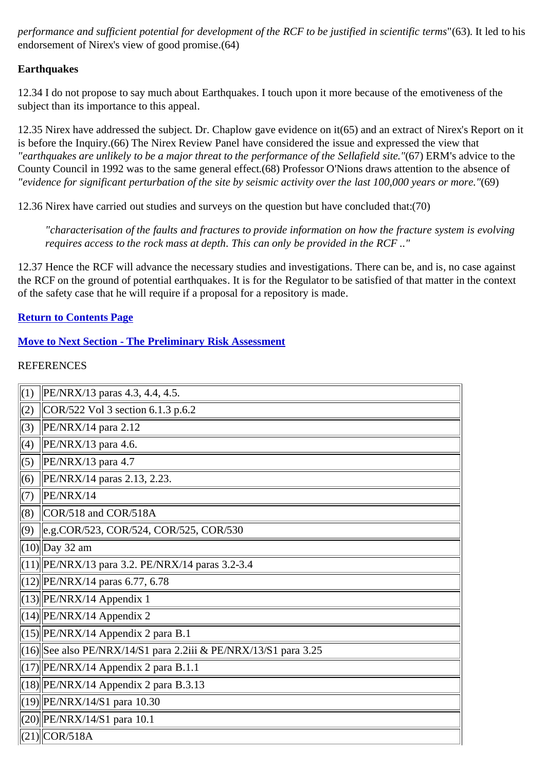*performance and sufficient potential for development of the RCF to be justified in scientific terms*"(63). It led to his endorsement of Nirex's view of good promise.(64)

**Earthquakes**

12.34 I do not propose to say much about Earthquakes. I touch upon it more because of the emotiveness of the subject than its importance to this appeal.

12.35 Nirex have addressed the subject. Dr. Chaplow gave evidence on it(65) and an extract of Nirex's Report on it is before the Inquiry.(66) The Nirex Review Panel have considered the issue and expressed the view that *"earthquakes are unlikely to be a major threat to the performance of the Sellafield site."*(67) ERM's advice to the County Council in 1992 was to the same general effect.(68) Professor O'Nions draws attention to the absence of *"evidence for significant perturbation of the site by seismic activity over the last 100,000 years or more."*(69)

12.36 Nirex have carried out studies and surveys on the question but have concluded that:(70)

> *"characterisation of the faults and fractures to provide information on how the fracture system is evolving requires access to the rock mass at depth. This can only be provided in the RCF .."*

12.37 Hence the RCF will advance the necessary studies and investigations. There can be, and is, no case against the RCF on the ground of potential earthquakes. It is for the Regulator to be satisfied of that matter in the context of the safety case that he will require if a proposal for a repository is made.

**Return to Contents Page**

**Move to Next Section - The Preliminary Risk Assessment**

REFERENCES

| | |
|---|---|
| (1) | PE/NRX/13 paras 4.3, 4.4, 4.5. |
| (2) | COR/522 Vol 3 section 6.1.3 p.6.2 |
| (3) | PE/NRX/14 para 2.12 |
| (4) | PE/NRX/13 para 4.6. |
| (5) | PE/NRX/13 para 4.7 |
| (6) | PE/NRX/14 paras 2.13, 2.23. |
| (7) | PE/NRX/14 |
| (8) | COR/518 and COR/518A |
| (9) | e.g.COR/523, COR/524, COR/525, COR/530 |
| (10) | Day 32 am |
| (11) | PE/NRX/13 para 3.2. PE/NRX/14 paras 3.2-3.4 |
| (12) | PE/NRX/14 paras 6.77, 6.78 |
| (13) | PE/NRX/14 Appendix 1 |
| (14) | PE/NRX/14 Appendix 2 |
| (15) | PE/NRX/14 Appendix 2 para B.1 |
| (16) | See also PE/NRX/14/S1 para 2.2iii & PE/NRX/13/S1 para 3.25 |
| (17) | PE/NRX/14 Appendix 2 para B.1.1 |
| (18) | PE/NRX/14 Appendix 2 para B.3.13 |
| (19) | PE/NRX/14/S1 para 10.30 |
| (20) | PE/NRX/14/S1 para 10.1 |
| (21) | COR/518A |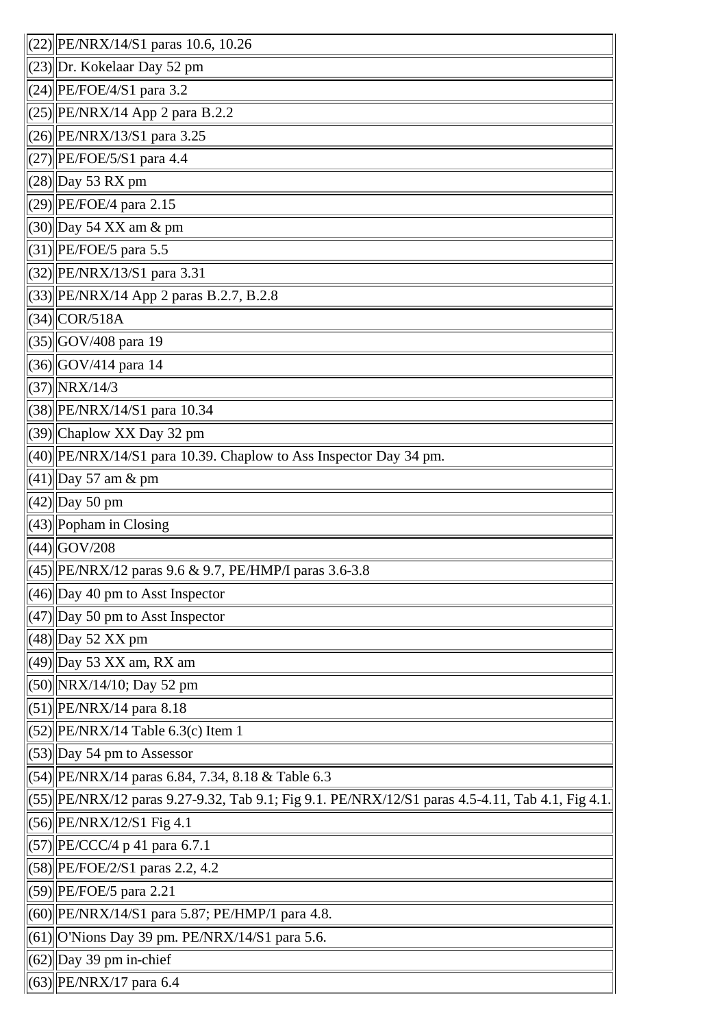| | |
|---|---|
| (22) | PE/NRX/14/S1 paras 10.6, 10.26 |
| (23) | Dr. Kokelaar Day 52 pm |
| (24) | PE/FOE/4/S1 para 3.2 |
| (25) | PE/NRX/14 App 2 para B.2.2 |
| (26) | PE/NRX/13/S1 para 3.25 |
| (27) | PE/FOE/5/S1 para 4.4 |
| (28) | Day 53 RX pm |
| (29) | PE/FOE/4 para 2.15 |
| (30) | Day 54 XX am & pm |
| (31) | PE/FOE/5 para 5.5 |
| (32) | PE/NRX/13/S1 para 3.31 |
| (33) | PE/NRX/14 App 2 paras B.2.7, B.2.8 |
| (34) | COR/518A |
| (35) | GOV/408 para 19 |
| (36) | GOV/414 para 14 |
| (37) | NRX/14/3 |
| (38) | PE/NRX/14/S1 para 10.34 |
| (39) | Chaplow XX Day 32 pm |
| (40) | PE/NRX/14/S1 para 10.39. Chaplow to Ass Inspector Day 34 pm. |
| (41) | Day 57 am & pm |
| (42) | Day 50 pm |
| (43) | Popham in Closing |
| (44) | GOV/208 |
| (45) | PE/NRX/12 paras 9.6 & 9.7, PE/HMP/I paras 3.6-3.8 |
| (46) | Day 40 pm to Asst Inspector |
| (47) | Day 50 pm to Asst Inspector |
| (48) | Day 52 XX pm |
| (49) | Day 53 XX am, RX am |
| (50) | NRX/14/10; Day 52 pm |
| (51) | PE/NRX/14 para 8.18 |
| (52) | PE/NRX/14 Table 6.3(c) Item 1 |
| (53) | Day 54 pm to Assessor |
| (54) | PE/NRX/14 paras 6.84, 7.34, 8.18 & Table 6.3 |
| (55) | PE/NRX/12 paras 9.27-9.32, Tab 9.1; Fig 9.1. PE/NRX/12/S1 paras 4.5-4.11, Tab 4.1, Fig 4.1. |
| (56) | PE/NRX/12/S1 Fig 4.1 |
| (57) | PE/CCC/4 p 41 para 6.7.1 |
| (58) | PE/FOE/2/S1 paras 2.2, 4.2 |
| (59) | PE/FOE/5 para 2.21 |
| (60) | PE/NRX/14/S1 para 5.87; PE/HMP/1 para 4.8. |
| (61) | O'Nions Day 39 pm. PE/NRX/14/S1 para 5.6. |
| (62) | Day 39 pm in-chief |
| (63) | PE/NRX/17 para 6.4 |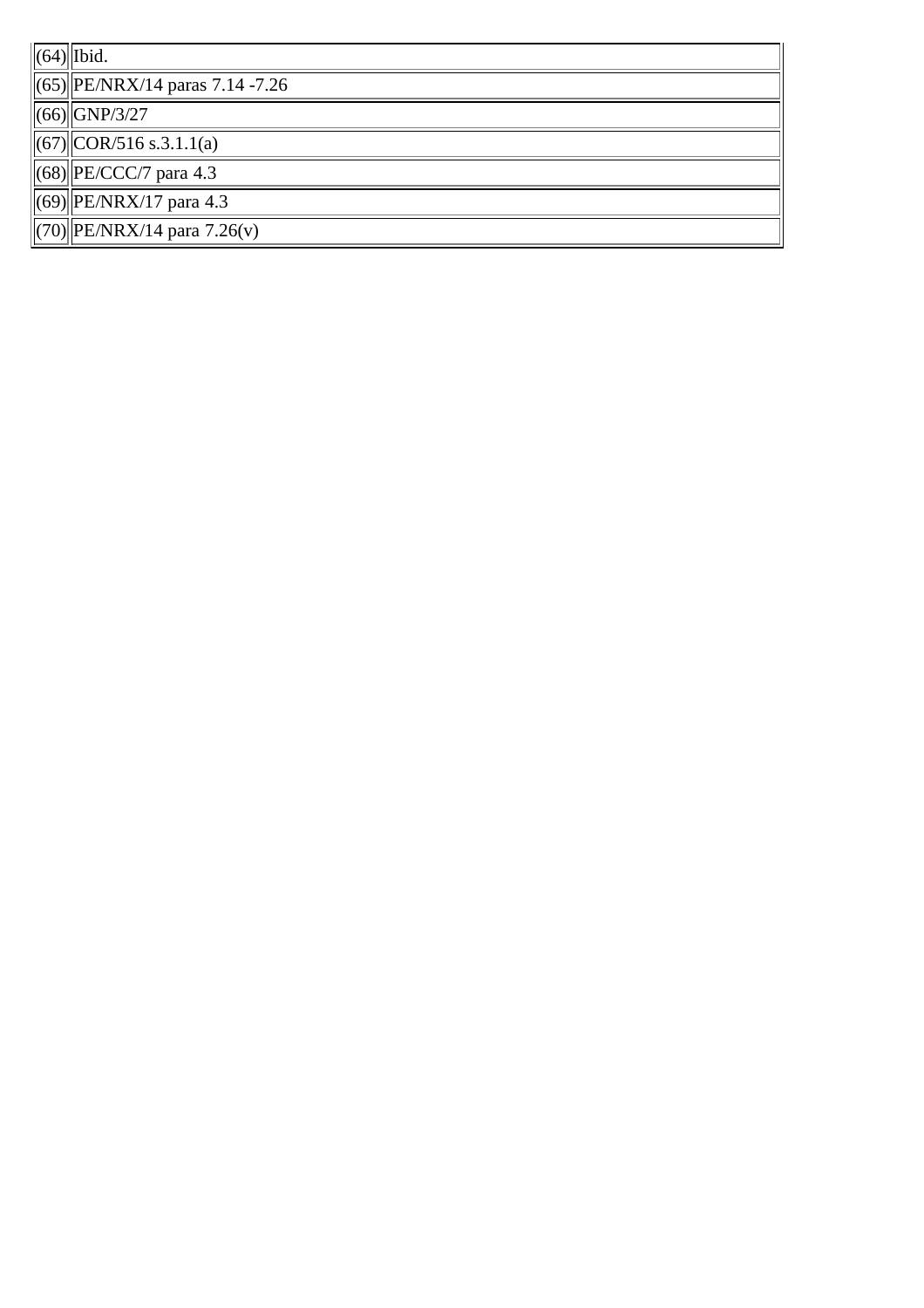| | |
|---|---|
| (64) | Ibid. |
| (65) | PE/NRX/14 paras 7.14 -7.26 |
| (66) | GNP/3/27 |
| (67) | COR/516 s.3.1.1(a) |
| (68) | PE/CCC/7 para 4.3 |
| (69) | PE/NRX/17 para 4.3 |
| (70) | PE/NRX/14 para 7.26(v) |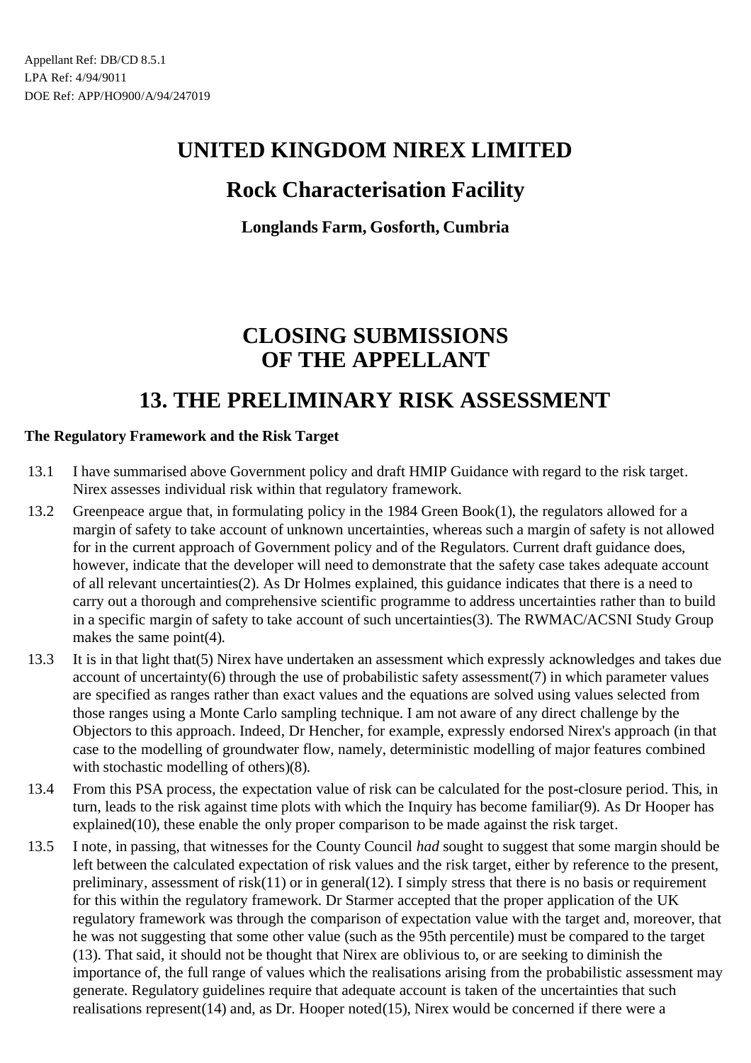Appellant Ref: DB/CD 8.5.1
LPA Ref: 4/94/9011
DOE Ref: APP/HO900/A/94/247019

# UNITED KINGDOM NIREX LIMITED

## Rock Characterisation Facility

### Longlands Farm, Gosforth, Cumbria

# CLOSING SUBMISSIONS OF THE APPELLANT

# 13. THE PRELIMINARY RISK ASSESSMENT

**The Regulatory Framework and the Risk Target**

13.1 I have summarised above Government policy and draft HMIP Guidance with regard to the risk target. Nirex assesses individual risk within that regulatory framework.

13.2 Greenpeace argue that, in formulating policy in the 1984 Green Book(1), the regulators allowed for a margin of safety to take account of unknown uncertainties, whereas such a margin of safety is not allowed for in the current approach of Government policy and of the Regulators. Current draft guidance does, however, indicate that the developer will need to demonstrate that the safety case takes adequate account of all relevant uncertainties(2). As Dr Holmes explained, this guidance indicates that there is a need to carry out a thorough and comprehensive scientific programme to address uncertainties rather than to build in a specific margin of safety to take account of such uncertainties(3). The RWMAC/ACSNI Study Group makes the same point(4).

13.3 It is in that light that(5) Nirex have undertaken an assessment which expressly acknowledges and takes due account of uncertainty(6) through the use of probabilistic safety assessment(7) in which parameter values are specified as ranges rather than exact values and the equations are solved using values selected from those ranges using a Monte Carlo sampling technique. I am not aware of any direct challenge by the Objectors to this approach. Indeed, Dr Hencher, for example, expressly endorsed Nirex's approach (in that case to the modelling of groundwater flow, namely, deterministic modelling of major features combined with stochastic modelling of others)(8).

13.4 From this PSA process, the expectation value of risk can be calculated for the post-closure period. This, in turn, leads to the risk against time plots with which the Inquiry has become familiar(9). As Dr Hooper has explained(10), these enable the only proper comparison to be made against the risk target.

13.5 I note, in passing, that witnesses for the County Council *had* sought to suggest that some margin should be left between the calculated expectation of risk values and the risk target, either by reference to the present, preliminary, assessment of risk(11) or in general(12). I simply stress that there is no basis or requirement for this within the regulatory framework. Dr Starmer accepted that the proper application of the UK regulatory framework was through the comparison of expectation value with the target and, moreover, that he was not suggesting that some other value (such as the 95th percentile) must be compared to the target (13). That said, it should not be thought that Nirex are oblivious to, or are seeking to diminish the importance of, the full range of values which the realisations arising from the probabilistic assessment may generate. Regulatory guidelines require that adequate account is taken of the uncertainties that such realisations represent(14) and, as Dr. Hooper noted(15), Nirex would be concerned if there were a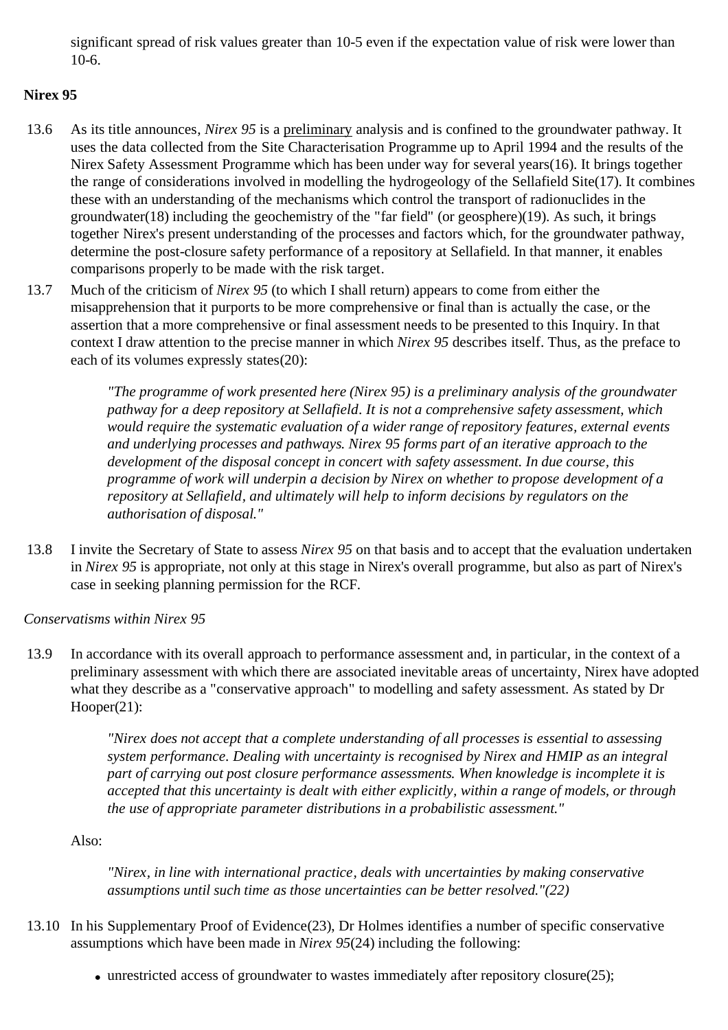significant spread of risk values greater than 10-5 even if the expectation value of risk were lower than 10-6.

**Nirex 95**

13.6 As its title announces, *Nirex 95* is a preliminary analysis and is confined to the groundwater pathway. It uses the data collected from the Site Characterisation Programme up to April 1994 and the results of the Nirex Safety Assessment Programme which has been under way for several years(16). It brings together the range of considerations involved in modelling the hydrogeology of the Sellafield Site(17). It combines these with an understanding of the mechanisms which control the transport of radionuclides in the groundwater(18) including the geochemistry of the "far field" (or geosphere)(19). As such, it brings together Nirex's present understanding of the processes and factors which, for the groundwater pathway, determine the post-closure safety performance of a repository at Sellafield. In that manner, it enables comparisons properly to be made with the risk target.

13.7 Much of the criticism of *Nirex 95* (to which I shall return) appears to come from either the misapprehension that it purports to be more comprehensive or final than is actually the case, or the assertion that a more comprehensive or final assessment needs to be presented to this Inquiry. In that context I draw attention to the precise manner in which *Nirex 95* describes itself. Thus, as the preface to each of its volumes expressly states(20):

> *"The programme of work presented here (Nirex 95) is a preliminary analysis of the groundwater pathway for a deep repository at Sellafield. It is not a comprehensive safety assessment, which would require the systematic evaluation of a wider range of repository features, external events and underlying processes and pathways. Nirex 95 forms part of an iterative approach to the development of the disposal concept in concert with safety assessment. In due course, this programme of work will underpin a decision by Nirex on whether to propose development of a repository at Sellafield, and ultimately will help to inform decisions by regulators on the authorisation of disposal."*

13.8 I invite the Secretary of State to assess *Nirex 95* on that basis and to accept that the evaluation undertaken in *Nirex 95* is appropriate, not only at this stage in Nirex's overall programme, but also as part of Nirex's case in seeking planning permission for the RCF.

*Conservatisms within Nirex 95*

13.9 In accordance with its overall approach to performance assessment and, in particular, in the context of a preliminary assessment with which there are associated inevitable areas of uncertainty, Nirex have adopted what they describe as a "conservative approach" to modelling and safety assessment. As stated by Dr Hooper(21):

> *"Nirex does not accept that a complete understanding of all processes is essential to assessing system performance. Dealing with uncertainty is recognised by Nirex and HMIP as an integral part of carrying out post closure performance assessments. When knowledge is incomplete it is accepted that this uncertainty is dealt with either explicitly, within a range of models, or through the use of appropriate parameter distributions in a probabilistic assessment."*

Also:

> *"Nirex, in line with international practice, deals with uncertainties by making conservative assumptions until such time as those uncertainties can be better resolved."(22)*

13.10 In his Supplementary Proof of Evidence(23), Dr Holmes identifies a number of specific conservative assumptions which have been made in *Nirex 95*(24) including the following:

- unrestricted access of groundwater to wastes immediately after repository closure(25);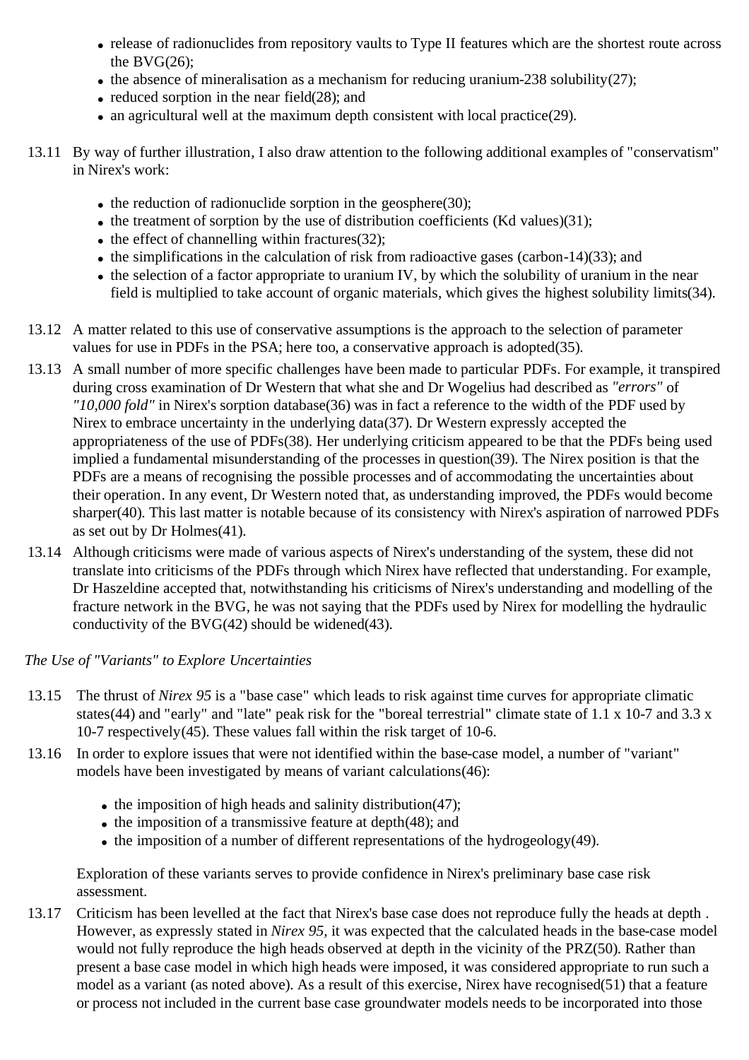- release of radionuclides from repository vaults to Type II features which are the shortest route across the BVG(26);
- the absence of mineralisation as a mechanism for reducing uranium-238 solubility(27);
- reduced sorption in the near field(28); and
- an agricultural well at the maximum depth consistent with local practice(29).

13.11 By way of further illustration, I also draw attention to the following additional examples of "conservatism" in Nirex's work:

- the reduction of radionuclide sorption in the geosphere(30);
- the treatment of sorption by the use of distribution coefficients (Kd values)(31);
- the effect of channelling within fractures(32);
- the simplifications in the calculation of risk from radioactive gases (carbon-14)(33); and
- the selection of a factor appropriate to uranium IV, by which the solubility of uranium in the near field is multiplied to take account of organic materials, which gives the highest solubility limits(34).

13.12 A matter related to this use of conservative assumptions is the approach to the selection of parameter values for use in PDFs in the PSA; here too, a conservative approach is adopted(35).

13.13 A small number of more specific challenges have been made to particular PDFs. For example, it transpired during cross examination of Dr Western that what she and Dr Wogelius had described as *"errors"* of *"10,000 fold"* in Nirex's sorption database(36) was in fact a reference to the width of the PDF used by Nirex to embrace uncertainty in the underlying data(37). Dr Western expressly accepted the appropriateness of the use of PDFs(38). Her underlying criticism appeared to be that the PDFs being used implied a fundamental misunderstanding of the processes in question(39). The Nirex position is that the PDFs are a means of recognising the possible processes and of accommodating the uncertainties about their operation. In any event, Dr Western noted that, as understanding improved, the PDFs would become sharper(40). This last matter is notable because of its consistency with Nirex's aspiration of narrowed PDFs as set out by Dr Holmes(41).

13.14 Although criticisms were made of various aspects of Nirex's understanding of the system, these did not translate into criticisms of the PDFs through which Nirex have reflected that understanding. For example, Dr Haszeldine accepted that, notwithstanding his criticisms of Nirex's understanding and modelling of the fracture network in the BVG, he was not saying that the PDFs used by Nirex for modelling the hydraulic conductivity of the BVG(42) should be widened(43).

*The Use of "Variants" to Explore Uncertainties*

13.15 The thrust of *Nirex 95* is a "base case" which leads to risk against time curves for appropriate climatic states(44) and "early" and "late" peak risk for the "boreal terrestrial" climate state of $1.1 \times 10^{-7}$ and $3.3 \times 10^{-7}$ respectively(45). These values fall within the risk target of $10^{-6}$.

13.16 In order to explore issues that were not identified within the base-case model, a number of "variant" models have been investigated by means of variant calculations(46):

- the imposition of high heads and salinity distribution(47);
- the imposition of a transmissive feature at depth(48); and
- the imposition of a number of different representations of the hydrogeology(49).

Exploration of these variants serves to provide confidence in Nirex's preliminary base case risk assessment.

13.17 Criticism has been levelled at the fact that Nirex's base case does not reproduce fully the heads at depth . However, as expressly stated in *Nirex 95,* it was expected that the calculated heads in the base-case model would not fully reproduce the high heads observed at depth in the vicinity of the PRZ(50). Rather than present a base case model in which high heads were imposed, it was considered appropriate to run such a model as a variant (as noted above). As a result of this exercise, Nirex have recognised(51) that a feature or process not included in the current base case groundwater models needs to be incorporated into those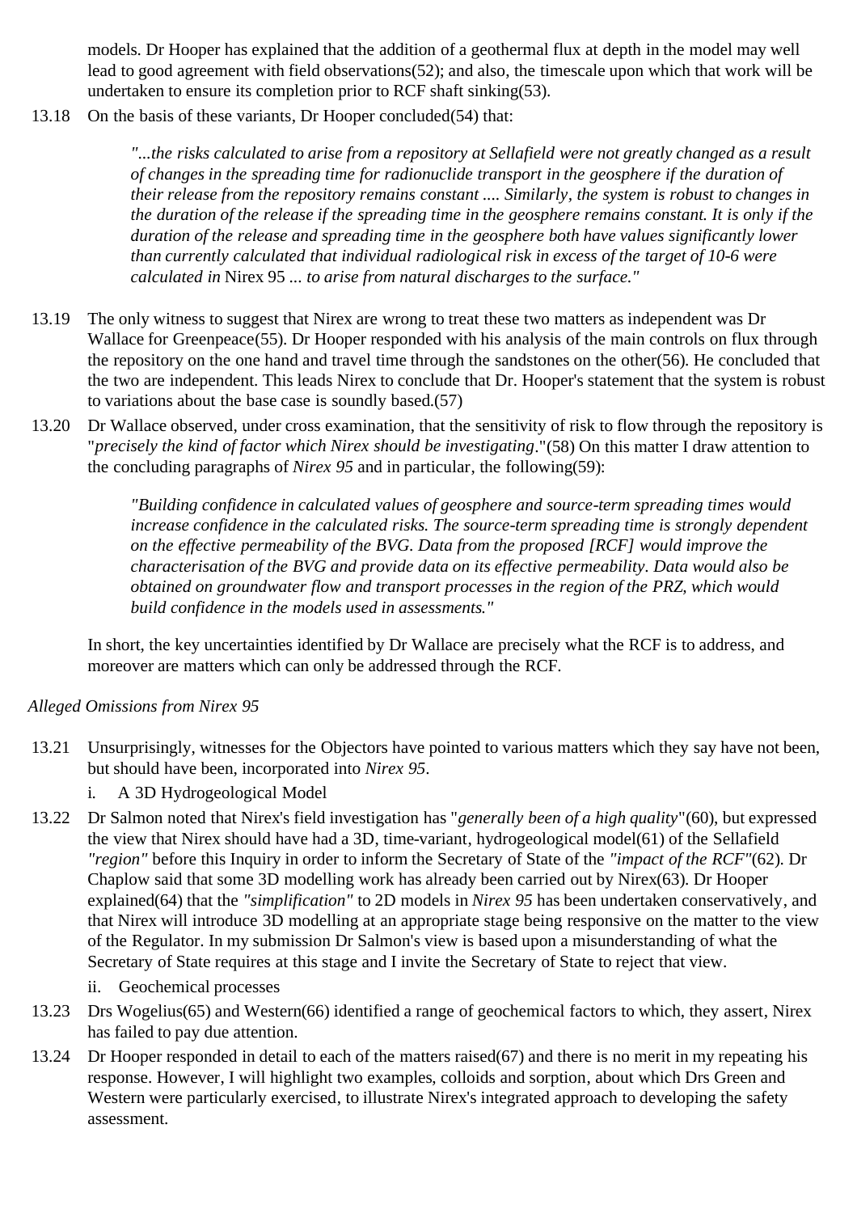models. Dr Hooper has explained that the addition of a geothermal flux at depth in the model may well lead to good agreement with field observations(52); and also, the timescale upon which that work will be undertaken to ensure its completion prior to RCF shaft sinking(53).

13.18 On the basis of these variants, Dr Hooper concluded(54) that:

> *"...the risks calculated to arise from a repository at Sellafield were not greatly changed as a result of changes in the spreading time for radionuclide transport in the geosphere if the duration of their release from the repository remains constant .... Similarly, the system is robust to changes in the duration of the release if the spreading time in the geosphere remains constant. It is only if the duration of the release and spreading time in the geosphere both have values significantly lower than currently calculated that individual radiological risk in excess of the target of 10-6 were calculated in* Nirex 95 *... to arise from natural discharges to the surface."*

13.19 The only witness to suggest that Nirex are wrong to treat these two matters as independent was Dr Wallace for Greenpeace(55). Dr Hooper responded with his analysis of the main controls on flux through the repository on the one hand and travel time through the sandstones on the other(56). He concluded that the two are independent. This leads Nirex to conclude that Dr. Hooper's statement that the system is robust to variations about the base case is soundly based.(57)

13.20 Dr Wallace observed, under cross examination, that the sensitivity of risk to flow through the repository is "*precisely the kind of factor which Nirex should be investigating*."(58) On this matter I draw attention to the concluding paragraphs of *Nirex 95* and in particular, the following(59):

> *"Building confidence in calculated values of geosphere and source-term spreading times would increase confidence in the calculated risks. The source-term spreading time is strongly dependent on the effective permeability of the BVG. Data from the proposed [RCF] would improve the characterisation of the BVG and provide data on its effective permeability. Data would also be obtained on groundwater flow and transport processes in the region of the PRZ, which would build confidence in the models used in assessments."*

In short, the key uncertainties identified by Dr Wallace are precisely what the RCF is to address, and moreover are matters which can only be addressed through the RCF.

*Alleged Omissions from Nirex 95*

13.21 Unsurprisingly, witnesses for the Objectors have pointed to various matters which they say have not been, but should have been, incorporated into *Nirex 95*.

i. A 3D Hydrogeological Model

13.22 Dr Salmon noted that Nirex's field investigation has "*generally been of a high quality*"(60), but expressed the view that Nirex should have had a 3D, time-variant, hydrogeological model(61) of the Sellafield *"region"* before this Inquiry in order to inform the Secretary of State of the *"impact of the RCF"*(62). Dr Chaplow said that some 3D modelling work has already been carried out by Nirex(63). Dr Hooper explained(64) that the *"simplification"* to 2D models in *Nirex 95* has been undertaken conservatively, and that Nirex will introduce 3D modelling at an appropriate stage being responsive on the matter to the view of the Regulator. In my submission Dr Salmon's view is based upon a misunderstanding of what the Secretary of State requires at this stage and I invite the Secretary of State to reject that view.

ii. Geochemical processes

13.23 Drs Wogelius(65) and Western(66) identified a range of geochemical factors to which, they assert, Nirex has failed to pay due attention.

13.24 Dr Hooper responded in detail to each of the matters raised(67) and there is no merit in my repeating his response. However, I will highlight two examples, colloids and sorption, about which Drs Green and Western were particularly exercised, to illustrate Nirex's integrated approach to developing the safety assessment.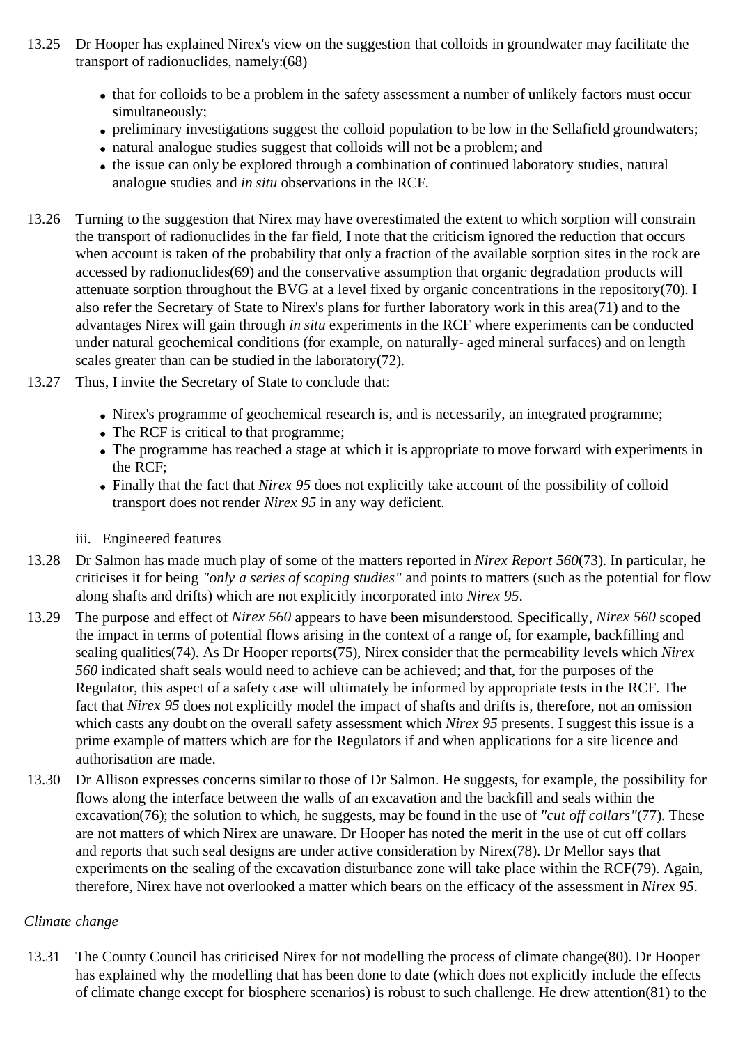13.25 Dr Hooper has explained Nirex's view on the suggestion that colloids in groundwater may facilitate the transport of radionuclides, namely:(68)

- that for colloids to be a problem in the safety assessment a number of unlikely factors must occur simultaneously;
- preliminary investigations suggest the colloid population to be low in the Sellafield groundwaters;
- natural analogue studies suggest that colloids will not be a problem; and
- the issue can only be explored through a combination of continued laboratory studies, natural analogue studies and *in situ* observations in the RCF.

13.26 Turning to the suggestion that Nirex may have overestimated the extent to which sorption will constrain the transport of radionuclides in the far field, I note that the criticism ignored the reduction that occurs when account is taken of the probability that only a fraction of the available sorption sites in the rock are accessed by radionuclides(69) and the conservative assumption that organic degradation products will attenuate sorption throughout the BVG at a level fixed by organic concentrations in the repository(70). I also refer the Secretary of State to Nirex's plans for further laboratory work in this area(71) and to the advantages Nirex will gain through *in situ* experiments in the RCF where experiments can be conducted under natural geochemical conditions (for example, on naturally- aged mineral surfaces) and on length scales greater than can be studied in the laboratory(72).

13.27 Thus, I invite the Secretary of State to conclude that:

- Nirex's programme of geochemical research is, and is necessarily, an integrated programme;
- The RCF is critical to that programme;
- The programme has reached a stage at which it is appropriate to move forward with experiments in the RCF;
- Finally that the fact that *Nirex 95* does not explicitly take account of the possibility of colloid transport does not render *Nirex 95* in any way deficient.

iii. Engineered features

13.28 Dr Salmon has made much play of some of the matters reported in *Nirex Report 560*(73). In particular, he criticises it for being *"only a series of scoping studies"* and points to matters (such as the potential for flow along shafts and drifts) which are not explicitly incorporated into *Nirex 95*.

13.29 The purpose and effect of *Nirex 560* appears to have been misunderstood. Specifically, *Nirex 560* scoped the impact in terms of potential flows arising in the context of a range of, for example, backfilling and sealing qualities(74). As Dr Hooper reports(75), Nirex consider that the permeability levels which *Nirex 560* indicated shaft seals would need to achieve can be achieved; and that, for the purposes of the Regulator, this aspect of a safety case will ultimately be informed by appropriate tests in the RCF. The fact that *Nirex 95* does not explicitly model the impact of shafts and drifts is, therefore, not an omission which casts any doubt on the overall safety assessment which *Nirex 95* presents. I suggest this issue is a prime example of matters which are for the Regulators if and when applications for a site licence and authorisation are made.

13.30 Dr Allison expresses concerns similar to those of Dr Salmon. He suggests, for example, the possibility for flows along the interface between the walls of an excavation and the backfill and seals within the excavation(76); the solution to which, he suggests, may be found in the use of *"cut off collars"*(77). These are not matters of which Nirex are unaware. Dr Hooper has noted the merit in the use of cut off collars and reports that such seal designs are under active consideration by Nirex(78). Dr Mellor says that experiments on the sealing of the excavation disturbance zone will take place within the RCF(79). Again, therefore, Nirex have not overlooked a matter which bears on the efficacy of the assessment in *Nirex 95*.

*Climate change*

13.31 The County Council has criticised Nirex for not modelling the process of climate change(80). Dr Hooper has explained why the modelling that has been done to date (which does not explicitly include the effects of climate change except for biosphere scenarios) is robust to such challenge. He drew attention(81) to the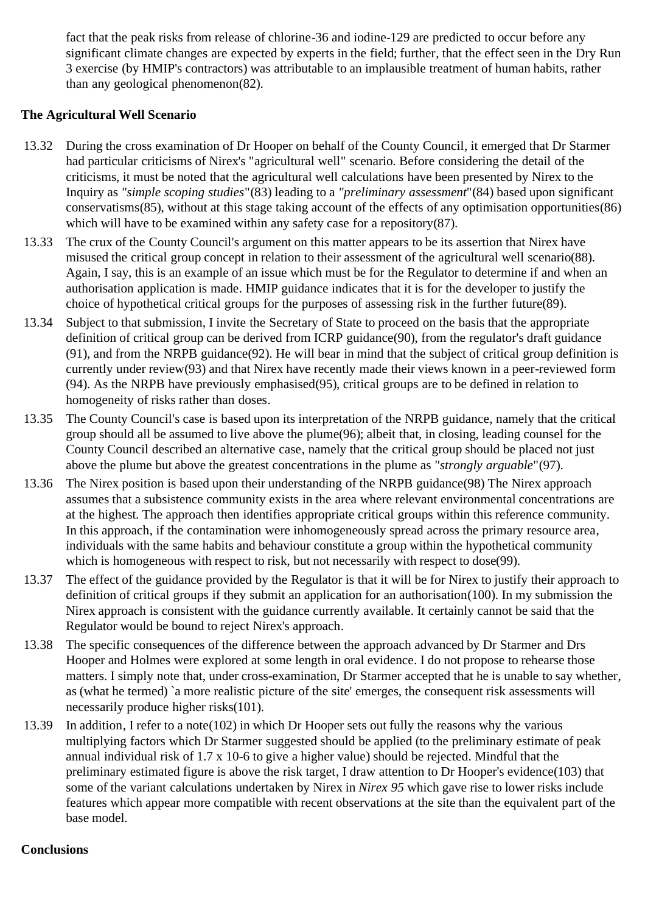fact that the peak risks from release of chlorine-36 and iodine-129 are predicted to occur before any significant climate changes are expected by experts in the field; further, that the effect seen in the Dry Run 3 exercise (by HMIP's contractors) was attributable to an implausible treatment of human habits, rather than any geological phenomenon(82).

**The Agricultural Well Scenario**

13.32 During the cross examination of Dr Hooper on behalf of the County Council, it emerged that Dr Starmer had particular criticisms of Nirex's "agricultural well" scenario. Before considering the detail of the criticisms, it must be noted that the agricultural well calculations have been presented by Nirex to the Inquiry as *"simple scoping studies*"(83) leading to a *"preliminary assessment*"(84) based upon significant conservatisms(85), without at this stage taking account of the effects of any optimisation opportunities(86) which will have to be examined within any safety case for a repository(87).

13.33 The crux of the County Council's argument on this matter appears to be its assertion that Nirex have misused the critical group concept in relation to their assessment of the agricultural well scenario(88). Again, I say, this is an example of an issue which must be for the Regulator to determine if and when an authorisation application is made. HMIP guidance indicates that it is for the developer to justify the choice of hypothetical critical groups for the purposes of assessing risk in the further future(89).

13.34 Subject to that submission, I invite the Secretary of State to proceed on the basis that the appropriate definition of critical group can be derived from ICRP guidance(90), from the regulator's draft guidance (91), and from the NRPB guidance(92). He will bear in mind that the subject of critical group definition is currently under review(93) and that Nirex have recently made their views known in a peer-reviewed form (94). As the NRPB have previously emphasised(95), critical groups are to be defined in relation to homogeneity of risks rather than doses.

13.35 The County Council's case is based upon its interpretation of the NRPB guidance, namely that the critical group should all be assumed to live above the plume(96); albeit that, in closing, leading counsel for the County Council described an alternative case, namely that the critical group should be placed not just above the plume but above the greatest concentrations in the plume as *"strongly arguable*"(97).

13.36 The Nirex position is based upon their understanding of the NRPB guidance(98) The Nirex approach assumes that a subsistence community exists in the area where relevant environmental concentrations are at the highest. The approach then identifies appropriate critical groups within this reference community. In this approach, if the contamination were inhomogeneously spread across the primary resource area, individuals with the same habits and behaviour constitute a group within the hypothetical community which is homogeneous with respect to risk, but not necessarily with respect to dose(99).

13.37 The effect of the guidance provided by the Regulator is that it will be for Nirex to justify their approach to definition of critical groups if they submit an application for an authorisation(100). In my submission the Nirex approach is consistent with the guidance currently available. It certainly cannot be said that the Regulator would be bound to reject Nirex's approach.

13.38 The specific consequences of the difference between the approach advanced by Dr Starmer and Drs Hooper and Holmes were explored at some length in oral evidence. I do not propose to rehearse those matters. I simply note that, under cross-examination, Dr Starmer accepted that he is unable to say whether, as (what he termed) `a more realistic picture of the site' emerges, the consequent risk assessments will necessarily produce higher risks(101).

13.39 In addition, I refer to a note(102) in which Dr Hooper sets out fully the reasons why the various multiplying factors which Dr Starmer suggested should be applied (to the preliminary estimate of peak annual individual risk of 1.7 x 10-6 to give a higher value) should be rejected. Mindful that the preliminary estimated figure is above the risk target, I draw attention to Dr Hooper's evidence(103) that some of the variant calculations undertaken by Nirex in *Nirex 95* which gave rise to lower risks include features which appear more compatible with recent observations at the site than the equivalent part of the base model.

**Conclusions**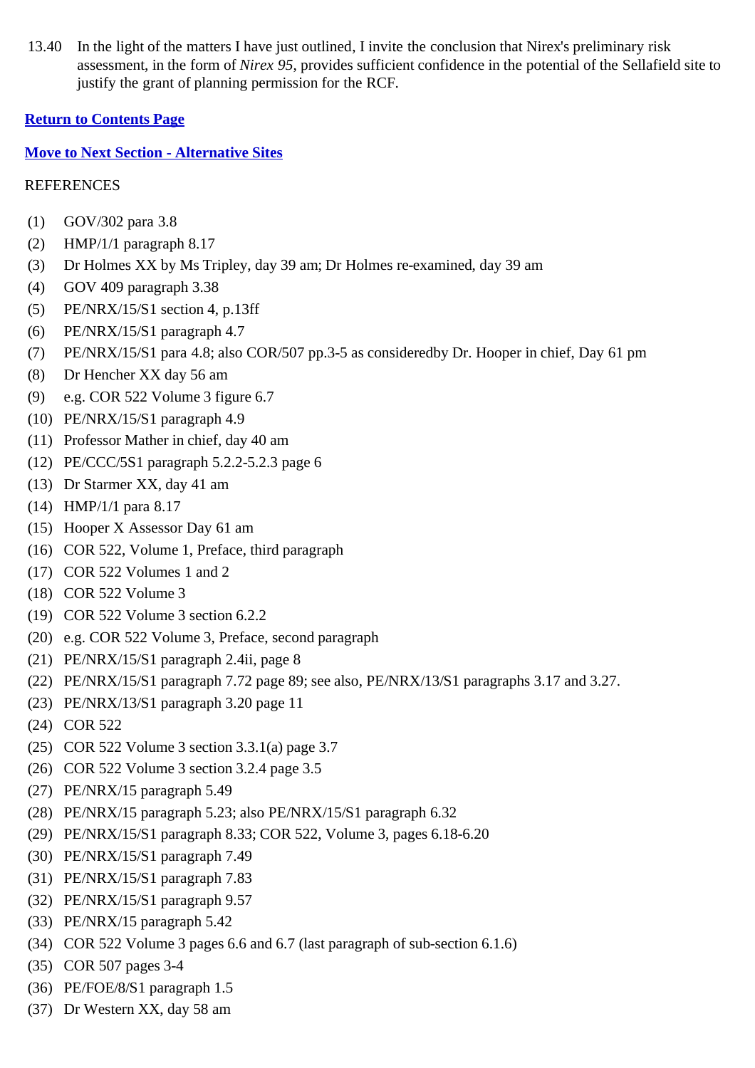13.40 In the light of the matters I have just outlined, I invite the conclusion that Nirex's preliminary risk assessment, in the form of *Nirex 95*, provides sufficient confidence in the potential of the Sellafield site to justify the grant of planning permission for the RCF.

**Return to Contents Page**

**Move to Next Section - Alternative Sites**

REFERENCES

(1) GOV/302 para 3.8
(2) HMP/1/1 paragraph 8.17
(3) Dr Holmes XX by Ms Tripley, day 39 am; Dr Holmes re-examined, day 39 am
(4) GOV 409 paragraph 3.38
(5) PE/NRX/15/S1 section 4, p.13ff
(6) PE/NRX/15/S1 paragraph 4.7
(7) PE/NRX/15/S1 para 4.8; also COR/507 pp.3-5 as consideredby Dr. Hooper in chief, Day 61 pm
(8) Dr Hencher XX day 56 am
(9) e.g. COR 522 Volume 3 figure 6.7
(10) PE/NRX/15/S1 paragraph 4.9
(11) Professor Mather in chief, day 40 am
(12) PE/CCC/5S1 paragraph 5.2.2-5.2.3 page 6
(13) Dr Starmer XX, day 41 am
(14) HMP/1/1 para 8.17
(15) Hooper X Assessor Day 61 am
(16) COR 522, Volume 1, Preface, third paragraph
(17) COR 522 Volumes 1 and 2
(18) COR 522 Volume 3
(19) COR 522 Volume 3 section 6.2.2
(20) e.g. COR 522 Volume 3, Preface, second paragraph
(21) PE/NRX/15/S1 paragraph 2.4ii, page 8
(22) PE/NRX/15/S1 paragraph 7.72 page 89; see also, PE/NRX/13/S1 paragraphs 3.17 and 3.27.
(23) PE/NRX/13/S1 paragraph 3.20 page 11
(24) COR 522
(25) COR 522 Volume 3 section 3.3.1(a) page 3.7
(26) COR 522 Volume 3 section 3.2.4 page 3.5
(27) PE/NRX/15 paragraph 5.49
(28) PE/NRX/15 paragraph 5.23; also PE/NRX/15/S1 paragraph 6.32
(29) PE/NRX/15/S1 paragraph 8.33; COR 522, Volume 3, pages 6.18-6.20
(30) PE/NRX/15/S1 paragraph 7.49
(31) PE/NRX/15/S1 paragraph 7.83
(32) PE/NRX/15/S1 paragraph 9.57
(33) PE/NRX/15 paragraph 5.42
(34) COR 522 Volume 3 pages 6.6 and 6.7 (last paragraph of sub-section 6.1.6)
(35) COR 507 pages 3-4
(36) PE/FOE/8/S1 paragraph 1.5
(37) Dr Western XX, day 58 am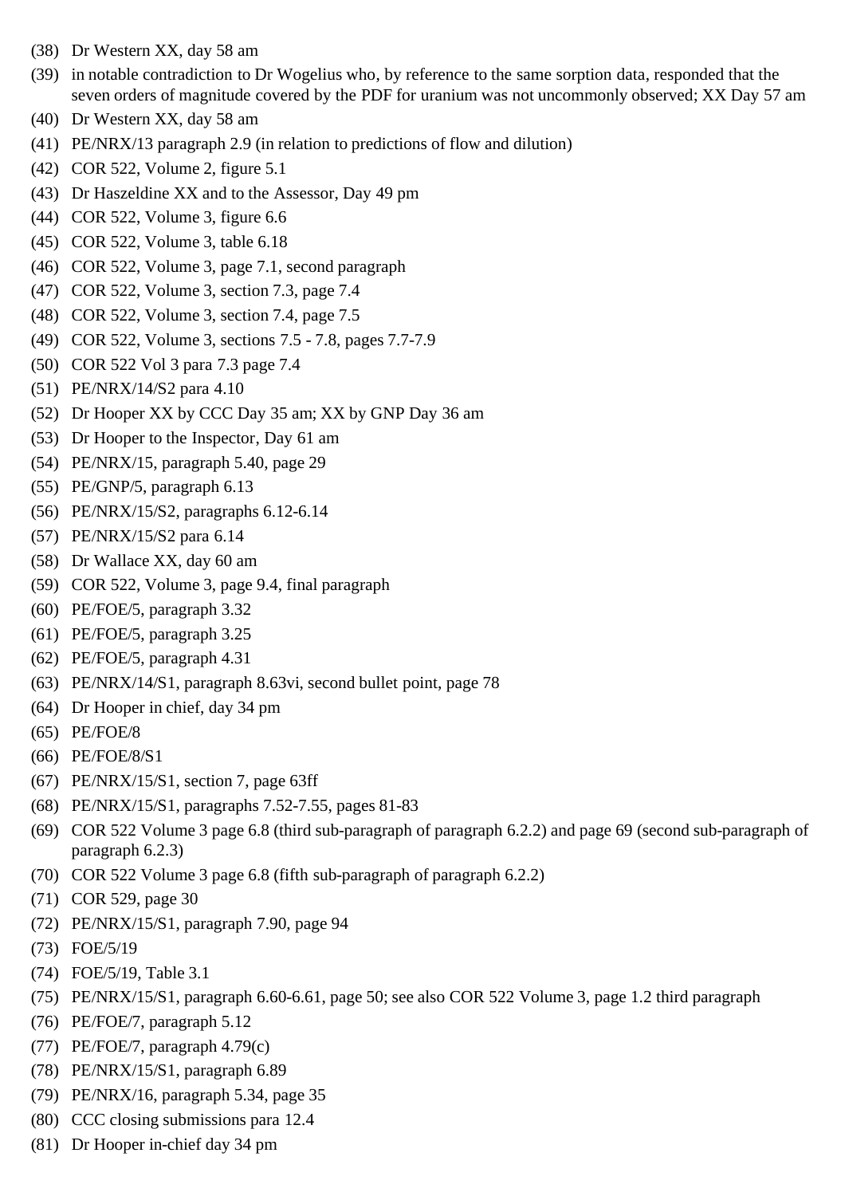(38) Dr Western XX, day 58 am

(39) in notable contradiction to Dr Wogelius who, by reference to the same sorption data, responded that the seven orders of magnitude covered by the PDF for uranium was not uncommonly observed; XX Day 57 am

(40) Dr Western XX, day 58 am

(41) PE/NRX/13 paragraph 2.9 (in relation to predictions of flow and dilution)

(42) COR 522, Volume 2, figure 5.1

(43) Dr Haszeldine XX and to the Assessor, Day 49 pm

(44) COR 522, Volume 3, figure 6.6

(45) COR 522, Volume 3, table 6.18

(46) COR 522, Volume 3, page 7.1, second paragraph

(47) COR 522, Volume 3, section 7.3, page 7.4

(48) COR 522, Volume 3, section 7.4, page 7.5

(49) COR 522, Volume 3, sections 7.5 - 7.8, pages 7.7-7.9

(50) COR 522 Vol 3 para 7.3 page 7.4

(51) PE/NRX/14/S2 para 4.10

(52) Dr Hooper XX by CCC Day 35 am; XX by GNP Day 36 am

(53) Dr Hooper to the Inspector, Day 61 am

(54) PE/NRX/15, paragraph 5.40, page 29

(55) PE/GNP/5, paragraph 6.13

(56) PE/NRX/15/S2, paragraphs 6.12-6.14

(57) PE/NRX/15/S2 para 6.14

(58) Dr Wallace XX, day 60 am

(59) COR 522, Volume 3, page 9.4, final paragraph

(60) PE/FOE/5, paragraph 3.32

(61) PE/FOE/5, paragraph 3.25

(62) PE/FOE/5, paragraph 4.31

(63) PE/NRX/14/S1, paragraph 8.63vi, second bullet point, page 78

(64) Dr Hooper in chief, day 34 pm

(65) PE/FOE/8

(66) PE/FOE/8/S1

(67) PE/NRX/15/S1, section 7, page 63ff

(68) PE/NRX/15/S1, paragraphs 7.52-7.55, pages 81-83

(69) COR 522 Volume 3 page 6.8 (third sub-paragraph of paragraph 6.2.2) and page 69 (second sub-paragraph of paragraph 6.2.3)

(70) COR 522 Volume 3 page 6.8 (fifth sub-paragraph of paragraph 6.2.2)

(71) COR 529, page 30

(72) PE/NRX/15/S1, paragraph 7.90, page 94

(73) FOE/5/19

(74) FOE/5/19, Table 3.1

(75) PE/NRX/15/S1, paragraph 6.60-6.61, page 50; see also COR 522 Volume 3, page 1.2 third paragraph

(76) PE/FOE/7, paragraph 5.12

(77) PE/FOE/7, paragraph 4.79(c)

(78) PE/NRX/15/S1, paragraph 6.89

(79) PE/NRX/16, paragraph 5.34, page 35

(80) CCC closing submissions para 12.4

(81) Dr Hooper in-chief day 34 pm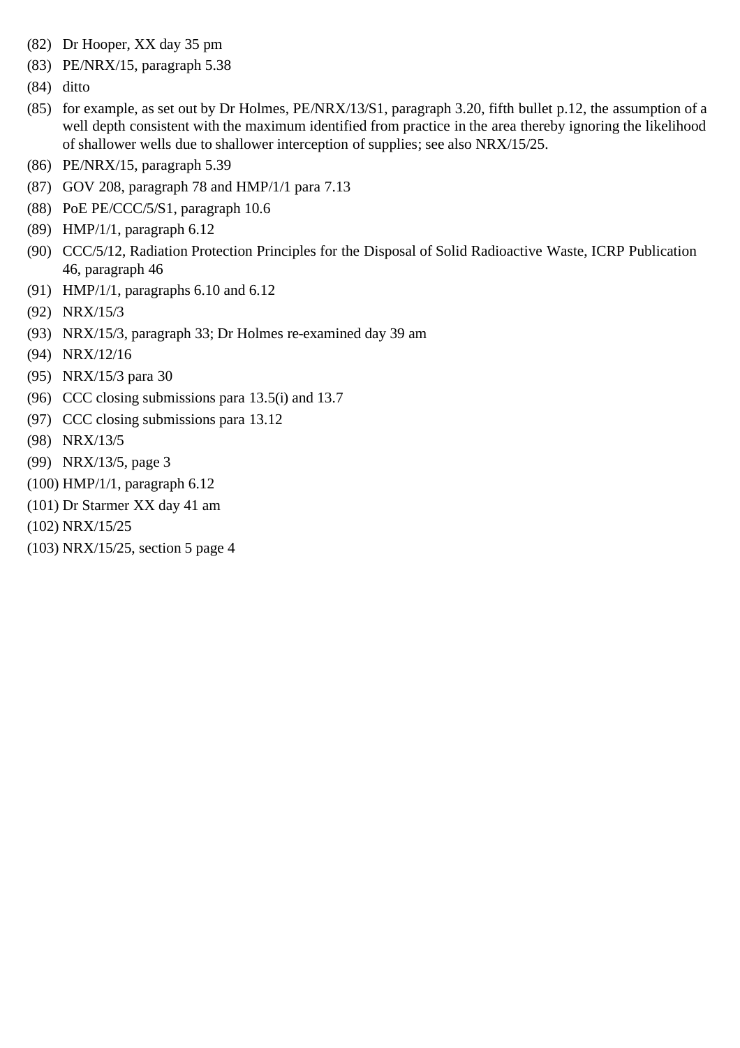(82) Dr Hooper, XX day 35 pm

(83) PE/NRX/15, paragraph 5.38

(84) ditto

(85) for example, as set out by Dr Holmes, PE/NRX/13/S1, paragraph 3.20, fifth bullet p.12, the assumption of a well depth consistent with the maximum identified from practice in the area thereby ignoring the likelihood of shallower wells due to shallower interception of supplies; see also NRX/15/25.

(86) PE/NRX/15, paragraph 5.39

(87) GOV 208, paragraph 78 and HMP/1/1 para 7.13

(88) PoE PE/CCC/5/S1, paragraph 10.6

(89) HMP/1/1, paragraph 6.12

(90) CCC/5/12, Radiation Protection Principles for the Disposal of Solid Radioactive Waste, ICRP Publication 46, paragraph 46

(91) HMP/1/1, paragraphs 6.10 and 6.12

(92) NRX/15/3

(93) NRX/15/3, paragraph 33; Dr Holmes re-examined day 39 am

(94) NRX/12/16

(95) NRX/15/3 para 30

(96) CCC closing submissions para 13.5(i) and 13.7

(97) CCC closing submissions para 13.12

(98) NRX/13/5

(99) NRX/13/5, page 3

(100) HMP/1/1, paragraph 6.12

(101) Dr Starmer XX day 41 am

(102) NRX/15/25

(103) NRX/15/25, section 5 page 4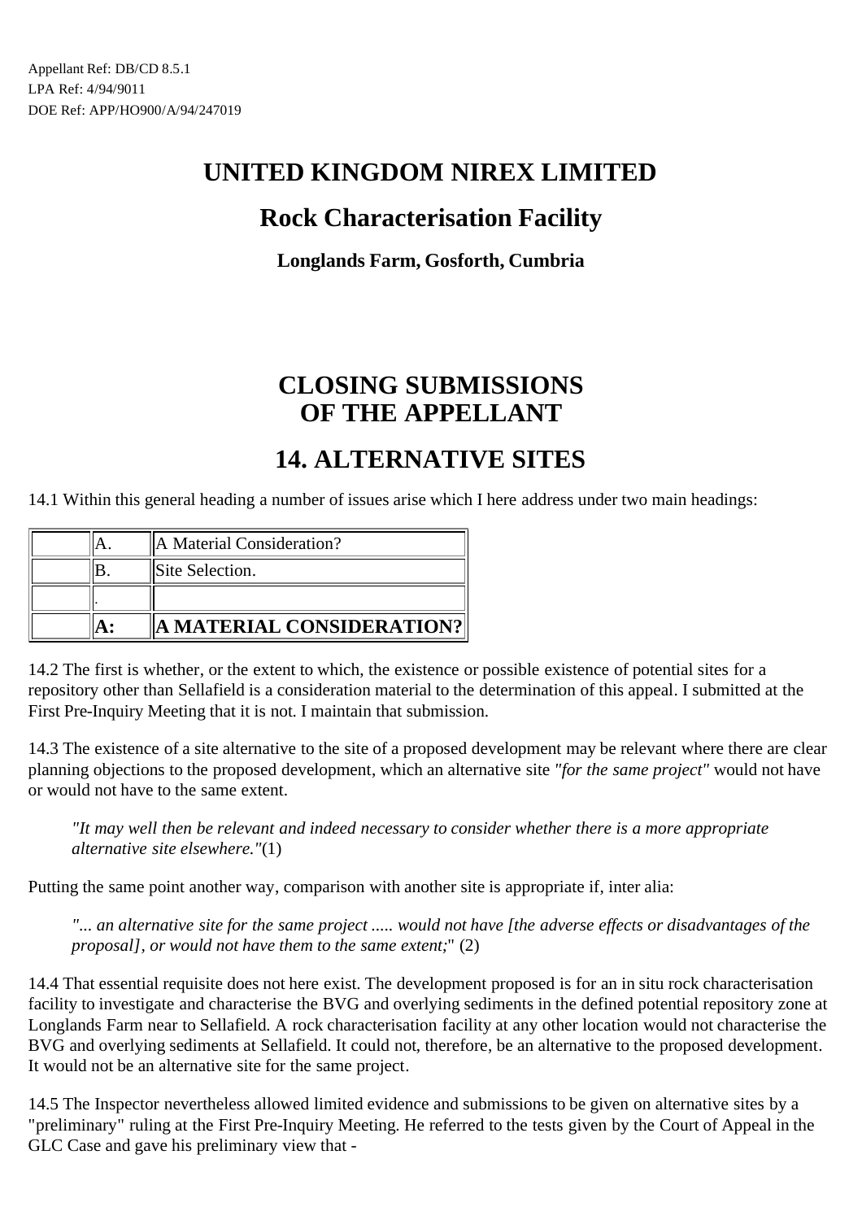Appellant Ref: DB/CD 8.5.1
LPA Ref: 4/94/9011
DOE Ref: APP/HO900/A/94/247019

# UNITED KINGDOM NIREX LIMITED

## Rock Characterisation Facility

### Longlands Farm, Gosforth, Cumbria

# CLOSING SUBMISSIONS OF THE APPELLANT

## 14. ALTERNATIVE SITES

14.1 Within this general heading a number of issues arise which I here address under two main headings:

| | | |
|---|---|---|
| | A. | A Material Consideration? |
| | B. | Site Selection. |
| | . | |
| | **A:** | **A MATERIAL CONSIDERATION?** |

14.2 The first is whether, or the extent to which, the existence or possible existence of potential sites for a repository other than Sellafield is a consideration material to the determination of this appeal. I submitted at the First Pre-Inquiry Meeting that it is not. I maintain that submission.

14.3 The existence of a site alternative to the site of a proposed development may be relevant where there are clear planning objections to the proposed development, which an alternative site *"for the same project"* would not have or would not have to the same extent.

> *"It may well then be relevant and indeed necessary to consider whether there is a more appropriate alternative site elsewhere."*(1)

Putting the same point another way, comparison with another site is appropriate if, inter alia:

> *"... an alternative site for the same project ..... would not have [the adverse effects or disadvantages of the proposal], or would not have them to the same extent;*" (2)

14.4 That essential requisite does not here exist. The development proposed is for an in situ rock characterisation facility to investigate and characterise the BVG and overlying sediments in the defined potential repository zone at Longlands Farm near to Sellafield. A rock characterisation facility at any other location would not characterise the BVG and overlying sediments at Sellafield. It could not, therefore, be an alternative to the proposed development. It would not be an alternative site for the same project.

14.5 The Inspector nevertheless allowed limited evidence and submissions to be given on alternative sites by a "preliminary" ruling at the First Pre-Inquiry Meeting. He referred to the tests given by the Court of Appeal in the GLC Case and gave his preliminary view that -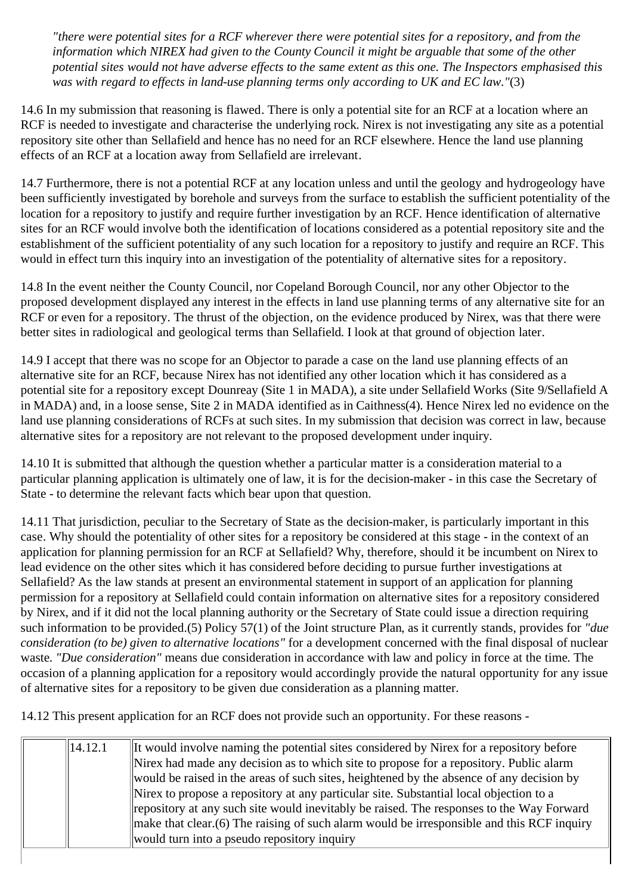*"there were potential sites for a RCF wherever there were potential sites for a repository, and from the information which NIREX had given to the County Council it might be arguable that some of the other potential sites would not have adverse effects to the same extent as this one. The Inspectors emphasised this was with regard to effects in land-use planning terms only according to UK and EC law."*(3)

14.6 In my submission that reasoning is flawed. There is only a potential site for an RCF at a location where an RCF is needed to investigate and characterise the underlying rock. Nirex is not investigating any site as a potential repository site other than Sellafield and hence has no need for an RCF elsewhere. Hence the land use planning effects of an RCF at a location away from Sellafield are irrelevant.

14.7 Furthermore, there is not a potential RCF at any location unless and until the geology and hydrogeology have been sufficiently investigated by borehole and surveys from the surface to establish the sufficient potentiality of the location for a repository to justify and require further investigation by an RCF. Hence identification of alternative sites for an RCF would involve both the identification of locations considered as a potential repository site and the establishment of the sufficient potentiality of any such location for a repository to justify and require an RCF. This would in effect turn this inquiry into an investigation of the potentiality of alternative sites for a repository.

14.8 In the event neither the County Council, nor Copeland Borough Council, nor any other Objector to the proposed development displayed any interest in the effects in land use planning terms of any alternative site for an RCF or even for a repository. The thrust of the objection, on the evidence produced by Nirex, was that there were better sites in radiological and geological terms than Sellafield. I look at that ground of objection later.

14.9 I accept that there was no scope for an Objector to parade a case on the land use planning effects of an alternative site for an RCF, because Nirex has not identified any other location which it has considered as a potential site for a repository except Dounreay (Site 1 in MADA), a site under Sellafield Works (Site 9/Sellafield A in MADA) and, in a loose sense, Site 2 in MADA identified as in Caithness(4). Hence Nirex led no evidence on the land use planning considerations of RCFs at such sites. In my submission that decision was correct in law, because alternative sites for a repository are not relevant to the proposed development under inquiry.

14.10 It is submitted that although the question whether a particular matter is a consideration material to a particular planning application is ultimately one of law, it is for the decision-maker - in this case the Secretary of State - to determine the relevant facts which bear upon that question.

14.11 That jurisdiction, peculiar to the Secretary of State as the decision-maker, is particularly important in this case. Why should the potentiality of other sites for a repository be considered at this stage - in the context of an application for planning permission for an RCF at Sellafield? Why, therefore, should it be incumbent on Nirex to lead evidence on the other sites which it has considered before deciding to pursue further investigations at Sellafield? As the law stands at present an environmental statement in support of an application for planning permission for a repository at Sellafield could contain information on alternative sites for a repository considered by Nirex, and if it did not the local planning authority or the Secretary of State could issue a direction requiring such information to be provided.(5) Policy 57(1) of the Joint structure Plan, as it currently stands, provides for *"due consideration (to be) given to alternative locations"* for a development concerned with the final disposal of nuclear waste. *"Due consideration"* means due consideration in accordance with law and policy in force at the time. The occasion of a planning application for a repository would accordingly provide the natural opportunity for any issue of alternative sites for a repository to be given due consideration as a planning matter.

14.12 This present application for an RCF does not provide such an opportunity. For these reasons -

| | | |
|---|---|---|
| | 14.12.1 | It would involve naming the potential sites considered by Nirex for a repository before Nirex had made any decision as to which site to propose for a repository. Public alarm would be raised in the areas of such sites, heightened by the absence of any decision by Nirex to propose a repository at any particular site. Substantial local objection to a repository at any such site would inevitably be raised. The responses to the Way Forward make that clear.(6) The raising of such alarm would be irresponsible and this RCF inquiry would turn into a pseudo repository inquiry |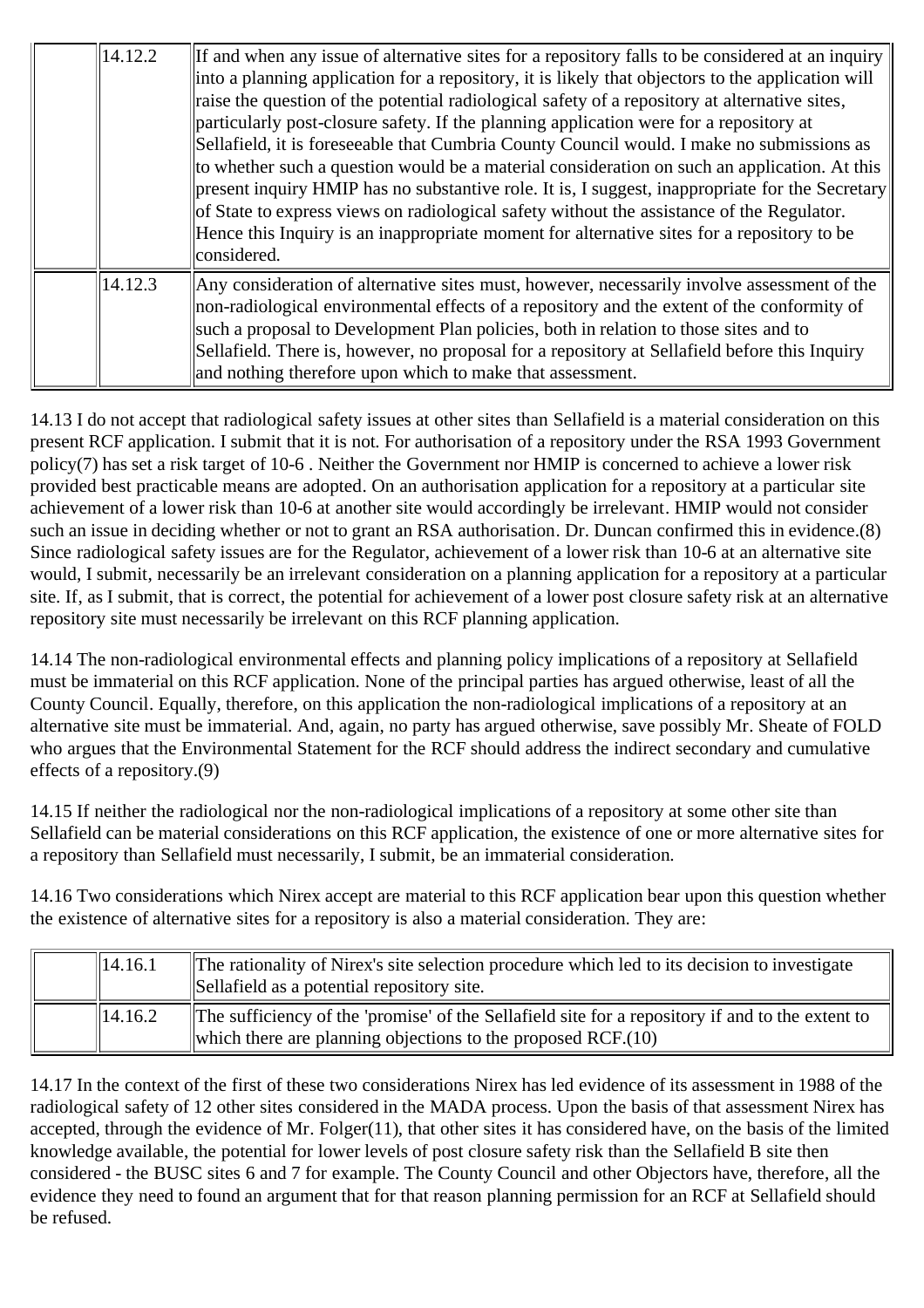| | | |
|---|---|---|
| | 14.12.2 | If and when any issue of alternative sites for a repository falls to be considered at an inquiry into a planning application for a repository, it is likely that objectors to the application will raise the question of the potential radiological safety of a repository at alternative sites, particularly post-closure safety. If the planning application were for a repository at Sellafield, it is foreseeable that Cumbria County Council would. I make no submissions as to whether such a question would be a material consideration on such an application. At this present inquiry HMIP has no substantive role. It is, I suggest, inappropriate for the Secretary of State to express views on radiological safety without the assistance of the Regulator. Hence this Inquiry is an inappropriate moment for alternative sites for a repository to be considered. |
| | 14.12.3 | Any consideration of alternative sites must, however, necessarily involve assessment of the non-radiological environmental effects of a repository and the extent of the conformity of such a proposal to Development Plan policies, both in relation to those sites and to Sellafield. There is, however, no proposal for a repository at Sellafield before this Inquiry and nothing therefore upon which to make that assessment. |

14.13 I do not accept that radiological safety issues at other sites than Sellafield is a material consideration on this present RCF application. I submit that it is not. For authorisation of a repository under the RSA 1993 Government policy(7) has set a risk target of $10^{-6}$ . Neither the Government nor HMIP is concerned to achieve a lower risk provided best practicable means are adopted. On an authorisation application for a repository at a particular site achievement of a lower risk than $10^{-6}$ at another site would accordingly be irrelevant. HMIP would not consider such an issue in deciding whether or not to grant an RSA authorisation. Dr. Duncan confirmed this in evidence.(8) Since radiological safety issues are for the Regulator, achievement of a lower risk than $10^{-6}$ at an alternative site would, I submit, necessarily be an irrelevant consideration on a planning application for a repository at a particular site. If, as I submit, that is correct, the potential for achievement of a lower post closure safety risk at an alternative repository site must necessarily be irrelevant on this RCF planning application.

14.14 The non-radiological environmental effects and planning policy implications of a repository at Sellafield must be immaterial on this RCF application. None of the principal parties has argued otherwise, least of all the County Council. Equally, therefore, on this application the non-radiological implications of a repository at an alternative site must be immaterial. And, again, no party has argued otherwise, save possibly Mr. Sheate of FOLD who argues that the Environmental Statement for the RCF should address the indirect secondary and cumulative effects of a repository.(9)

14.15 If neither the radiological nor the non-radiological implications of a repository at some other site than Sellafield can be material considerations on this RCF application, the existence of one or more alternative sites for a repository than Sellafield must necessarily, I submit, be an immaterial consideration.

14.16 Two considerations which Nirex accept are material to this RCF application bear upon this question whether the existence of alternative sites for a repository is also a material consideration. They are:

| | | |
|---|---|---|
| | 14.16.1 | The rationality of Nirex's site selection procedure which led to its decision to investigate Sellafield as a potential repository site. |
| | 14.16.2 | The sufficiency of the 'promise' of the Sellafield site for a repository if and to the extent to which there are planning objections to the proposed RCF.(10) |

14.17 In the context of the first of these two considerations Nirex has led evidence of its assessment in 1988 of the radiological safety of 12 other sites considered in the MADA process. Upon the basis of that assessment Nirex has accepted, through the evidence of Mr. Folger(11), that other sites it has considered have, on the basis of the limited knowledge available, the potential for lower levels of post closure safety risk than the Sellafield B site then considered - the BUSC sites 6 and 7 for example. The County Council and other Objectors have, therefore, all the evidence they need to found an argument that for that reason planning permission for an RCF at Sellafield should be refused.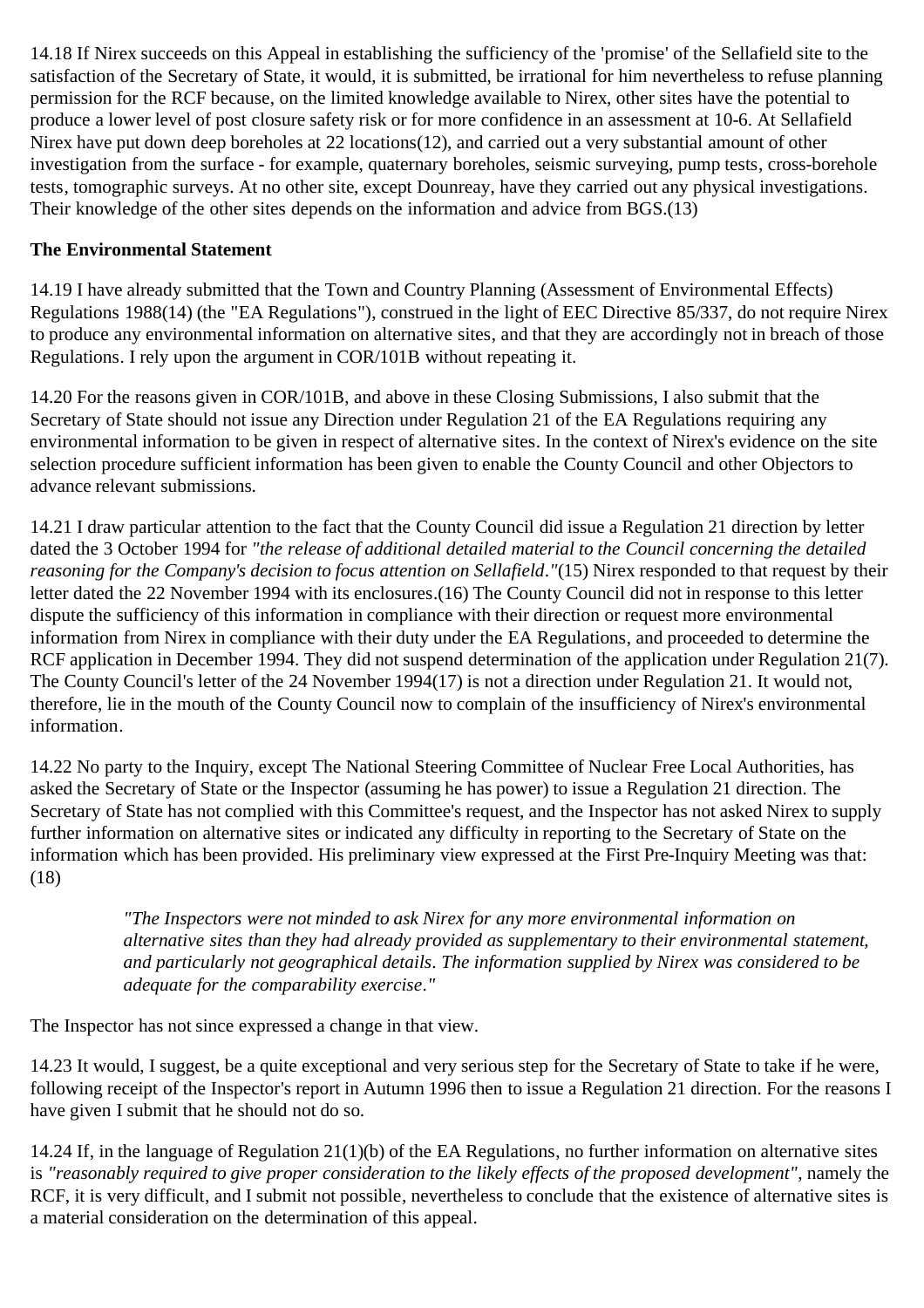14.18 If Nirex succeeds on this Appeal in establishing the sufficiency of the 'promise' of the Sellafield site to the satisfaction of the Secretary of State, it would, it is submitted, be irrational for him nevertheless to refuse planning permission for the RCF because, on the limited knowledge available to Nirex, other sites have the potential to produce a lower level of post closure safety risk or for more confidence in an assessment at 10-6. At Sellafield Nirex have put down deep boreholes at 22 locations(12), and carried out a very substantial amount of other investigation from the surface - for example, quaternary boreholes, seismic surveying, pump tests, cross-borehole tests, tomographic surveys. At no other site, except Dounreay, have they carried out any physical investigations. Their knowledge of the other sites depends on the information and advice from BGS.(13)

**The Environmental Statement**

14.19 I have already submitted that the Town and Country Planning (Assessment of Environmental Effects) Regulations 1988(14) (the "EA Regulations"), construed in the light of EEC Directive 85/337, do not require Nirex to produce any environmental information on alternative sites, and that they are accordingly not in breach of those Regulations. I rely upon the argument in COR/101B without repeating it.

14.20 For the reasons given in COR/101B, and above in these Closing Submissions, I also submit that the Secretary of State should not issue any Direction under Regulation 21 of the EA Regulations requiring any environmental information to be given in respect of alternative sites. In the context of Nirex's evidence on the site selection procedure sufficient information has been given to enable the County Council and other Objectors to advance relevant submissions.

14.21 I draw particular attention to the fact that the County Council did issue a Regulation 21 direction by letter dated the 3 October 1994 for *"the release of additional detailed material to the Council concerning the detailed reasoning for the Company's decision to focus attention on Sellafield."*(15) Nirex responded to that request by their letter dated the 22 November 1994 with its enclosures.(16) The County Council did not in response to this letter dispute the sufficiency of this information in compliance with their direction or request more environmental information from Nirex in compliance with their duty under the EA Regulations, and proceeded to determine the RCF application in December 1994. They did not suspend determination of the application under Regulation 21(7). The County Council's letter of the 24 November 1994(17) is not a direction under Regulation 21. It would not, therefore, lie in the mouth of the County Council now to complain of the insufficiency of Nirex's environmental information.

14.22 No party to the Inquiry, except The National Steering Committee of Nuclear Free Local Authorities, has asked the Secretary of State or the Inspector (assuming he has power) to issue a Regulation 21 direction. The Secretary of State has not complied with this Committee's request, and the Inspector has not asked Nirex to supply further information on alternative sites or indicated any difficulty in reporting to the Secretary of State on the information which has been provided. His preliminary view expressed at the First Pre-Inquiry Meeting was that: (18)

> *"The Inspectors were not minded to ask Nirex for any more environmental information on alternative sites than they had already provided as supplementary to their environmental statement, and particularly not geographical details. The information supplied by Nirex was considered to be adequate for the comparability exercise."*

The Inspector has not since expressed a change in that view.

14.23 It would, I suggest, be a quite exceptional and very serious step for the Secretary of State to take if he were, following receipt of the Inspector's report in Autumn 1996 then to issue a Regulation 21 direction. For the reasons I have given I submit that he should not do so.

14.24 If, in the language of Regulation 21(1)(b) of the EA Regulations, no further information on alternative sites is *"reasonably required to give proper consideration to the likely effects of the proposed development"*, namely the RCF, it is very difficult, and I submit not possible, nevertheless to conclude that the existence of alternative sites is a material consideration on the determination of this appeal.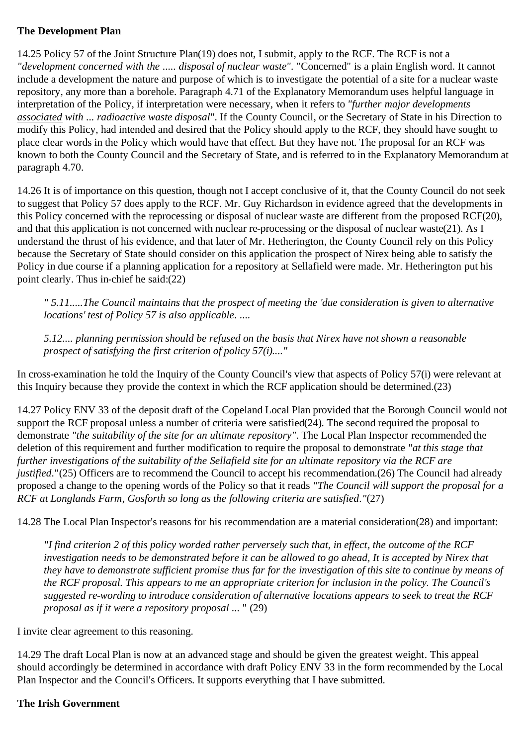**The Development Plan**

14.25 Policy 57 of the Joint Structure Plan(19) does not, I submit, apply to the RCF. The RCF is not a *"development concerned with the ..... disposal of nuclear waste"*. "Concerned" is a plain English word. It cannot include a development the nature and purpose of which is to investigate the potential of a site for a nuclear waste repository, any more than a borehole. Paragraph 4.71 of the Explanatory Memorandum uses helpful language in interpretation of the Policy, if interpretation were necessary, when it refers to *"further major developments associated with ... radioactive waste disposal"*. If the County Council, or the Secretary of State in his Direction to modify this Policy, had intended and desired that the Policy should apply to the RCF, they should have sought to place clear words in the Policy which would have that effect. But they have not. The proposal for an RCF was known to both the County Council and the Secretary of State, and is referred to in the Explanatory Memorandum at paragraph 4.70.

14.26 It is of importance on this question, though not I accept conclusive of it, that the County Council do not seek to suggest that Policy 57 does apply to the RCF. Mr. Guy Richardson in evidence agreed that the developments in this Policy concerned with the reprocessing or disposal of nuclear waste are different from the proposed RCF(20), and that this application is not concerned with nuclear re-processing or the disposal of nuclear waste(21). As I understand the thrust of his evidence, and that later of Mr. Hetherington, the County Council rely on this Policy because the Secretary of State should consider on this application the prospect of Nirex being able to satisfy the Policy in due course if a planning application for a repository at Sellafield were made. Mr. Hetherington put his point clearly. Thus in-chief he said:(22)

> *" 5.11.....The Council maintains that the prospect of meeting the 'due consideration is given to alternative locations' test of Policy 57 is also applicable*. ....
>
> *5.12.... planning permission should be refused on the basis that Nirex have not shown a reasonable prospect of satisfying the first criterion of policy 57(i)...."*

In cross-examination he told the Inquiry of the County Council's view that aspects of Policy 57(i) were relevant at this Inquiry because they provide the context in which the RCF application should be determined.(23)

14.27 Policy ENV 33 of the deposit draft of the Copeland Local Plan provided that the Borough Council would not support the RCF proposal unless a number of criteria were satisfied(24). The second required the proposal to demonstrate *"the suitability of the site for an ultimate repository"*. The Local Plan Inspector recommended the deletion of this requirement and further modification to require the proposal to demonstrate *"at this stage that further investigations of the suitability of the Sellafield site for an ultimate repository via the RCF are justified*."(25) Officers are to recommend the Council to accept his recommendation.(26) The Council had already proposed a change to the opening words of the Policy so that it reads *"The Council will support the proposal for a RCF at Longlands Farm, Gosforth so long as the following criteria are satisfied*."(27)

14.28 The Local Plan Inspector's reasons for his recommendation are a material consideration(28) and important:

> *"I find criterion 2 of this policy worded rather perversely such that, in effect, the outcome of the RCF investigation needs to be demonstrated before it can be allowed to go ahead, It is accepted by Nirex that they have to demonstrate sufficient promise thus far for the investigation of this site to continue by means of the RCF proposal. This appears to me an appropriate criterion for inclusion in the policy. The Council's suggested re-wording to introduce consideration of alternative locations appears to seek to treat the RCF proposal as if it were a repository proposal ...* " (29)

I invite clear agreement to this reasoning.

14.29 The draft Local Plan is now at an advanced stage and should be given the greatest weight. This appeal should accordingly be determined in accordance with draft Policy ENV 33 in the form recommended by the Local Plan Inspector and the Council's Officers. It supports everything that I have submitted.

**The Irish Government**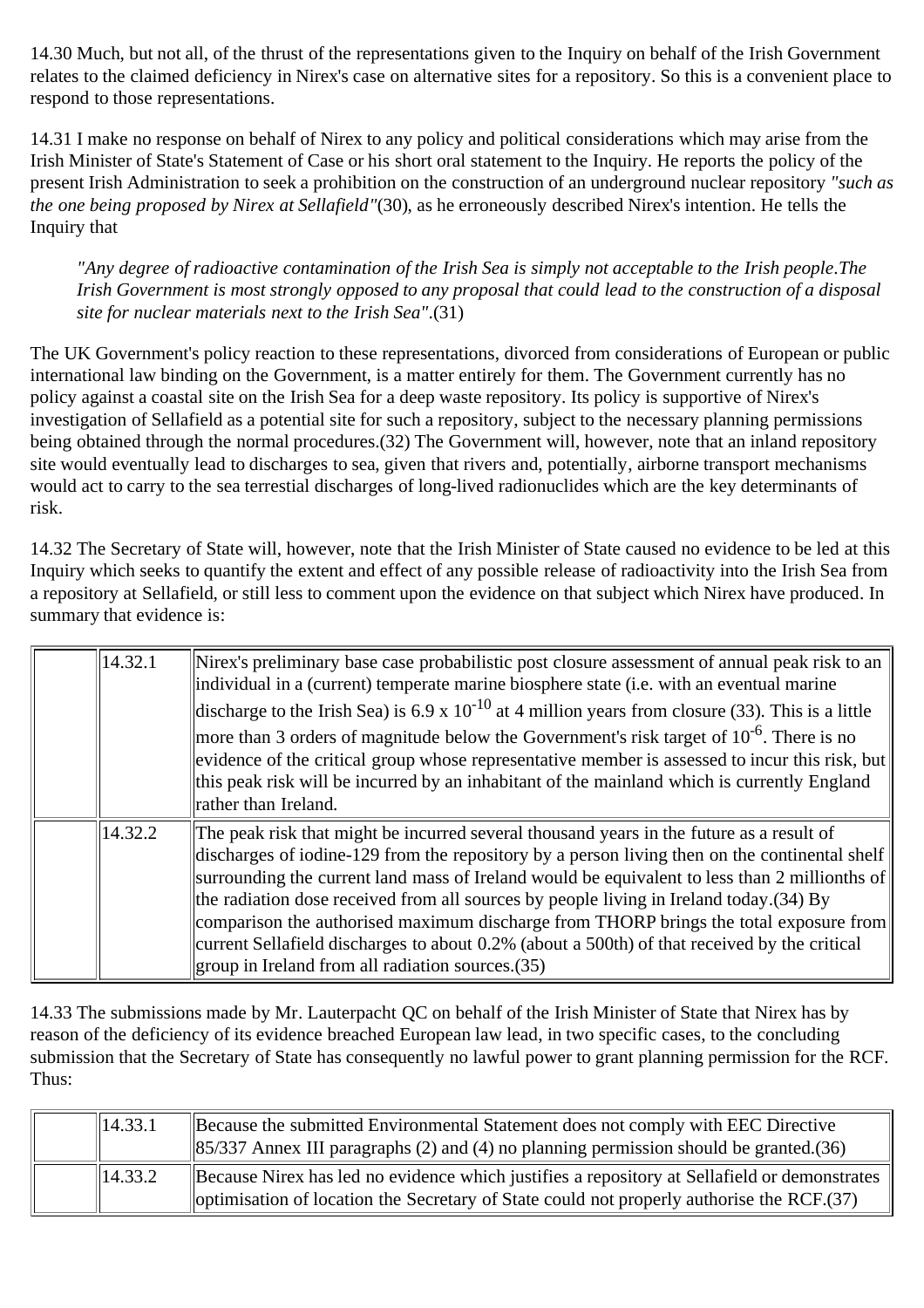14.30 Much, but not all, of the thrust of the representations given to the Inquiry on behalf of the Irish Government relates to the claimed deficiency in Nirex's case on alternative sites for a repository. So this is a convenient place to respond to those representations.

14.31 I make no response on behalf of Nirex to any policy and political considerations which may arise from the Irish Minister of State's Statement of Case or his short oral statement to the Inquiry. He reports the policy of the present Irish Administration to seek a prohibition on the construction of an underground nuclear repository *"such as the one being proposed by Nirex at Sellafield"*(30), as he erroneously described Nirex's intention. He tells the Inquiry that

> *"Any degree of radioactive contamination of the Irish Sea is simply not acceptable to the Irish people.The Irish Government is most strongly opposed to any proposal that could lead to the construction of a disposal site for nuclear materials next to the Irish Sea"*.(31)

The UK Government's policy reaction to these representations, divorced from considerations of European or public international law binding on the Government, is a matter entirely for them. The Government currently has no policy against a coastal site on the Irish Sea for a deep waste repository. Its policy is supportive of Nirex's investigation of Sellafield as a potential site for such a repository, subject to the necessary planning permissions being obtained through the normal procedures.(32) The Government will, however, note that an inland repository site would eventually lead to discharges to sea, given that rivers and, potentially, airborne transport mechanisms would act to carry to the sea terrestial discharges of long-lived radionuclides which are the key determinants of risk.

14.32 The Secretary of State will, however, note that the Irish Minister of State caused no evidence to be led at this Inquiry which seeks to quantify the extent and effect of any possible release of radioactivity into the Irish Sea from a repository at Sellafield, or still less to comment upon the evidence on that subject which Nirex have produced. In summary that evidence is:

| | | |
|---|---|---|
| | 14.32.1 | Nirex's preliminary base case probabilistic post closure assessment of annual peak risk to an individual in a (current) temperate marine biosphere state (i.e. with an eventual marine discharge to the Irish Sea) is $6.9 \times 10^{-10}$ at 4 million years from closure (33). This is a little more than 3 orders of magnitude below the Government's risk target of $10^{-6}$. There is no evidence of the critical group whose representative member is assessed to incur this risk, but this peak risk will be incurred by an inhabitant of the mainland which is currently England rather than Ireland. |
| | 14.32.2 | The peak risk that might be incurred several thousand years in the future as a result of discharges of iodine-129 from the repository by a person living then on the continental shelf surrounding the current land mass of Ireland would be equivalent to less than 2 millionths of the radiation dose received from all sources by people living in Ireland today.(34) By comparison the authorised maximum discharge from THORP brings the total exposure from current Sellafield discharges to about 0.2% (about a 500th) of that received by the critical group in Ireland from all radiation sources.(35) |

14.33 The submissions made by Mr. Lauterpacht QC on behalf of the Irish Minister of State that Nirex has by reason of the deficiency of its evidence breached European law lead, in two specific cases, to the concluding submission that the Secretary of State has consequently no lawful power to grant planning permission for the RCF. Thus:

| | | |
|---|---|---|
| | 14.33.1 | Because the submitted Environmental Statement does not comply with EEC Directive 85/337 Annex III paragraphs (2) and (4) no planning permission should be granted.(36) |
| | 14.33.2 | Because Nirex has led no evidence which justifies a repository at Sellafield or demonstrates optimisation of location the Secretary of State could not properly authorise the RCF.(37) |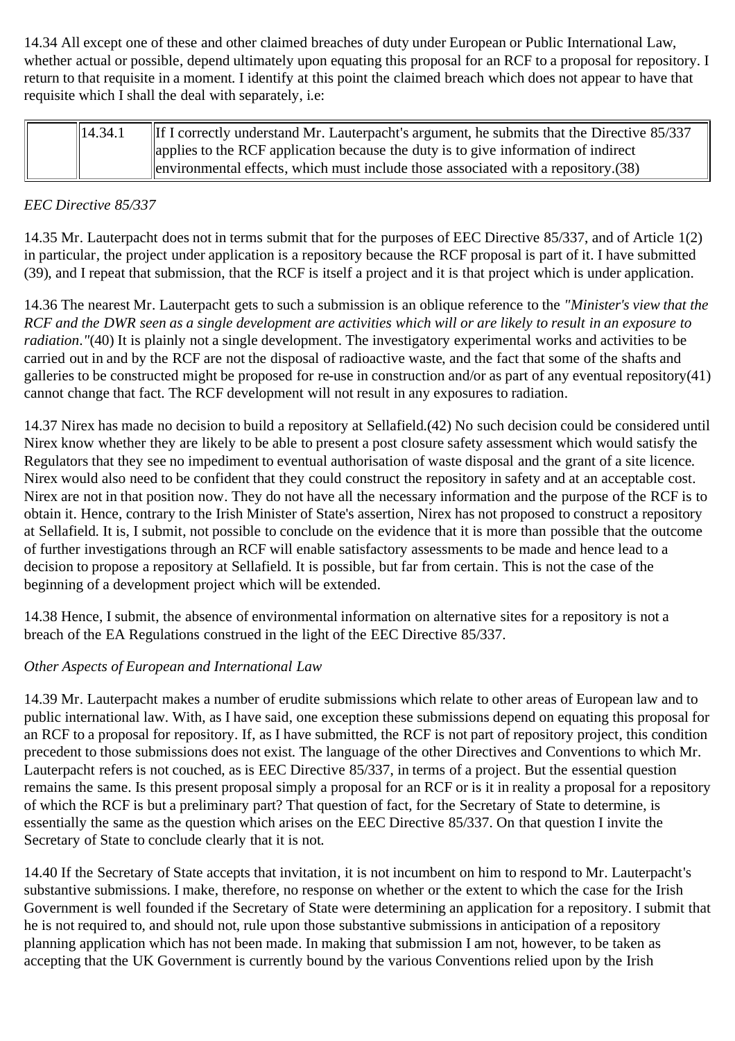14.34 All except one of these and other claimed breaches of duty under European or Public International Law, whether actual or possible, depend ultimately upon equating this proposal for an RCF to a proposal for repository. I return to that requisite in a moment. I identify at this point the claimed breach which does not appear to have that requisite which I shall the deal with separately, i.e:

| | | |
|---|---|---|
| | 14.34.1 | If I correctly understand Mr. Lauterpacht's argument, he submits that the Directive 85/337 applies to the RCF application because the duty is to give information of indirect environmental effects, which must include those associated with a repository.(38) |

*EEC Directive 85/337*

14.35 Mr. Lauterpacht does not in terms submit that for the purposes of EEC Directive 85/337, and of Article 1(2) in particular, the project under application is a repository because the RCF proposal is part of it. I have submitted (39), and I repeat that submission, that the RCF is itself a project and it is that project which is under application.

14.36 The nearest Mr. Lauterpacht gets to such a submission is an oblique reference to the *"Minister's view that the RCF and the DWR seen as a single development are activities which will or are likely to result in an exposure to radiation."*(40) It is plainly not a single development. The investigatory experimental works and activities to be carried out in and by the RCF are not the disposal of radioactive waste, and the fact that some of the shafts and galleries to be constructed might be proposed for re-use in construction and/or as part of any eventual repository(41) cannot change that fact. The RCF development will not result in any exposures to radiation.

14.37 Nirex has made no decision to build a repository at Sellafield.(42) No such decision could be considered until Nirex know whether they are likely to be able to present a post closure safety assessment which would satisfy the Regulators that they see no impediment to eventual authorisation of waste disposal and the grant of a site licence. Nirex would also need to be confident that they could construct the repository in safety and at an acceptable cost. Nirex are not in that position now. They do not have all the necessary information and the purpose of the RCF is to obtain it. Hence, contrary to the Irish Minister of State's assertion, Nirex has not proposed to construct a repository at Sellafield. It is, I submit, not possible to conclude on the evidence that it is more than possible that the outcome of further investigations through an RCF will enable satisfactory assessments to be made and hence lead to a decision to propose a repository at Sellafield. It is possible, but far from certain. This is not the case of the beginning of a development project which will be extended.

14.38 Hence, I submit, the absence of environmental information on alternative sites for a repository is not a breach of the EA Regulations construed in the light of the EEC Directive 85/337.

*Other Aspects of European and International Law*

14.39 Mr. Lauterpacht makes a number of erudite submissions which relate to other areas of European law and to public international law. With, as I have said, one exception these submissions depend on equating this proposal for an RCF to a proposal for repository. If, as I have submitted, the RCF is not part of repository project, this condition precedent to those submissions does not exist. The language of the other Directives and Conventions to which Mr. Lauterpacht refers is not couched, as is EEC Directive 85/337, in terms of a project. But the essential question remains the same. Is this present proposal simply a proposal for an RCF or is it in reality a proposal for a repository of which the RCF is but a preliminary part? That question of fact, for the Secretary of State to determine, is essentially the same as the question which arises on the EEC Directive 85/337. On that question I invite the Secretary of State to conclude clearly that it is not.

14.40 If the Secretary of State accepts that invitation, it is not incumbent on him to respond to Mr. Lauterpacht's substantive submissions. I make, therefore, no response on whether or the extent to which the case for the Irish Government is well founded if the Secretary of State were determining an application for a repository. I submit that he is not required to, and should not, rule upon those substantive submissions in anticipation of a repository planning application which has not been made. In making that submission I am not, however, to be taken as accepting that the UK Government is currently bound by the various Conventions relied upon by the Irish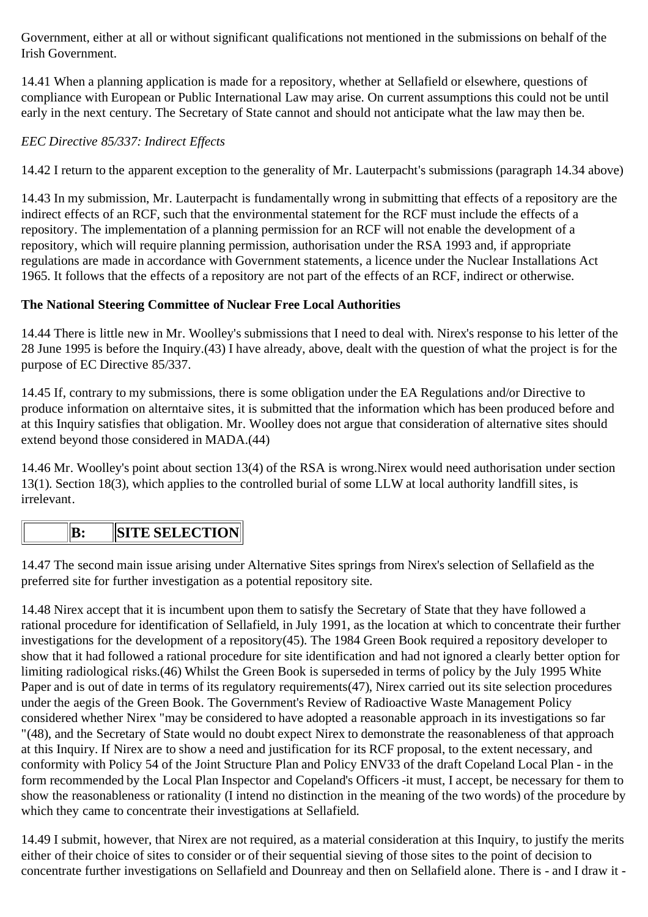Government, either at all or without significant qualifications not mentioned in the submissions on behalf of the Irish Government.

14.41 When a planning application is made for a repository, whether at Sellafield or elsewhere, questions of compliance with European or Public International Law may arise. On current assumptions this could not be until early in the next century. The Secretary of State cannot and should not anticipate what the law may then be.

*EEC Directive 85/337: Indirect Effects*

14.42 I return to the apparent exception to the generality of Mr. Lauterpacht's submissions (paragraph 14.34 above)

14.43 In my submission, Mr. Lauterpacht is fundamentally wrong in submitting that effects of a repository are the indirect effects of an RCF, such that the environmental statement for the RCF must include the effects of a repository. The implementation of a planning permission for an RCF will not enable the development of a repository, which will require planning permission, authorisation under the RSA 1993 and, if appropriate regulations are made in accordance with Government statements, a licence under the Nuclear Installations Act 1965. It follows that the effects of a repository are not part of the effects of an RCF, indirect or otherwise.

**The National Steering Committee of Nuclear Free Local Authorities**

14.44 There is little new in Mr. Woolley's submissions that I need to deal with. Nirex's response to his letter of the 28 June 1995 is before the Inquiry.(43) I have already, above, dealt with the question of what the project is for the purpose of EC Directive 85/337.

14.45 If, contrary to my submissions, there is some obligation under the EA Regulations and/or Directive to produce information on alterntaive sites, it is submitted that the information which has been produced before and at this Inquiry satisfies that obligation. Mr. Woolley does not argue that consideration of alternative sites should extend beyond those considered in MADA.(44)

14.46 Mr. Woolley's point about section 13(4) of the RSA is wrong.Nirex would need authorisation under section 13(1). Section 18(3), which applies to the controlled burial of some LLW at local authority landfill sites, is irrelevant.

| | B: | SITE SELECTION |
|---|---|---|

14.47 The second main issue arising under Alternative Sites springs from Nirex's selection of Sellafield as the preferred site for further investigation as a potential repository site.

14.48 Nirex accept that it is incumbent upon them to satisfy the Secretary of State that they have followed a rational procedure for identification of Sellafield, in July 1991, as the location at which to concentrate their further investigations for the development of a repository(45). The 1984 Green Book required a repository developer to show that it had followed a rational procedure for site identification and had not ignored a clearly better option for limiting radiological risks.(46) Whilst the Green Book is superseded in terms of policy by the July 1995 White Paper and is out of date in terms of its regulatory requirements(47), Nirex carried out its site selection procedures under the aegis of the Green Book. The Government's Review of Radioactive Waste Management Policy considered whether Nirex "may be considered to have adopted a reasonable approach in its investigations so far "(48), and the Secretary of State would no doubt expect Nirex to demonstrate the reasonableness of that approach at this Inquiry. If Nirex are to show a need and justification for its RCF proposal, to the extent necessary, and conformity with Policy 54 of the Joint Structure Plan and Policy ENV33 of the draft Copeland Local Plan - in the form recommended by the Local Plan Inspector and Copeland's Officers -it must, I accept, be necessary for them to show the reasonableness or rationality (I intend no distinction in the meaning of the two words) of the procedure by which they came to concentrate their investigations at Sellafield.

14.49 I submit, however, that Nirex are not required, as a material consideration at this Inquiry, to justify the merits either of their choice of sites to consider or of their sequential sieving of those sites to the point of decision to concentrate further investigations on Sellafield and Dounreay and then on Sellafield alone. There is - and I draw it -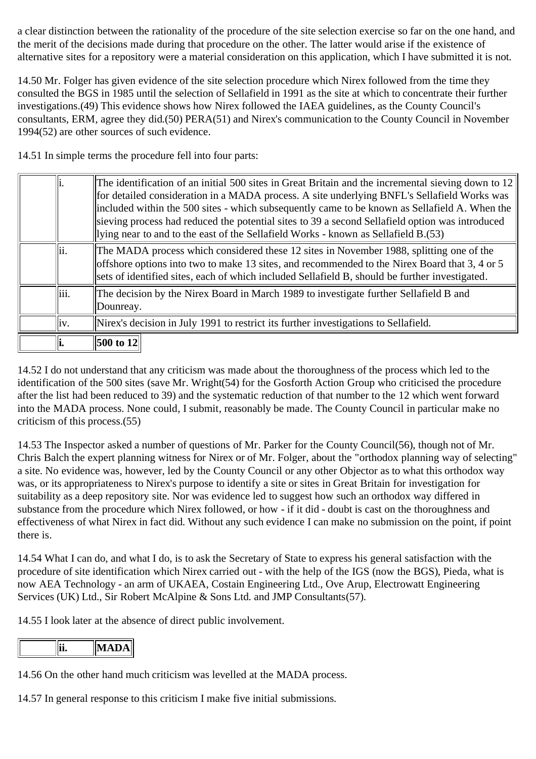a clear distinction between the rationality of the procedure of the site selection exercise so far on the one hand, and the merit of the decisions made during that procedure on the other. The latter would arise if the existence of alternative sites for a repository were a material consideration on this application, which I have submitted it is not.

14.50 Mr. Folger has given evidence of the site selection procedure which Nirex followed from the time they consulted the BGS in 1985 until the selection of Sellafield in 1991 as the site at which to concentrate their further investigations.(49) This evidence shows how Nirex followed the IAEA guidelines, as the County Council's consultants, ERM, agree they did.(50) PERA(51) and Nirex's communication to the County Council in November 1994(52) are other sources of such evidence.

14.51 In simple terms the procedure fell into four parts:

| | | |
|---|---|---|
| | i. | The identification of an initial 500 sites in Great Britain and the incremental sieving down to 12 for detailed consideration in a MADA process. A site underlying BNFL's Sellafield Works was included within the 500 sites - which subsequently came to be known as Sellafield A. When the sieving process had reduced the potential sites to 39 a second Sellafield option was introduced lying near to and to the east of the Sellafield Works - known as Sellafield B.(53) |
| | ii. | The MADA process which considered these 12 sites in November 1988, splitting one of the offshore options into two to make 13 sites, and recommended to the Nirex Board that 3, 4 or 5 sets of identified sites, each of which included Sellafield B, should be further investigated. |
| | iii. | The decision by the Nirex Board in March 1989 to investigate further Sellafield B and Dounreay. |
| | iv. | Nirex's decision in July 1991 to restrict its further investigations to Sellafield. |

| | | |
|---|---|---|
| | **i.** | **500 to 12** |

14.52 I do not understand that any criticism was made about the thoroughness of the process which led to the identification of the 500 sites (save Mr. Wright(54) for the Gosforth Action Group who criticised the procedure after the list had been reduced to 39) and the systematic reduction of that number to the 12 which went forward into the MADA process. None could, I submit, reasonably be made. The County Council in particular make no criticism of this process.(55)

14.53 The Inspector asked a number of questions of Mr. Parker for the County Council(56), though not of Mr. Chris Balch the expert planning witness for Nirex or of Mr. Folger, about the "orthodox planning way of selecting" a site. No evidence was, however, led by the County Council or any other Objector as to what this orthodox way was, or its appropriateness to Nirex's purpose to identify a site or sites in Great Britain for investigation for suitability as a deep repository site. Nor was evidence led to suggest how such an orthodox way differed in substance from the procedure which Nirex followed, or how - if it did - doubt is cast on the thoroughness and effectiveness of what Nirex in fact did. Without any such evidence I can make no submission on the point, if point there is.

14.54 What I can do, and what I do, is to ask the Secretary of State to express his general satisfaction with the procedure of site identification which Nirex carried out - with the help of the IGS (now the BGS), Pieda, what is now AEA Technology - an arm of UKAEA, Costain Engineering Ltd., Ove Arup, Electrowatt Engineering Services (UK) Ltd., Sir Robert McAlpine & Sons Ltd. and JMP Consultants(57).

14.55 I look later at the absence of direct public involvement.

| | | |
|---|---|---|
| | **ii.** | **MADA** |

14.56 On the other hand much criticism was levelled at the MADA process.

14.57 In general response to this criticism I make five initial submissions.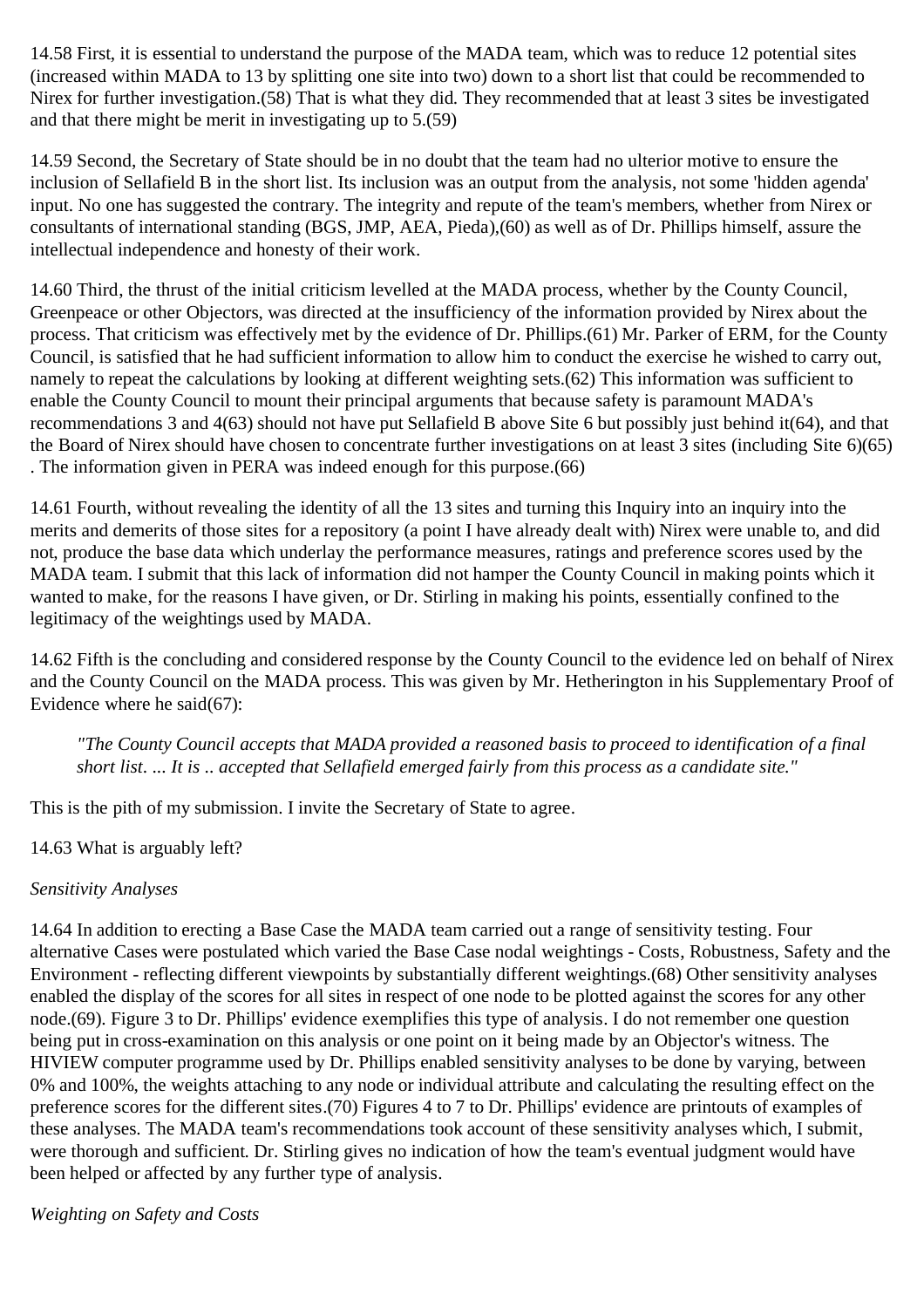14.58 First, it is essential to understand the purpose of the MADA team, which was to reduce 12 potential sites (increased within MADA to 13 by splitting one site into two) down to a short list that could be recommended to Nirex for further investigation.(58) That is what they did. They recommended that at least 3 sites be investigated and that there might be merit in investigating up to 5.(59)

14.59 Second, the Secretary of State should be in no doubt that the team had no ulterior motive to ensure the inclusion of Sellafield B in the short list. Its inclusion was an output from the analysis, not some 'hidden agenda' input. No one has suggested the contrary. The integrity and repute of the team's members, whether from Nirex or consultants of international standing (BGS, JMP, AEA, Pieda),(60) as well as of Dr. Phillips himself, assure the intellectual independence and honesty of their work.

14.60 Third, the thrust of the initial criticism levelled at the MADA process, whether by the County Council, Greenpeace or other Objectors, was directed at the insufficiency of the information provided by Nirex about the process. That criticism was effectively met by the evidence of Dr. Phillips.(61) Mr. Parker of ERM, for the County Council, is satisfied that he had sufficient information to allow him to conduct the exercise he wished to carry out, namely to repeat the calculations by looking at different weighting sets.(62) This information was sufficient to enable the County Council to mount their principal arguments that because safety is paramount MADA's recommendations 3 and 4(63) should not have put Sellafield B above Site 6 but possibly just behind it(64), and that the Board of Nirex should have chosen to concentrate further investigations on at least 3 sites (including Site 6)(65). The information given in PERA was indeed enough for this purpose.(66)

14.61 Fourth, without revealing the identity of all the 13 sites and turning this Inquiry into an inquiry into the merits and demerits of those sites for a repository (a point I have already dealt with) Nirex were unable to, and did not, produce the base data which underlay the performance measures, ratings and preference scores used by the MADA team. I submit that this lack of information did not hamper the County Council in making points which it wanted to make, for the reasons I have given, or Dr. Stirling in making his points, essentially confined to the legitimacy of the weightings used by MADA.

14.62 Fifth is the concluding and considered response by the County Council to the evidence led on behalf of Nirex and the County Council on the MADA process. This was given by Mr. Hetherington in his Supplementary Proof of Evidence where he said(67):

> *"The County Council accepts that MADA provided a reasoned basis to proceed to identification of a final short list. ... It is .. accepted that Sellafield emerged fairly from this process as a candidate site."*

This is the pith of my submission. I invite the Secretary of State to agree.

14.63 What is arguably left?

*Sensitivity Analyses*

14.64 In addition to erecting a Base Case the MADA team carried out a range of sensitivity testing. Four alternative Cases were postulated which varied the Base Case nodal weightings - Costs, Robustness, Safety and the Environment - reflecting different viewpoints by substantially different weightings.(68) Other sensitivity analyses enabled the display of the scores for all sites in respect of one node to be plotted against the scores for any other node.(69). Figure 3 to Dr. Phillips' evidence exemplifies this type of analysis. I do not remember one question being put in cross-examination on this analysis or one point on it being made by an Objector's witness. The HIVIEW computer programme used by Dr. Phillips enabled sensitivity analyses to be done by varying, between 0% and 100%, the weights attaching to any node or individual attribute and calculating the resulting effect on the preference scores for the different sites.(70) Figures 4 to 7 to Dr. Phillips' evidence are printouts of examples of these analyses. The MADA team's recommendations took account of these sensitivity analyses which, I submit, were thorough and sufficient. Dr. Stirling gives no indication of how the team's eventual judgment would have been helped or affected by any further type of analysis.

*Weighting on Safety and Costs*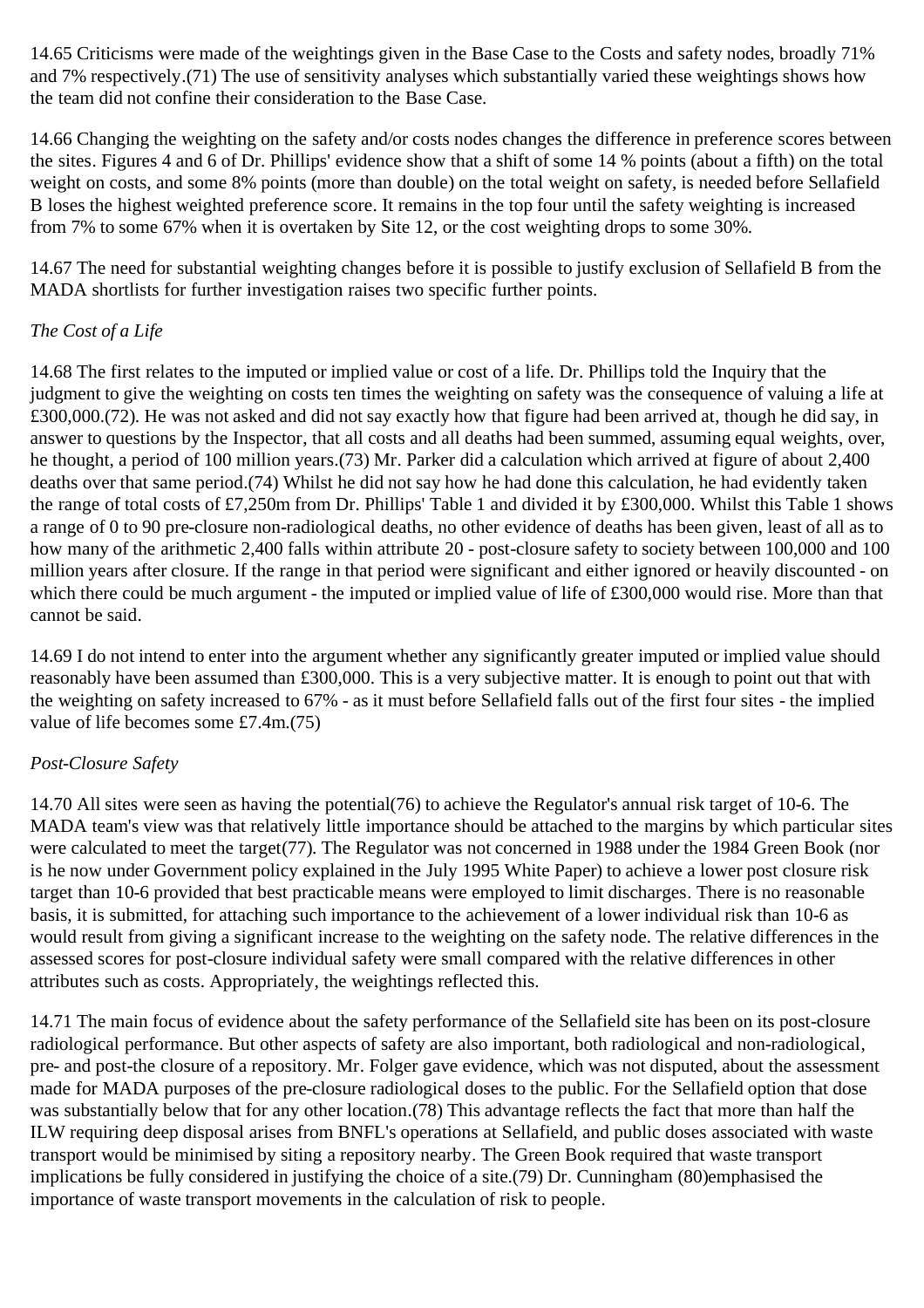14.65 Criticisms were made of the weightings given in the Base Case to the Costs and safety nodes, broadly 71% and 7% respectively.(71) The use of sensitivity analyses which substantially varied these weightings shows how the team did not confine their consideration to the Base Case.

14.66 Changing the weighting on the safety and/or costs nodes changes the difference in preference scores between the sites. Figures 4 and 6 of Dr. Phillips' evidence show that a shift of some 14 % points (about a fifth) on the total weight on costs, and some 8% points (more than double) on the total weight on safety, is needed before Sellafield B loses the highest weighted preference score. It remains in the top four until the safety weighting is increased from 7% to some 67% when it is overtaken by Site 12, or the cost weighting drops to some 30%.

14.67 The need for substantial weighting changes before it is possible to justify exclusion of Sellafield B from the MADA shortlists for further investigation raises two specific further points.

*The Cost of a Life*

14.68 The first relates to the imputed or implied value or cost of a life. Dr. Phillips told the Inquiry that the judgment to give the weighting on costs ten times the weighting on safety was the consequence of valuing a life at £300,000.(72). He was not asked and did not say exactly how that figure had been arrived at, though he did say, in answer to questions by the Inspector, that all costs and all deaths had been summed, assuming equal weights, over, he thought, a period of 100 million years.(73) Mr. Parker did a calculation which arrived at figure of about 2,400 deaths over that same period.(74) Whilst he did not say how he had done this calculation, he had evidently taken the range of total costs of £7,250m from Dr. Phillips' Table 1 and divided it by £300,000. Whilst this Table 1 shows a range of 0 to 90 pre-closure non-radiological deaths, no other evidence of deaths has been given, least of all as to how many of the arithmetic 2,400 falls within attribute 20 - post-closure safety to society between 100,000 and 100 million years after closure. If the range in that period were significant and either ignored or heavily discounted - on which there could be much argument - the imputed or implied value of life of £300,000 would rise. More than that cannot be said.

14.69 I do not intend to enter into the argument whether any significantly greater imputed or implied value should reasonably have been assumed than £300,000. This is a very subjective matter. It is enough to point out that with the weighting on safety increased to 67% - as it must before Sellafield falls out of the first four sites - the implied value of life becomes some £7.4m.(75)

*Post-Closure Safety*

14.70 All sites were seen as having the potential(76) to achieve the Regulator's annual risk target of $10^{-6}$. The MADA team's view was that relatively little importance should be attached to the margins by which particular sites were calculated to meet the target(77). The Regulator was not concerned in 1988 under the 1984 Green Book (nor is he now under Government policy explained in the July 1995 White Paper) to achieve a lower post closure risk target than $10^{-6}$ provided that best practicable means were employed to limit discharges. There is no reasonable basis, it is submitted, for attaching such importance to the achievement of a lower individual risk than $10^{-6}$ as would result from giving a significant increase to the weighting on the safety node. The relative differences in the assessed scores for post-closure individual safety were small compared with the relative differences in other attributes such as costs. Appropriately, the weightings reflected this.

14.71 The main focus of evidence about the safety performance of the Sellafield site has been on its post-closure radiological performance. But other aspects of safety are also important, both radiological and non-radiological, pre- and post-the closure of a repository. Mr. Folger gave evidence, which was not disputed, about the assessment made for MADA purposes of the pre-closure radiological doses to the public. For the Sellafield option that dose was substantially below that for any other location.(78) This advantage reflects the fact that more than half the ILW requiring deep disposal arises from BNFL's operations at Sellafield, and public doses associated with waste transport would be minimised by siting a repository nearby. The Green Book required that waste transport implications be fully considered in justifying the choice of a site.(79) Dr. Cunningham (80)emphasised the importance of waste transport movements in the calculation of risk to people.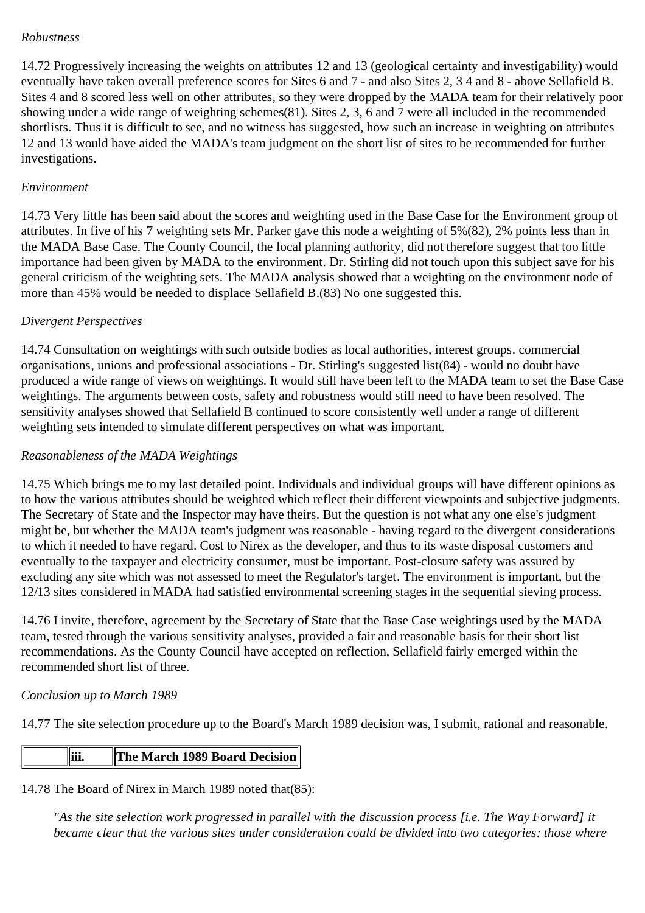*Robustness*

14.72 Progressively increasing the weights on attributes 12 and 13 (geological certainty and investigability) would eventually have taken overall preference scores for Sites 6 and 7 - and also Sites 2, 3 4 and 8 - above Sellafield B. Sites 4 and 8 scored less well on other attributes, so they were dropped by the MADA team for their relatively poor showing under a wide range of weighting schemes(81). Sites 2, 3, 6 and 7 were all included in the recommended shortlists. Thus it is difficult to see, and no witness has suggested, how such an increase in weighting on attributes 12 and 13 would have aided the MADA's team judgment on the short list of sites to be recommended for further investigations.

*Environment*

14.73 Very little has been said about the scores and weighting used in the Base Case for the Environment group of attributes. In five of his 7 weighting sets Mr. Parker gave this node a weighting of 5%(82), 2% points less than in the MADA Base Case. The County Council, the local planning authority, did not therefore suggest that too little importance had been given by MADA to the environment. Dr. Stirling did not touch upon this subject save for his general criticism of the weighting sets. The MADA analysis showed that a weighting on the environment node of more than 45% would be needed to displace Sellafield B.(83) No one suggested this.

*Divergent Perspectives*

14.74 Consultation on weightings with such outside bodies as local authorities, interest groups. commercial organisations, unions and professional associations - Dr. Stirling's suggested list(84) - would no doubt have produced a wide range of views on weightings. It would still have been left to the MADA team to set the Base Case weightings. The arguments between costs, safety and robustness would still need to have been resolved. The sensitivity analyses showed that Sellafield B continued to score consistently well under a range of different weighting sets intended to simulate different perspectives on what was important.

*Reasonableness of the MADA Weightings*

14.75 Which brings me to my last detailed point. Individuals and individual groups will have different opinions as to how the various attributes should be weighted which reflect their different viewpoints and subjective judgments. The Secretary of State and the Inspector may have theirs. But the question is not what any one else's judgment might be, but whether the MADA team's judgment was reasonable - having regard to the divergent considerations to which it needed to have regard. Cost to Nirex as the developer, and thus to its waste disposal customers and eventually to the taxpayer and electricity consumer, must be important. Post-closure safety was assured by excluding any site which was not assessed to meet the Regulator's target. The environment is important, but the 12/13 sites considered in MADA had satisfied environmental screening stages in the sequential sieving process.

14.76 I invite, therefore, agreement by the Secretary of State that the Base Case weightings used by the MADA team, tested through the various sensitivity analyses, provided a fair and reasonable basis for their short list recommendations. As the County Council have accepted on reflection, Sellafield fairly emerged within the recommended short list of three.

*Conclusion up to March 1989*

14.77 The site selection procedure up to the Board's March 1989 decision was, I submit, rational and reasonable.

| | iii. | **The March 1989 Board Decision** |
|---|---|---|

14.78 The Board of Nirex in March 1989 noted that(85):

> *"As the site selection work progressed in parallel with the discussion process [i.e. The Way Forward] it became clear that the various sites under consideration could be divided into two categories: those where*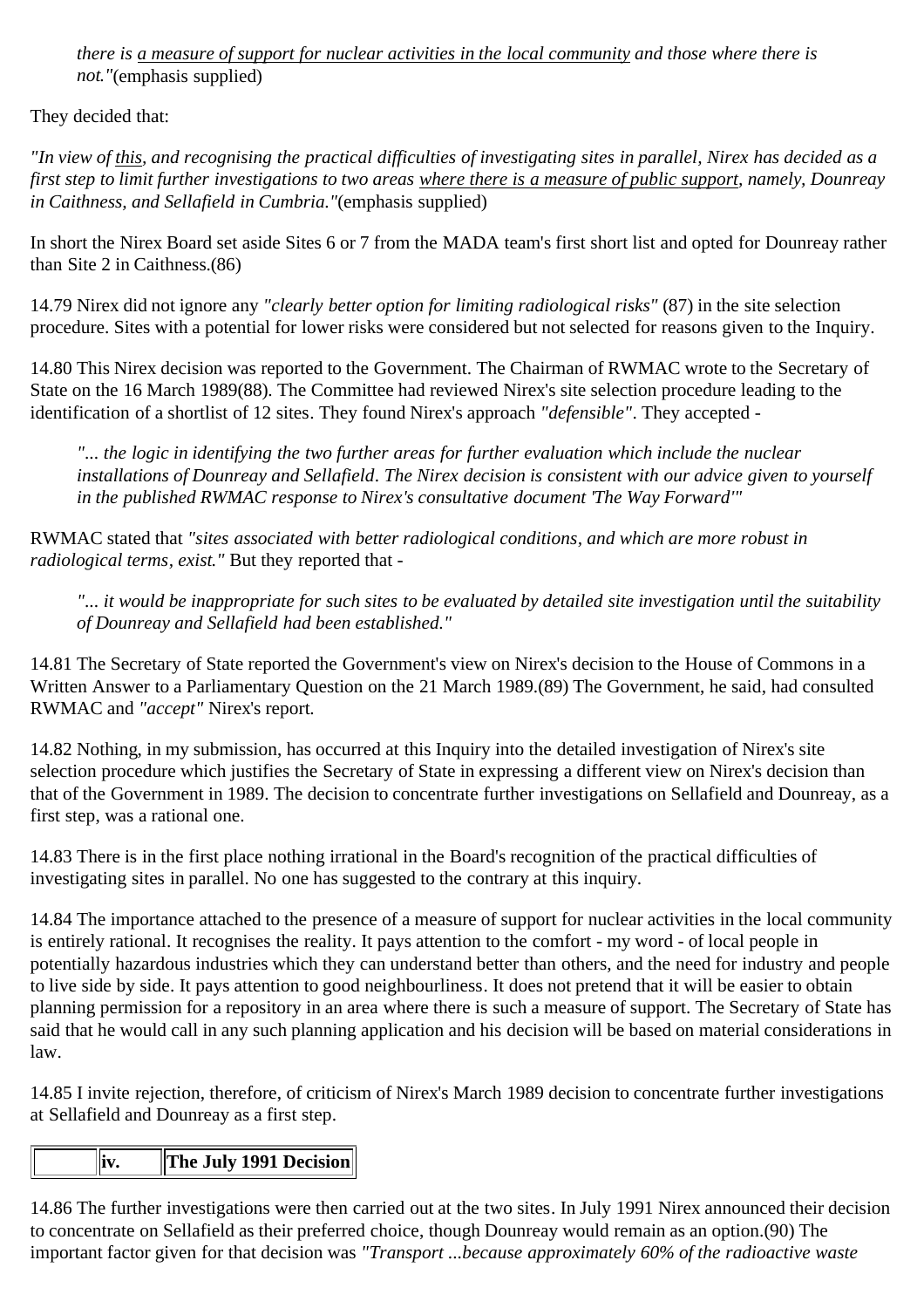> *there is <u>a measure of support for nuclear activities in the local community</u> and those where there is not."*(emphasis supplied)

They decided that:

*"In view of <u>this</u>, and recognising the practical difficulties of investigating sites in parallel, Nirex has decided as a first step to limit further investigations to two areas <u>where there is a measure of public support</u>, namely, Dounreay in Caithness, and Sellafield in Cumbria."*(emphasis supplied)

In short the Nirex Board set aside Sites 6 or 7 from the MADA team's first short list and opted for Dounreay rather than Site 2 in Caithness.(86)

14.79 Nirex did not ignore any *"clearly better option for limiting radiological risks"* (87) in the site selection procedure. Sites with a potential for lower risks were considered but not selected for reasons given to the Inquiry.

14.80 This Nirex decision was reported to the Government. The Chairman of RWMAC wrote to the Secretary of State on the 16 March 1989(88). The Committee had reviewed Nirex's site selection procedure leading to the identification of a shortlist of 12 sites. They found Nirex's approach *"defensible"*. They accepted -

> *"... the logic in identifying the two further areas for further evaluation which include the nuclear installations of Dounreay and Sellafield. The Nirex decision is consistent with our advice given to yourself in the published RWMAC response to Nirex's consultative document 'The Way Forward'"*

RWMAC stated that *"sites associated with better radiological conditions, and which are more robust in radiological terms, exist."* But they reported that -

> *"... it would be inappropriate for such sites to be evaluated by detailed site investigation until the suitability of Dounreay and Sellafield had been established."*

14.81 The Secretary of State reported the Government's view on Nirex's decision to the House of Commons in a Written Answer to a Parliamentary Question on the 21 March 1989.(89) The Government, he said, had consulted RWMAC and *"accept"* Nirex's report.

14.82 Nothing, in my submission, has occurred at this Inquiry into the detailed investigation of Nirex's site selection procedure which justifies the Secretary of State in expressing a different view on Nirex's decision than that of the Government in 1989. The decision to concentrate further investigations on Sellafield and Dounreay, as a first step, was a rational one.

14.83 There is in the first place nothing irrational in the Board's recognition of the practical difficulties of investigating sites in parallel. No one has suggested to the contrary at this inquiry.

14.84 The importance attached to the presence of a measure of support for nuclear activities in the local community is entirely rational. It recognises the reality. It pays attention to the comfort - my word - of local people in potentially hazardous industries which they can understand better than others, and the need for industry and people to live side by side. It pays attention to good neighbourliness. It does not pretend that it will be easier to obtain planning permission for a repository in an area where there is such a measure of support. The Secretary of State has said that he would call in any such planning application and his decision will be based on material considerations in law.

14.85 I invite rejection, therefore, of criticism of Nirex's March 1989 decision to concentrate further investigations at Sellafield and Dounreay as a first step.

| | iv. | **The July 1991 Decision** |
|---|---|---|

14.86 The further investigations were then carried out at the two sites. In July 1991 Nirex announced their decision to concentrate on Sellafield as their preferred choice, though Dounreay would remain as an option.(90) The important factor given for that decision was *"Transport ...because approximately 60% of the radioactive waste*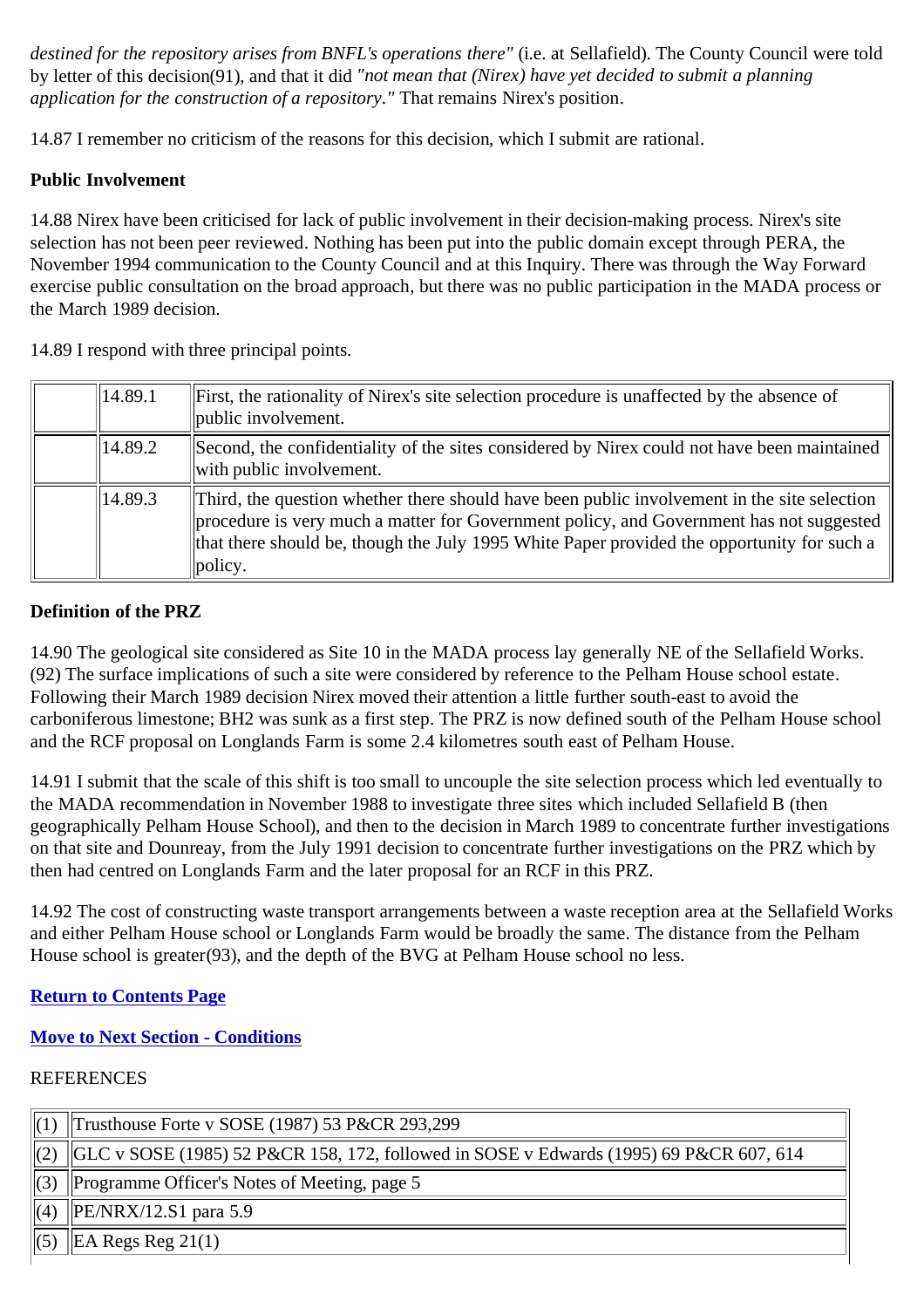*destined for the repository arises from BNFL's operations there"* (i.e. at Sellafield). The County Council were told by letter of this decision(91), and that it did *"not mean that (Nirex) have yet decided to submit a planning application for the construction of a repository."* That remains Nirex's position.

14.87 I remember no criticism of the reasons for this decision, which I submit are rational.

**Public Involvement**

14.88 Nirex have been criticised for lack of public involvement in their decision-making process. Nirex's site selection has not been peer reviewed. Nothing has been put into the public domain except through PERA, the November 1994 communication to the County Council and at this Inquiry. There was through the Way Forward exercise public consultation on the broad approach, but there was no public participation in the MADA process or the March 1989 decision.

14.89 I respond with three principal points.

| | | |
|---|---|---|
| | 14.89.1 | First, the rationality of Nirex's site selection procedure is unaffected by the absence of public involvement. |
| | 14.89.2 | Second, the confidentiality of the sites considered by Nirex could not have been maintained with public involvement. |
| | 14.89.3 | Third, the question whether there should have been public involvement in the site selection procedure is very much a matter for Government policy, and Government has not suggested that there should be, though the July 1995 White Paper provided the opportunity for such a policy. |

**Definition of the PRZ**

14.90 The geological site considered as Site 10 in the MADA process lay generally NE of the Sellafield Works.(92) The surface implications of such a site were considered by reference to the Pelham House school estate. Following their March 1989 decision Nirex moved their attention a little further south-east to avoid the carboniferous limestone; BH2 was sunk as a first step. The PRZ is now defined south of the Pelham House school and the RCF proposal on Longlands Farm is some 2.4 kilometres south east of Pelham House.

14.91 I submit that the scale of this shift is too small to uncouple the site selection process which led eventually to the MADA recommendation in November 1988 to investigate three sites which included Sellafield B (then geographically Pelham House School), and then to the decision in March 1989 to concentrate further investigations on that site and Dounreay, from the July 1991 decision to concentrate further investigations on the PRZ which by then had centred on Longlands Farm and the later proposal for an RCF in this PRZ.

14.92 The cost of constructing waste transport arrangements between a waste reception area at the Sellafield Works and either Pelham House school or Longlands Farm would be broadly the same. The distance from the Pelham House school is greater(93), and the depth of the BVG at Pelham House school no less.

**Return to Contents Page**

**Move to Next Section - Conditions**

REFERENCES

| | |
|---|---|
| (1) | Trusthouse Forte v SOSE (1987) 53 P&CR 293,299 |
| (2) | GLC v SOSE (1985) 52 P&CR 158, 172, followed in SOSE v Edwards (1995) 69 P&CR 607, 614 |
| (3) | Programme Officer's Notes of Meeting, page 5 |
| (4) | PE/NRX/12.S1 para 5.9 |
| (5) | EA Regs Reg 21(1) |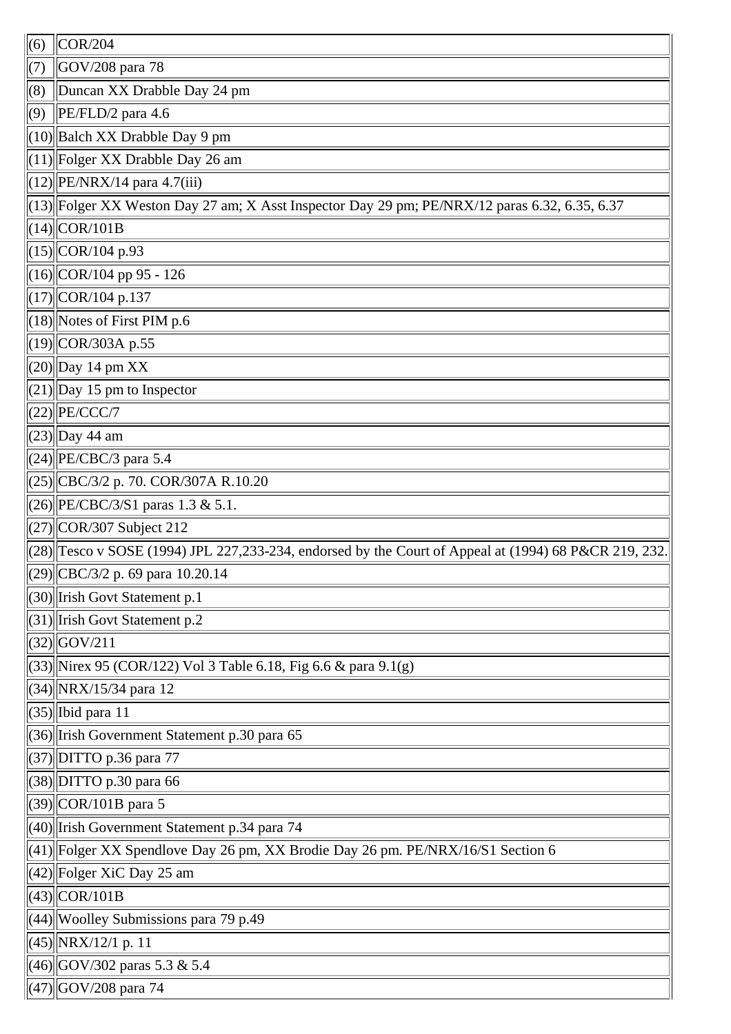| | |
|---|---|
| (6) | COR/204 |
| (7) | GOV/208 para 78 |
| (8) | Duncan XX Drabble Day 24 pm |
| (9) | PE/FLD/2 para 4.6 |
| (10) | Balch XX Drabble Day 9 pm |
| (11) | Folger XX Drabble Day 26 am |
| (12) | PE/NRX/14 para 4.7(iii) |
| (13) | Folger XX Weston Day 27 am; X Asst Inspector Day 29 pm; PE/NRX/12 paras 6.32, 6.35, 6.37 |
| (14) | COR/101B |
| (15) | COR/104 p.93 |
| (16) | COR/104 pp 95 - 126 |
| (17) | COR/104 p.137 |
| (18) | Notes of First PIM p.6 |
| (19) | COR/303A p.55 |
| (20) | Day 14 pm XX |
| (21) | Day 15 pm to Inspector |
| (22) | PE/CCC/7 |
| (23) | Day 44 am |
| (24) | PE/CBC/3 para 5.4 |
| (25) | CBC/3/2 p. 70. COR/307A R.10.20 |
| (26) | PE/CBC/3/S1 paras 1.3 & 5.1. |
| (27) | COR/307 Subject 212 |
| (28) | Tesco v SOSE (1994) JPL 227,233-234, endorsed by the Court of Appeal at (1994) 68 P&CR 219, 232. |
| (29) | CBC/3/2 p. 69 para 10.20.14 |
| (30) | Irish Govt Statement p.1 |
| (31) | Irish Govt Statement p.2 |
| (32) | GOV/211 |
| (33) | Nirex 95 (COR/122) Vol 3 Table 6.18, Fig 6.6 & para 9.1(g) |
| (34) | NRX/15/34 para 12 |
| (35) | Ibid para 11 |
| (36) | Irish Government Statement p.30 para 65 |
| (37) | DITTO p.36 para 77 |
| (38) | DITTO p.30 para 66 |
| (39) | COR/101B para 5 |
| (40) | Irish Government Statement p.34 para 74 |
| (41) | Folger XX Spendlove Day 26 pm, XX Brodie Day 26 pm. PE/NRX/16/S1 Section 6 |
| (42) | Folger XiC Day 25 am |
| (43) | COR/101B |
| (44) | Woolley Submissions para 79 p.49 |
| (45) | NRX/12/1 p. 11 |
| (46) | GOV/302 paras 5.3 & 5.4 |
| (47) | GOV/208 para 74 |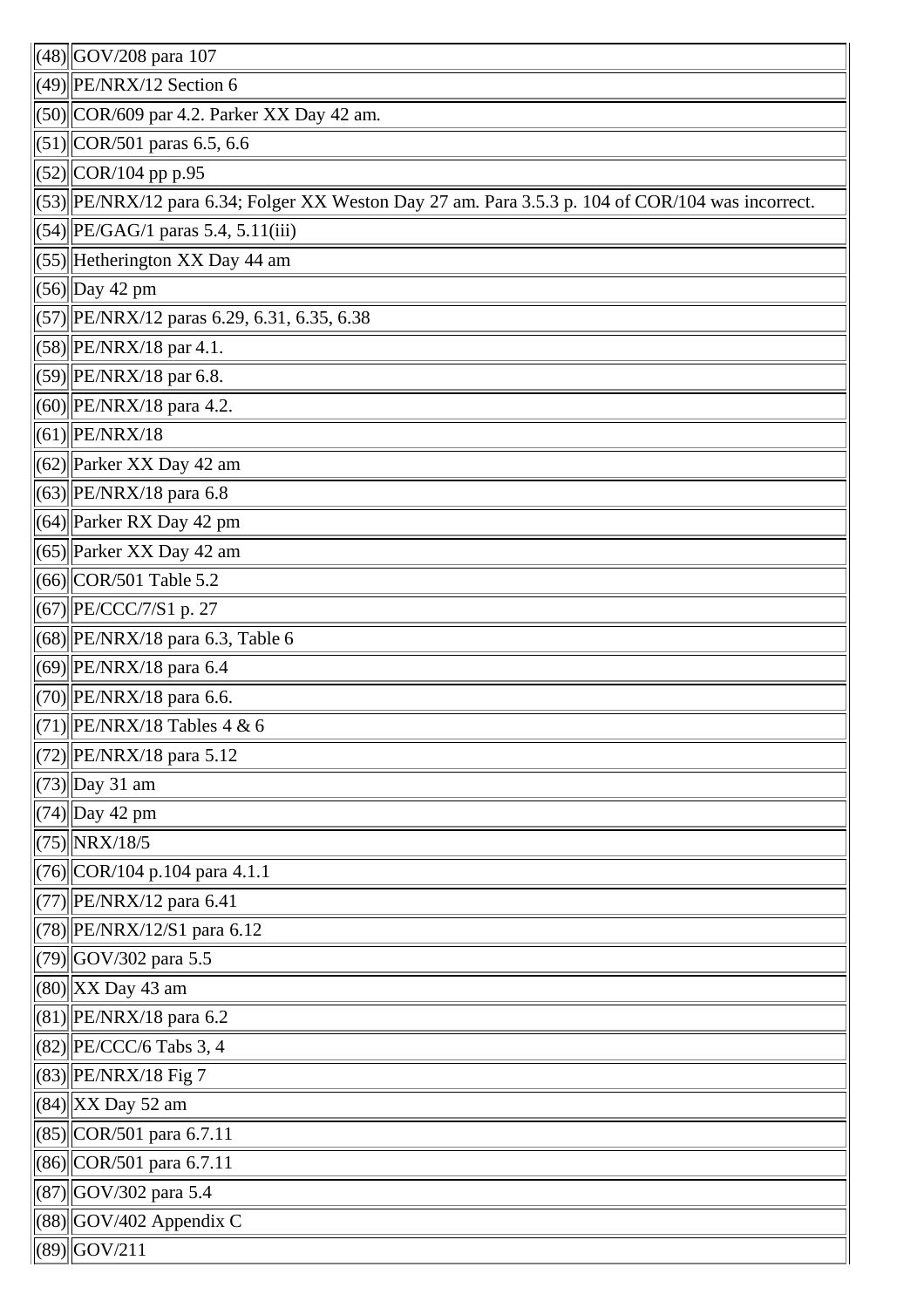| | |
|---|---|
| (48) | GOV/208 para 107 |
| (49) | PE/NRX/12 Section 6 |
| (50) | COR/609 par 4.2. Parker XX Day 42 am. |
| (51) | COR/501 paras 6.5, 6.6 |
| (52) | COR/104 pp p.95 |
| (53) | PE/NRX/12 para 6.34; Folger XX Weston Day 27 am. Para 3.5.3 p. 104 of COR/104 was incorrect. |
| (54) | PE/GAG/1 paras 5.4, 5.11(iii) |
| (55) | Hetherington XX Day 44 am |
| (56) | Day 42 pm |
| (57) | PE/NRX/12 paras 6.29, 6.31, 6.35, 6.38 |
| (58) | PE/NRX/18 par 4.1. |
| (59) | PE/NRX/18 par 6.8. |
| (60) | PE/NRX/18 para 4.2. |
| (61) | PE/NRX/18 |
| (62) | Parker XX Day 42 am |
| (63) | PE/NRX/18 para 6.8 |
| (64) | Parker RX Day 42 pm |
| (65) | Parker XX Day 42 am |
| (66) | COR/501 Table 5.2 |
| (67) | PE/CCC/7/S1 p. 27 |
| (68) | PE/NRX/18 para 6.3, Table 6 |
| (69) | PE/NRX/18 para 6.4 |
| (70) | PE/NRX/18 para 6.6. |
| (71) | PE/NRX/18 Tables 4 & 6 |
| (72) | PE/NRX/18 para 5.12 |
| (73) | Day 31 am |
| (74) | Day 42 pm |
| (75) | NRX/18/5 |
| (76) | COR/104 p.104 para 4.1.1 |
| (77) | PE/NRX/12 para 6.41 |
| (78) | PE/NRX/12/S1 para 6.12 |
| (79) | GOV/302 para 5.5 |
| (80) | XX Day 43 am |
| (81) | PE/NRX/18 para 6.2 |
| (82) | PE/CCC/6 Tabs 3, 4 |
| (83) | PE/NRX/18 Fig 7 |
| (84) | XX Day 52 am |
| (85) | COR/501 para 6.7.11 |
| (86) | COR/501 para 6.7.11 |
| (87) | GOV/302 para 5.4 |
| (88) | GOV/402 Appendix C |
| (89) | GOV/211 |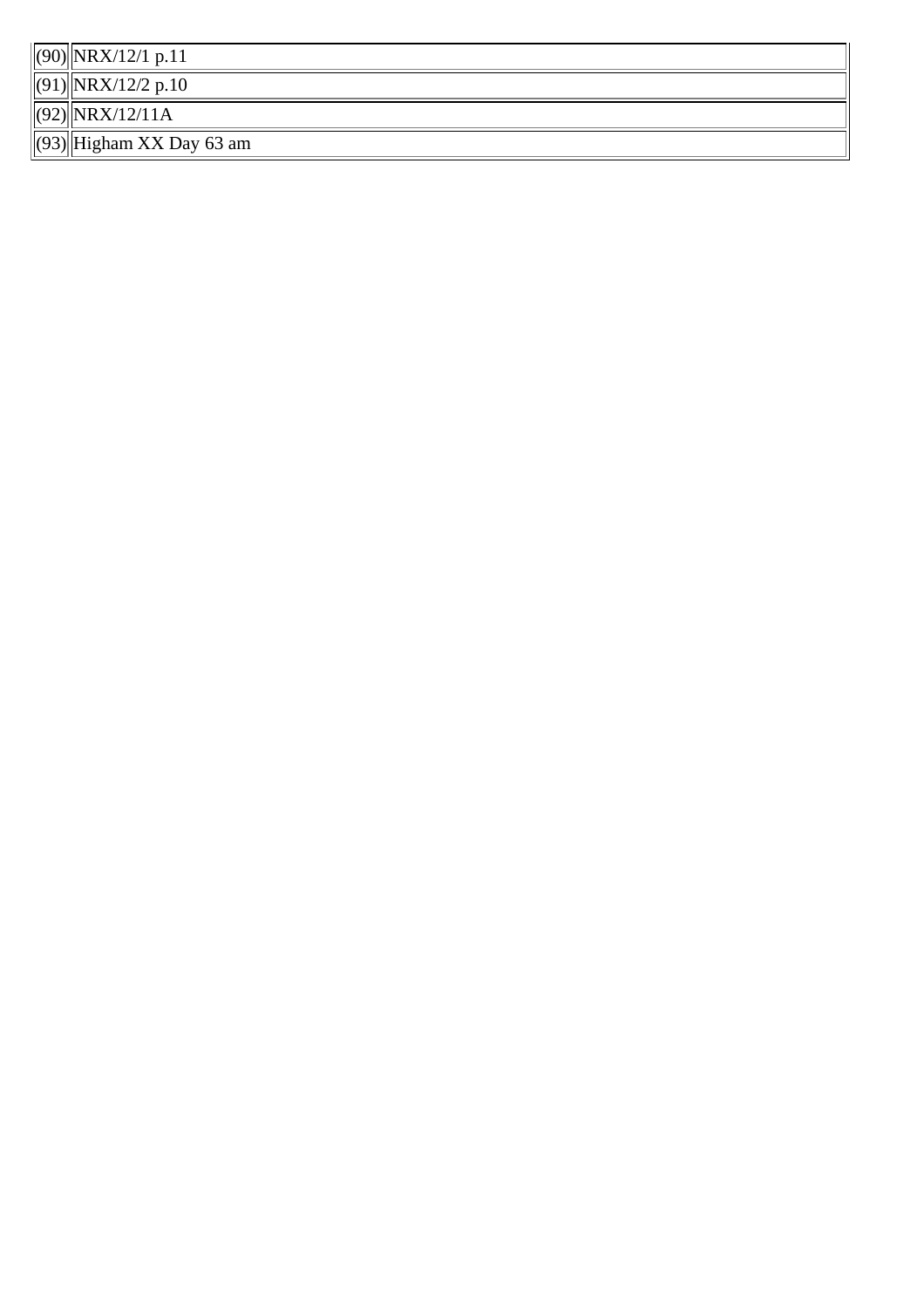| | |
|---|---|
| (90) | NRX/12/1 p.11 |
| (91) | NRX/12/2 p.10 |
| (92) | NRX/12/11A |
| (93) | Higham XX Day 63 am |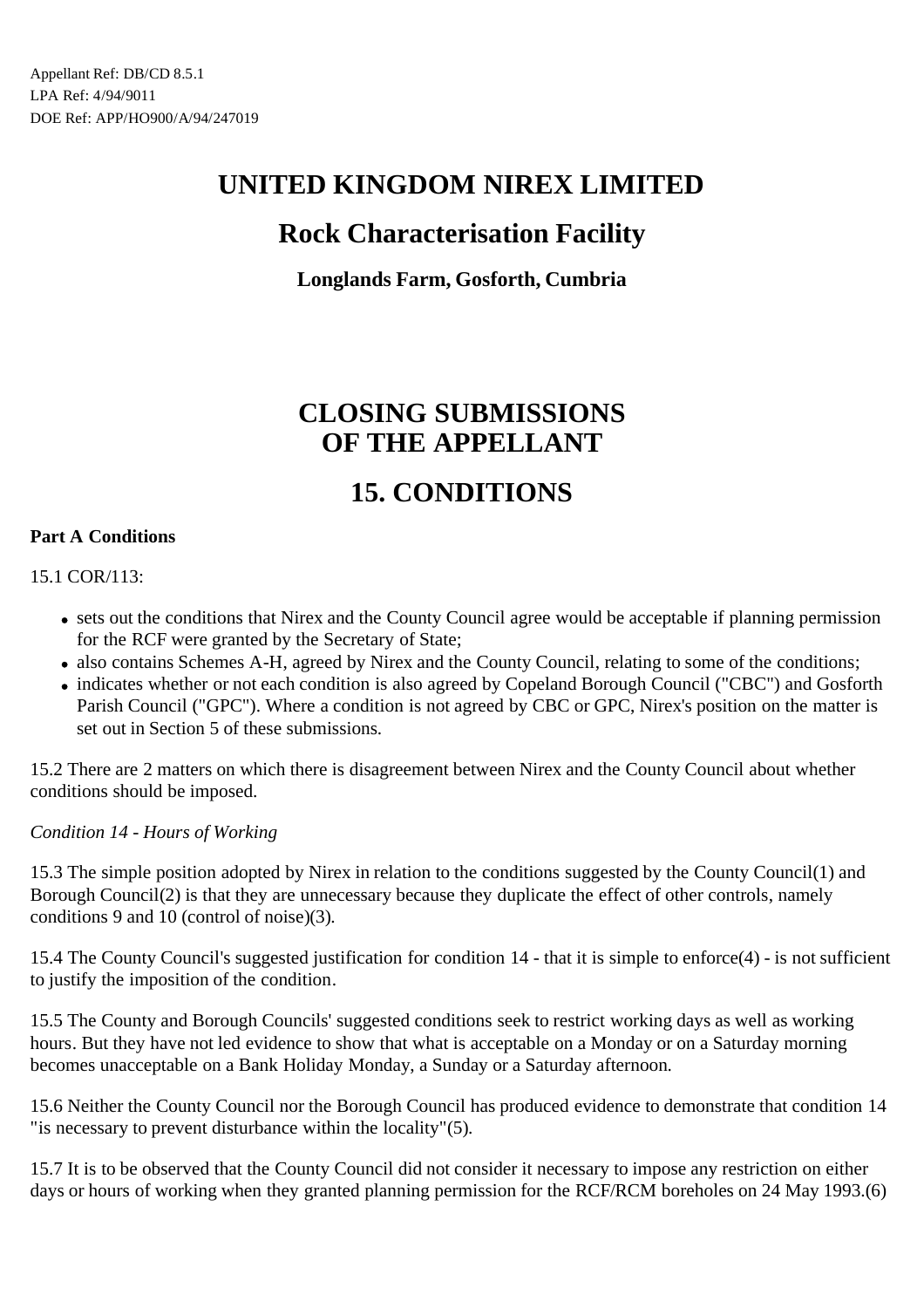Appellant Ref: DB/CD 8.5.1
LPA Ref: 4/94/9011
DOE Ref: APP/HO900/A/94/247019

# UNITED KINGDOM NIREX LIMITED

## Rock Characterisation Facility

### Longlands Farm, Gosforth, Cumbria

# CLOSING SUBMISSIONS OF THE APPELLANT

# 15. CONDITIONS

**Part A Conditions**

15.1 COR/113:

- sets out the conditions that Nirex and the County Council agree would be acceptable if planning permission for the RCF were granted by the Secretary of State;
- also contains Schemes A-H, agreed by Nirex and the County Council, relating to some of the conditions;
- indicates whether or not each condition is also agreed by Copeland Borough Council ("CBC") and Gosforth Parish Council ("GPC"). Where a condition is not agreed by CBC or GPC, Nirex's position on the matter is set out in Section 5 of these submissions.

15.2 There are 2 matters on which there is disagreement between Nirex and the County Council about whether conditions should be imposed.

*Condition 14 - Hours of Working*

15.3 The simple position adopted by Nirex in relation to the conditions suggested by the County Council(1) and Borough Council(2) is that they are unnecessary because they duplicate the effect of other controls, namely conditions 9 and 10 (control of noise)(3).

15.4 The County Council's suggested justification for condition 14 - that it is simple to enforce(4) - is not sufficient to justify the imposition of the condition.

15.5 The County and Borough Councils' suggested conditions seek to restrict working days as well as working hours. But they have not led evidence to show that what is acceptable on a Monday or on a Saturday morning becomes unacceptable on a Bank Holiday Monday, a Sunday or a Saturday afternoon.

15.6 Neither the County Council nor the Borough Council has produced evidence to demonstrate that condition 14 "is necessary to prevent disturbance within the locality"(5).

15.7 It is to be observed that the County Council did not consider it necessary to impose any restriction on either days or hours of working when they granted planning permission for the RCF/RCM boreholes on 24 May 1993.(6)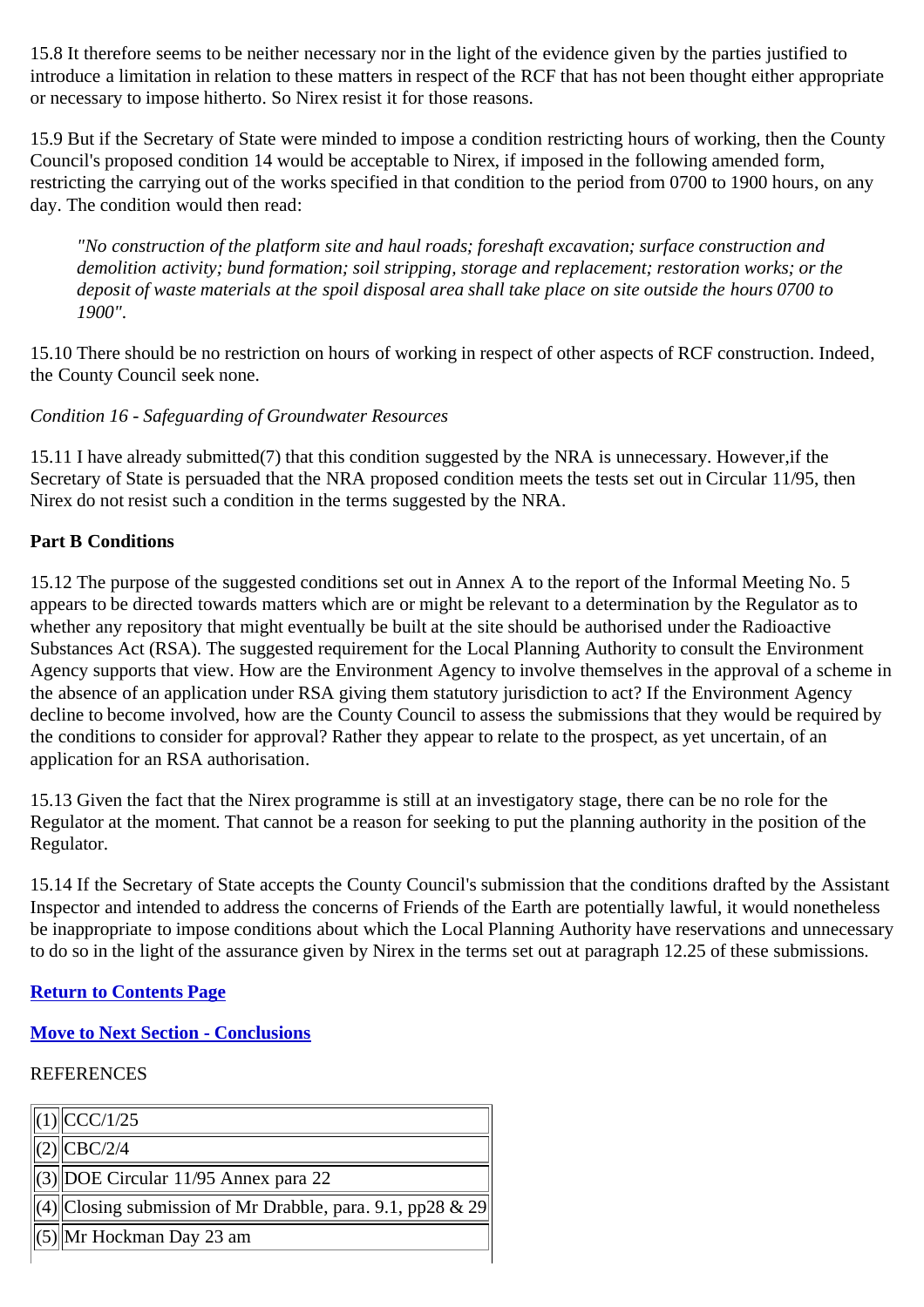15.8 It therefore seems to be neither necessary nor in the light of the evidence given by the parties justified to introduce a limitation in relation to these matters in respect of the RCF that has not been thought either appropriate or necessary to impose hitherto. So Nirex resist it for those reasons.

15.9 But if the Secretary of State were minded to impose a condition restricting hours of working, then the County Council's proposed condition 14 would be acceptable to Nirex, if imposed in the following amended form, restricting the carrying out of the works specified in that condition to the period from 0700 to 1900 hours, on any day. The condition would then read:

> *"No construction of the platform site and haul roads; foreshaft excavation; surface construction and demolition activity; bund formation; soil stripping, storage and replacement; restoration works; or the deposit of waste materials at the spoil disposal area shall take place on site outside the hours 0700 to 1900".*

15.10 There should be no restriction on hours of working in respect of other aspects of RCF construction. Indeed, the County Council seek none.

*Condition 16 - Safeguarding of Groundwater Resources*

15.11 I have already submitted(7) that this condition suggested by the NRA is unnecessary. However,if the Secretary of State is persuaded that the NRA proposed condition meets the tests set out in Circular 11/95, then Nirex do not resist such a condition in the terms suggested by the NRA.

**Part B Conditions**

15.12 The purpose of the suggested conditions set out in Annex A to the report of the Informal Meeting No. 5 appears to be directed towards matters which are or might be relevant to a determination by the Regulator as to whether any repository that might eventually be built at the site should be authorised under the Radioactive Substances Act (RSA). The suggested requirement for the Local Planning Authority to consult the Environment Agency supports that view. How are the Environment Agency to involve themselves in the approval of a scheme in the absence of an application under RSA giving them statutory jurisdiction to act? If the Environment Agency decline to become involved, how are the County Council to assess the submissions that they would be required by the conditions to consider for approval? Rather they appear to relate to the prospect, as yet uncertain, of an application for an RSA authorisation.

15.13 Given the fact that the Nirex programme is still at an investigatory stage, there can be no role for the Regulator at the moment. That cannot be a reason for seeking to put the planning authority in the position of the Regulator.

15.14 If the Secretary of State accepts the County Council's submission that the conditions drafted by the Assistant Inspector and intended to address the concerns of Friends of the Earth are potentially lawful, it would nonetheless be inappropriate to impose conditions about which the Local Planning Authority have reservations and unnecessary to do so in the light of the assurance given by Nirex in the terms set out at paragraph 12.25 of these submissions.

**Return to Contents Page**

**Move to Next Section - Conclusions**

REFERENCES

| | |
|---|---|
| (1) | CCC/1/25 |
| (2) | CBC/2/4 |
| (3) | DOE Circular 11/95 Annex para 22 |
| (4) | Closing submission of Mr Drabble, para. 9.1, pp28 & 29 |
| (5) | Mr Hockman Day 23 am |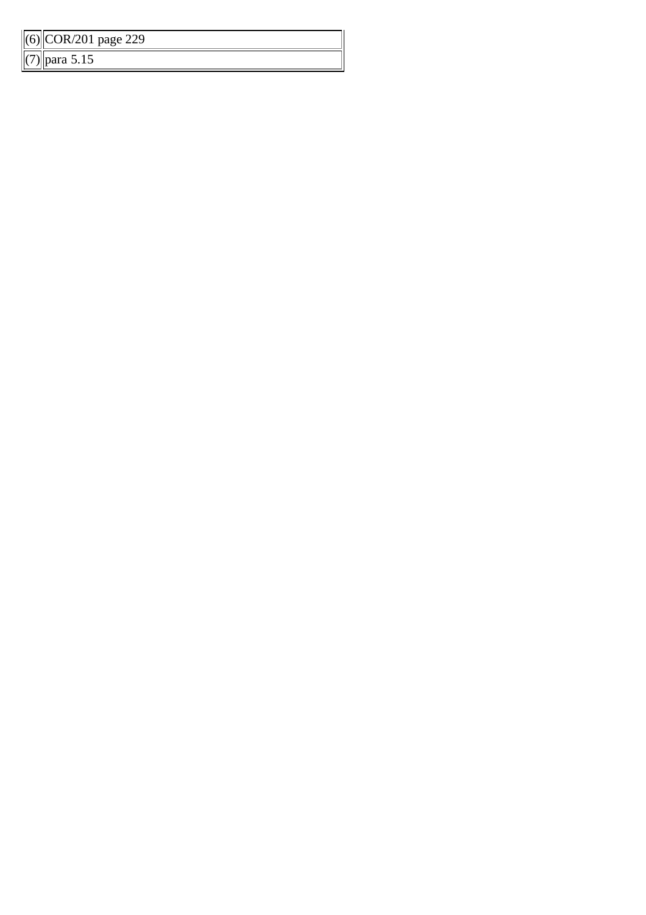| (6) | COR/201 page 229 |
|---|---|
| (7) | para 5.15 |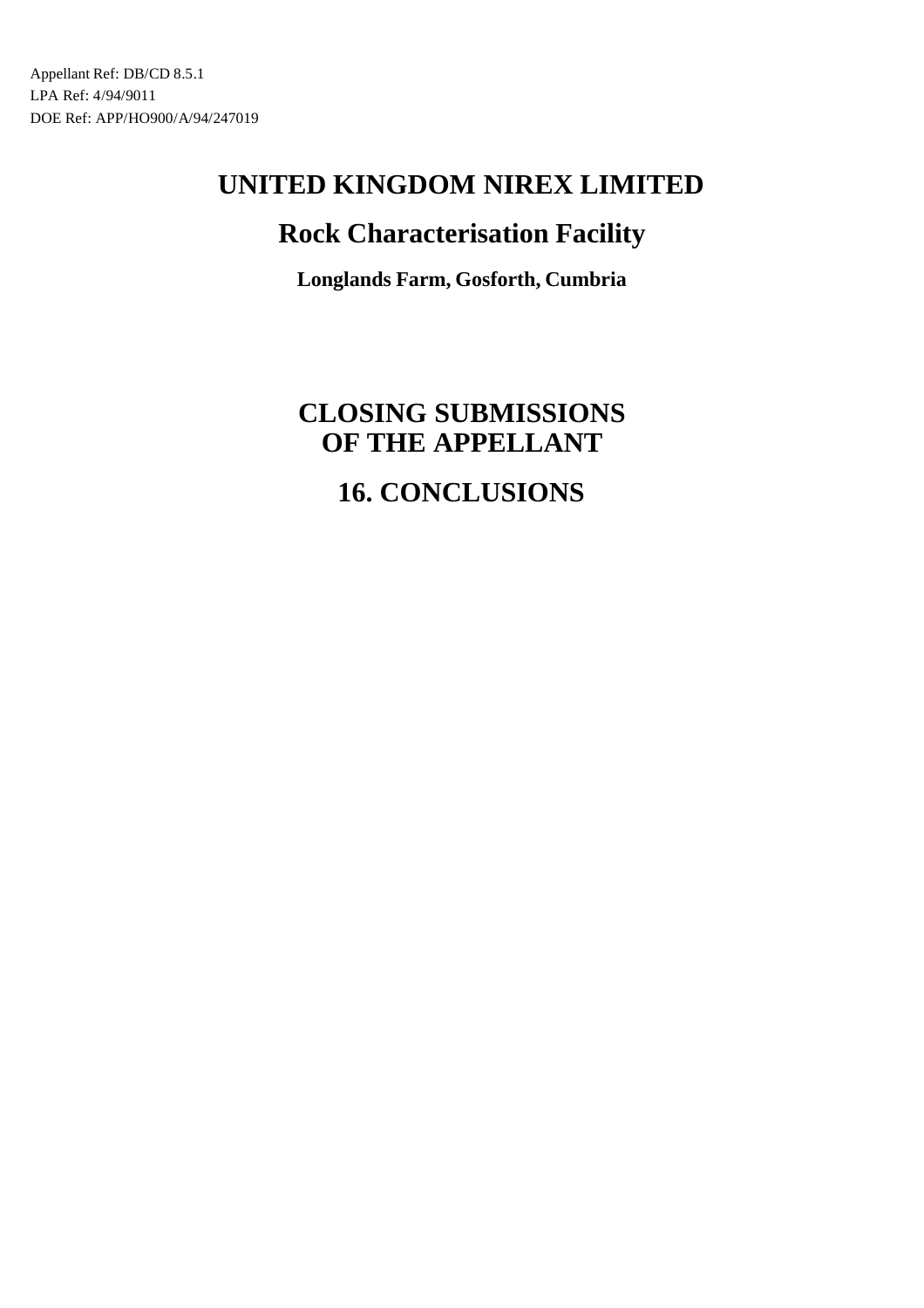Appellant Ref: DB/CD 8.5.1
LPA Ref: 4/94/9011
DOE Ref: APP/HO900/A/94/247019

# UNITED KINGDOM NIREX LIMITED

## Rock Characterisation Facility

**Longlands Farm, Gosforth, Cumbria**

# CLOSING SUBMISSIONS OF THE APPELLANT

# 16. CONCLUSIONS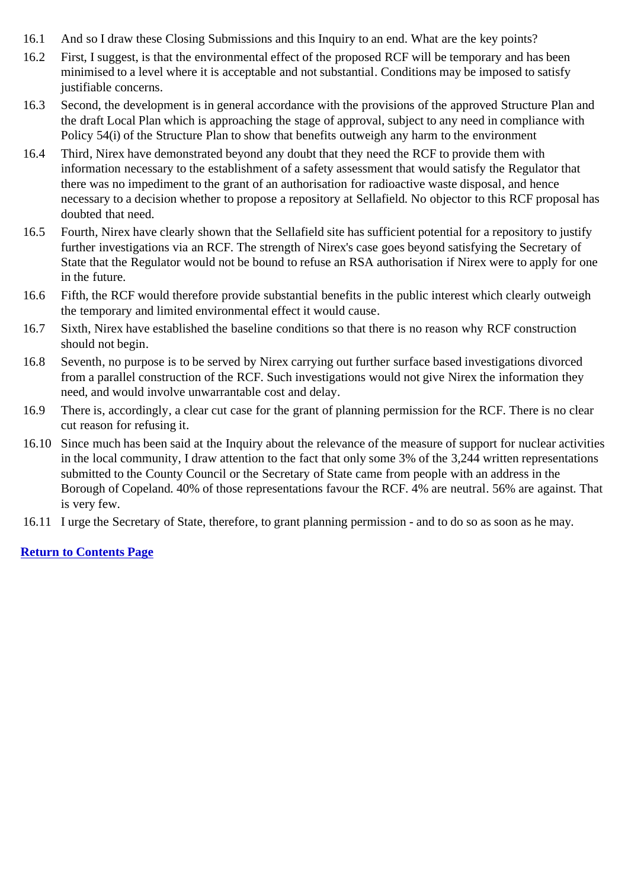16.1 And so I draw these Closing Submissions and this Inquiry to an end. What are the key points?

16.2 First, I suggest, is that the environmental effect of the proposed RCF will be temporary and has been minimised to a level where it is acceptable and not substantial. Conditions may be imposed to satisfy justifiable concerns.

16.3 Second, the development is in general accordance with the provisions of the approved Structure Plan and the draft Local Plan which is approaching the stage of approval, subject to any need in compliance with Policy 54(i) of the Structure Plan to show that benefits outweigh any harm to the environment

16.4 Third, Nirex have demonstrated beyond any doubt that they need the RCF to provide them with information necessary to the establishment of a safety assessment that would satisfy the Regulator that there was no impediment to the grant of an authorisation for radioactive waste disposal, and hence necessary to a decision whether to propose a repository at Sellafield. No objector to this RCF proposal has doubted that need.

16.5 Fourth, Nirex have clearly shown that the Sellafield site has sufficient potential for a repository to justify further investigations via an RCF. The strength of Nirex's case goes beyond satisfying the Secretary of State that the Regulator would not be bound to refuse an RSA authorisation if Nirex were to apply for one in the future.

16.6 Fifth, the RCF would therefore provide substantial benefits in the public interest which clearly outweigh the temporary and limited environmental effect it would cause.

16.7 Sixth, Nirex have established the baseline conditions so that there is no reason why RCF construction should not begin.

16.8 Seventh, no purpose is to be served by Nirex carrying out further surface based investigations divorced from a parallel construction of the RCF. Such investigations would not give Nirex the information they need, and would involve unwarrantable cost and delay.

16.9 There is, accordingly, a clear cut case for the grant of planning permission for the RCF. There is no clear cut reason for refusing it.

16.10 Since much has been said at the Inquiry about the relevance of the measure of support for nuclear activities in the local community, I draw attention to the fact that only some 3% of the 3,244 written representations submitted to the County Council or the Secretary of State came from people with an address in the Borough of Copeland. 40% of those representations favour the RCF. 4% are neutral. 56% are against. That is very few.

16.11 I urge the Secretary of State, therefore, to grant planning permission - and to do so as soon as he may.

**Return to Contents Page**